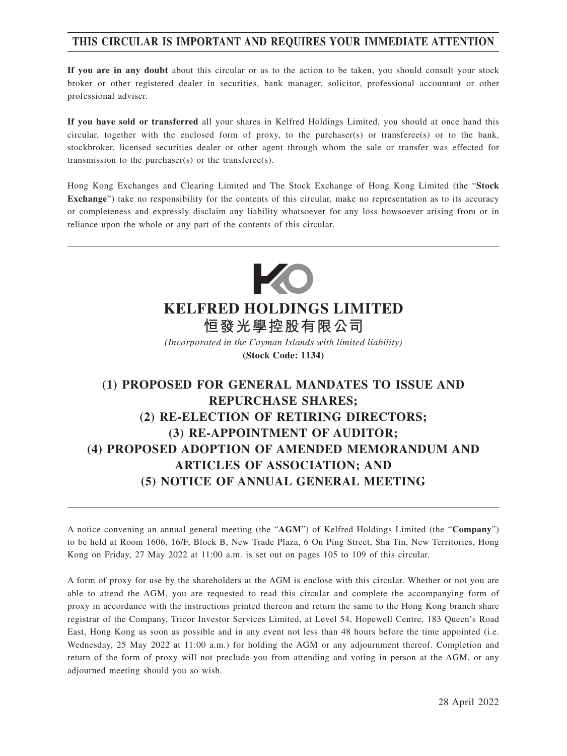**THIS CIRCULAR IS IMPORTANT AND REQUIRES YOUR IMMEDIATE ATTENTION**

**If you are in any doubt** about this circular or as to the action to be taken, you should consult your stock broker or other registered dealer in securities, bank manager, solicitor, professional accountant or other professional adviser.

**If you have sold or transferred** all your shares in Kelfred Holdings Limited, you should at once hand this circular, together with the enclosed form of proxy, to the purchaser(s) or transferee(s) or to the bank, stockbroker, licensed securities dealer or other agent through whom the sale or transfer was effected for transmission to the purchaser(s) or the transferee(s).

Hong Kong Exchanges and Clearing Limited and The Stock Exchange of Hong Kong Limited (the "**Stock Exchange**") take no responsibility for the contents of this circular, make no representation as to its accuracy or completeness and expressly disclaim any liability whatsoever for any loss howsoever arising from or in reliance upon the whole or any part of the contents of this circular.

# KELFRED HOLDINGS LIMITED
# 恒發光學控股有限公司

*(Incorporated in the Cayman Islands with limited liability)*

**(Stock Code: 1134)**

## (1) PROPOSED FOR GENERAL MANDATES TO ISSUE AND REPURCHASE SHARES;
## (2) RE-ELECTION OF RETIRING DIRECTORS;
## (3) RE-APPOINTMENT OF AUDITOR;
## (4) PROPOSED ADOPTION OF AMENDED MEMORANDUM AND ARTICLES OF ASSOCIATION; AND
## (5) NOTICE OF ANNUAL GENERAL MEETING

A notice convening an annual general meeting (the "**AGM**") of Kelfred Holdings Limited (the "**Company**") to be held at Room 1606, 16/F, Block B, New Trade Plaza, 6 On Ping Street, Sha Tin, New Territories, Hong Kong on Friday, 27 May 2022 at 11:00 a.m. is set out on pages 105 to 109 of this circular.

A form of proxy for use by the shareholders at the AGM is enclose with this circular. Whether or not you are able to attend the AGM, you are requested to read this circular and complete the accompanying form of proxy in accordance with the instructions printed thereon and return the same to the Hong Kong branch share registrar of the Company, Tricor Investor Services Limited, at Level 54, Hopewell Centre, 183 Queen's Road East, Hong Kong as soon as possible and in any event not less than 48 hours before the time appointed (i.e. Wednesday, 25 May 2022 at 11:00 a.m.) for holding the AGM or any adjournment thereof. Completion and return of the form of proxy will not preclude you from attending and voting in person at the AGM, or any adjourned meeting should you so wish.

28 April 2022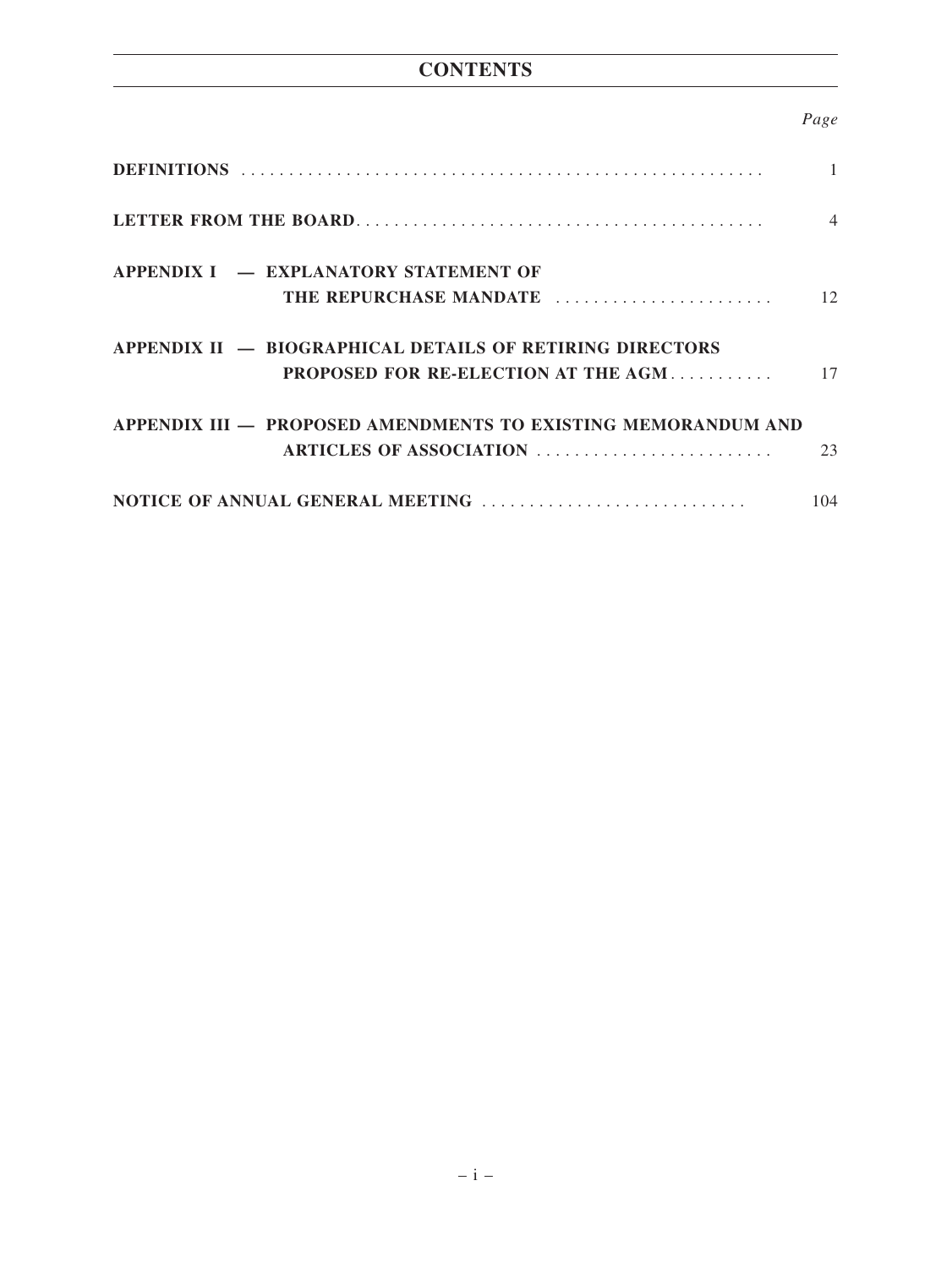# CONTENTS

| | Page |
|---|---|
| **DEFINITIONS** | 1 |
| **LETTER FROM THE BOARD** | 4 |
| **APPENDIX I — EXPLANATORY STATEMENT OF THE REPURCHASE MANDATE** | 12 |
| **APPENDIX II — BIOGRAPHICAL DETAILS OF RETIRING DIRECTORS PROPOSED FOR RE-ELECTION AT THE AGM** | 17 |
| **APPENDIX III — PROPOSED AMENDMENTS TO EXISTING MEMORANDUM AND ARTICLES OF ASSOCIATION** | 23 |
| **NOTICE OF ANNUAL GENERAL MEETING** | 104 |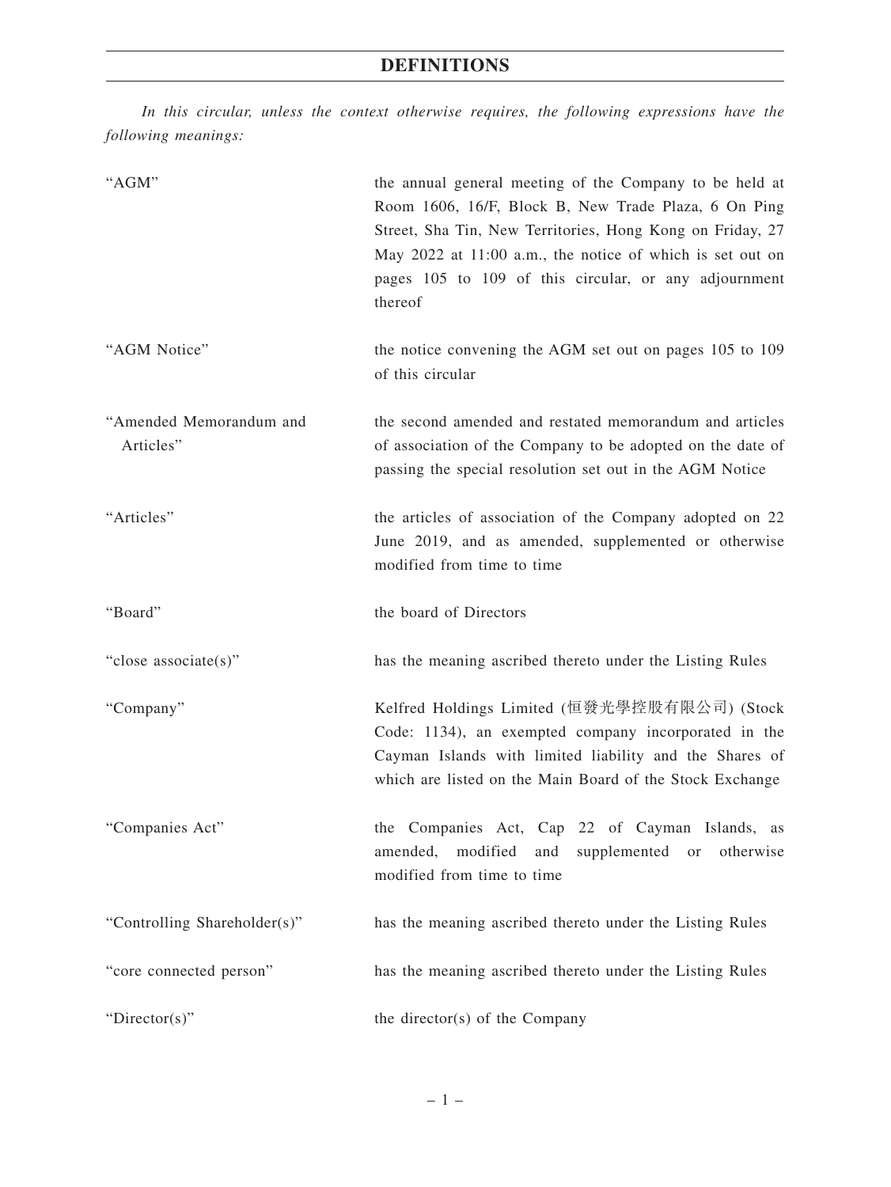# DEFINITIONS

*In this circular, unless the context otherwise requires, the following expressions have the following meanings:*

| | |
|---|---|
| "AGM" | the annual general meeting of the Company to be held at Room 1606, 16/F, Block B, New Trade Plaza, 6 On Ping Street, Sha Tin, New Territories, Hong Kong on Friday, 27 May 2022 at 11:00 a.m., the notice of which is set out on pages 105 to 109 of this circular, or any adjournment thereof |
| "AGM Notice" | the notice convening the AGM set out on pages 105 to 109 of this circular |
| "Amended Memorandum and Articles" | the second amended and restated memorandum and articles of association of the Company to be adopted on the date of passing the special resolution set out in the AGM Notice |
| "Articles" | the articles of association of the Company adopted on 22 June 2019, and as amended, supplemented or otherwise modified from time to time |
| "Board" | the board of Directors |
| "close associate(s)" | has the meaning ascribed thereto under the Listing Rules |
| "Company" | Kelfred Holdings Limited (恒發光學控股有限公司) (Stock Code: 1134), an exempted company incorporated in the Cayman Islands with limited liability and the Shares of which are listed on the Main Board of the Stock Exchange |
| "Companies Act" | the Companies Act, Cap 22 of Cayman Islands, as amended, modified and supplemented or otherwise modified from time to time |
| "Controlling Shareholder(s)" | has the meaning ascribed thereto under the Listing Rules |
| "core connected person" | has the meaning ascribed thereto under the Listing Rules |
| "Director(s)" | the director(s) of the Company |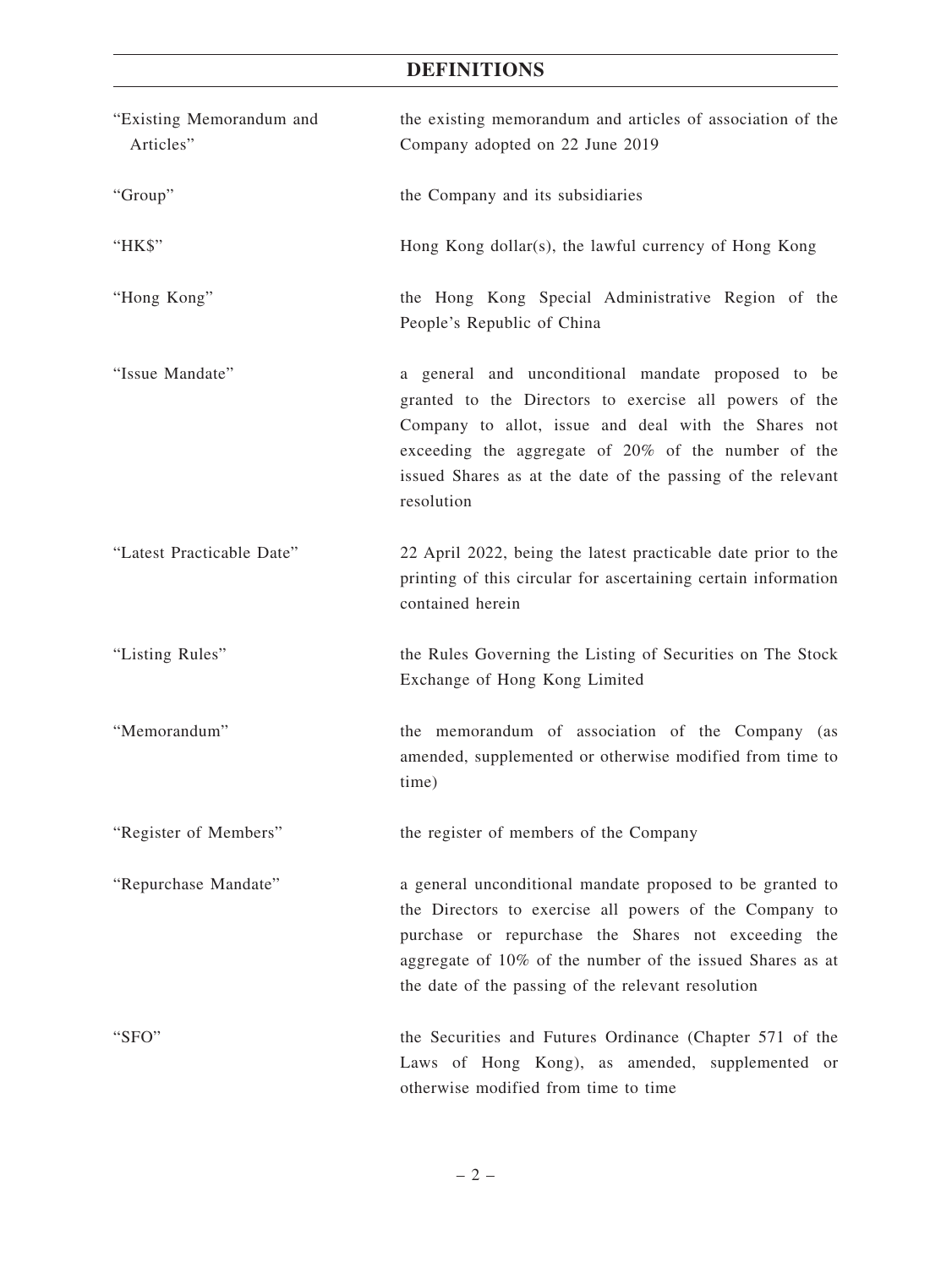# DEFINITIONS

| | |
|---|---|
| "Existing Memorandum and Articles" | the existing memorandum and articles of association of the Company adopted on 22 June 2019 |
| "Group" | the Company and its subsidiaries |
| "HK$" | Hong Kong dollar(s), the lawful currency of Hong Kong |
| "Hong Kong" | the Hong Kong Special Administrative Region of the People's Republic of China |
| "Issue Mandate" | a general and unconditional mandate proposed to be granted to the Directors to exercise all powers of the Company to allot, issue and deal with the Shares not exceeding the aggregate of 20% of the number of the issued Shares as at the date of the passing of the relevant resolution |
| "Latest Practicable Date" | 22 April 2022, being the latest practicable date prior to the printing of this circular for ascertaining certain information contained herein |
| "Listing Rules" | the Rules Governing the Listing of Securities on The Stock Exchange of Hong Kong Limited |
| "Memorandum" | the memorandum of association of the Company (as amended, supplemented or otherwise modified from time to time) |
| "Register of Members" | the register of members of the Company |
| "Repurchase Mandate" | a general unconditional mandate proposed to be granted to the Directors to exercise all powers of the Company to purchase or repurchase the Shares not exceeding the aggregate of 10% of the number of the issued Shares as at the date of the passing of the relevant resolution |
| "SFO" | the Securities and Futures Ordinance (Chapter 571 of the Laws of Hong Kong), as amended, supplemented or otherwise modified from time to time |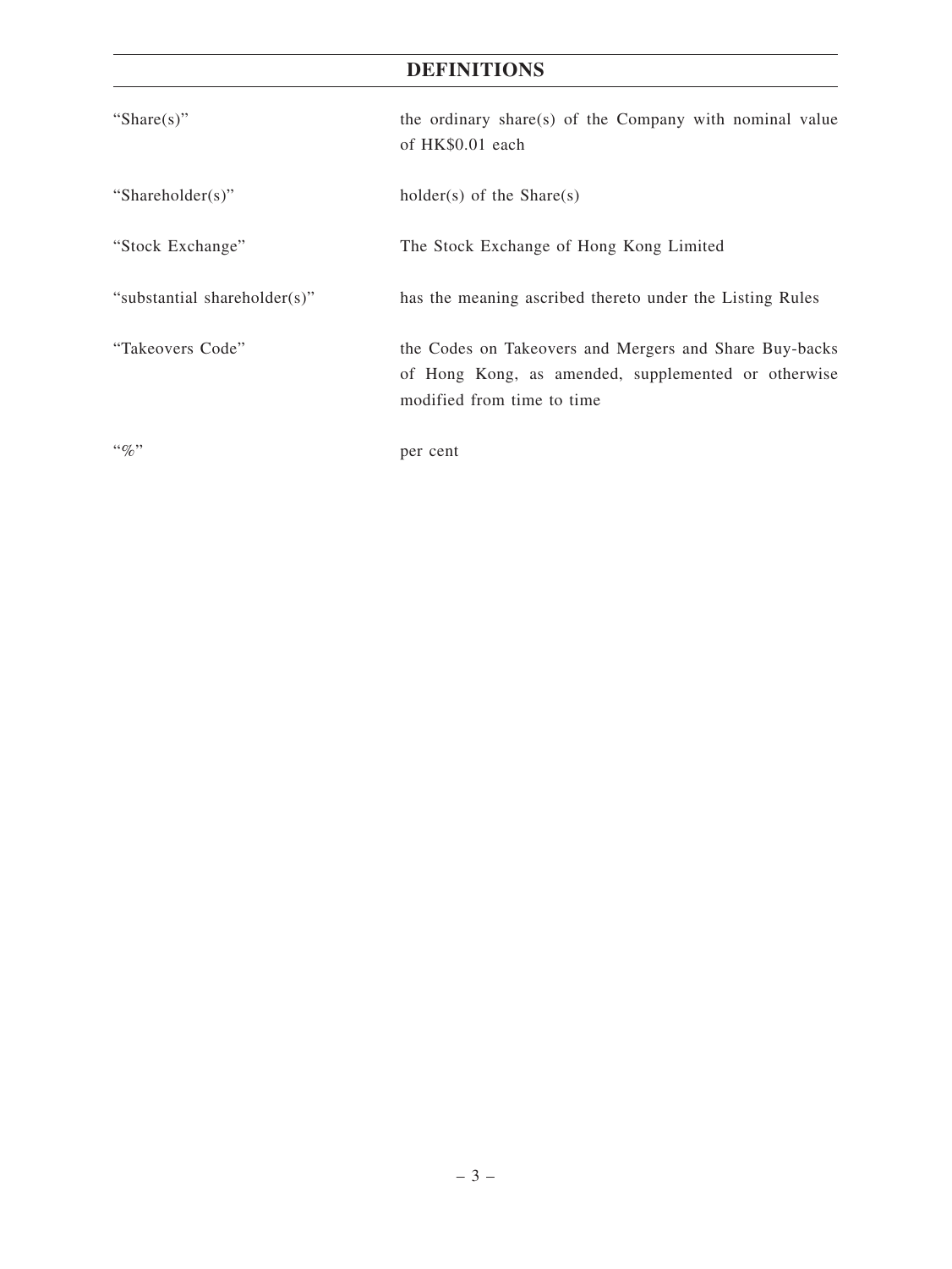# DEFINITIONS

| | |
|---|---|
| "Share(s)" | the ordinary share(s) of the Company with nominal value of HK$0.01 each |
| "Shareholder(s)" | holder(s) of the Share(s) |
| "Stock Exchange" | The Stock Exchange of Hong Kong Limited |
| "substantial shareholder(s)" | has the meaning ascribed thereto under the Listing Rules |
| "Takeovers Code" | the Codes on Takeovers and Mergers and Share Buy-backs of Hong Kong, as amended, supplemented or otherwise modified from time to time |
| "%" | per cent |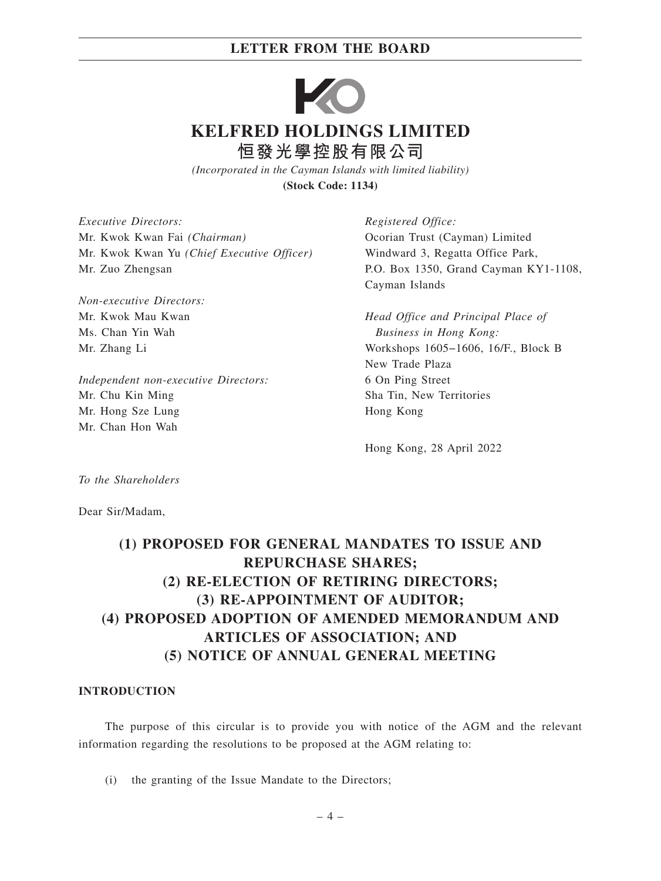# KELFRED HOLDINGS LIMITED
# 恒發光學控股有限公司

*(Incorporated in the Cayman Islands with limited liability)*

**(Stock Code: 1134)**

*Executive Directors:*
Mr. Kwok Kwan Fai *(Chairman)*
Mr. Kwok Kwan Yu *(Chief Executive Officer)*
Mr. Zuo Zhengsan

*Non-executive Directors:*
Mr. Kwok Mau Kwan
Ms. Chan Yin Wah
Mr. Zhang Li

*Independent non-executive Directors:*
Mr. Chu Kin Ming
Mr. Hong Sze Lung
Mr. Chan Hon Wah

*Registered Office:*
Ocorian Trust (Cayman) Limited
Windward 3, Regatta Office Park,
P.O. Box 1350, Grand Cayman KY1-1108,
Cayman Islands

*Head Office and Principal Place of Business in Hong Kong:*
Workshops 1605–1606, 16/F., Block B
New Trade Plaza
6 On Ping Street
Sha Tin, New Territories
Hong Kong

Hong Kong, 28 April 2022

*To the Shareholders*

Dear Sir/Madam,

## (1) PROPOSED FOR GENERAL MANDATES TO ISSUE AND REPURCHASE SHARES; (2) RE-ELECTION OF RETIRING DIRECTORS; (3) RE-APPOINTMENT OF AUDITOR; (4) PROPOSED ADOPTION OF AMENDED MEMORANDUM AND ARTICLES OF ASSOCIATION; AND (5) NOTICE OF ANNUAL GENERAL MEETING

### INTRODUCTION

The purpose of this circular is to provide you with notice of the AGM and the relevant information regarding the resolutions to be proposed at the AGM relating to:

(i) the granting of the Issue Mandate to the Directors;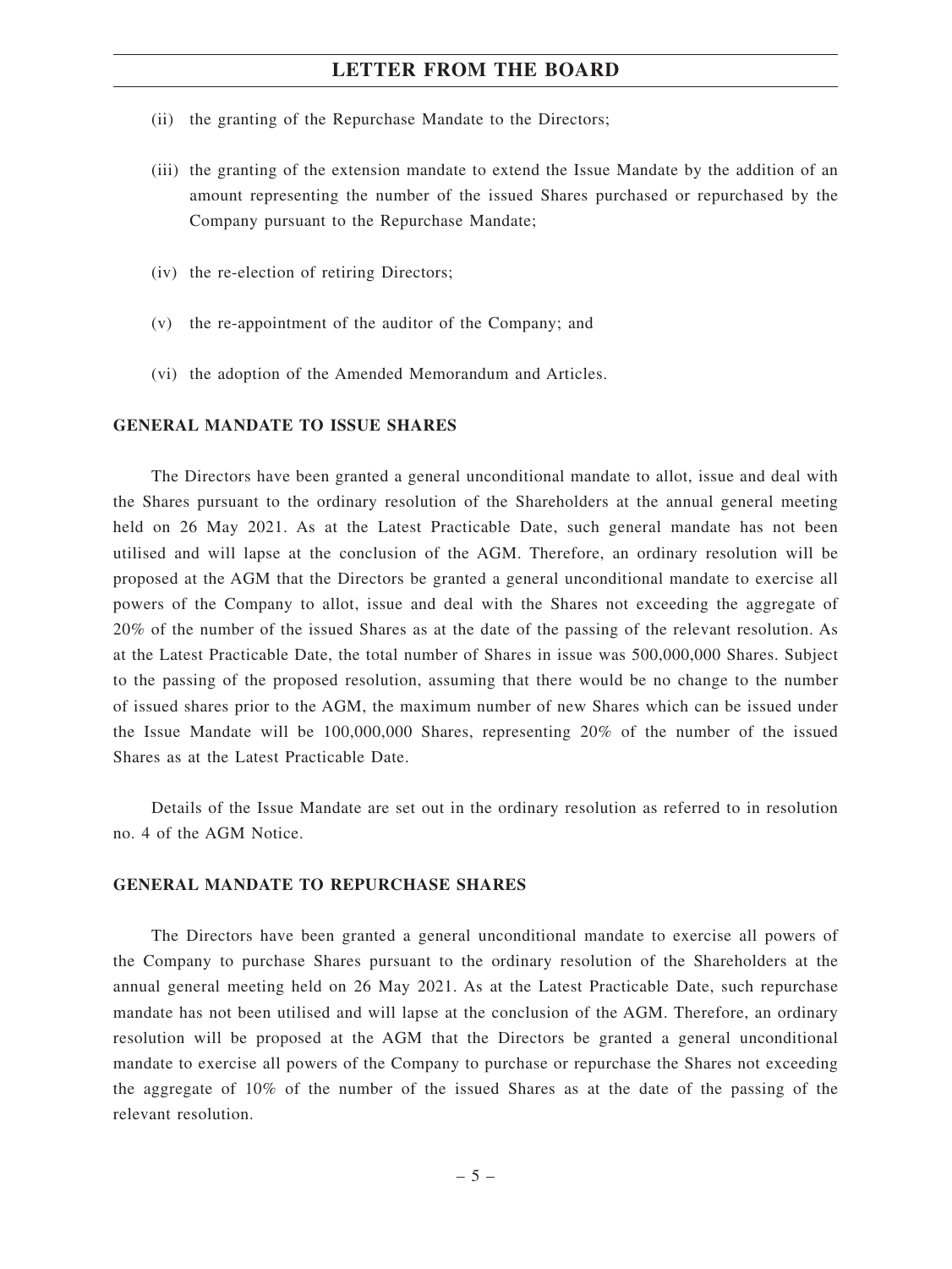(ii) the granting of the Repurchase Mandate to the Directors;

(iii) the granting of the extension mandate to extend the Issue Mandate by the addition of an amount representing the number of the issued Shares purchased or repurchased by the Company pursuant to the Repurchase Mandate;

(iv) the re-election of retiring Directors;

(v) the re-appointment of the auditor of the Company; and

(vi) the adoption of the Amended Memorandum and Articles.

## GENERAL MANDATE TO ISSUE SHARES

The Directors have been granted a general unconditional mandate to allot, issue and deal with the Shares pursuant to the ordinary resolution of the Shareholders at the annual general meeting held on 26 May 2021. As at the Latest Practicable Date, such general mandate has not been utilised and will lapse at the conclusion of the AGM. Therefore, an ordinary resolution will be proposed at the AGM that the Directors be granted a general unconditional mandate to exercise all powers of the Company to allot, issue and deal with the Shares not exceeding the aggregate of 20% of the number of the issued Shares as at the date of the passing of the relevant resolution. As at the Latest Practicable Date, the total number of Shares in issue was 500,000,000 Shares. Subject to the passing of the proposed resolution, assuming that there would be no change to the number of issued shares prior to the AGM, the maximum number of new Shares which can be issued under the Issue Mandate will be 100,000,000 Shares, representing 20% of the number of the issued Shares as at the Latest Practicable Date.

Details of the Issue Mandate are set out in the ordinary resolution as referred to in resolution no. 4 of the AGM Notice.

## GENERAL MANDATE TO REPURCHASE SHARES

The Directors have been granted a general unconditional mandate to exercise all powers of the Company to purchase Shares pursuant to the ordinary resolution of the Shareholders at the annual general meeting held on 26 May 2021. As at the Latest Practicable Date, such repurchase mandate has not been utilised and will lapse at the conclusion of the AGM. Therefore, an ordinary resolution will be proposed at the AGM that the Directors be granted a general unconditional mandate to exercise all powers of the Company to purchase or repurchase the Shares not exceeding the aggregate of 10% of the number of the issued Shares as at the date of the passing of the relevant resolution.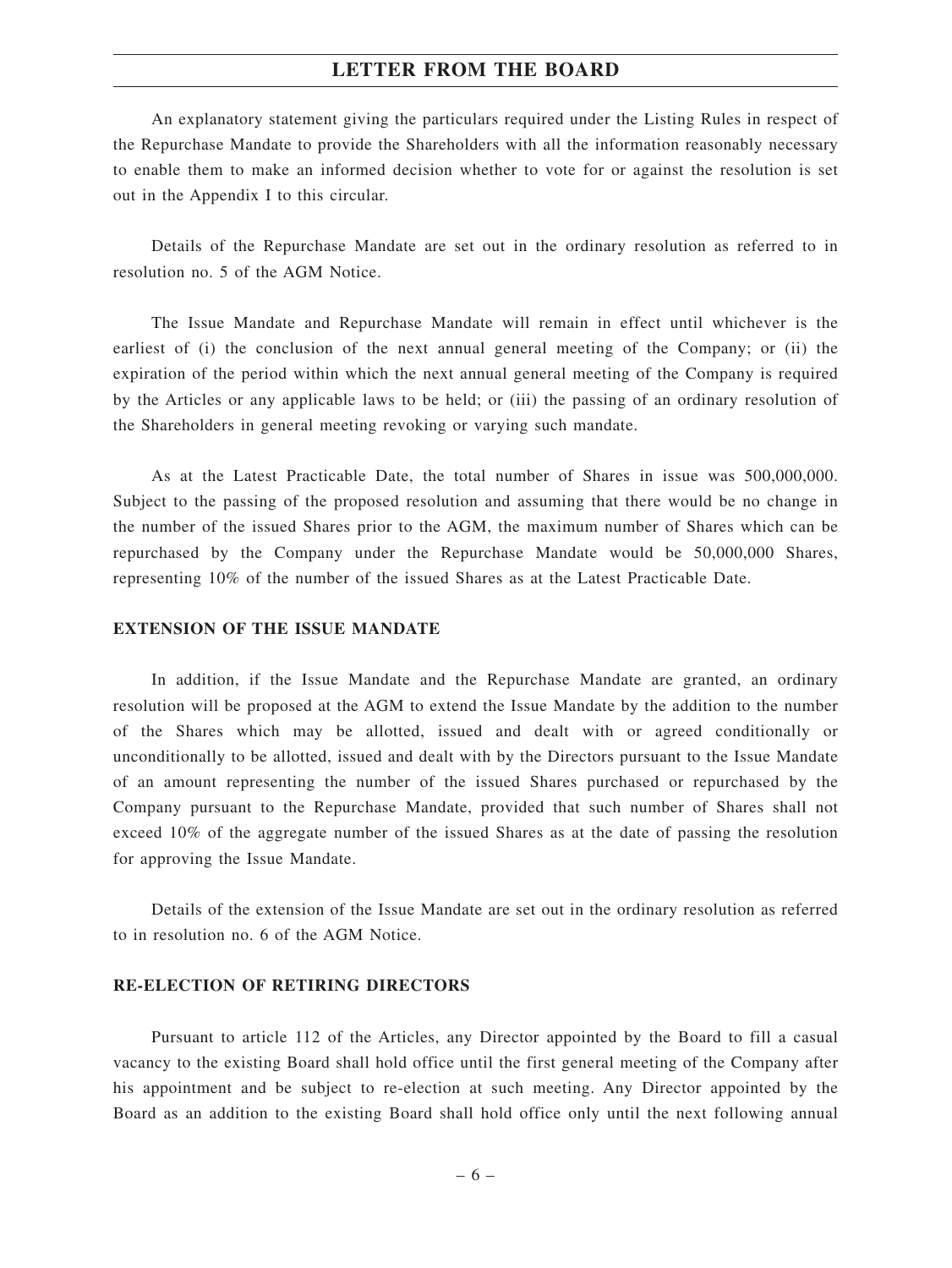An explanatory statement giving the particulars required under the Listing Rules in respect of the Repurchase Mandate to provide the Shareholders with all the information reasonably necessary to enable them to make an informed decision whether to vote for or against the resolution is set out in the Appendix I to this circular.

Details of the Repurchase Mandate are set out in the ordinary resolution as referred to in resolution no. 5 of the AGM Notice.

The Issue Mandate and Repurchase Mandate will remain in effect until whichever is the earliest of (i) the conclusion of the next annual general meeting of the Company; or (ii) the expiration of the period within which the next annual general meeting of the Company is required by the Articles or any applicable laws to be held; or (iii) the passing of an ordinary resolution of the Shareholders in general meeting revoking or varying such mandate.

As at the Latest Practicable Date, the total number of Shares in issue was 500,000,000. Subject to the passing of the proposed resolution and assuming that there would be no change in the number of the issued Shares prior to the AGM, the maximum number of Shares which can be repurchased by the Company under the Repurchase Mandate would be 50,000,000 Shares, representing 10% of the number of the issued Shares as at the Latest Practicable Date.

**EXTENSION OF THE ISSUE MANDATE**

In addition, if the Issue Mandate and the Repurchase Mandate are granted, an ordinary resolution will be proposed at the AGM to extend the Issue Mandate by the addition to the number of the Shares which may be allotted, issued and dealt with or agreed conditionally or unconditionally to be allotted, issued and dealt with by the Directors pursuant to the Issue Mandate of an amount representing the number of the issued Shares purchased or repurchased by the Company pursuant to the Repurchase Mandate, provided that such number of Shares shall not exceed 10% of the aggregate number of the issued Shares as at the date of passing the resolution for approving the Issue Mandate.

Details of the extension of the Issue Mandate are set out in the ordinary resolution as referred to in resolution no. 6 of the AGM Notice.

**RE-ELECTION OF RETIRING DIRECTORS**

Pursuant to article 112 of the Articles, any Director appointed by the Board to fill a casual vacancy to the existing Board shall hold office until the first general meeting of the Company after his appointment and be subject to re-election at such meeting. Any Director appointed by the Board as an addition to the existing Board shall hold office only until the next following annual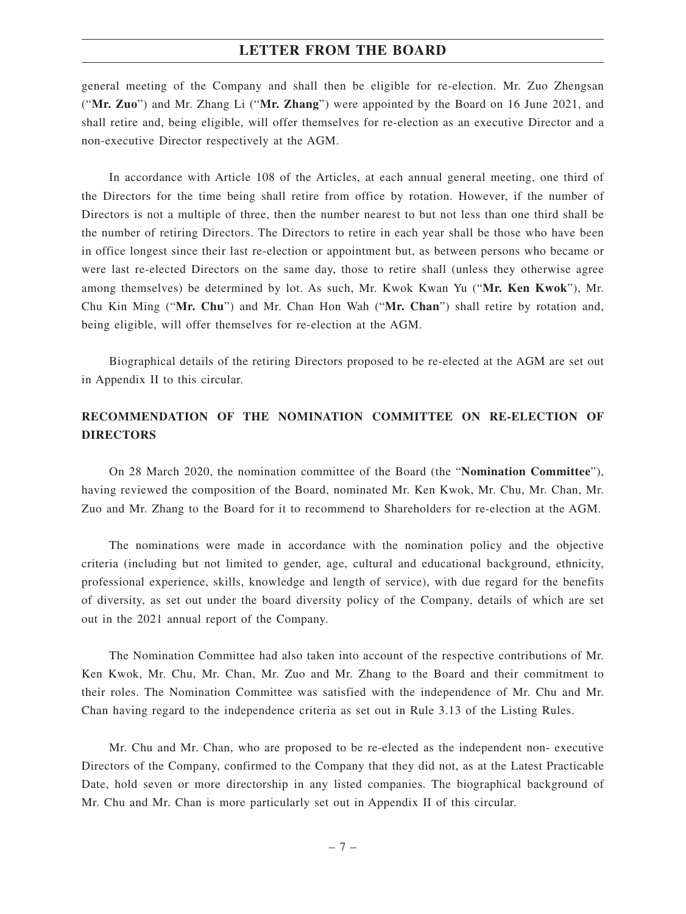general meeting of the Company and shall then be eligible for re-election. Mr. Zuo Zhengsan ("**Mr. Zuo**") and Mr. Zhang Li ("**Mr. Zhang**") were appointed by the Board on 16 June 2021, and shall retire and, being eligible, will offer themselves for re-election as an executive Director and a non-executive Director respectively at the AGM.

In accordance with Article 108 of the Articles, at each annual general meeting, one third of the Directors for the time being shall retire from office by rotation. However, if the number of Directors is not a multiple of three, then the number nearest to but not less than one third shall be the number of retiring Directors. The Directors to retire in each year shall be those who have been in office longest since their last re-election or appointment but, as between persons who became or were last re-elected Directors on the same day, those to retire shall (unless they otherwise agree among themselves) be determined by lot. As such, Mr. Kwok Kwan Yu ("**Mr. Ken Kwok**"), Mr. Chu Kin Ming ("**Mr. Chu**") and Mr. Chan Hon Wah ("**Mr. Chan**") shall retire by rotation and, being eligible, will offer themselves for re-election at the AGM.

Biographical details of the retiring Directors proposed to be re-elected at the AGM are set out in Appendix II to this circular.

## RECOMMENDATION OF THE NOMINATION COMMITTEE ON RE-ELECTION OF DIRECTORS

On 28 March 2020, the nomination committee of the Board (the "**Nomination Committee**"), having reviewed the composition of the Board, nominated Mr. Ken Kwok, Mr. Chu, Mr. Chan, Mr. Zuo and Mr. Zhang to the Board for it to recommend to Shareholders for re-election at the AGM.

The nominations were made in accordance with the nomination policy and the objective criteria (including but not limited to gender, age, cultural and educational background, ethnicity, professional experience, skills, knowledge and length of service), with due regard for the benefits of diversity, as set out under the board diversity policy of the Company, details of which are set out in the 2021 annual report of the Company.

The Nomination Committee had also taken into account of the respective contributions of Mr. Ken Kwok, Mr. Chu, Mr. Chan, Mr. Zuo and Mr. Zhang to the Board and their commitment to their roles. The Nomination Committee was satisfied with the independence of Mr. Chu and Mr. Chan having regard to the independence criteria as set out in Rule 3.13 of the Listing Rules.

Mr. Chu and Mr. Chan, who are proposed to be re-elected as the independent non- executive Directors of the Company, confirmed to the Company that they did not, as at the Latest Practicable Date, hold seven or more directorship in any listed companies. The biographical background of Mr. Chu and Mr. Chan is more particularly set out in Appendix II of this circular.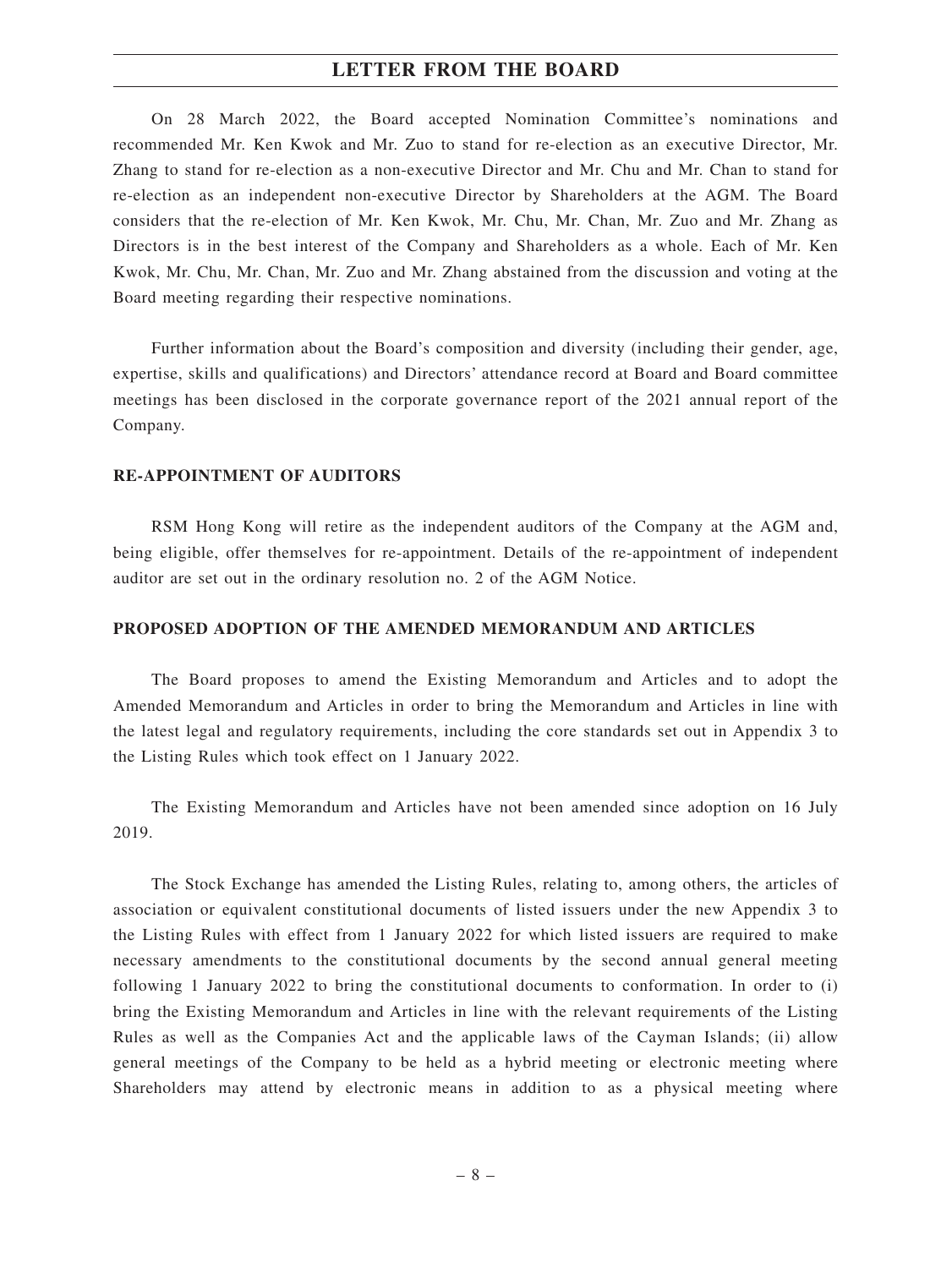On 28 March 2022, the Board accepted Nomination Committee's nominations and recommended Mr. Ken Kwok and Mr. Zuo to stand for re-election as an executive Director, Mr. Zhang to stand for re-election as a non-executive Director and Mr. Chu and Mr. Chan to stand for re-election as an independent non-executive Director by Shareholders at the AGM. The Board considers that the re-election of Mr. Ken Kwok, Mr. Chu, Mr. Chan, Mr. Zuo and Mr. Zhang as Directors is in the best interest of the Company and Shareholders as a whole. Each of Mr. Ken Kwok, Mr. Chu, Mr. Chan, Mr. Zuo and Mr. Zhang abstained from the discussion and voting at the Board meeting regarding their respective nominations.

Further information about the Board's composition and diversity (including their gender, age, expertise, skills and qualifications) and Directors' attendance record at Board and Board committee meetings has been disclosed in the corporate governance report of the 2021 annual report of the Company.

**RE-APPOINTMENT OF AUDITORS**

RSM Hong Kong will retire as the independent auditors of the Company at the AGM and, being eligible, offer themselves for re-appointment. Details of the re-appointment of independent auditor are set out in the ordinary resolution no. 2 of the AGM Notice.

**PROPOSED ADOPTION OF THE AMENDED MEMORANDUM AND ARTICLES**

The Board proposes to amend the Existing Memorandum and Articles and to adopt the Amended Memorandum and Articles in order to bring the Memorandum and Articles in line with the latest legal and regulatory requirements, including the core standards set out in Appendix 3 to the Listing Rules which took effect on 1 January 2022.

The Existing Memorandum and Articles have not been amended since adoption on 16 July 2019.

The Stock Exchange has amended the Listing Rules, relating to, among others, the articles of association or equivalent constitutional documents of listed issuers under the new Appendix 3 to the Listing Rules with effect from 1 January 2022 for which listed issuers are required to make necessary amendments to the constitutional documents by the second annual general meeting following 1 January 2022 to bring the constitutional documents to conformation. In order to (i) bring the Existing Memorandum and Articles in line with the relevant requirements of the Listing Rules as well as the Companies Act and the applicable laws of the Cayman Islands; (ii) allow general meetings of the Company to be held as a hybrid meeting or electronic meeting where Shareholders may attend by electronic means in addition to as a physical meeting where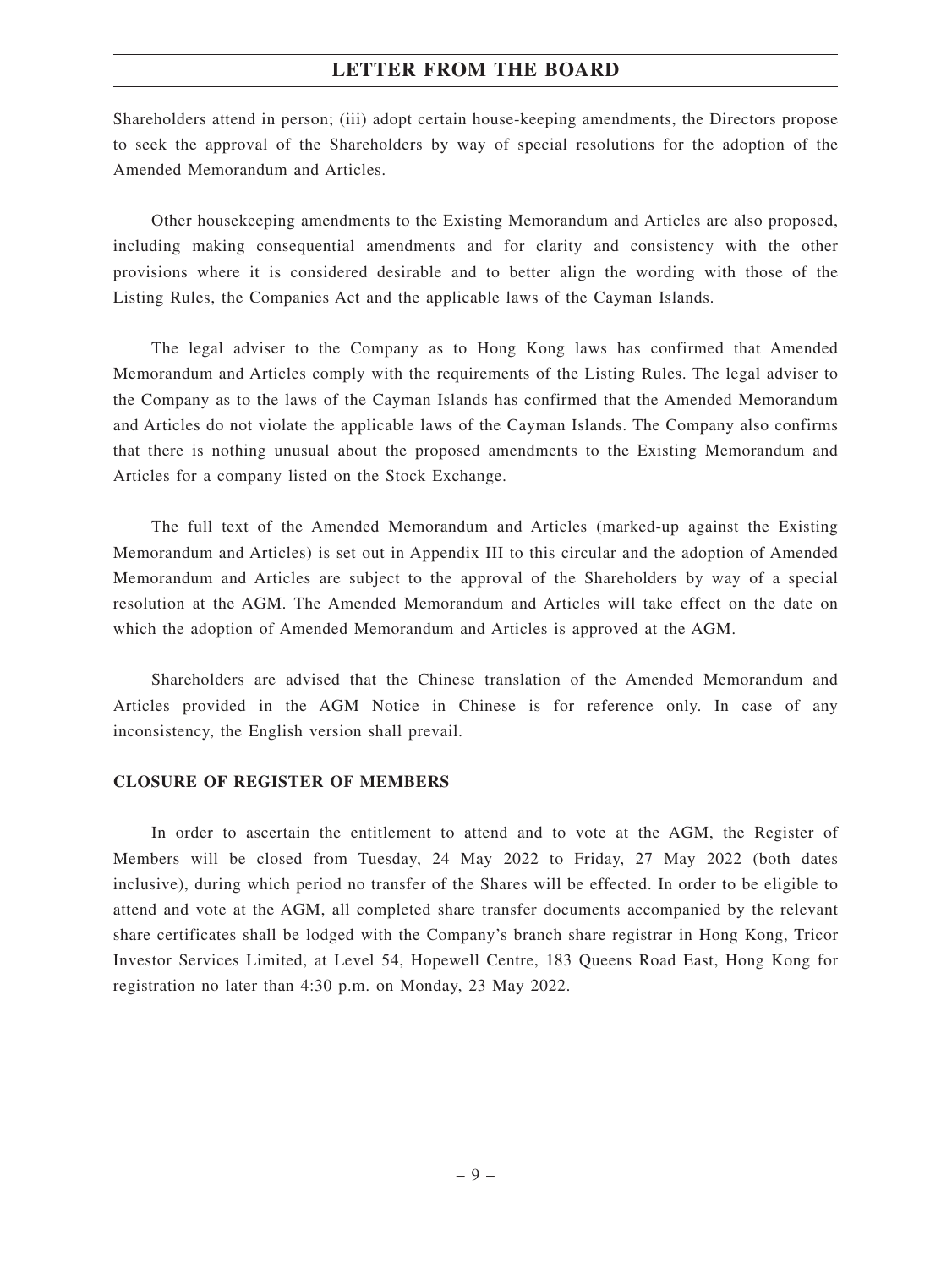Shareholders attend in person; (iii) adopt certain house-keeping amendments, the Directors propose to seek the approval of the Shareholders by way of special resolutions for the adoption of the Amended Memorandum and Articles.

Other housekeeping amendments to the Existing Memorandum and Articles are also proposed, including making consequential amendments and for clarity and consistency with the other provisions where it is considered desirable and to better align the wording with those of the Listing Rules, the Companies Act and the applicable laws of the Cayman Islands.

The legal adviser to the Company as to Hong Kong laws has confirmed that Amended Memorandum and Articles comply with the requirements of the Listing Rules. The legal adviser to the Company as to the laws of the Cayman Islands has confirmed that the Amended Memorandum and Articles do not violate the applicable laws of the Cayman Islands. The Company also confirms that there is nothing unusual about the proposed amendments to the Existing Memorandum and Articles for a company listed on the Stock Exchange.

The full text of the Amended Memorandum and Articles (marked-up against the Existing Memorandum and Articles) is set out in Appendix III to this circular and the adoption of Amended Memorandum and Articles are subject to the approval of the Shareholders by way of a special resolution at the AGM. The Amended Memorandum and Articles will take effect on the date on which the adoption of Amended Memorandum and Articles is approved at the AGM.

Shareholders are advised that the Chinese translation of the Amended Memorandum and Articles provided in the AGM Notice in Chinese is for reference only. In case of any inconsistency, the English version shall prevail.

## CLOSURE OF REGISTER OF MEMBERS

In order to ascertain the entitlement to attend and to vote at the AGM, the Register of Members will be closed from Tuesday, 24 May 2022 to Friday, 27 May 2022 (both dates inclusive), during which period no transfer of the Shares will be effected. In order to be eligible to attend and vote at the AGM, all completed share transfer documents accompanied by the relevant share certificates shall be lodged with the Company's branch share registrar in Hong Kong, Tricor Investor Services Limited, at Level 54, Hopewell Centre, 183 Queens Road East, Hong Kong for registration no later than 4:30 p.m. on Monday, 23 May 2022.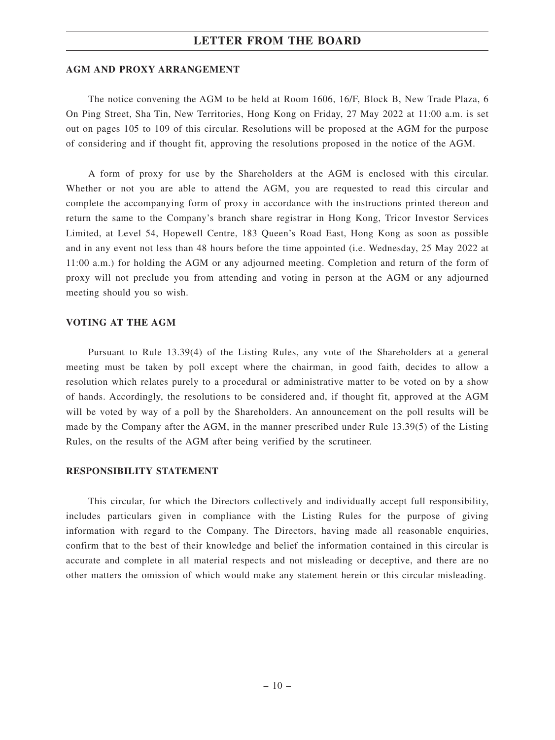## AGM AND PROXY ARRANGEMENT

The notice convening the AGM to be held at Room 1606, 16/F, Block B, New Trade Plaza, 6 On Ping Street, Sha Tin, New Territories, Hong Kong on Friday, 27 May 2022 at 11:00 a.m. is set out on pages 105 to 109 of this circular. Resolutions will be proposed at the AGM for the purpose of considering and if thought fit, approving the resolutions proposed in the notice of the AGM.

A form of proxy for use by the Shareholders at the AGM is enclosed with this circular. Whether or not you are able to attend the AGM, you are requested to read this circular and complete the accompanying form of proxy in accordance with the instructions printed thereon and return the same to the Company's branch share registrar in Hong Kong, Tricor Investor Services Limited, at Level 54, Hopewell Centre, 183 Queen's Road East, Hong Kong as soon as possible and in any event not less than 48 hours before the time appointed (i.e. Wednesday, 25 May 2022 at 11:00 a.m.) for holding the AGM or any adjourned meeting. Completion and return of the form of proxy will not preclude you from attending and voting in person at the AGM or any adjourned meeting should you so wish.

## VOTING AT THE AGM

Pursuant to Rule 13.39(4) of the Listing Rules, any vote of the Shareholders at a general meeting must be taken by poll except where the chairman, in good faith, decides to allow a resolution which relates purely to a procedural or administrative matter to be voted on by a show of hands. Accordingly, the resolutions to be considered and, if thought fit, approved at the AGM will be voted by way of a poll by the Shareholders. An announcement on the poll results will be made by the Company after the AGM, in the manner prescribed under Rule 13.39(5) of the Listing Rules, on the results of the AGM after being verified by the scrutineer.

## RESPONSIBILITY STATEMENT

This circular, for which the Directors collectively and individually accept full responsibility, includes particulars given in compliance with the Listing Rules for the purpose of giving information with regard to the Company. The Directors, having made all reasonable enquiries, confirm that to the best of their knowledge and belief the information contained in this circular is accurate and complete in all material respects and not misleading or deceptive, and there are no other matters the omission of which would make any statement herein or this circular misleading.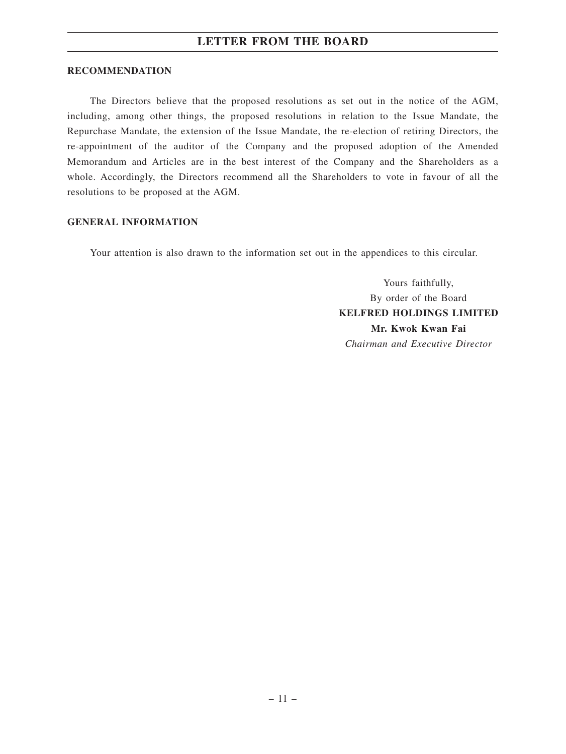**RECOMMENDATION**

The Directors believe that the proposed resolutions as set out in the notice of the AGM, including, among other things, the proposed resolutions in relation to the Issue Mandate, the Repurchase Mandate, the extension of the Issue Mandate, the re-election of retiring Directors, the re-appointment of the auditor of the Company and the proposed adoption of the Amended Memorandum and Articles are in the best interest of the Company and the Shareholders as a whole. Accordingly, the Directors recommend all the Shareholders to vote in favour of all the resolutions to be proposed at the AGM.

**GENERAL INFORMATION**

Your attention is also drawn to the information set out in the appendices to this circular.

Yours faithfully,
By order of the Board
**KELFRED HOLDINGS LIMITED**
**Mr. Kwok Kwan Fai**
*Chairman and Executive Director*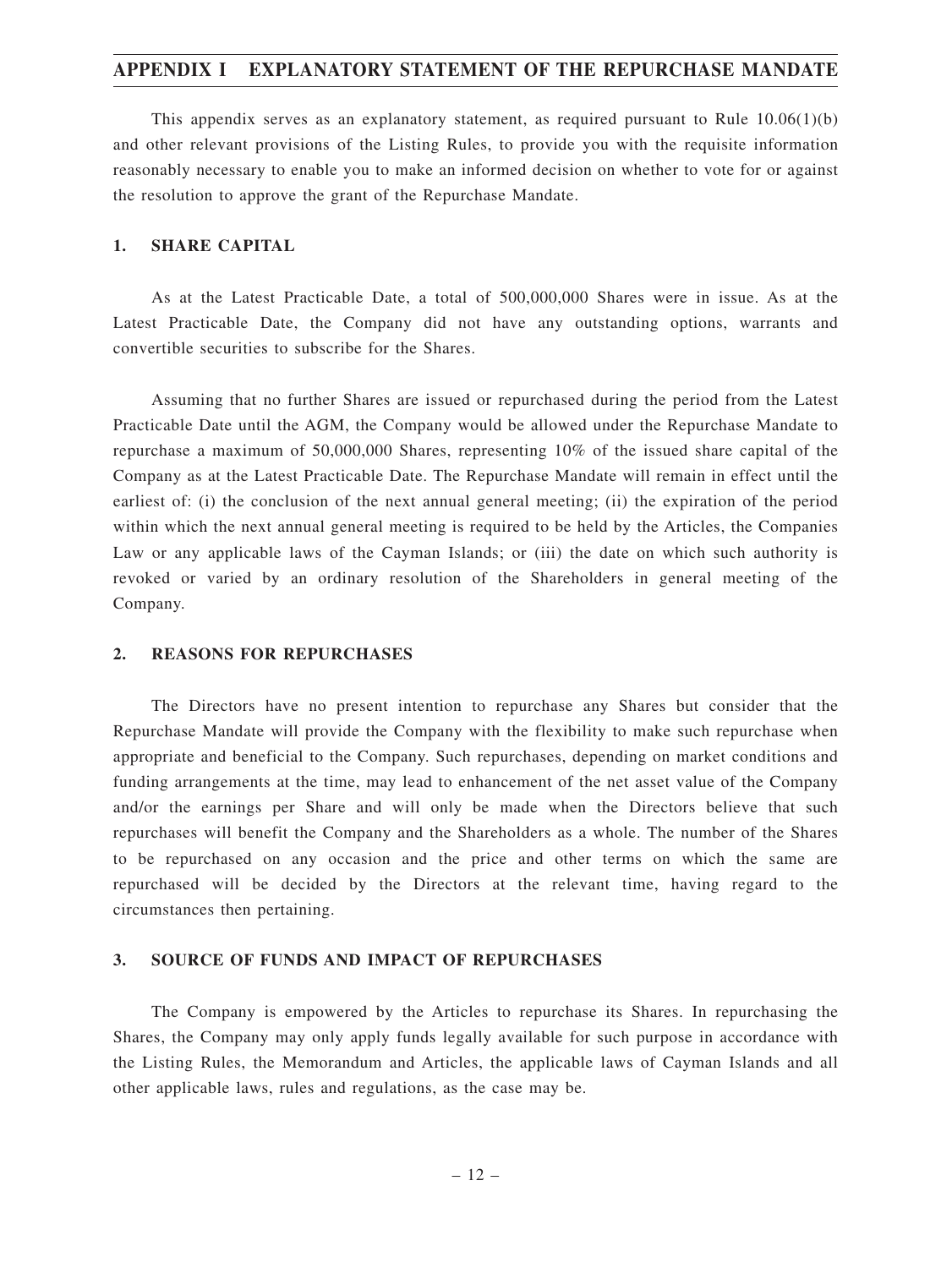# APPENDIX I EXPLANATORY STATEMENT OF THE REPURCHASE MANDATE

This appendix serves as an explanatory statement, as required pursuant to Rule 10.06(1)(b) and other relevant provisions of the Listing Rules, to provide you with the requisite information reasonably necessary to enable you to make an informed decision on whether to vote for or against the resolution to approve the grant of the Repurchase Mandate.

## 1. SHARE CAPITAL

As at the Latest Practicable Date, a total of 500,000,000 Shares were in issue. As at the Latest Practicable Date, the Company did not have any outstanding options, warrants and convertible securities to subscribe for the Shares.

Assuming that no further Shares are issued or repurchased during the period from the Latest Practicable Date until the AGM, the Company would be allowed under the Repurchase Mandate to repurchase a maximum of 50,000,000 Shares, representing 10% of the issued share capital of the Company as at the Latest Practicable Date. The Repurchase Mandate will remain in effect until the earliest of: (i) the conclusion of the next annual general meeting; (ii) the expiration of the period within which the next annual general meeting is required to be held by the Articles, the Companies Law or any applicable laws of the Cayman Islands; or (iii) the date on which such authority is revoked or varied by an ordinary resolution of the Shareholders in general meeting of the Company.

## 2. REASONS FOR REPURCHASES

The Directors have no present intention to repurchase any Shares but consider that the Repurchase Mandate will provide the Company with the flexibility to make such repurchase when appropriate and beneficial to the Company. Such repurchases, depending on market conditions and funding arrangements at the time, may lead to enhancement of the net asset value of the Company and/or the earnings per Share and will only be made when the Directors believe that such repurchases will benefit the Company and the Shareholders as a whole. The number of the Shares to be repurchased on any occasion and the price and other terms on which the same are repurchased will be decided by the Directors at the relevant time, having regard to the circumstances then pertaining.

## 3. SOURCE OF FUNDS AND IMPACT OF REPURCHASES

The Company is empowered by the Articles to repurchase its Shares. In repurchasing the Shares, the Company may only apply funds legally available for such purpose in accordance with the Listing Rules, the Memorandum and Articles, the applicable laws of Cayman Islands and all other applicable laws, rules and regulations, as the case may be.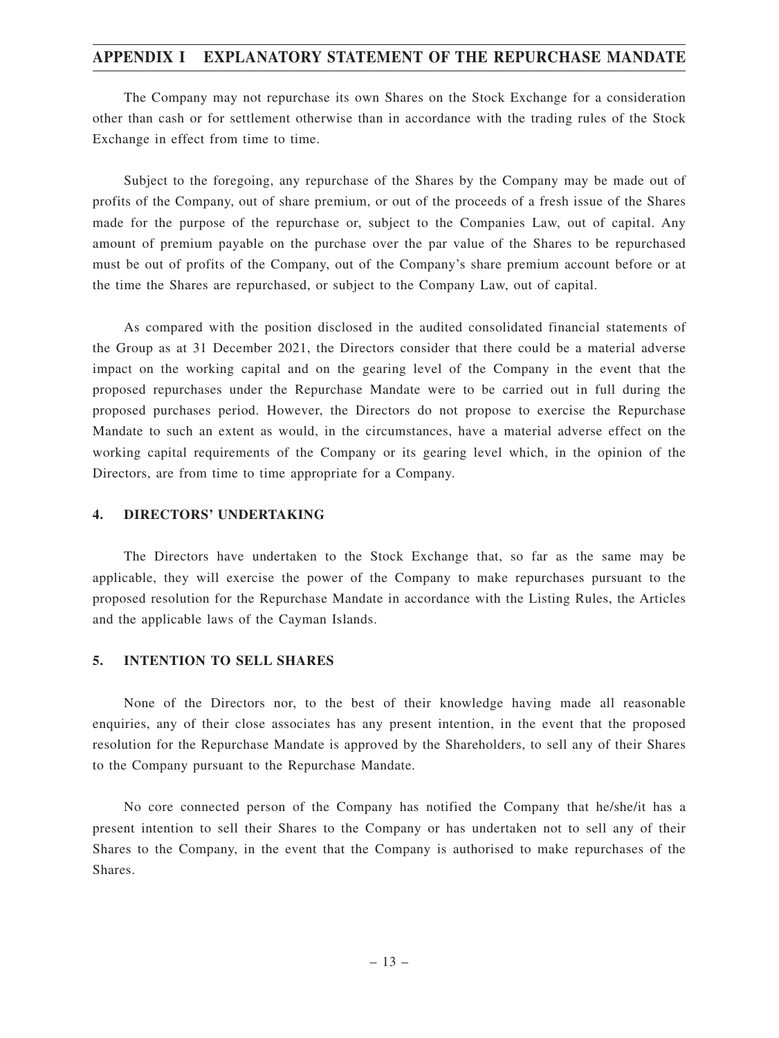The Company may not repurchase its own Shares on the Stock Exchange for a consideration other than cash or for settlement otherwise than in accordance with the trading rules of the Stock Exchange in effect from time to time.

Subject to the foregoing, any repurchase of the Shares by the Company may be made out of profits of the Company, out of share premium, or out of the proceeds of a fresh issue of the Shares made for the purpose of the repurchase or, subject to the Companies Law, out of capital. Any amount of premium payable on the purchase over the par value of the Shares to be repurchased must be out of profits of the Company, out of the Company's share premium account before or at the time the Shares are repurchased, or subject to the Company Law, out of capital.

As compared with the position disclosed in the audited consolidated financial statements of the Group as at 31 December 2021, the Directors consider that there could be a material adverse impact on the working capital and on the gearing level of the Company in the event that the proposed repurchases under the Repurchase Mandate were to be carried out in full during the proposed purchases period. However, the Directors do not propose to exercise the Repurchase Mandate to such an extent as would, in the circumstances, have a material adverse effect on the working capital requirements of the Company or its gearing level which, in the opinion of the Directors, are from time to time appropriate for a Company.

## 4. DIRECTORS' UNDERTAKING

The Directors have undertaken to the Stock Exchange that, so far as the same may be applicable, they will exercise the power of the Company to make repurchases pursuant to the proposed resolution for the Repurchase Mandate in accordance with the Listing Rules, the Articles and the applicable laws of the Cayman Islands.

## 5. INTENTION TO SELL SHARES

None of the Directors nor, to the best of their knowledge having made all reasonable enquiries, any of their close associates has any present intention, in the event that the proposed resolution for the Repurchase Mandate is approved by the Shareholders, to sell any of their Shares to the Company pursuant to the Repurchase Mandate.

No core connected person of the Company has notified the Company that he/she/it has a present intention to sell their Shares to the Company or has undertaken not to sell any of their Shares to the Company, in the event that the Company is authorised to make repurchases of the Shares.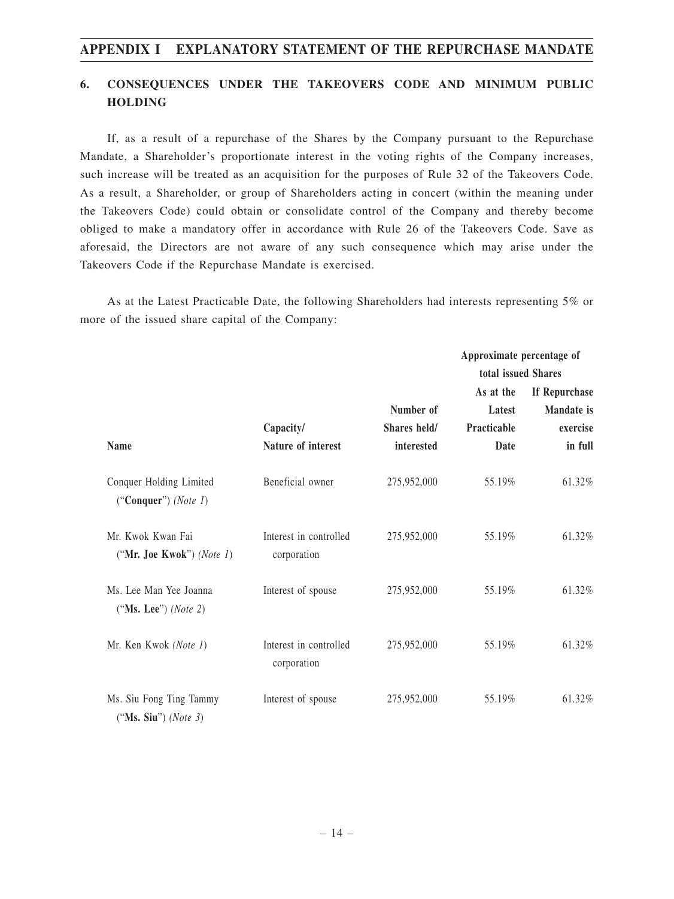## 6. CONSEQUENCES UNDER THE TAKEOVERS CODE AND MINIMUM PUBLIC HOLDING

If, as a result of a repurchase of the Shares by the Company pursuant to the Repurchase Mandate, a Shareholder's proportionate interest in the voting rights of the Company increases, such increase will be treated as an acquisition for the purposes of Rule 32 of the Takeovers Code. As a result, a Shareholder, or group of Shareholders acting in concert (within the meaning under the Takeovers Code) could obtain or consolidate control of the Company and thereby become obliged to make a mandatory offer in accordance with Rule 26 of the Takeovers Code. Save as aforesaid, the Directors are not aware of any such consequence which may arise under the Takeovers Code if the Repurchase Mandate is exercised.

As at the Latest Practicable Date, the following Shareholders had interests representing 5% or more of the issued share capital of the Company:

| Name | Capacity/ Nature of interest | Number of Shares held/ interested | Approximate percentage of total issued Shares | |
|---|---|---|---|---|
| | | | As at the Latest Practicable Date | If Repurchase Mandate is exercise in full |
| Conquer Holding Limited ("**Conquer**") *(Note 1)* | Beneficial owner | 275,952,000 | 55.19% | 61.32% |
| Mr. Kwok Kwan Fai ("**Mr. Joe Kwok**") *(Note 1)* | Interest in controlled corporation | 275,952,000 | 55.19% | 61.32% |
| Ms. Lee Man Yee Joanna ("**Ms. Lee**") *(Note 2)* | Interest of spouse | 275,952,000 | 55.19% | 61.32% |
| Mr. Ken Kwok *(Note 1)* | Interest in controlled corporation | 275,952,000 | 55.19% | 61.32% |
| Ms. Siu Fong Ting Tammy ("**Ms. Siu**") *(Note 3)* | Interest of spouse | 275,952,000 | 55.19% | 61.32% |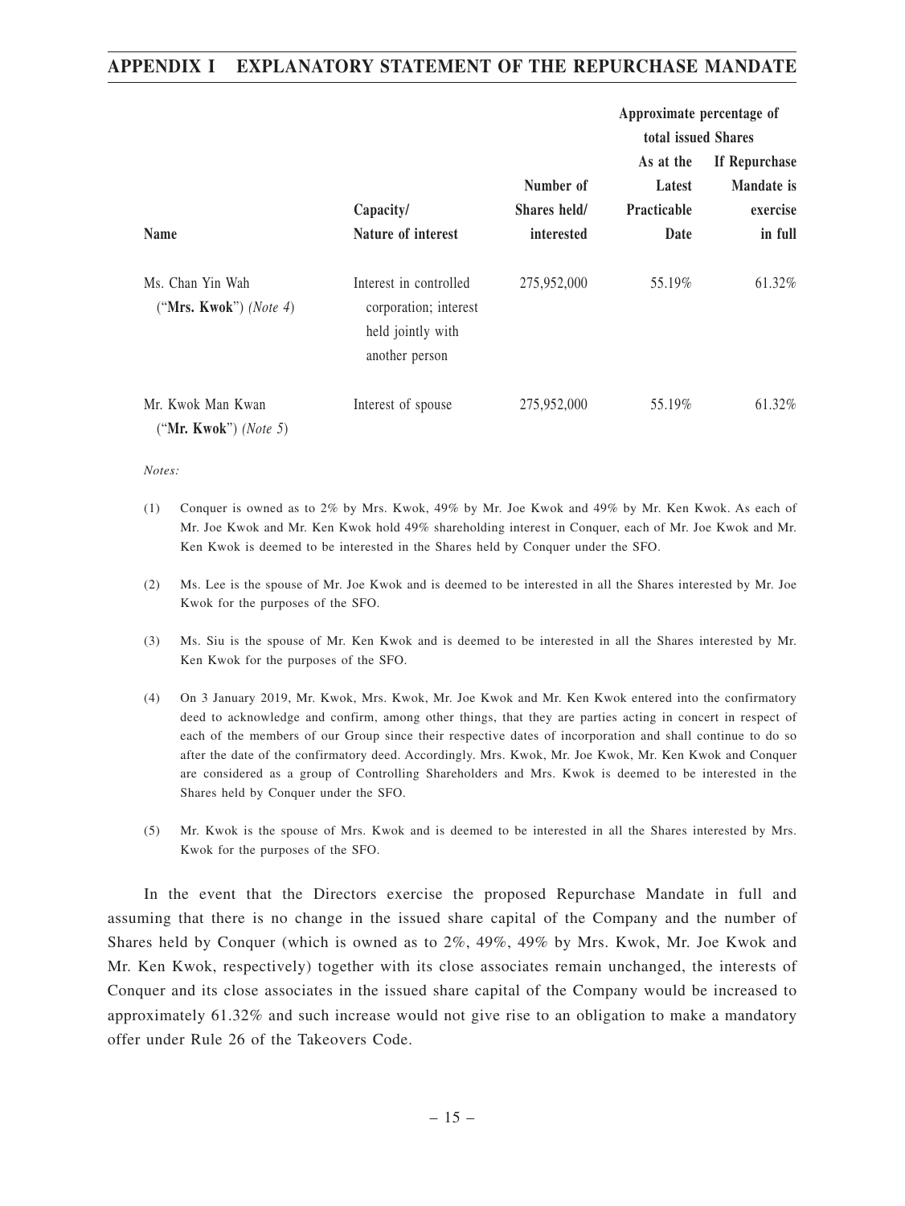| Name | Capacity/ Nature of interest | Number of Shares held/ interested | Approximate percentage of total issued Shares | |
|---|---|---|---|---|
| | | | As at the Latest Practicable Date | If Repurchase Mandate is exercise in full |
| Ms. Chan Yin Wah ("**Mrs. Kwok**") *(Note 4)* | Interest in controlled corporation; interest held jointly with another person | 275,952,000 | 55.19% | 61.32% |
| Mr. Kwok Man Kwan ("**Mr. Kwok**") *(Note 5)* | Interest of spouse | 275,952,000 | 55.19% | 61.32% |

*Notes:*

(1) Conquer is owned as to 2% by Mrs. Kwok, 49% by Mr. Joe Kwok and 49% by Mr. Ken Kwok. As each of Mr. Joe Kwok and Mr. Ken Kwok hold 49% shareholding interest in Conquer, each of Mr. Joe Kwok and Mr. Ken Kwok is deemed to be interested in the Shares held by Conquer under the SFO.

(2) Ms. Lee is the spouse of Mr. Joe Kwok and is deemed to be interested in all the Shares interested by Mr. Joe Kwok for the purposes of the SFO.

(3) Ms. Siu is the spouse of Mr. Ken Kwok and is deemed to be interested in all the Shares interested by Mr. Ken Kwok for the purposes of the SFO.

(4) On 3 January 2019, Mr. Kwok, Mrs. Kwok, Mr. Joe Kwok and Mr. Ken Kwok entered into the confirmatory deed to acknowledge and confirm, among other things, that they are parties acting in concert in respect of each of the members of our Group since their respective dates of incorporation and shall continue to do so after the date of the confirmatory deed. Accordingly. Mrs. Kwok, Mr. Joe Kwok, Mr. Ken Kwok and Conquer are considered as a group of Controlling Shareholders and Mrs. Kwok is deemed to be interested in the Shares held by Conquer under the SFO.

(5) Mr. Kwok is the spouse of Mrs. Kwok and is deemed to be interested in all the Shares interested by Mrs. Kwok for the purposes of the SFO.

In the event that the Directors exercise the proposed Repurchase Mandate in full and assuming that there is no change in the issued share capital of the Company and the number of Shares held by Conquer (which is owned as to 2%, 49%, 49% by Mrs. Kwok, Mr. Joe Kwok and Mr. Ken Kwok, respectively) together with its close associates remain unchanged, the interests of Conquer and its close associates in the issued share capital of the Company would be increased to approximately 61.32% and such increase would not give rise to an obligation to make a mandatory offer under Rule 26 of the Takeovers Code.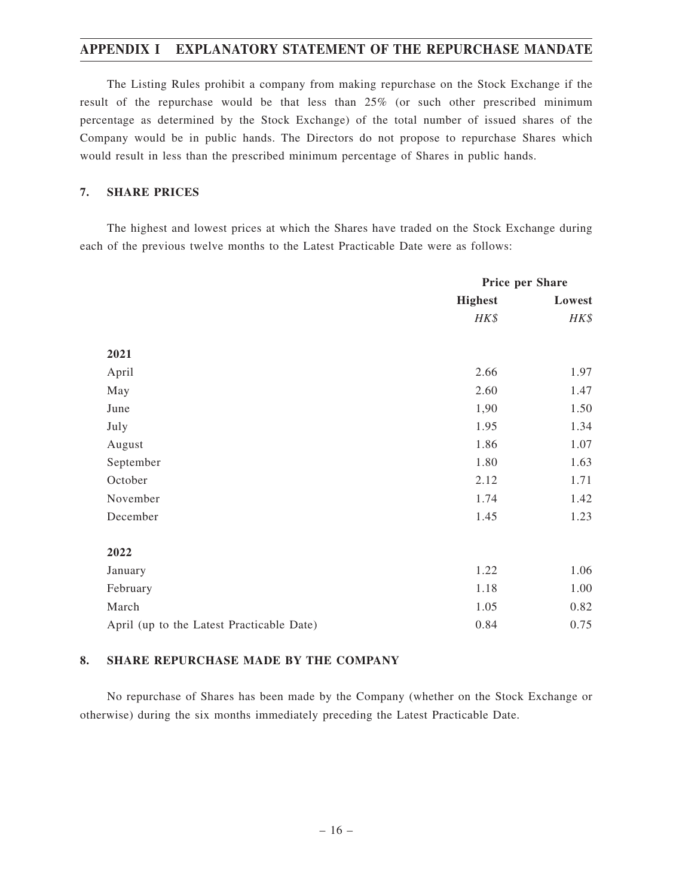The Listing Rules prohibit a company from making repurchase on the Stock Exchange if the result of the repurchase would be that less than 25% (or such other prescribed minimum percentage as determined by the Stock Exchange) of the total number of issued shares of the Company would be in public hands. The Directors do not propose to repurchase Shares which would result in less than the prescribed minimum percentage of Shares in public hands.

## 7. SHARE PRICES

The highest and lowest prices at which the Shares have traded on the Stock Exchange during each of the previous twelve months to the Latest Practicable Date were as follows:

| | Price per Share | |
|---|---|---|
| | **Highest** | **Lowest** |
| | *HK$* | *HK$* |
| **2021** | | |
| April | 2.66 | 1.97 |
| May | 2.60 | 1.47 |
| June | 1,90 | 1.50 |
| July | 1.95 | 1.34 |
| August | 1.86 | 1.07 |
| September | 1.80 | 1.63 |
| October | 2.12 | 1.71 |
| November | 1.74 | 1.42 |
| December | 1.45 | 1.23 |
| **2022** | | |
| January | 1.22 | 1.06 |
| February | 1.18 | 1.00 |
| March | 1.05 | 0.82 |
| April (up to the Latest Practicable Date) | 0.84 | 0.75 |

## 8. SHARE REPURCHASE MADE BY THE COMPANY

No repurchase of Shares has been made by the Company (whether on the Stock Exchange or otherwise) during the six months immediately preceding the Latest Practicable Date.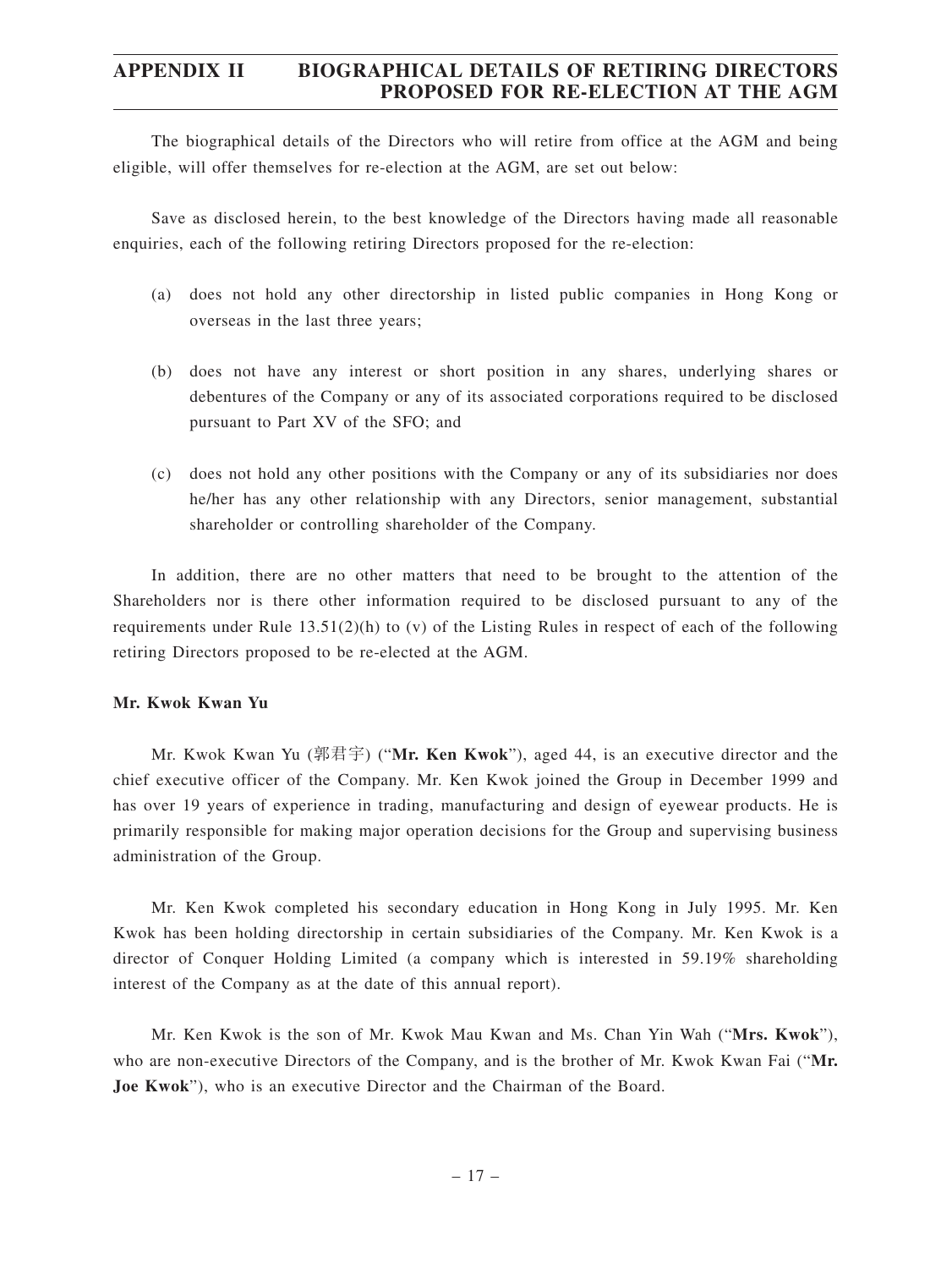# APPENDIX II BIOGRAPHICAL DETAILS OF RETIRING DIRECTORS PROPOSED FOR RE-ELECTION AT THE AGM

The biographical details of the Directors who will retire from office at the AGM and being eligible, will offer themselves for re-election at the AGM, are set out below:

Save as disclosed herein, to the best knowledge of the Directors having made all reasonable enquiries, each of the following retiring Directors proposed for the re-election:

(a) does not hold any other directorship in listed public companies in Hong Kong or overseas in the last three years;

(b) does not have any interest or short position in any shares, underlying shares or debentures of the Company or any of its associated corporations required to be disclosed pursuant to Part XV of the SFO; and

(c) does not hold any other positions with the Company or any of its subsidiaries nor does he/her has any other relationship with any Directors, senior management, substantial shareholder or controlling shareholder of the Company.

In addition, there are no other matters that need to be brought to the attention of the Shareholders nor is there other information required to be disclosed pursuant to any of the requirements under Rule 13.51(2)(h) to (v) of the Listing Rules in respect of each of the following retiring Directors proposed to be re-elected at the AGM.

**Mr. Kwok Kwan Yu**

Mr. Kwok Kwan Yu (郭君宇) ("**Mr. Ken Kwok**"), aged 44, is an executive director and the chief executive officer of the Company. Mr. Ken Kwok joined the Group in December 1999 and has over 19 years of experience in trading, manufacturing and design of eyewear products. He is primarily responsible for making major operation decisions for the Group and supervising business administration of the Group.

Mr. Ken Kwok completed his secondary education in Hong Kong in July 1995. Mr. Ken Kwok has been holding directorship in certain subsidiaries of the Company. Mr. Ken Kwok is a director of Conquer Holding Limited (a company which is interested in 59.19% shareholding interest of the Company as at the date of this annual report).

Mr. Ken Kwok is the son of Mr. Kwok Mau Kwan and Ms. Chan Yin Wah ("**Mrs. Kwok**"), who are non-executive Directors of the Company, and is the brother of Mr. Kwok Kwan Fai ("**Mr. Joe Kwok**"), who is an executive Director and the Chairman of the Board.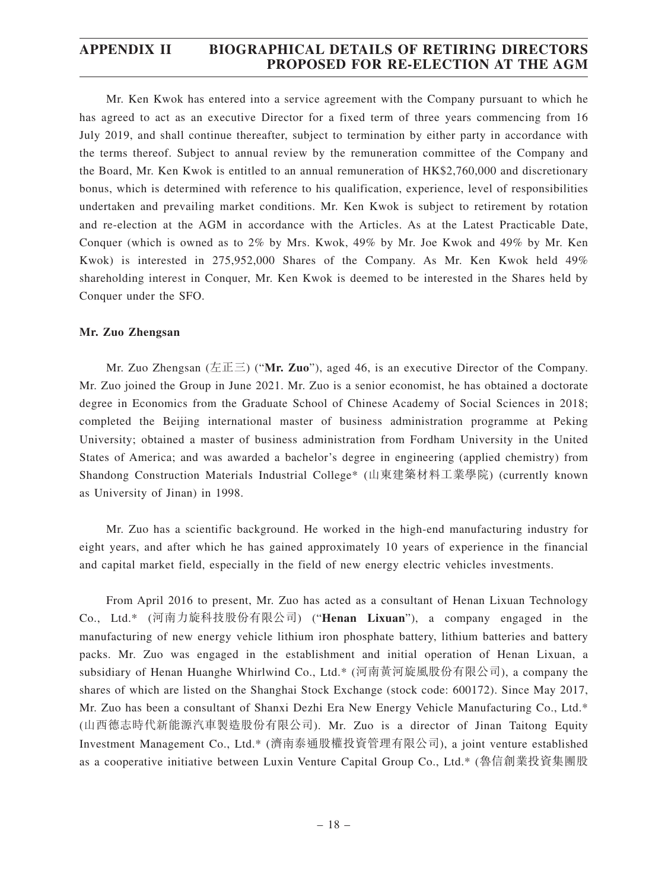Mr. Ken Kwok has entered into a service agreement with the Company pursuant to which he has agreed to act as an executive Director for a fixed term of three years commencing from 16 July 2019, and shall continue thereafter, subject to termination by either party in accordance with the terms thereof. Subject to annual review by the remuneration committee of the Company and the Board, Mr. Ken Kwok is entitled to an annual remuneration of HK$2,760,000 and discretionary bonus, which is determined with reference to his qualification, experience, level of responsibilities undertaken and prevailing market conditions. Mr. Ken Kwok is subject to retirement by rotation and re-election at the AGM in accordance with the Articles. As at the Latest Practicable Date, Conquer (which is owned as to 2% by Mrs. Kwok, 49% by Mr. Joe Kwok and 49% by Mr. Ken Kwok) is interested in 275,952,000 Shares of the Company. As Mr. Ken Kwok held 49% shareholding interest in Conquer, Mr. Ken Kwok is deemed to be interested in the Shares held by Conquer under the SFO.

**Mr. Zuo Zhengsan**

Mr. Zuo Zhengsan (左正三) ("**Mr. Zuo**"), aged 46, is an executive Director of the Company. Mr. Zuo joined the Group in June 2021. Mr. Zuo is a senior economist, he has obtained a doctorate degree in Economics from the Graduate School of Chinese Academy of Social Sciences in 2018; completed the Beijing international master of business administration programme at Peking University; obtained a master of business administration from Fordham University in the United States of America; and was awarded a bachelor's degree in engineering (applied chemistry) from Shandong Construction Materials Industrial College* (山東建築材料工業學院) (currently known as University of Jinan) in 1998.

Mr. Zuo has a scientific background. He worked in the high-end manufacturing industry for eight years, and after which he has gained approximately 10 years of experience in the financial and capital market field, especially in the field of new energy electric vehicles investments.

From April 2016 to present, Mr. Zuo has acted as a consultant of Henan Lixuan Technology Co., Ltd.* (河南力旋科技股份有限公司) ("**Henan Lixuan**"), a company engaged in the manufacturing of new energy vehicle lithium iron phosphate battery, lithium batteries and battery packs. Mr. Zuo was engaged in the establishment and initial operation of Henan Lixuan, a subsidiary of Henan Huanghe Whirlwind Co., Ltd.* (河南黃河旋風股份有限公司), a company the shares of which are listed on the Shanghai Stock Exchange (stock code: 600172). Since May 2017, Mr. Zuo has been a consultant of Shanxi Dezhi Era New Energy Vehicle Manufacturing Co., Ltd.* (山西德志時代新能源汽車製造股份有限公司). Mr. Zuo is a director of Jinan Taitong Equity Investment Management Co., Ltd.* (濟南泰通股權投資管理有限公司), a joint venture established as a cooperative initiative between Luxin Venture Capital Group Co., Ltd.* (魯信創業投資集團股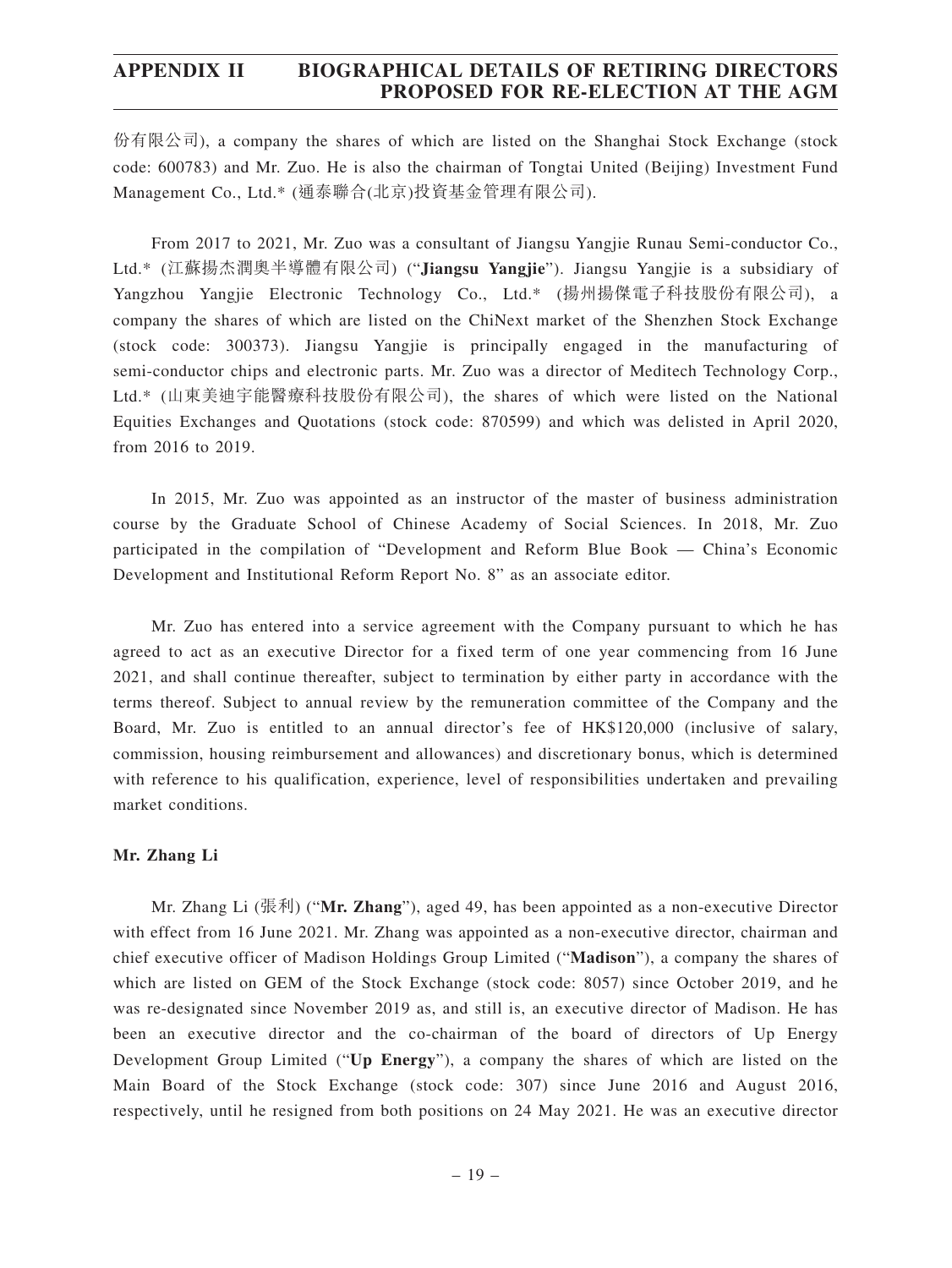份有限公司), a company the shares of which are listed on the Shanghai Stock Exchange (stock code: 600783) and Mr. Zuo. He is also the chairman of Tongtai United (Beijing) Investment Fund Management Co., Ltd.* (通泰聯合(北京)投資基金管理有限公司).

From 2017 to 2021, Mr. Zuo was a consultant of Jiangsu Yangjie Runau Semi-conductor Co., Ltd.* (江蘇揚杰潤奧半導體有限公司) ("**Jiangsu Yangjie**"). Jiangsu Yangjie is a subsidiary of Yangzhou Yangjie Electronic Technology Co., Ltd.* (揚州揚傑電子科技股份有限公司), a company the shares of which are listed on the ChiNext market of the Shenzhen Stock Exchange (stock code: 300373). Jiangsu Yangjie is principally engaged in the manufacturing of semi-conductor chips and electronic parts. Mr. Zuo was a director of Meditech Technology Corp., Ltd.* (山東美迪宇能醫療科技股份有限公司), the shares of which were listed on the National Equities Exchanges and Quotations (stock code: 870599) and which was delisted in April 2020, from 2016 to 2019.

In 2015, Mr. Zuo was appointed as an instructor of the master of business administration course by the Graduate School of Chinese Academy of Social Sciences. In 2018, Mr. Zuo participated in the compilation of "Development and Reform Blue Book — China's Economic Development and Institutional Reform Report No. 8" as an associate editor.

Mr. Zuo has entered into a service agreement with the Company pursuant to which he has agreed to act as an executive Director for a fixed term of one year commencing from 16 June 2021, and shall continue thereafter, subject to termination by either party in accordance with the terms thereof. Subject to annual review by the remuneration committee of the Company and the Board, Mr. Zuo is entitled to an annual director's fee of HK$120,000 (inclusive of salary, commission, housing reimbursement and allowances) and discretionary bonus, which is determined with reference to his qualification, experience, level of responsibilities undertaken and prevailing market conditions.

**Mr. Zhang Li**

Mr. Zhang Li (張利) ("**Mr. Zhang**"), aged 49, has been appointed as a non-executive Director with effect from 16 June 2021. Mr. Zhang was appointed as a non-executive director, chairman and chief executive officer of Madison Holdings Group Limited ("**Madison**"), a company the shares of which are listed on GEM of the Stock Exchange (stock code: 8057) since October 2019, and he was re-designated since November 2019 as, and still is, an executive director of Madison. He has been an executive director and the co-chairman of the board of directors of Up Energy Development Group Limited ("**Up Energy**"), a company the shares of which are listed on the Main Board of the Stock Exchange (stock code: 307) since June 2016 and August 2016, respectively, until he resigned from both positions on 24 May 2021. He was an executive director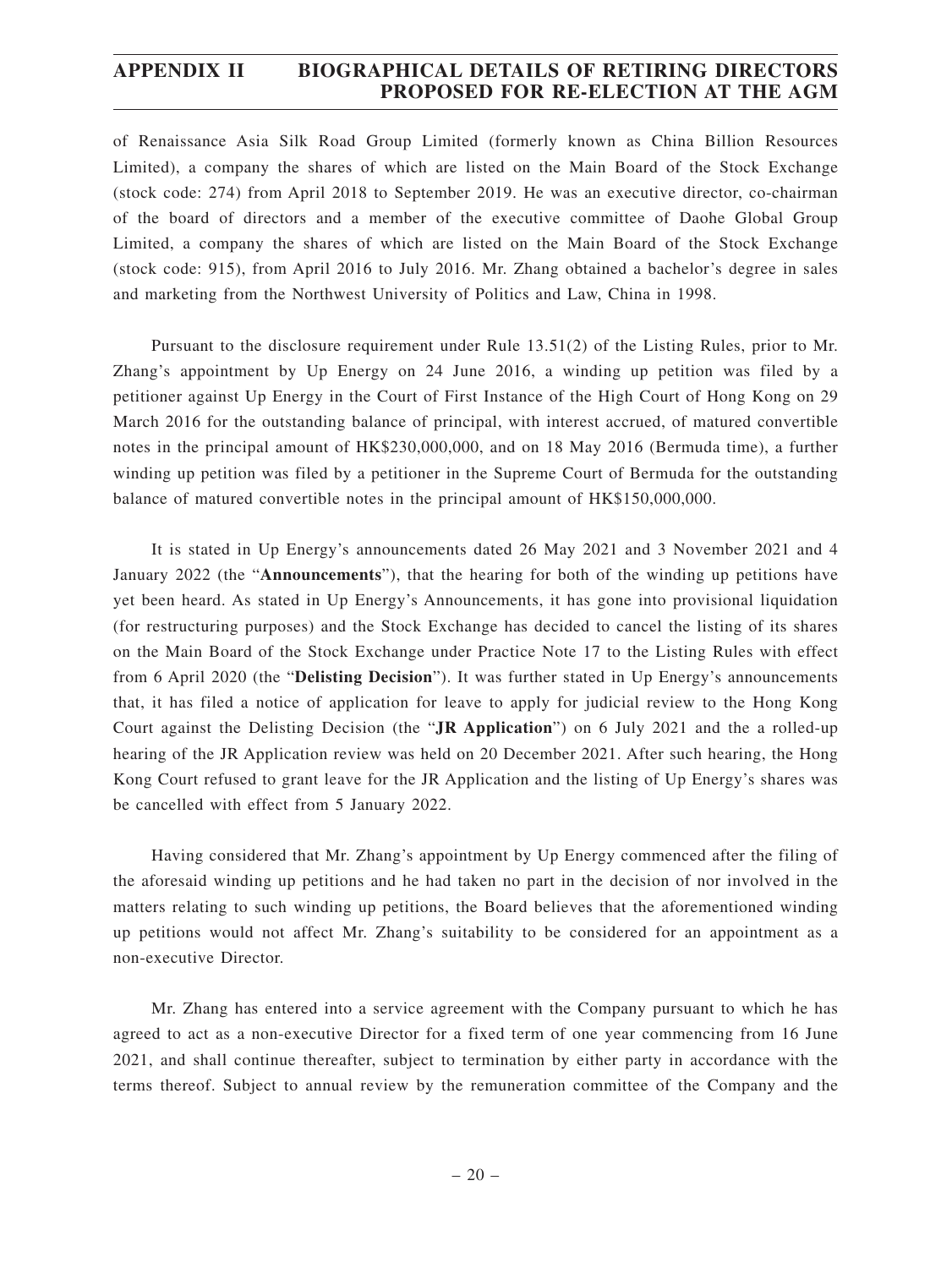of Renaissance Asia Silk Road Group Limited (formerly known as China Billion Resources Limited), a company the shares of which are listed on the Main Board of the Stock Exchange (stock code: 274) from April 2018 to September 2019. He was an executive director, co-chairman of the board of directors and a member of the executive committee of Daohe Global Group Limited, a company the shares of which are listed on the Main Board of the Stock Exchange (stock code: 915), from April 2016 to July 2016. Mr. Zhang obtained a bachelor's degree in sales and marketing from the Northwest University of Politics and Law, China in 1998.

Pursuant to the disclosure requirement under Rule 13.51(2) of the Listing Rules, prior to Mr. Zhang's appointment by Up Energy on 24 June 2016, a winding up petition was filed by a petitioner against Up Energy in the Court of First Instance of the High Court of Hong Kong on 29 March 2016 for the outstanding balance of principal, with interest accrued, of matured convertible notes in the principal amount of HK$230,000,000, and on 18 May 2016 (Bermuda time), a further winding up petition was filed by a petitioner in the Supreme Court of Bermuda for the outstanding balance of matured convertible notes in the principal amount of HK$150,000,000.

It is stated in Up Energy's announcements dated 26 May 2021 and 3 November 2021 and 4 January 2022 (the "**Announcements**"), that the hearing for both of the winding up petitions have yet been heard. As stated in Up Energy's Announcements, it has gone into provisional liquidation (for restructuring purposes) and the Stock Exchange has decided to cancel the listing of its shares on the Main Board of the Stock Exchange under Practice Note 17 to the Listing Rules with effect from 6 April 2020 (the "**Delisting Decision**"). It was further stated in Up Energy's announcements that, it has filed a notice of application for leave to apply for judicial review to the Hong Kong Court against the Delisting Decision (the "**JR Application**") on 6 July 2021 and the a rolled-up hearing of the JR Application review was held on 20 December 2021. After such hearing, the Hong Kong Court refused to grant leave for the JR Application and the listing of Up Energy's shares was be cancelled with effect from 5 January 2022.

Having considered that Mr. Zhang's appointment by Up Energy commenced after the filing of the aforesaid winding up petitions and he had taken no part in the decision of nor involved in the matters relating to such winding up petitions, the Board believes that the aforementioned winding up petitions would not affect Mr. Zhang's suitability to be considered for an appointment as a non-executive Director.

Mr. Zhang has entered into a service agreement with the Company pursuant to which he has agreed to act as a non-executive Director for a fixed term of one year commencing from 16 June 2021, and shall continue thereafter, subject to termination by either party in accordance with the terms thereof. Subject to annual review by the remuneration committee of the Company and the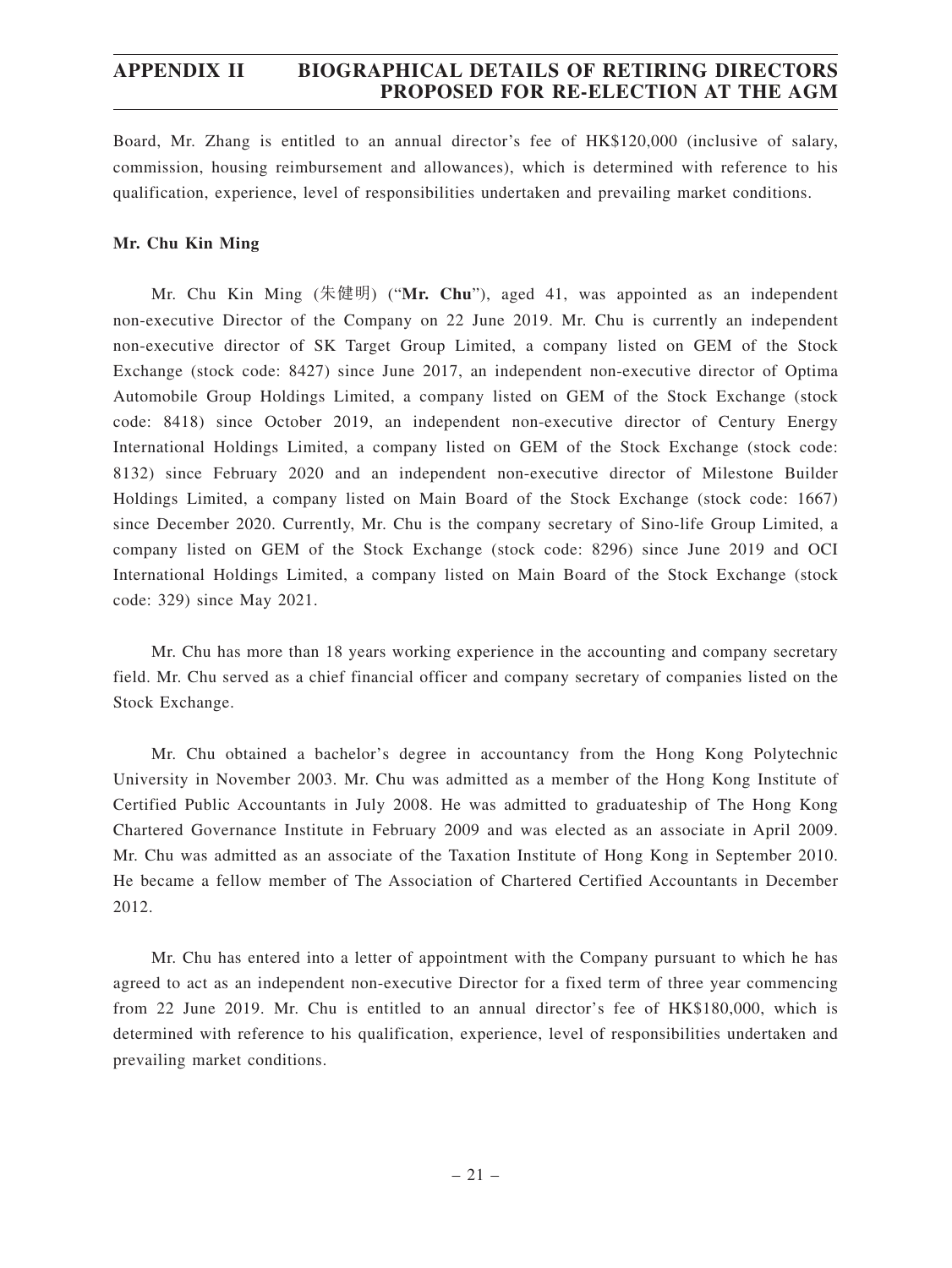Board, Mr. Zhang is entitled to an annual director's fee of HK$120,000 (inclusive of salary, commission, housing reimbursement and allowances), which is determined with reference to his qualification, experience, level of responsibilities undertaken and prevailing market conditions.

**Mr. Chu Kin Ming**

Mr. Chu Kin Ming (朱健明) ("**Mr. Chu**"), aged 41, was appointed as an independent non-executive Director of the Company on 22 June 2019. Mr. Chu is currently an independent non-executive director of SK Target Group Limited, a company listed on GEM of the Stock Exchange (stock code: 8427) since June 2017, an independent non-executive director of Optima Automobile Group Holdings Limited, a company listed on GEM of the Stock Exchange (stock code: 8418) since October 2019, an independent non-executive director of Century Energy International Holdings Limited, a company listed on GEM of the Stock Exchange (stock code: 8132) since February 2020 and an independent non-executive director of Milestone Builder Holdings Limited, a company listed on Main Board of the Stock Exchange (stock code: 1667) since December 2020. Currently, Mr. Chu is the company secretary of Sino-life Group Limited, a company listed on GEM of the Stock Exchange (stock code: 8296) since June 2019 and OCI International Holdings Limited, a company listed on Main Board of the Stock Exchange (stock code: 329) since May 2021.

Mr. Chu has more than 18 years working experience in the accounting and company secretary field. Mr. Chu served as a chief financial officer and company secretary of companies listed on the Stock Exchange.

Mr. Chu obtained a bachelor's degree in accountancy from the Hong Kong Polytechnic University in November 2003. Mr. Chu was admitted as a member of the Hong Kong Institute of Certified Public Accountants in July 2008. He was admitted to graduateship of The Hong Kong Chartered Governance Institute in February 2009 and was elected as an associate in April 2009. Mr. Chu was admitted as an associate of the Taxation Institute of Hong Kong in September 2010. He became a fellow member of The Association of Chartered Certified Accountants in December 2012.

Mr. Chu has entered into a letter of appointment with the Company pursuant to which he has agreed to act as an independent non-executive Director for a fixed term of three year commencing from 22 June 2019. Mr. Chu is entitled to an annual director's fee of HK$180,000, which is determined with reference to his qualification, experience, level of responsibilities undertaken and prevailing market conditions.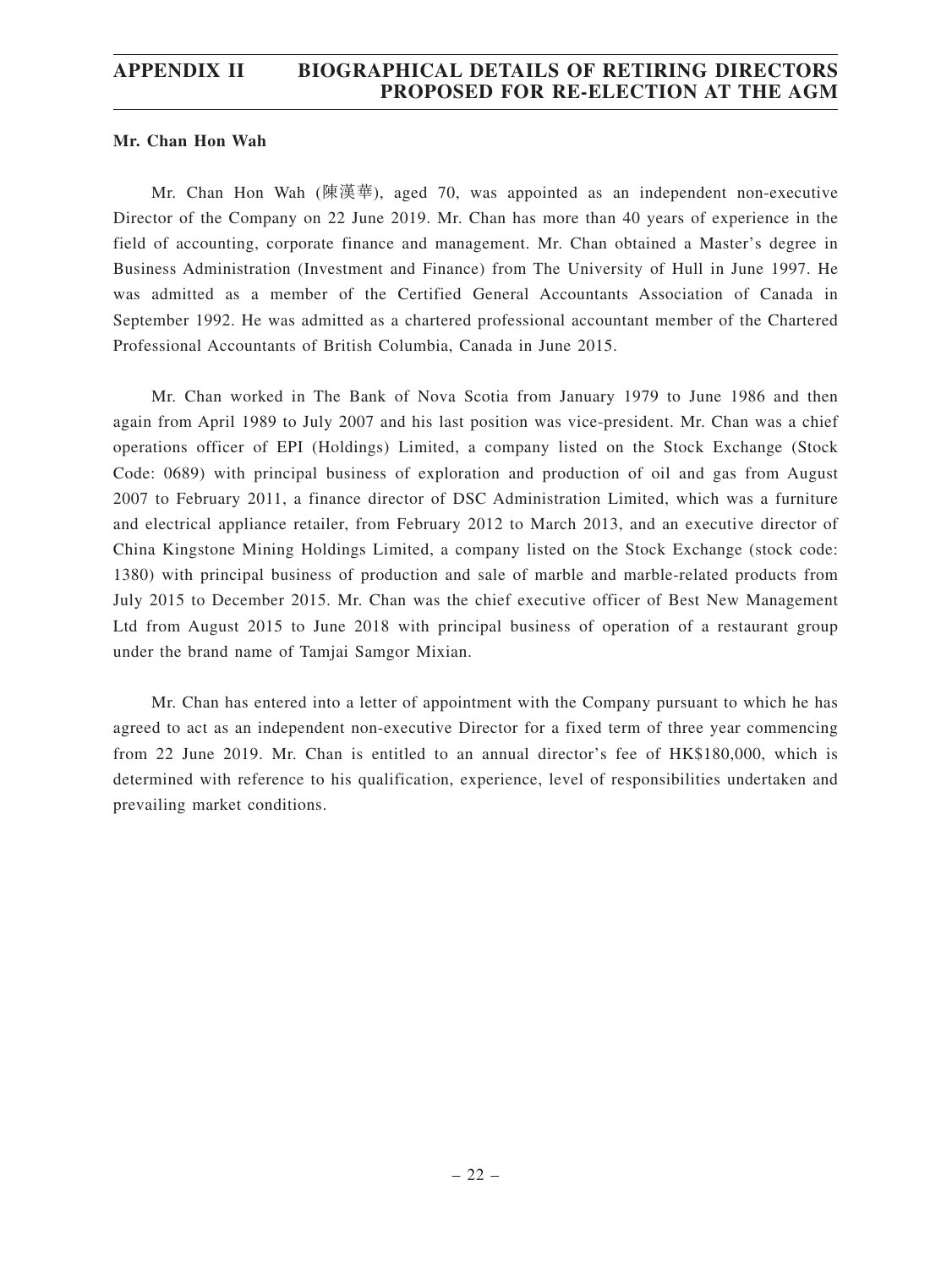**Mr. Chan Hon Wah**

Mr. Chan Hon Wah (陳漢華), aged 70, was appointed as an independent non-executive Director of the Company on 22 June 2019. Mr. Chan has more than 40 years of experience in the field of accounting, corporate finance and management. Mr. Chan obtained a Master's degree in Business Administration (Investment and Finance) from The University of Hull in June 1997. He was admitted as a member of the Certified General Accountants Association of Canada in September 1992. He was admitted as a chartered professional accountant member of the Chartered Professional Accountants of British Columbia, Canada in June 2015.

Mr. Chan worked in The Bank of Nova Scotia from January 1979 to June 1986 and then again from April 1989 to July 2007 and his last position was vice-president. Mr. Chan was a chief operations officer of EPI (Holdings) Limited, a company listed on the Stock Exchange (Stock Code: 0689) with principal business of exploration and production of oil and gas from August 2007 to February 2011, a finance director of DSC Administration Limited, which was a furniture and electrical appliance retailer, from February 2012 to March 2013, and an executive director of China Kingstone Mining Holdings Limited, a company listed on the Stock Exchange (stock code: 1380) with principal business of production and sale of marble and marble-related products from July 2015 to December 2015. Mr. Chan was the chief executive officer of Best New Management Ltd from August 2015 to June 2018 with principal business of operation of a restaurant group under the brand name of Tamjai Samgor Mixian.

Mr. Chan has entered into a letter of appointment with the Company pursuant to which he has agreed to act as an independent non-executive Director for a fixed term of three year commencing from 22 June 2019. Mr. Chan is entitled to an annual director's fee of HK$180,000, which is determined with reference to his qualification, experience, level of responsibilities undertaken and prevailing market conditions.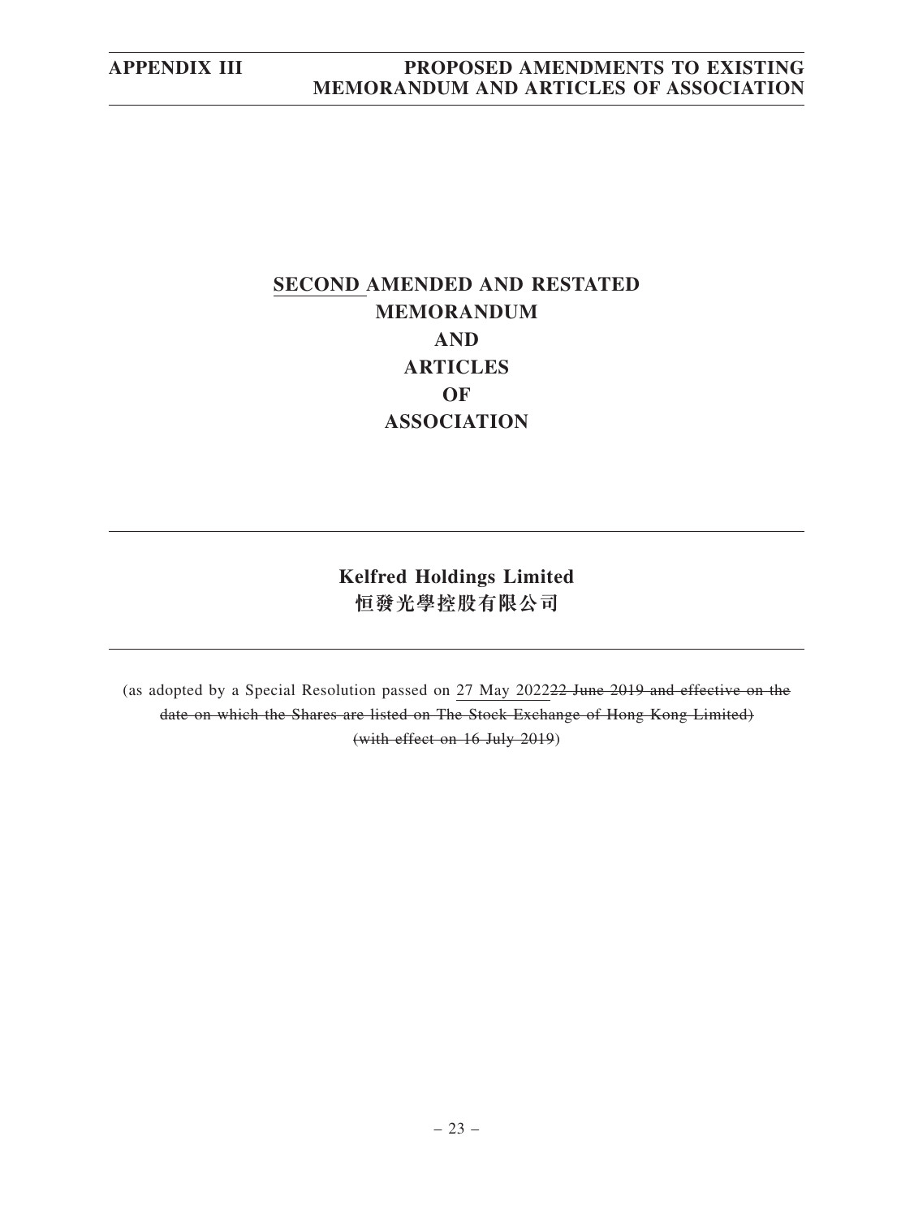# SECOND AMENDED AND RESTATED MEMORANDUM AND ARTICLES OF ASSOCIATION

## Kelfred Holdings Limited
## 恒發光學控股有限公司

(as adopted by a Special Resolution passed on 27 May 2022~~22 June 2019 and effective on the date on which the Shares are listed on The Stock Exchange of Hong Kong Limited) (with effect on 16 July 2019~~)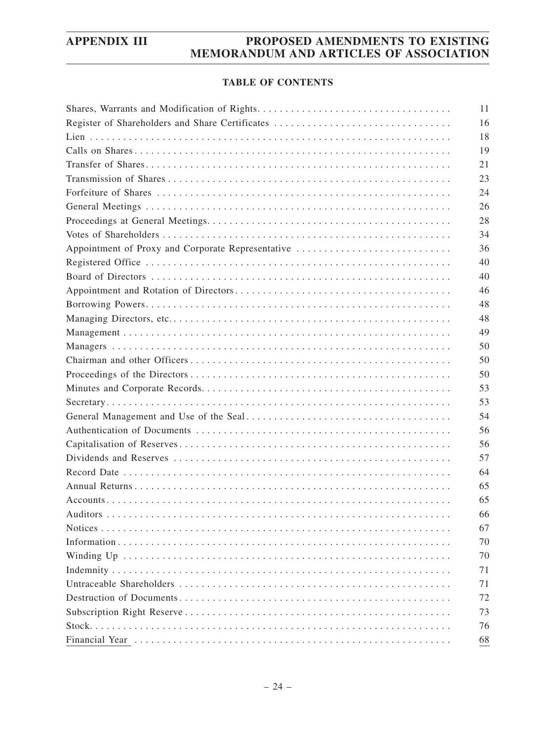## TABLE OF CONTENTS

| | |
|---|---|
| Shares, Warrants and Modification of Rights | 11 |
| Register of Shareholders and Share Certificates | 16 |
| Lien | 18 |
| Calls on Shares | 19 |
| Transfer of Shares | 21 |
| Transmission of Shares | 23 |
| Forfeiture of Shares | 24 |
| General Meetings | 26 |
| Proceedings at General Meetings | 28 |
| Votes of Shareholders | 34 |
| Appointment of Proxy and Corporate Representative | 36 |
| Registered Office | 40 |
| Board of Directors | 40 |
| Appointment and Rotation of Directors | 46 |
| Borrowing Powers | 48 |
| Managing Directors, etc. | 48 |
| Management | 49 |
| Managers | 50 |
| Chairman and other Officers | 50 |
| Proceedings of the Directors | 50 |
| Minutes and Corporate Records | 53 |
| Secretary | 53 |
| General Management and Use of the Seal | 54 |
| Authentication of Documents | 56 |
| Capitalisation of Reserves | 56 |
| Dividends and Reserves | 57 |
| Record Date | 64 |
| Annual Returns | 65 |
| Accounts | 65 |
| Auditors | 66 |
| Notices | 67 |
| Information | 70 |
| Winding Up | 70 |
| Indemnity | 71 |
| Untraceable Shareholders | 71 |
| Destruction of Documents | 72 |
| Subscription Right Reserve | 73 |
| Stock | 76 |
| Financial Year | 68 |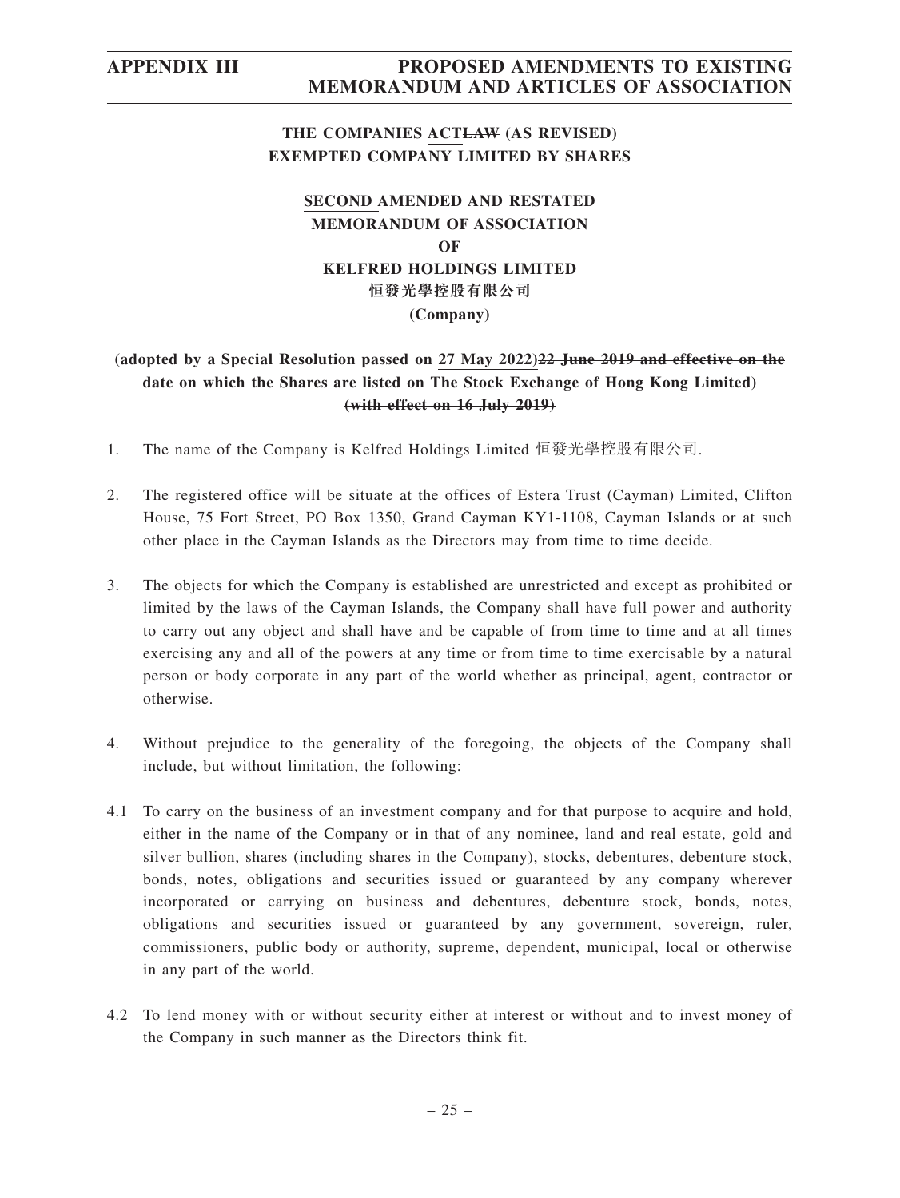**THE COMPANIES ACT~~LAW~~ (AS REVISED)**
**EXEMPTED COMPANY LIMITED BY SHARES**

**SECOND AMENDED AND RESTATED**
**MEMORANDUM OF ASSOCIATION**
**OF**
**KELFRED HOLDINGS LIMITED**
**恒發光學控股有限公司**
**(Company)**

**(adopted by a Special Resolution passed on 27 May 2022)~~22 June 2019 and effective on the date on which the Shares are listed on The Stock Exchange of Hong Kong Limited) (with effect on 16 July 2019)~~**

1. The name of the Company is Kelfred Holdings Limited 恒發光學控股有限公司.

2. The registered office will be situate at the offices of Estera Trust (Cayman) Limited, Clifton House, 75 Fort Street, PO Box 1350, Grand Cayman KY1-1108, Cayman Islands or at such other place in the Cayman Islands as the Directors may from time to time decide.

3. The objects for which the Company is established are unrestricted and except as prohibited or limited by the laws of the Cayman Islands, the Company shall have full power and authority to carry out any object and shall have and be capable of from time to time and at all times exercising any and all of the powers at any time or from time to time exercisable by a natural person or body corporate in any part of the world whether as principal, agent, contractor or otherwise.

4. Without prejudice to the generality of the foregoing, the objects of the Company shall include, but without limitation, the following:

4.1 To carry on the business of an investment company and for that purpose to acquire and hold, either in the name of the Company or in that of any nominee, land and real estate, gold and silver bullion, shares (including shares in the Company), stocks, debentures, debenture stock, bonds, notes, obligations and securities issued or guaranteed by any company wherever incorporated or carrying on business and debentures, debenture stock, bonds, notes, obligations and securities issued or guaranteed by any government, sovereign, ruler, commissioners, public body or authority, supreme, dependent, municipal, local or otherwise in any part of the world.

4.2 To lend money with or without security either at interest or without and to invest money of the Company in such manner as the Directors think fit.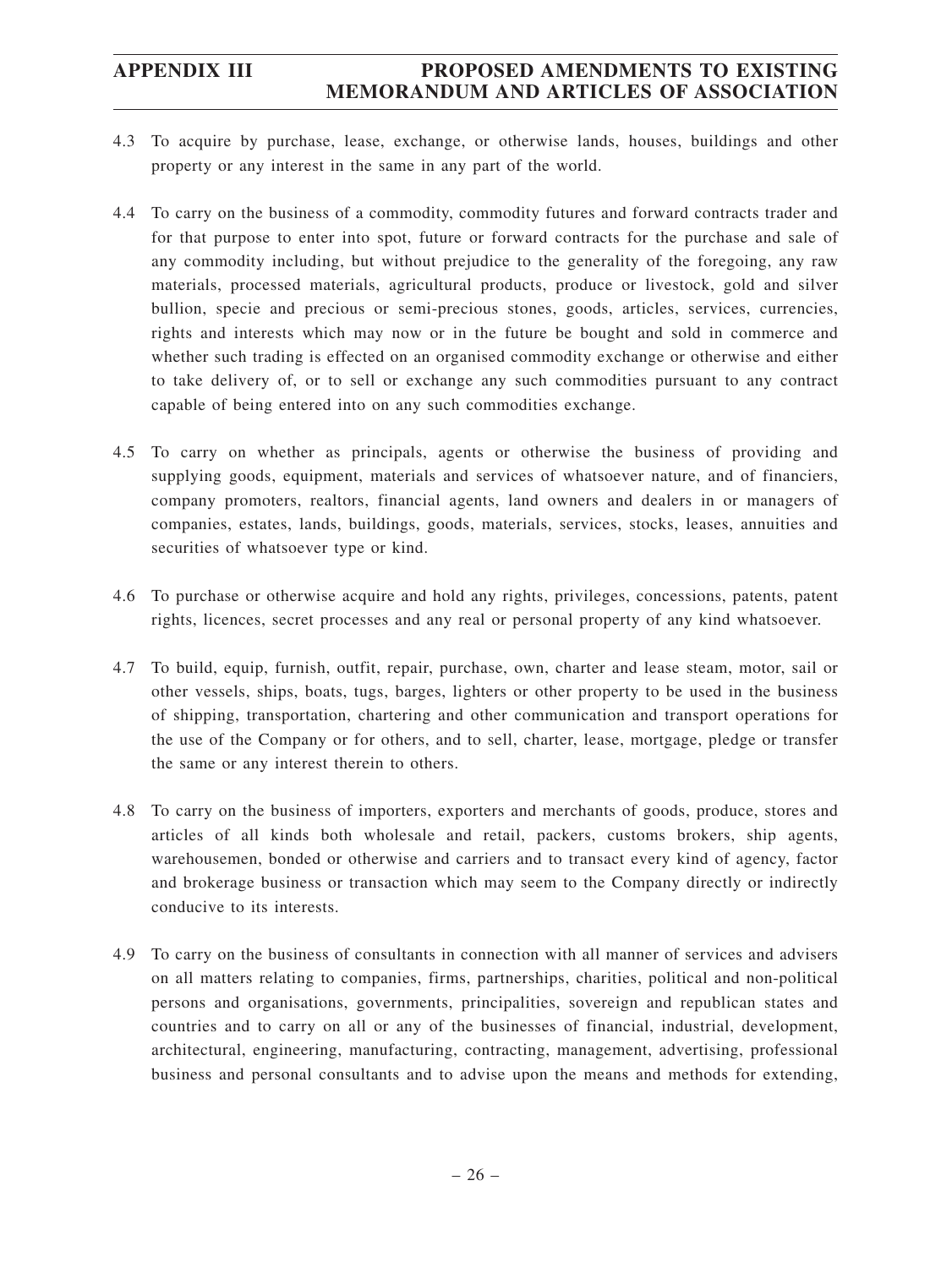4.3 To acquire by purchase, lease, exchange, or otherwise lands, houses, buildings and other property or any interest in the same in any part of the world.

4.4 To carry on the business of a commodity, commodity futures and forward contracts trader and for that purpose to enter into spot, future or forward contracts for the purchase and sale of any commodity including, but without prejudice to the generality of the foregoing, any raw materials, processed materials, agricultural products, produce or livestock, gold and silver bullion, specie and precious or semi-precious stones, goods, articles, services, currencies, rights and interests which may now or in the future be bought and sold in commerce and whether such trading is effected on an organised commodity exchange or otherwise and either to take delivery of, or to sell or exchange any such commodities pursuant to any contract capable of being entered into on any such commodities exchange.

4.5 To carry on whether as principals, agents or otherwise the business of providing and supplying goods, equipment, materials and services of whatsoever nature, and of financiers, company promoters, realtors, financial agents, land owners and dealers in or managers of companies, estates, lands, buildings, goods, materials, services, stocks, leases, annuities and securities of whatsoever type or kind.

4.6 To purchase or otherwise acquire and hold any rights, privileges, concessions, patents, patent rights, licences, secret processes and any real or personal property of any kind whatsoever.

4.7 To build, equip, furnish, outfit, repair, purchase, own, charter and lease steam, motor, sail or other vessels, ships, boats, tugs, barges, lighters or other property to be used in the business of shipping, transportation, chartering and other communication and transport operations for the use of the Company or for others, and to sell, charter, lease, mortgage, pledge or transfer the same or any interest therein to others.

4.8 To carry on the business of importers, exporters and merchants of goods, produce, stores and articles of all kinds both wholesale and retail, packers, customs brokers, ship agents, warehousemen, bonded or otherwise and carriers and to transact every kind of agency, factor and brokerage business or transaction which may seem to the Company directly or indirectly conducive to its interests.

4.9 To carry on the business of consultants in connection with all manner of services and advisers on all matters relating to companies, firms, partnerships, charities, political and non-political persons and organisations, governments, principalities, sovereign and republican states and countries and to carry on all or any of the businesses of financial, industrial, development, architectural, engineering, manufacturing, contracting, management, advertising, professional business and personal consultants and to advise upon the means and methods for extending,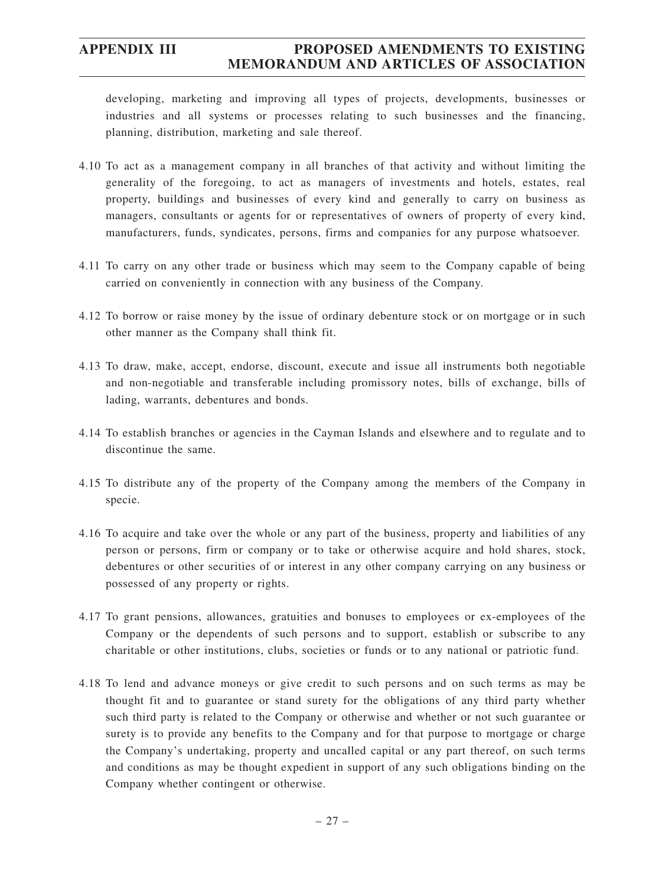developing, marketing and improving all types of projects, developments, businesses or industries and all systems or processes relating to such businesses and the financing, planning, distribution, marketing and sale thereof.

4.10 To act as a management company in all branches of that activity and without limiting the generality of the foregoing, to act as managers of investments and hotels, estates, real property, buildings and businesses of every kind and generally to carry on business as managers, consultants or agents for or representatives of owners of property of every kind, manufacturers, funds, syndicates, persons, firms and companies for any purpose whatsoever.

4.11 To carry on any other trade or business which may seem to the Company capable of being carried on conveniently in connection with any business of the Company.

4.12 To borrow or raise money by the issue of ordinary debenture stock or on mortgage or in such other manner as the Company shall think fit.

4.13 To draw, make, accept, endorse, discount, execute and issue all instruments both negotiable and non-negotiable and transferable including promissory notes, bills of exchange, bills of lading, warrants, debentures and bonds.

4.14 To establish branches or agencies in the Cayman Islands and elsewhere and to regulate and to discontinue the same.

4.15 To distribute any of the property of the Company among the members of the Company in specie.

4.16 To acquire and take over the whole or any part of the business, property and liabilities of any person or persons, firm or company or to take or otherwise acquire and hold shares, stock, debentures or other securities of or interest in any other company carrying on any business or possessed of any property or rights.

4.17 To grant pensions, allowances, gratuities and bonuses to employees or ex-employees of the Company or the dependents of such persons and to support, establish or subscribe to any charitable or other institutions, clubs, societies or funds or to any national or patriotic fund.

4.18 To lend and advance moneys or give credit to such persons and on such terms as may be thought fit and to guarantee or stand surety for the obligations of any third party whether such third party is related to the Company or otherwise and whether or not such guarantee or surety is to provide any benefits to the Company and for that purpose to mortgage or charge the Company's undertaking, property and uncalled capital or any part thereof, on such terms and conditions as may be thought expedient in support of any such obligations binding on the Company whether contingent or otherwise.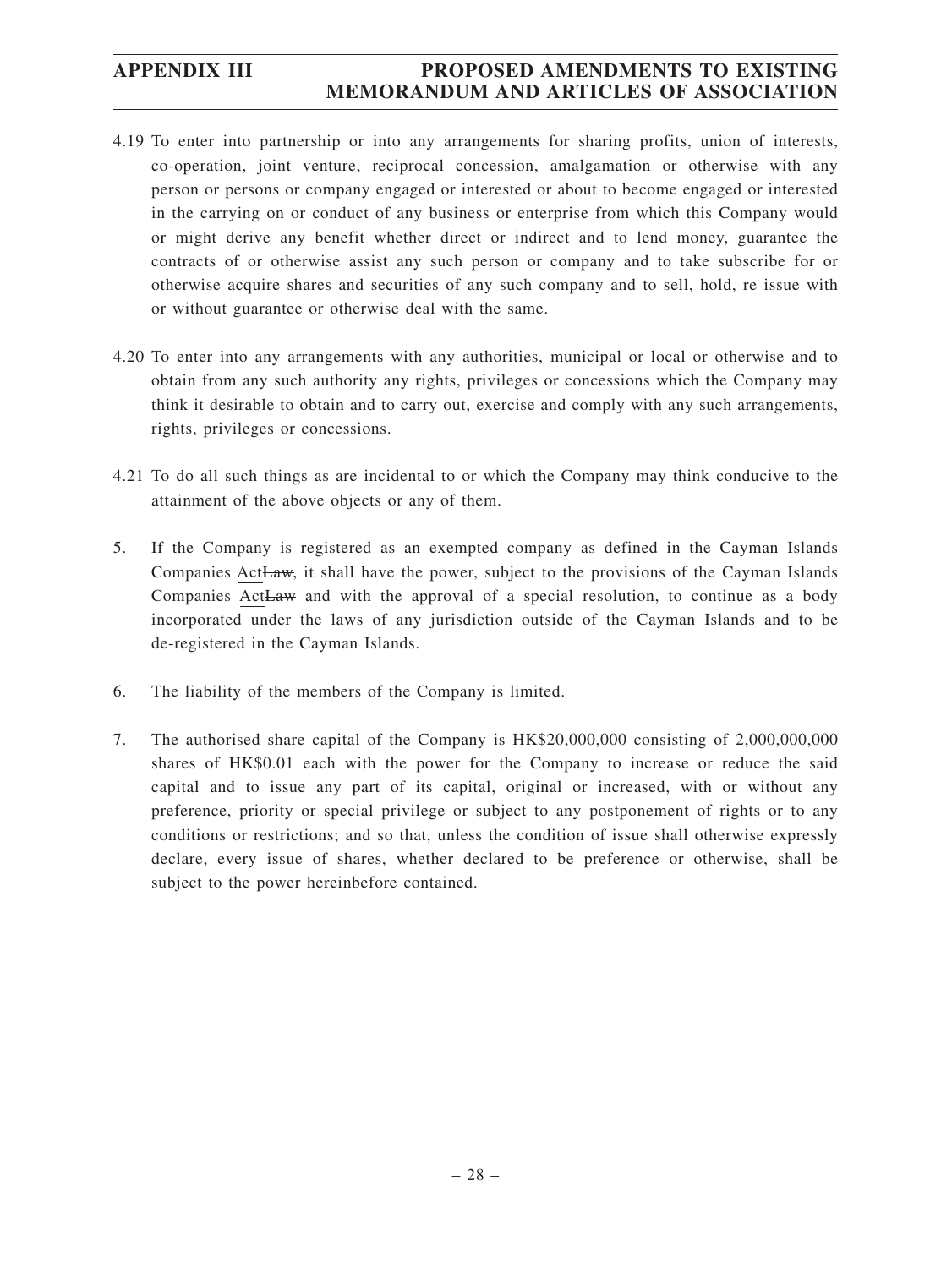4.19 To enter into partnership or into any arrangements for sharing profits, union of interests, co-operation, joint venture, reciprocal concession, amalgamation or otherwise with any person or persons or company engaged or interested or about to become engaged or interested in the carrying on or conduct of any business or enterprise from which this Company would or might derive any benefit whether direct or indirect and to lend money, guarantee the contracts of or otherwise assist any such person or company and to take subscribe for or otherwise acquire shares and securities of any such company and to sell, hold, re issue with or without guarantee or otherwise deal with the same.

4.20 To enter into any arrangements with any authorities, municipal or local or otherwise and to obtain from any such authority any rights, privileges or concessions which the Company may think it desirable to obtain and to carry out, exercise and comply with any such arrangements, rights, privileges or concessions.

4.21 To do all such things as are incidental to or which the Company may think conducive to the attainment of the above objects or any of them.

5. If the Company is registered as an exempted company as defined in the Cayman Islands Companies <u>Act</u>~~Law~~, it shall have the power, subject to the provisions of the Cayman Islands Companies <u>Act</u>~~Law~~ and with the approval of a special resolution, to continue as a body incorporated under the laws of any jurisdiction outside of the Cayman Islands and to be de-registered in the Cayman Islands.

6. The liability of the members of the Company is limited.

7. The authorised share capital of the Company is HK$20,000,000 consisting of 2,000,000,000 shares of HK$0.01 each with the power for the Company to increase or reduce the said capital and to issue any part of its capital, original or increased, with or without any preference, priority or special privilege or subject to any postponement of rights or to any conditions or restrictions; and so that, unless the condition of issue shall otherwise expressly declare, every issue of shares, whether declared to be preference or otherwise, shall be subject to the power hereinbefore contained.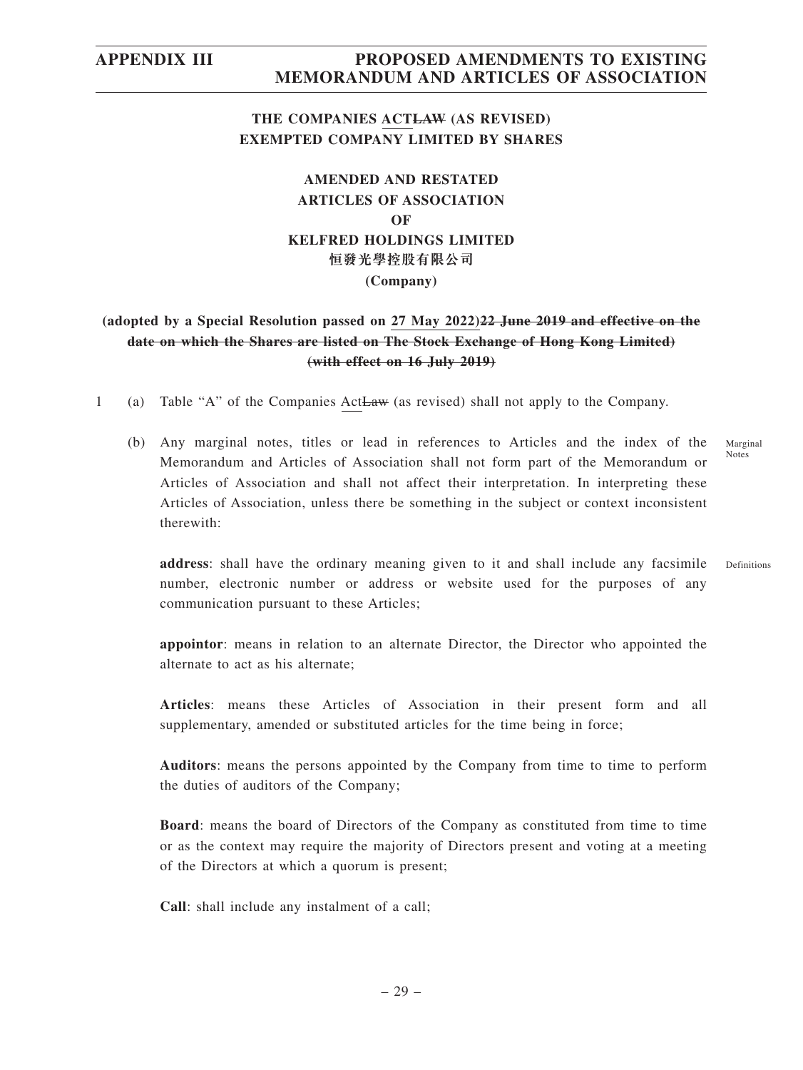**THE COMPANIES ACT~~LAW~~ (AS REVISED)**
**EXEMPTED COMPANY LIMITED BY SHARES**

**AMENDED AND RESTATED**
**ARTICLES OF ASSOCIATION**
**OF**
**KELFRED HOLDINGS LIMITED**
**恒發光學控股有限公司**
**(Company)**

**(adopted by a Special Resolution passed on 27 May 2022)~~22 June 2019 and effective on the date on which the Shares are listed on The Stock Exchange of Hong Kong Limited)~~ ~~(with effect on 16 July 2019)~~**

1 (a) Table "A" of the Companies Act~~Law~~ (as revised) shall not apply to the Company.

(b) Any marginal notes, titles or lead in references to Articles and the index of the Memorandum and Articles of Association shall not form part of the Memorandum or Articles of Association and shall not affect their interpretation. In interpreting these Articles of Association, unless there be something in the subject or context inconsistent therewith: *(Marginal Notes)*

**address**: shall have the ordinary meaning given to it and shall include any facsimile number, electronic number or address or website used for the purposes of any communication pursuant to these Articles; *(Definitions)*

**appointor**: means in relation to an alternate Director, the Director who appointed the alternate to act as his alternate;

**Articles**: means these Articles of Association in their present form and all supplementary, amended or substituted articles for the time being in force;

**Auditors**: means the persons appointed by the Company from time to time to perform the duties of auditors of the Company;

**Board**: means the board of Directors of the Company as constituted from time to time or as the context may require the majority of Directors present and voting at a meeting of the Directors at which a quorum is present;

**Call**: shall include any instalment of a call;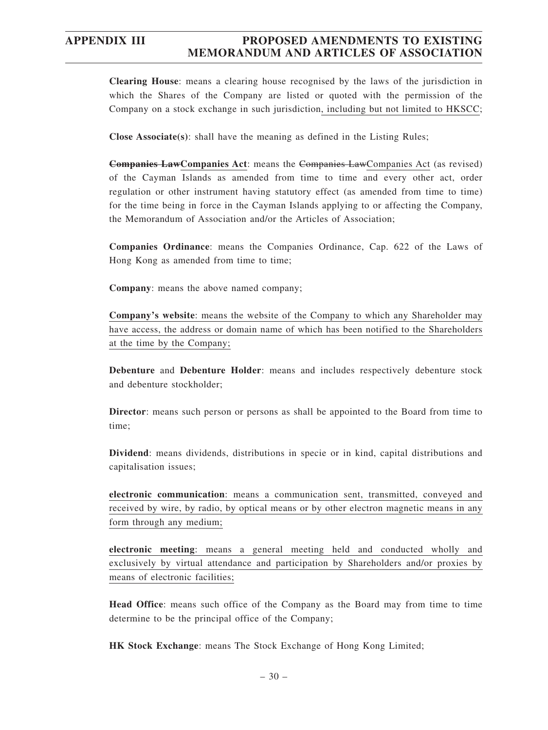**Clearing House**: means a clearing house recognised by the laws of the jurisdiction in which the Shares of the Company are listed or quoted with the permission of the Company on a stock exchange in such jurisdiction, including but not limited to HKSCC;

**Close Associate(s)**: shall have the meaning as defined in the Listing Rules;

**~~Companies Law~~Companies Act**: means the ~~Companies Law~~Companies Act (as revised) of the Cayman Islands as amended from time to time and every other act, order regulation or other instrument having statutory effect (as amended from time to time) for the time being in force in the Cayman Islands applying to or affecting the Company, the Memorandum of Association and/or the Articles of Association;

**Companies Ordinance**: means the Companies Ordinance, Cap. 622 of the Laws of Hong Kong as amended from time to time;

**Company**: means the above named company;

**Company's website**: means the website of the Company to which any Shareholder may have access, the address or domain name of which has been notified to the Shareholders at the time by the Company;

**Debenture** and **Debenture Holder**: means and includes respectively debenture stock and debenture stockholder;

**Director**: means such person or persons as shall be appointed to the Board from time to time;

**Dividend**: means dividends, distributions in specie or in kind, capital distributions and capitalisation issues;

**electronic communication**: means a communication sent, transmitted, conveyed and received by wire, by radio, by optical means or by other electron magnetic means in any form through any medium;

**electronic meeting**: means a general meeting held and conducted wholly and exclusively by virtual attendance and participation by Shareholders and/or proxies by means of electronic facilities;

**Head Office**: means such office of the Company as the Board may from time to time determine to be the principal office of the Company;

**HK Stock Exchange**: means The Stock Exchange of Hong Kong Limited;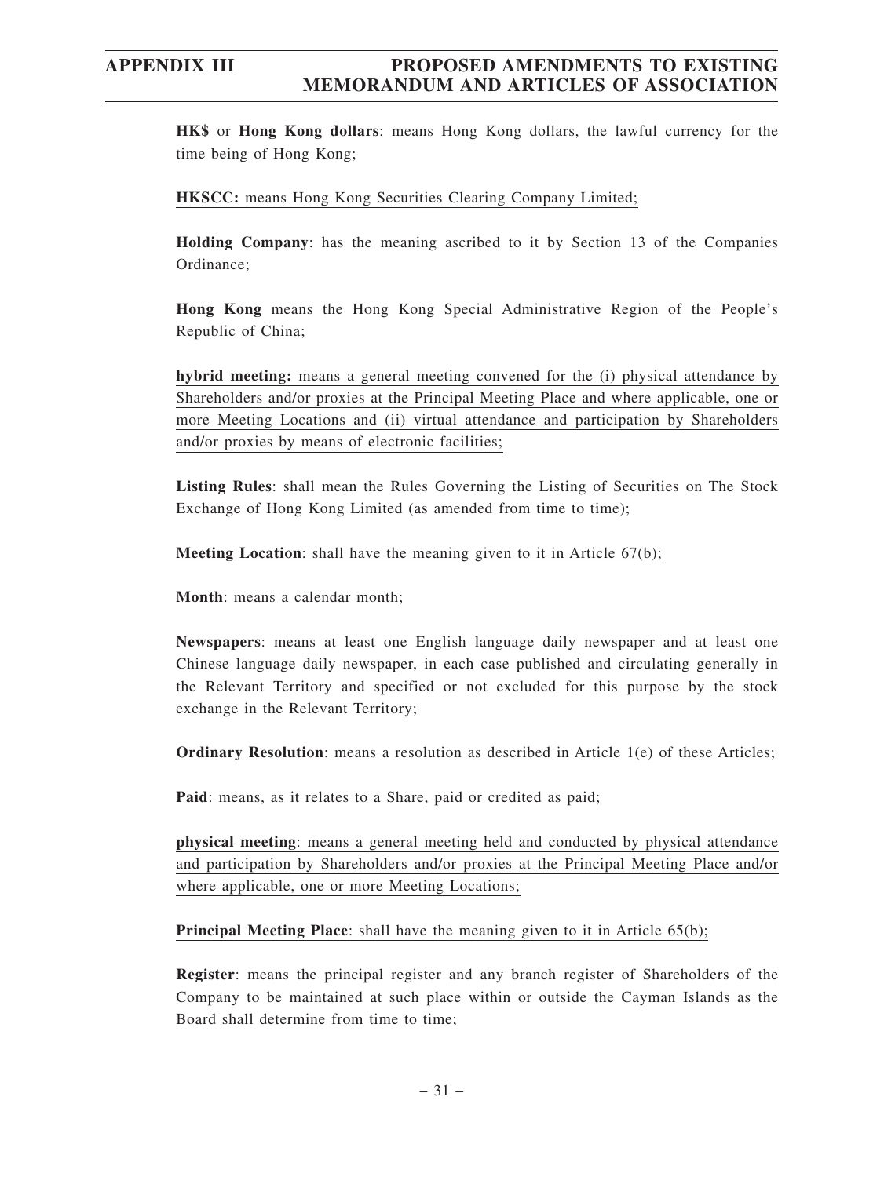**HK$** or **Hong Kong dollars**: means Hong Kong dollars, the lawful currency for the time being of Hong Kong;

**HKSCC:** means Hong Kong Securities Clearing Company Limited;

**Holding Company**: has the meaning ascribed to it by Section 13 of the Companies Ordinance;

**Hong Kong** means the Hong Kong Special Administrative Region of the People's Republic of China;

**hybrid meeting:** means a general meeting convened for the (i) physical attendance by Shareholders and/or proxies at the Principal Meeting Place and where applicable, one or more Meeting Locations and (ii) virtual attendance and participation by Shareholders and/or proxies by means of electronic facilities;

**Listing Rules**: shall mean the Rules Governing the Listing of Securities on The Stock Exchange of Hong Kong Limited (as amended from time to time);

**Meeting Location**: shall have the meaning given to it in Article 67(b);

**Month**: means a calendar month;

**Newspapers**: means at least one English language daily newspaper and at least one Chinese language daily newspaper, in each case published and circulating generally in the Relevant Territory and specified or not excluded for this purpose by the stock exchange in the Relevant Territory;

**Ordinary Resolution**: means a resolution as described in Article 1(e) of these Articles;

**Paid**: means, as it relates to a Share, paid or credited as paid;

**physical meeting**: means a general meeting held and conducted by physical attendance and participation by Shareholders and/or proxies at the Principal Meeting Place and/or where applicable, one or more Meeting Locations;

**Principal Meeting Place**: shall have the meaning given to it in Article 65(b);

**Register**: means the principal register and any branch register of Shareholders of the Company to be maintained at such place within or outside the Cayman Islands as the Board shall determine from time to time;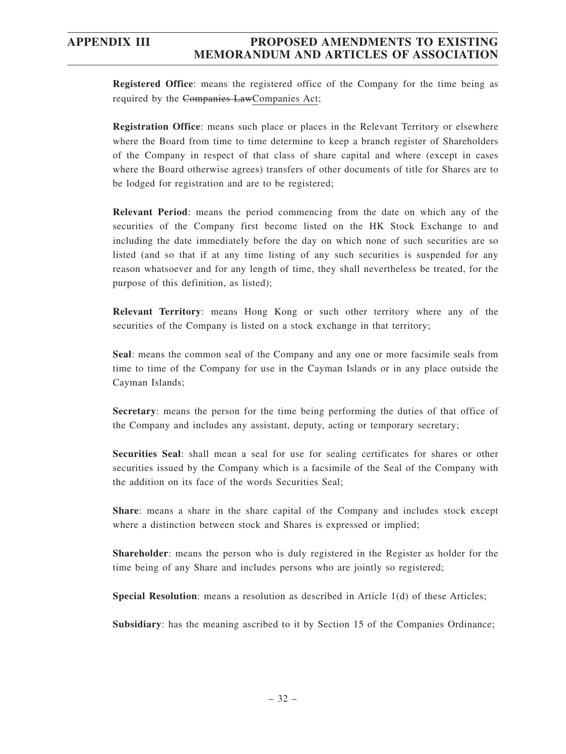**Registered Office**: means the registered office of the Company for the time being as required by the ~~Companies Law~~Companies Act;

**Registration Office**: means such place or places in the Relevant Territory or elsewhere where the Board from time to time determine to keep a branch register of Shareholders of the Company in respect of that class of share capital and where (except in cases where the Board otherwise agrees) transfers of other documents of title for Shares are to be lodged for registration and are to be registered;

**Relevant Period**: means the period commencing from the date on which any of the securities of the Company first become listed on the HK Stock Exchange to and including the date immediately before the day on which none of such securities are so listed (and so that if at any time listing of any such securities is suspended for any reason whatsoever and for any length of time, they shall nevertheless be treated, for the purpose of this definition, as listed);

**Relevant Territory**: means Hong Kong or such other territory where any of the securities of the Company is listed on a stock exchange in that territory;

**Seal**: means the common seal of the Company and any one or more facsimile seals from time to time of the Company for use in the Cayman Islands or in any place outside the Cayman Islands;

**Secretary**: means the person for the time being performing the duties of that office of the Company and includes any assistant, deputy, acting or temporary secretary;

**Securities Seal**: shall mean a seal for use for sealing certificates for shares or other securities issued by the Company which is a facsimile of the Seal of the Company with the addition on its face of the words Securities Seal;

**Share**: means a share in the share capital of the Company and includes stock except where a distinction between stock and Shares is expressed or implied;

**Shareholder**: means the person who is duly registered in the Register as holder for the time being of any Share and includes persons who are jointly so registered;

**Special Resolution**: means a resolution as described in Article 1(d) of these Articles;

**Subsidiary**: has the meaning ascribed to it by Section 15 of the Companies Ordinance;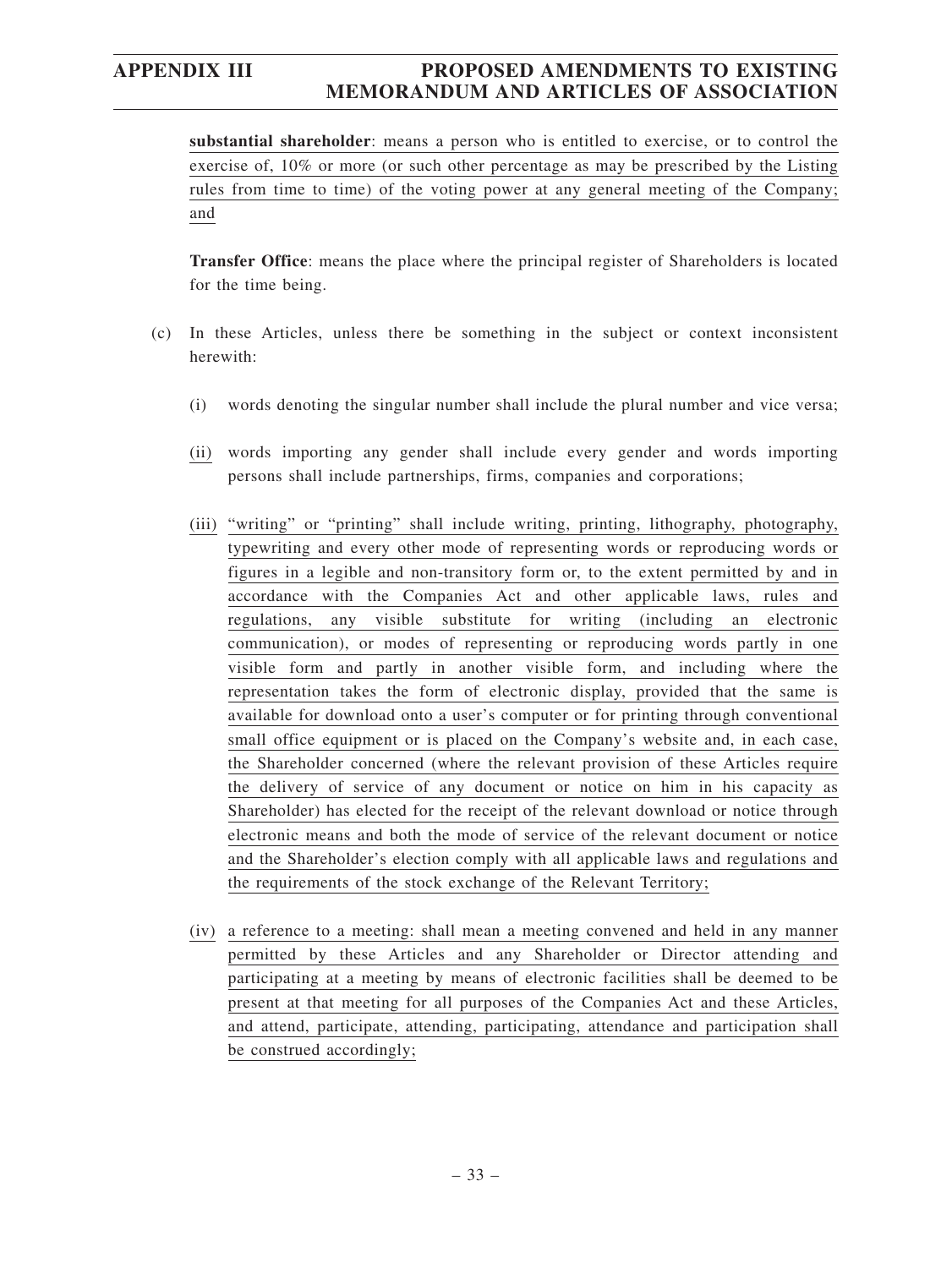**substantial shareholder**: means a person who is entitled to exercise, or to control the exercise of, 10% or more (or such other percentage as may be prescribed by the Listing rules from time to time) of the voting power at any general meeting of the Company; and

**Transfer Office**: means the place where the principal register of Shareholders is located for the time being.

(c) In these Articles, unless there be something in the subject or context inconsistent herewith:

(i) words denoting the singular number shall include the plural number and vice versa;

(ii) words importing any gender shall include every gender and words importing persons shall include partnerships, firms, companies and corporations;

(iii) "writing" or "printing" shall include writing, printing, lithography, photography, typewriting and every other mode of representing words or reproducing words or figures in a legible and non-transitory form or, to the extent permitted by and in accordance with the Companies Act and other applicable laws, rules and regulations, any visible substitute for writing (including an electronic communication), or modes of representing or reproducing words partly in one visible form and partly in another visible form, and including where the representation takes the form of electronic display, provided that the same is available for download onto a user's computer or for printing through conventional small office equipment or is placed on the Company's website and, in each case, the Shareholder concerned (where the relevant provision of these Articles require the delivery of service of any document or notice on him in his capacity as Shareholder) has elected for the receipt of the relevant download or notice through electronic means and both the mode of service of the relevant document or notice and the Shareholder's election comply with all applicable laws and regulations and the requirements of the stock exchange of the Relevant Territory;

(iv) a reference to a meeting: shall mean a meeting convened and held in any manner permitted by these Articles and any Shareholder or Director attending and participating at a meeting by means of electronic facilities shall be deemed to be present at that meeting for all purposes of the Companies Act and these Articles, and attend, participate, attending, participating, attendance and participation shall be construed accordingly;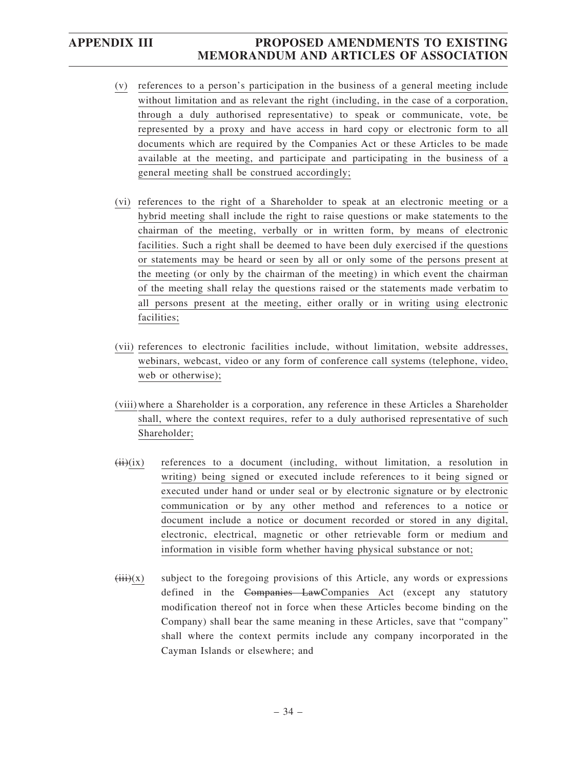(v) references to a person's participation in the business of a general meeting include without limitation and as relevant the right (including, in the case of a corporation, through a duly authorised representative) to speak or communicate, vote, be represented by a proxy and have access in hard copy or electronic form to all documents which are required by the Companies Act or these Articles to be made available at the meeting, and participate and participating in the business of a general meeting shall be construed accordingly;

(vi) references to the right of a Shareholder to speak at an electronic meeting or a hybrid meeting shall include the right to raise questions or make statements to the chairman of the meeting, verbally or in written form, by means of electronic facilities. Such a right shall be deemed to have been duly exercised if the questions or statements may be heard or seen by all or only some of the persons present at the meeting (or only by the chairman of the meeting) in which event the chairman of the meeting shall relay the questions raised or the statements made verbatim to all persons present at the meeting, either orally or in writing using electronic facilities;

(vii) references to electronic facilities include, without limitation, website addresses, webinars, webcast, video or any form of conference call systems (telephone, video, web or otherwise);

(viii) where a Shareholder is a corporation, any reference in these Articles a Shareholder shall, where the context requires, refer to a duly authorised representative of such Shareholder;

~~(ii)~~(ix) references to a document (including, without limitation, a resolution in writing) being signed or executed include references to it being signed or executed under hand or under seal or by electronic signature or by electronic communication or by any other method and references to a notice or document include a notice or document recorded or stored in any digital, electronic, electrical, magnetic or other retrievable form or medium and information in visible form whether having physical substance or not;

~~(iii)~~(x) subject to the foregoing provisions of this Article, any words or expressions defined in the ~~Companies Law~~Companies Act (except any statutory modification thereof not in force when these Articles become binding on the Company) shall bear the same meaning in these Articles, save that "company" shall where the context permits include any company incorporated in the Cayman Islands or elsewhere; and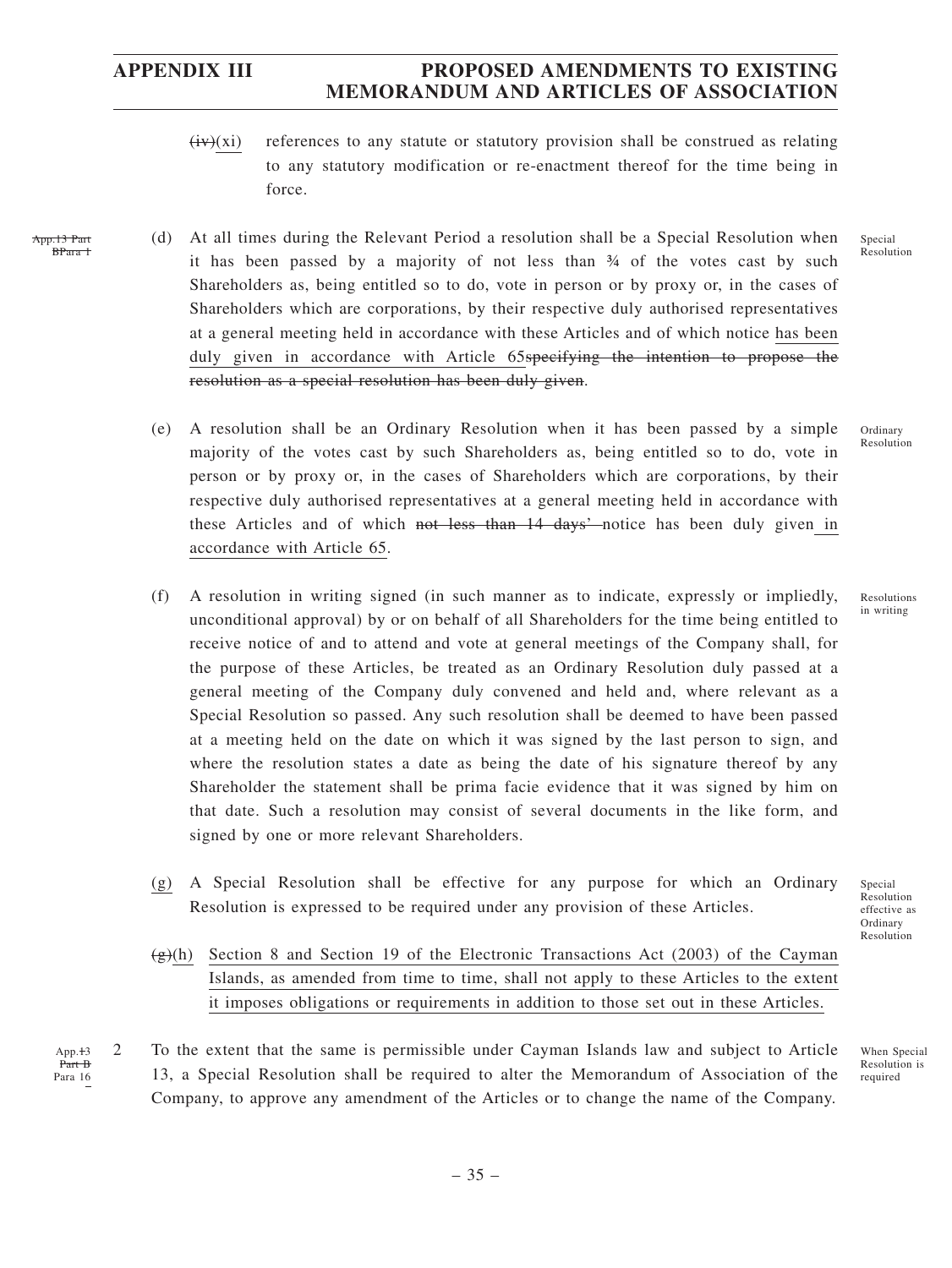~~(iv)~~(xi) references to any statute or statutory provision shall be construed as relating to any statutory modification or re-enactment thereof for the time being in force.

~~App.13 Part B Para 1~~

(d) At all times during the Relevant Period a resolution shall be a Special Resolution when it has been passed by a majority of not less than ¾ of the votes cast by such Shareholders as, being entitled so to do, vote in person or by proxy or, in the cases of Shareholders which are corporations, by their respective duly authorised representatives at a general meeting held in accordance with these Articles and of which notice has been duly given in accordance with Article 65~~specifying the intention to propose the resolution as a special resolution has been duly given~~.

Special Resolution

(e) A resolution shall be an Ordinary Resolution when it has been passed by a simple majority of the votes cast by such Shareholders as, being entitled so to do, vote in person or by proxy or, in the cases of Shareholders which are corporations, by their respective duly authorised representatives at a general meeting held in accordance with these Articles and of which ~~not less than 14 days'~~ notice has been duly given in accordance with Article 65.

Ordinary Resolution

(f) A resolution in writing signed (in such manner as to indicate, expressly or impliedly, unconditional approval) by or on behalf of all Shareholders for the time being entitled to receive notice of and to attend and vote at general meetings of the Company shall, for the purpose of these Articles, be treated as an Ordinary Resolution duly passed at a general meeting of the Company duly convened and held and, where relevant as a Special Resolution so passed. Any such resolution shall be deemed to have been passed at a meeting held on the date on which it was signed by the last person to sign, and where the resolution states a date as being the date of his signature thereof by any Shareholder the statement shall be prima facie evidence that it was signed by him on that date. Such a resolution may consist of several documents in the like form, and signed by one or more relevant Shareholders.

Resolutions in writing

(g) A Special Resolution shall be effective for any purpose for which an Ordinary Resolution is expressed to be required under any provision of these Articles.

Special Resolution effective as Ordinary Resolution

~~(g)~~(h) Section 8 and Section 19 of the Electronic Transactions Act (2003) of the Cayman Islands, as amended from time to time, shall not apply to these Articles to the extent it imposes obligations or requirements in addition to those set out in these Articles.

App.~~1~~3 ~~Part B~~ Para 16

2 To the extent that the same is permissible under Cayman Islands law and subject to Article 13, a Special Resolution shall be required to alter the Memorandum of Association of the Company, to approve any amendment of the Articles or to change the name of the Company.

When Special Resolution is required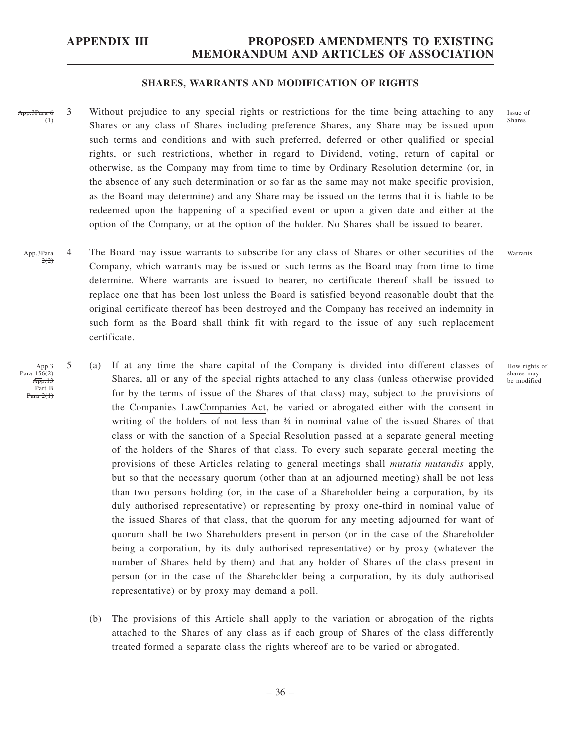## SHARES, WARRANTS AND MODIFICATION OF RIGHTS

~~App.3Para 6 (1)~~

3 Without prejudice to any special rights or restrictions for the time being attaching to any Shares or any class of Shares including preference Shares, any Share may be issued upon such terms and conditions and with such preferred, deferred or other qualified or special rights, or such restrictions, whether in regard to Dividend, voting, return of capital or otherwise, as the Company may from time to time by Ordinary Resolution determine (or, in the absence of any such determination or so far as the same may not make specific provision, as the Board may determine) and any Share may be issued on the terms that it is liable to be redeemed upon the happening of a specified event or upon a given date and either at the option of the Company, or at the option of the holder. No Shares shall be issued to bearer.

Issue of Shares

~~App.3Para 2(2)~~

4 The Board may issue warrants to subscribe for any class of Shares or other securities of the Company, which warrants may be issued on such terms as the Board may from time to time determine. Where warrants are issued to bearer, no certificate thereof shall be issued to replace one that has been lost unless the Board is satisfied beyond reasonable doubt that the original certificate thereof has been destroyed and the Company has received an indemnity in such form as the Board shall think fit with regard to the issue of any such replacement certificate.

Warrants

App.3 Para 15~~6(2)~~ ~~App.13 Part B Para 2(1)~~

5 (a) If at any time the share capital of the Company is divided into different classes of Shares, all or any of the special rights attached to any class (unless otherwise provided for by the terms of issue of the Shares of that class) may, subject to the provisions of the ~~Companies Law~~Companies Act, be varied or abrogated either with the consent in writing of the holders of not less than ¾ in nominal value of the issued Shares of that class or with the sanction of a Special Resolution passed at a separate general meeting of the holders of the Shares of that class. To every such separate general meeting the provisions of these Articles relating to general meetings shall *mutatis mutandis* apply, but so that the necessary quorum (other than at an adjourned meeting) shall be not less than two persons holding (or, in the case of a Shareholder being a corporation, by its duly authorised representative) or representing by proxy one-third in nominal value of the issued Shares of that class, that the quorum for any meeting adjourned for want of quorum shall be two Shareholders present in person (or in the case of the Shareholder being a corporation, by its duly authorised representative) or by proxy (whatever the number of Shares held by them) and that any holder of Shares of the class present in person (or in the case of the Shareholder being a corporation, by its duly authorised representative) or by proxy may demand a poll.

How rights of shares may be modified

(b) The provisions of this Article shall apply to the variation or abrogation of the rights attached to the Shares of any class as if each group of Shares of the class differently treated formed a separate class the rights whereof are to be varied or abrogated.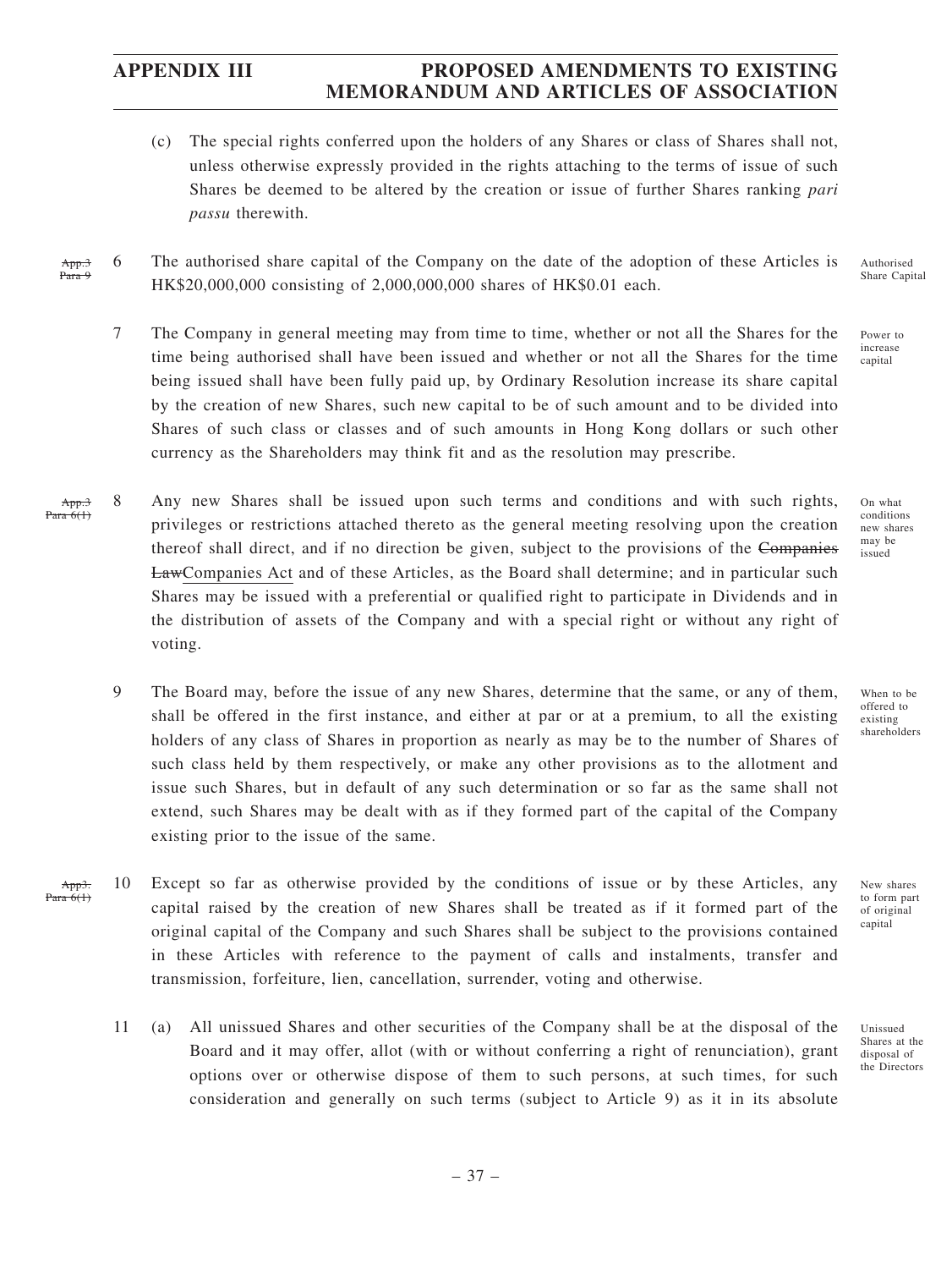(c) The special rights conferred upon the holders of any Shares or class of Shares shall not, unless otherwise expressly provided in the rights attaching to the terms of issue of such Shares be deemed to be altered by the creation or issue of further Shares ranking *pari passu* therewith.

~~App.3 Para 9~~

Authorised Share Capital

6 The authorised share capital of the Company on the date of the adoption of these Articles is HK$20,000,000 consisting of 2,000,000,000 shares of HK$0.01 each.

Power to increase capital

7 The Company in general meeting may from time to time, whether or not all the Shares for the time being authorised shall have been issued and whether or not all the Shares for the time being issued shall have been fully paid up, by Ordinary Resolution increase its share capital by the creation of new Shares, such new capital to be of such amount and to be divided into Shares of such class or classes and of such amounts in Hong Kong dollars or such other currency as the Shareholders may think fit and as the resolution may prescribe.

~~App.3 Para 6(1)~~

On what conditions new shares may be issued

8 Any new Shares shall be issued upon such terms and conditions and with such rights, privileges or restrictions attached thereto as the general meeting resolving upon the creation thereof shall direct, and if no direction be given, subject to the provisions of the ~~Companies Law~~<u>Companies Act</u> and of these Articles, as the Board shall determine; and in particular such Shares may be issued with a preferential or qualified right to participate in Dividends and in the distribution of assets of the Company and with a special right or without any right of voting.

When to be offered to existing shareholders

9 The Board may, before the issue of any new Shares, determine that the same, or any of them, shall be offered in the first instance, and either at par or at a premium, to all the existing holders of any class of Shares in proportion as nearly as may be to the number of Shares of such class held by them respectively, or make any other provisions as to the allotment and issue such Shares, but in default of any such determination or so far as the same shall not extend, such Shares may be dealt with as if they formed part of the capital of the Company existing prior to the issue of the same.

~~App.3. Para 6(1)~~

New shares to form part of original capital

10 Except so far as otherwise provided by the conditions of issue or by these Articles, any capital raised by the creation of new Shares shall be treated as if it formed part of the original capital of the Company and such Shares shall be subject to the provisions contained in these Articles with reference to the payment of calls and instalments, transfer and transmission, forfeiture, lien, cancellation, surrender, voting and otherwise.

Unissued Shares at the disposal of the Directors

11 (a) All unissued Shares and other securities of the Company shall be at the disposal of the Board and it may offer, allot (with or without conferring a right of renunciation), grant options over or otherwise dispose of them to such persons, at such times, for such consideration and generally on such terms (subject to Article 9) as it in its absolute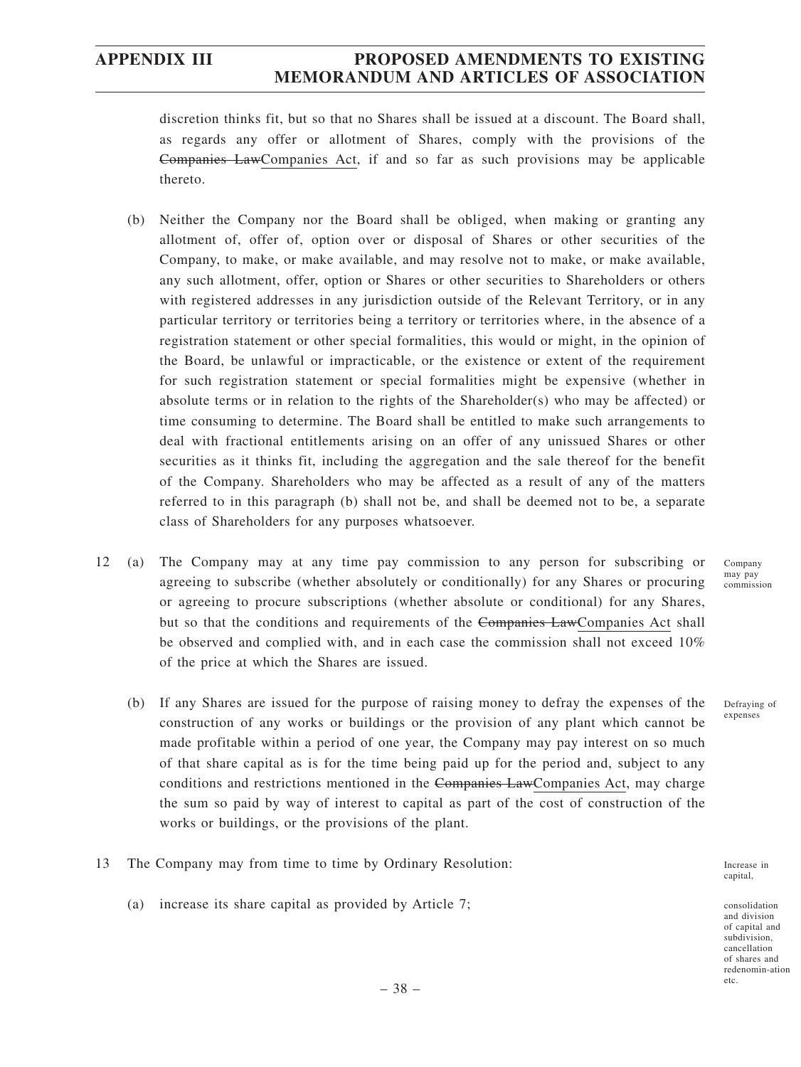discretion thinks fit, but so that no Shares shall be issued at a discount. The Board shall, as regards any offer or allotment of Shares, comply with the provisions of the ~~Companies Law~~Companies Act, if and so far as such provisions may be applicable thereto.

(b) Neither the Company nor the Board shall be obliged, when making or granting any allotment of, offer of, option over or disposal of Shares or other securities of the Company, to make, or make available, and may resolve not to make, or make available, any such allotment, offer, option or Shares or other securities to Shareholders or others with registered addresses in any jurisdiction outside of the Relevant Territory, or in any particular territory or territories being a territory or territories where, in the absence of a registration statement or other special formalities, this would or might, in the opinion of the Board, be unlawful or impracticable, or the existence or extent of the requirement for such registration statement or special formalities might be expensive (whether in absolute terms or in relation to the rights of the Shareholder(s) who may be affected) or time consuming to determine. The Board shall be entitled to make such arrangements to deal with fractional entitlements arising on an offer of any unissued Shares or other securities as it thinks fit, including the aggregation and the sale thereof for the benefit of the Company. Shareholders who may be affected as a result of any of the matters referred to in this paragraph (b) shall not be, and shall be deemed not to be, a separate class of Shareholders for any purposes whatsoever.

12 (a) The Company may at any time pay commission to any person for subscribing or agreeing to subscribe (whether absolutely or conditionally) for any Shares or procuring or agreeing to procure subscriptions (whether absolute or conditional) for any Shares, but so that the conditions and requirements of the ~~Companies Law~~Companies Act shall be observed and complied with, and in each case the commission shall not exceed 10% of the price at which the Shares are issued.

*Company may pay commission*

(b) If any Shares are issued for the purpose of raising money to defray the expenses of the construction of any works or buildings or the provision of any plant which cannot be made profitable within a period of one year, the Company may pay interest on so much of that share capital as is for the time being paid up for the period and, subject to any conditions and restrictions mentioned in the ~~Companies Law~~Companies Act, may charge the sum so paid by way of interest to capital as part of the cost of construction of the works or buildings, or the provisions of the plant.

*Defraying of expenses*

13 The Company may from time to time by Ordinary Resolution:

*Increase in capital, consolidation and division of capital and subdivision, cancellation of shares and redenomin-ation etc.*

(a) increase its share capital as provided by Article 7;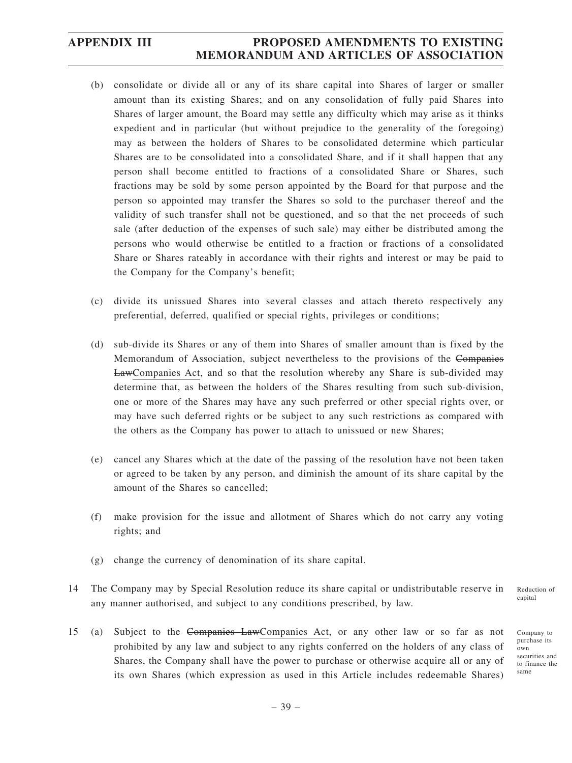(b) consolidate or divide all or any of its share capital into Shares of larger or smaller amount than its existing Shares; and on any consolidation of fully paid Shares into Shares of larger amount, the Board may settle any difficulty which may arise as it thinks expedient and in particular (but without prejudice to the generality of the foregoing) may as between the holders of Shares to be consolidated determine which particular Shares are to be consolidated into a consolidated Share, and if it shall happen that any person shall become entitled to fractions of a consolidated Share or Shares, such fractions may be sold by some person appointed by the Board for that purpose and the person so appointed may transfer the Shares so sold to the purchaser thereof and the validity of such transfer shall not be questioned, and so that the net proceeds of such sale (after deduction of the expenses of such sale) may either be distributed among the persons who would otherwise be entitled to a fraction or fractions of a consolidated Share or Shares rateably in accordance with their rights and interest or may be paid to the Company for the Company's benefit;

(c) divide its unissued Shares into several classes and attach thereto respectively any preferential, deferred, qualified or special rights, privileges or conditions;

(d) sub-divide its Shares or any of them into Shares of smaller amount than is fixed by the Memorandum of Association, subject nevertheless to the provisions of the ~~Companies Law~~Companies Act, and so that the resolution whereby any Share is sub-divided may determine that, as between the holders of the Shares resulting from such sub-division, one or more of the Shares may have any such preferred or other special rights over, or may have such deferred rights or be subject to any such restrictions as compared with the others as the Company has power to attach to unissued or new Shares;

(e) cancel any Shares which at the date of the passing of the resolution have not been taken or agreed to be taken by any person, and diminish the amount of its share capital by the amount of the Shares so cancelled;

(f) make provision for the issue and allotment of Shares which do not carry any voting rights; and

(g) change the currency of denomination of its share capital.

14 The Company may by Special Resolution reduce its share capital or undistributable reserve in any manner authorised, and subject to any conditions prescribed, by law. *(Reduction of capital)*

15 (a) Subject to the ~~Companies Law~~Companies Act, or any other law or so far as not prohibited by any law and subject to any rights conferred on the holders of any class of Shares, the Company shall have the power to purchase or otherwise acquire all or any of its own Shares (which expression as used in this Article includes redeemable Shares) *(Company to purchase its own securities and to finance the same)*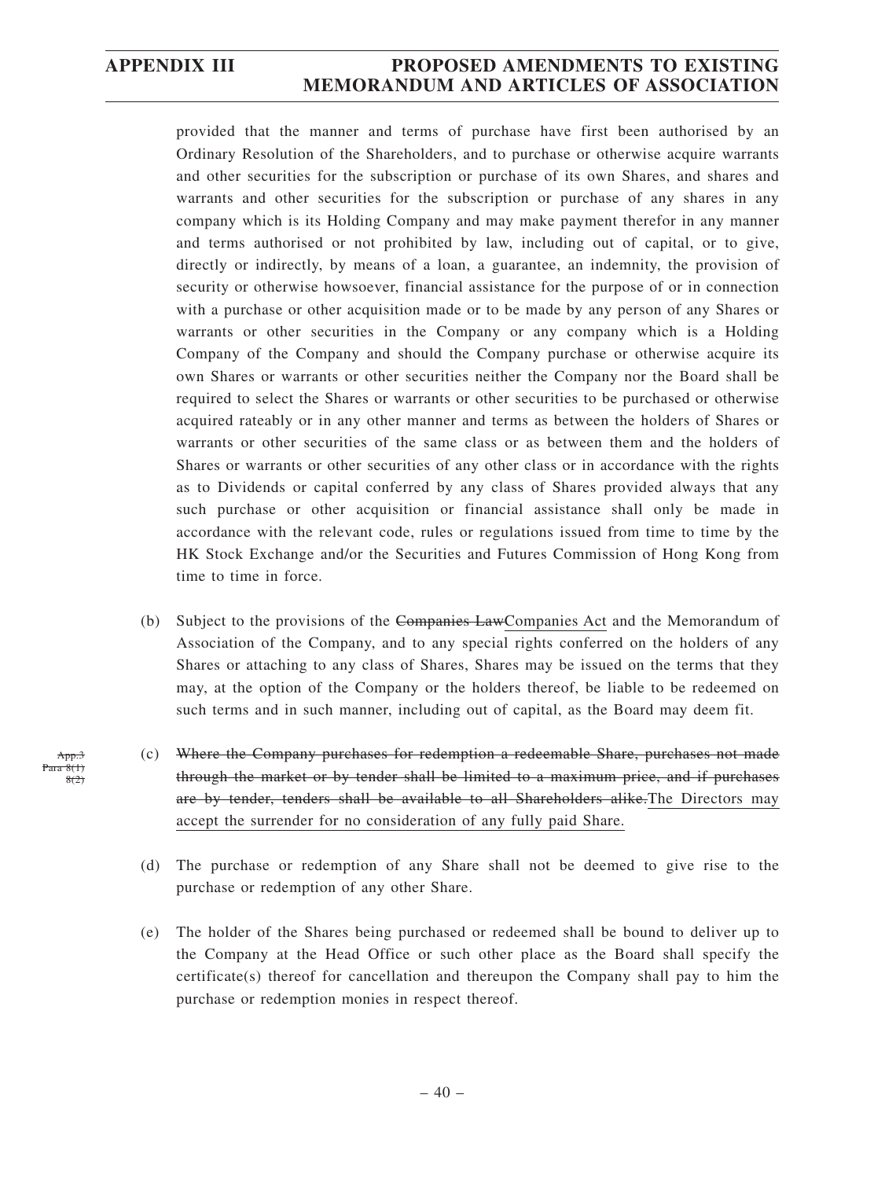provided that the manner and terms of purchase have first been authorised by an Ordinary Resolution of the Shareholders, and to purchase or otherwise acquire warrants and other securities for the subscription or purchase of its own Shares, and shares and warrants and other securities for the subscription or purchase of any shares in any company which is its Holding Company and may make payment therefor in any manner and terms authorised or not prohibited by law, including out of capital, or to give, directly or indirectly, by means of a loan, a guarantee, an indemnity, the provision of security or otherwise howsoever, financial assistance for the purpose of or in connection with a purchase or other acquisition made or to be made by any person of any Shares or warrants or other securities in the Company or any company which is a Holding Company of the Company and should the Company purchase or otherwise acquire its own Shares or warrants or other securities neither the Company nor the Board shall be required to select the Shares or warrants or other securities to be purchased or otherwise acquired rateably or in any other manner and terms as between the holders of Shares or warrants or other securities of the same class or as between them and the holders of Shares or warrants or other securities of any other class or in accordance with the rights as to Dividends or capital conferred by any class of Shares provided always that any such purchase or other acquisition or financial assistance shall only be made in accordance with the relevant code, rules or regulations issued from time to time by the HK Stock Exchange and/or the Securities and Futures Commission of Hong Kong from time to time in force.

(b) Subject to the provisions of the ~~Companies Law~~Companies Act and the Memorandum of Association of the Company, and to any special rights conferred on the holders of any Shares or attaching to any class of Shares, Shares may be issued on the terms that they may, at the option of the Company or the holders thereof, be liable to be redeemed on such terms and in such manner, including out of capital, as the Board may deem fit.

~~App.3 Para 8(1) 8(2)~~

(c) ~~Where the Company purchases for redemption a redeemable Share, purchases not made through the market or by tender shall be limited to a maximum price, and if purchases are by tender, tenders shall be available to all Shareholders alike.~~The Directors may accept the surrender for no consideration of any fully paid Share.

(d) The purchase or redemption of any Share shall not be deemed to give rise to the purchase or redemption of any other Share.

(e) The holder of the Shares being purchased or redeemed shall be bound to deliver up to the Company at the Head Office or such other place as the Board shall specify the certificate(s) thereof for cancellation and thereupon the Company shall pay to him the purchase or redemption monies in respect thereof.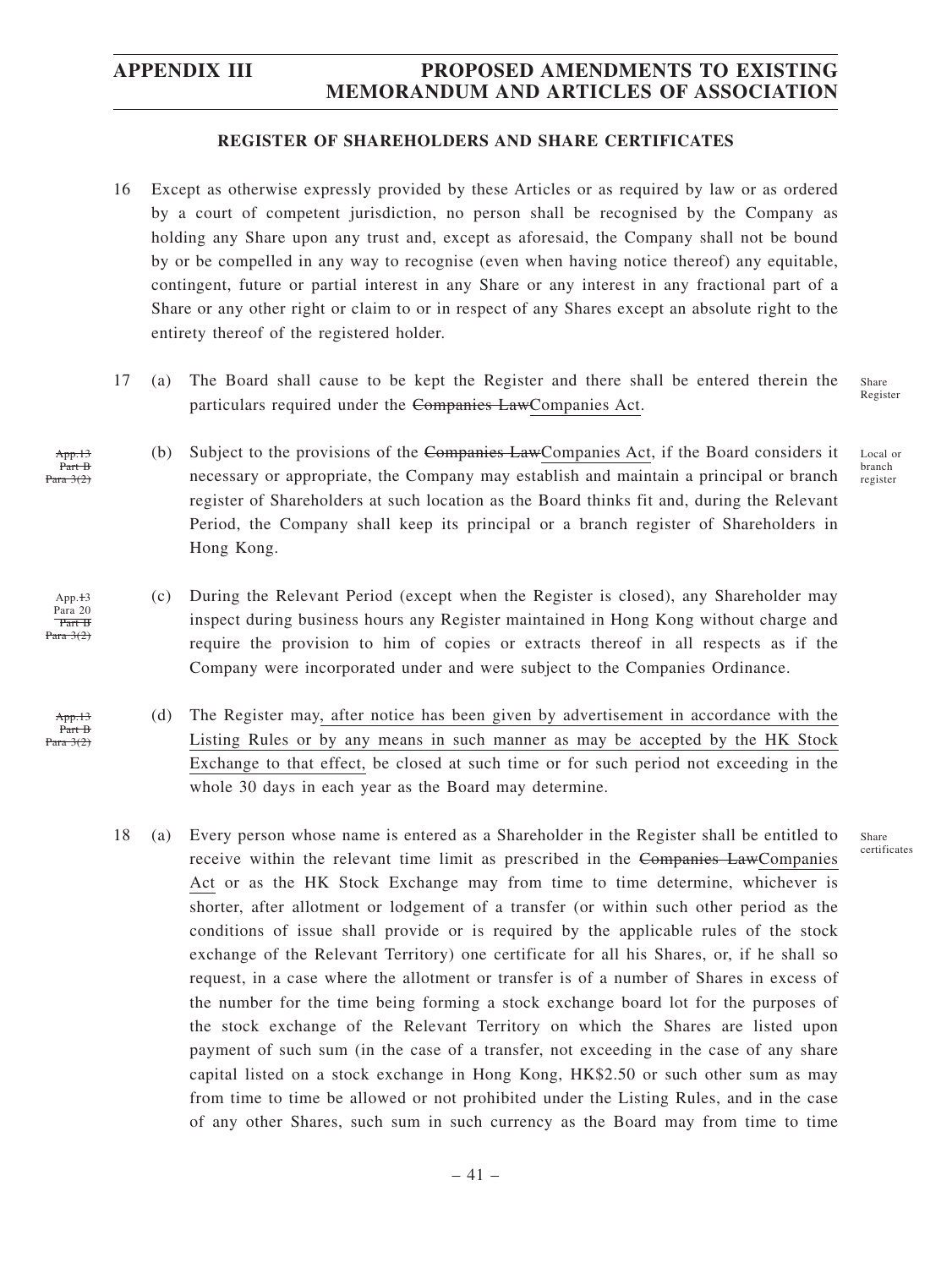### REGISTER OF SHAREHOLDERS AND SHARE CERTIFICATES

16 Except as otherwise expressly provided by these Articles or as required by law or as ordered by a court of competent jurisdiction, no person shall be recognised by the Company as holding any Share upon any trust and, except as aforesaid, the Company shall not be bound by or be compelled in any way to recognise (even when having notice thereof) any equitable, contingent, future or partial interest in any Share or any interest in any fractional part of a Share or any other right or claim to or in respect of any Shares except an absolute right to the entirety thereof of the registered holder.

17 (a) The Board shall cause to be kept the Register and there shall be entered therein the particulars required under the ~~Companies Law~~Companies Act. *Share Register*

(b) Subject to the provisions of the ~~Companies Law~~Companies Act, if the Board considers it necessary or appropriate, the Company may establish and maintain a principal or branch register of Shareholders at such location as the Board thinks fit and, during the Relevant Period, the Company shall keep its principal or a branch register of Shareholders in Hong Kong. *Local or branch register* *~~App.13 Part B Para 3(2)~~*

(c) During the Relevant Period (except when the Register is closed), any Shareholder may inspect during business hours any Register maintained in Hong Kong without charge and require the provision to him of copies or extracts thereof in all respects as if the Company were incorporated under and were subject to the Companies Ordinance. *App.~~13~~3 Para 20 ~~Part B Para 3(2)~~*

(d) The Register may, after notice has been given by advertisement in accordance with the Listing Rules or by any means in such manner as may be accepted by the HK Stock Exchange to that effect, be closed at such time or for such period not exceeding in the whole 30 days in each year as the Board may determine. *~~App.13 Part B Para 3(2)~~*

18 (a) Every person whose name is entered as a Shareholder in the Register shall be entitled to receive within the relevant time limit as prescribed in the ~~Companies Law~~Companies Act or as the HK Stock Exchange may from time to time determine, whichever is shorter, after allotment or lodgement of a transfer (or within such other period as the conditions of issue shall provide or is required by the applicable rules of the stock exchange of the Relevant Territory) one certificate for all his Shares, or, if he shall so request, in a case where the allotment or transfer is of a number of Shares in excess of the number for the time being forming a stock exchange board lot for the purposes of the stock exchange of the Relevant Territory on which the Shares are listed upon payment of such sum (in the case of a transfer, not exceeding in the case of any share capital listed on a stock exchange in Hong Kong, HK$2.50 or such other sum as may from time to time be allowed or not prohibited under the Listing Rules, and in the case of any other Shares, such sum in such currency as the Board may from time to time *Share certificates*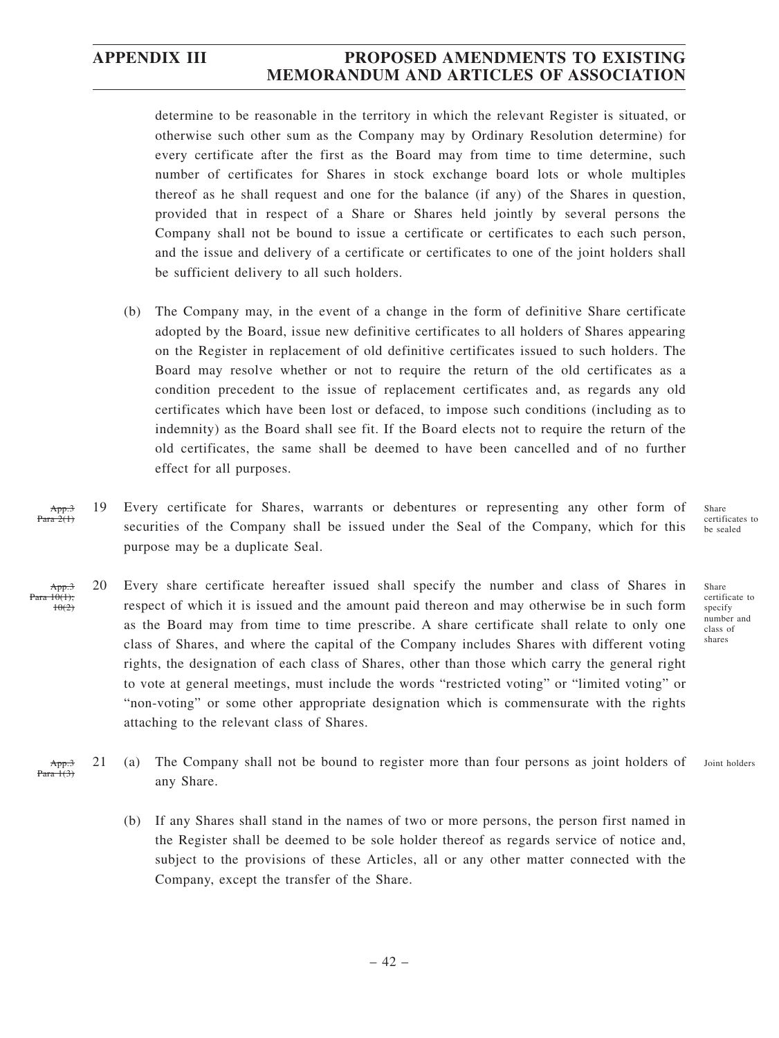determine to be reasonable in the territory in which the relevant Register is situated, or otherwise such other sum as the Company may by Ordinary Resolution determine) for every certificate after the first as the Board may from time to time determine, such number of certificates for Shares in stock exchange board lots or whole multiples thereof as he shall request and one for the balance (if any) of the Shares in question, provided that in respect of a Share or Shares held jointly by several persons the Company shall not be bound to issue a certificate or certificates to each such person, and the issue and delivery of a certificate or certificates to one of the joint holders shall be sufficient delivery to all such holders.

(b) The Company may, in the event of a change in the form of definitive Share certificate adopted by the Board, issue new definitive certificates to all holders of Shares appearing on the Register in replacement of old definitive certificates issued to such holders. The Board may resolve whether or not to require the return of the old certificates as a condition precedent to the issue of replacement certificates and, as regards any old certificates which have been lost or defaced, to impose such conditions (including as to indemnity) as the Board shall see fit. If the Board elects not to require the return of the old certificates, the same shall be deemed to have been cancelled and of no further effect for all purposes.

~~App.3 Para 2(1)~~

Share certificates to be sealed

19 Every certificate for Shares, warrants or debentures or representing any other form of securities of the Company shall be issued under the Seal of the Company, which for this purpose may be a duplicate Seal.

~~App.3 Para 10(1); 10(2)~~

Share certificate to specify number and class of shares

20 Every share certificate hereafter issued shall specify the number and class of Shares in respect of which it is issued and the amount paid thereon and may otherwise be in such form as the Board may from time to time prescribe. A share certificate shall relate to only one class of Shares, and where the capital of the Company includes Shares with different voting rights, the designation of each class of Shares, other than those which carry the general right to vote at general meetings, must include the words "restricted voting" or "limited voting" or "non-voting" or some other appropriate designation which is commensurate with the rights attaching to the relevant class of Shares.

~~App.3 Para 1(3)~~

Joint holders

21 (a) The Company shall not be bound to register more than four persons as joint holders of any Share.

(b) If any Shares shall stand in the names of two or more persons, the person first named in the Register shall be deemed to be sole holder thereof as regards service of notice and, subject to the provisions of these Articles, all or any other matter connected with the Company, except the transfer of the Share.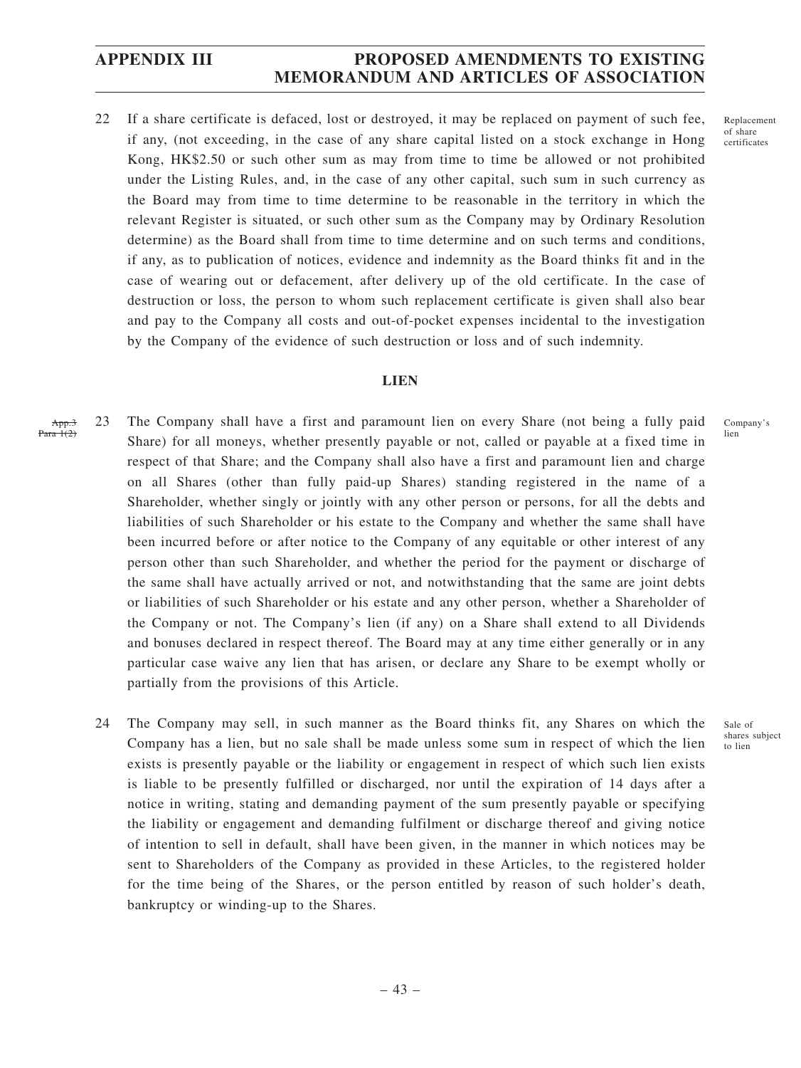22 If a share certificate is defaced, lost or destroyed, it may be replaced on payment of such fee, if any, (not exceeding, in the case of any share capital listed on a stock exchange in Hong Kong, HK$2.50 or such other sum as may from time to time be allowed or not prohibited under the Listing Rules, and, in the case of any other capital, such sum in such currency as the Board may from time to time determine to be reasonable in the territory in which the relevant Register is situated, or such other sum as the Company may by Ordinary Resolution determine) as the Board shall from time to time determine and on such terms and conditions, if any, as to publication of notices, evidence and indemnity as the Board thinks fit and in the case of wearing out or defacement, after delivery up of the old certificate. In the case of destruction or loss, the person to whom such replacement certificate is given shall also bear and pay to the Company all costs and out-of-pocket expenses incidental to the investigation by the Company of the evidence of such destruction or loss and of such indemnity.

Replacement of share certificates

## LIEN

~~App.3 Para 1(2)~~

23 The Company shall have a first and paramount lien on every Share (not being a fully paid Share) for all moneys, whether presently payable or not, called or payable at a fixed time in respect of that Share; and the Company shall also have a first and paramount lien and charge on all Shares (other than fully paid-up Shares) standing registered in the name of a Shareholder, whether singly or jointly with any other person or persons, for all the debts and liabilities of such Shareholder or his estate to the Company and whether the same shall have been incurred before or after notice to the Company of any equitable or other interest of any person other than such Shareholder, and whether the period for the payment or discharge of the same shall have actually arrived or not, and notwithstanding that the same are joint debts or liabilities of such Shareholder or his estate and any other person, whether a Shareholder of the Company or not. The Company's lien (if any) on a Share shall extend to all Dividends and bonuses declared in respect thereof. The Board may at any time either generally or in any particular case waive any lien that has arisen, or declare any Share to be exempt wholly or partially from the provisions of this Article.

Company's lien

24 The Company may sell, in such manner as the Board thinks fit, any Shares on which the Company has a lien, but no sale shall be made unless some sum in respect of which the lien exists is presently payable or the liability or engagement in respect of which such lien exists is liable to be presently fulfilled or discharged, nor until the expiration of 14 days after a notice in writing, stating and demanding payment of the sum presently payable or specifying the liability or engagement and demanding fulfilment or discharge thereof and giving notice of intention to sell in default, shall have been given, in the manner in which notices may be sent to Shareholders of the Company as provided in these Articles, to the registered holder for the time being of the Shares, or the person entitled by reason of such holder's death, bankruptcy or winding-up to the Shares.

Sale of shares subject to lien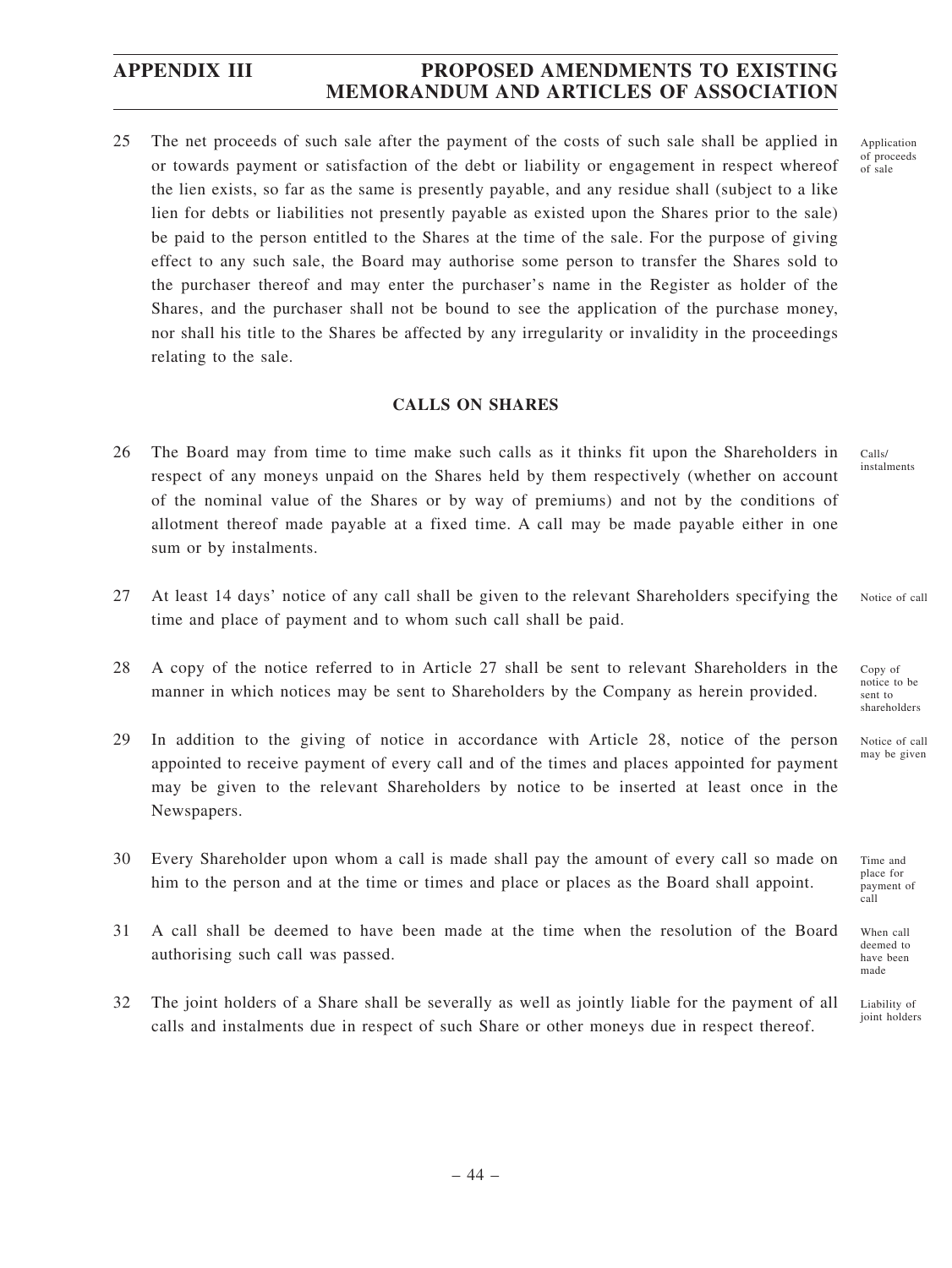25 The net proceeds of such sale after the payment of the costs of such sale shall be applied in or towards payment or satisfaction of the debt or liability or engagement in respect whereof the lien exists, so far as the same is presently payable, and any residue shall (subject to a like lien for debts or liabilities not presently payable as existed upon the Shares prior to the sale) be paid to the person entitled to the Shares at the time of the sale. For the purpose of giving effect to any such sale, the Board may authorise some person to transfer the Shares sold to the purchaser thereof and may enter the purchaser's name in the Register as holder of the Shares, and the purchaser shall not be bound to see the application of the purchase money, nor shall his title to the Shares be affected by any irregularity or invalidity in the proceedings relating to the sale. *Application of proceeds of sale*

## CALLS ON SHARES

26 The Board may from time to time make such calls as it thinks fit upon the Shareholders in respect of any moneys unpaid on the Shares held by them respectively (whether on account of the nominal value of the Shares or by way of premiums) and not by the conditions of allotment thereof made payable at a fixed time. A call may be made payable either in one sum or by instalments. *Calls/instalments*

27 At least 14 days' notice of any call shall be given to the relevant Shareholders specifying the time and place of payment and to whom such call shall be paid. *Notice of call*

28 A copy of the notice referred to in Article 27 shall be sent to relevant Shareholders in the manner in which notices may be sent to Shareholders by the Company as herein provided. *Copy of notice to be sent to shareholders*

29 In addition to the giving of notice in accordance with Article 28, notice of the person appointed to receive payment of every call and of the times and places appointed for payment may be given to the relevant Shareholders by notice to be inserted at least once in the Newspapers. *Notice of call may be given*

30 Every Shareholder upon whom a call is made shall pay the amount of every call so made on him to the person and at the time or times and place or places as the Board shall appoint. *Time and place for payment of call*

31 A call shall be deemed to have been made at the time when the resolution of the Board authorising such call was passed. *When call deemed to have been made*

32 The joint holders of a Share shall be severally as well as jointly liable for the payment of all calls and instalments due in respect of such Share or other moneys due in respect thereof. *Liability of joint holders*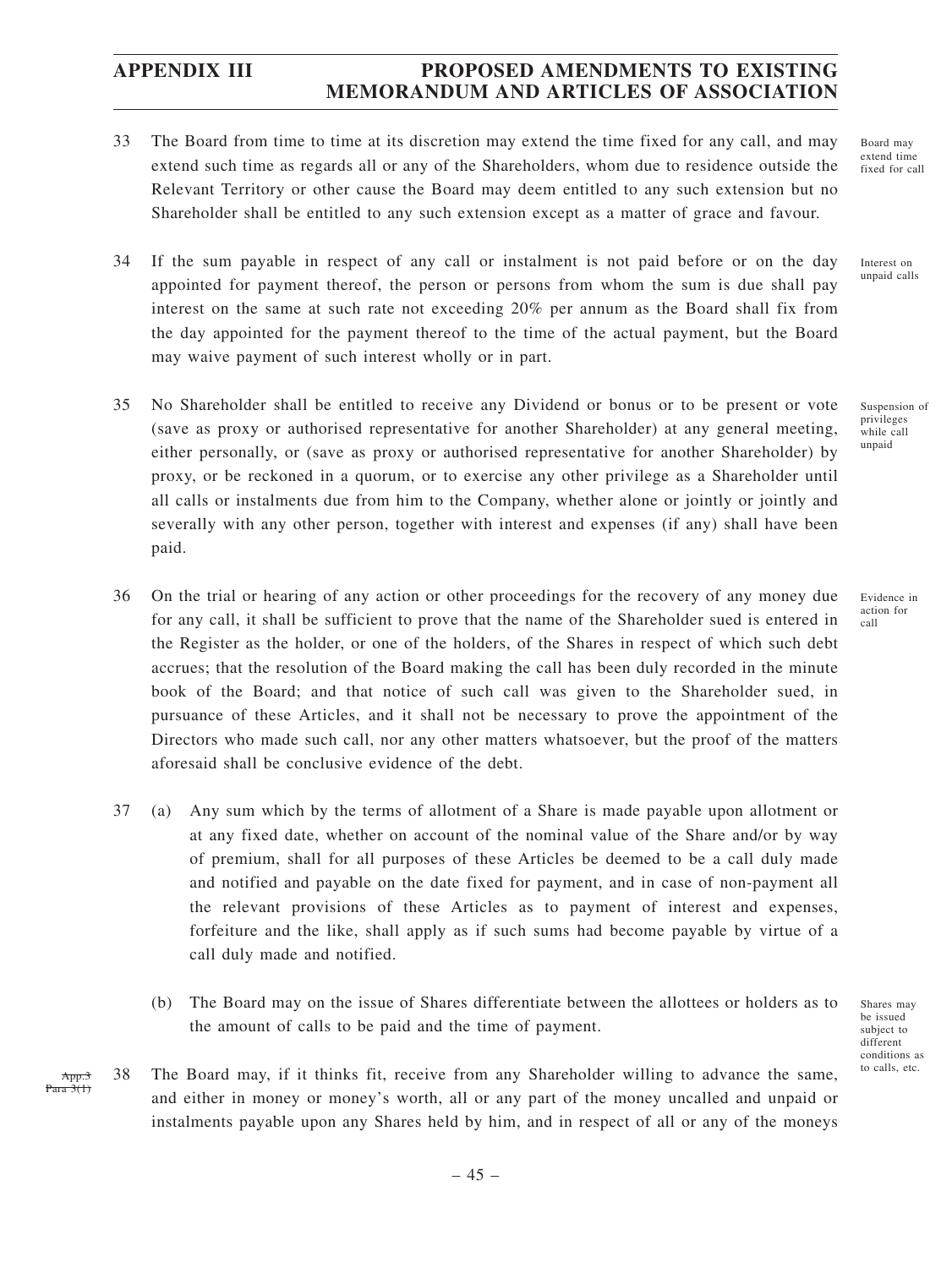33 The Board from time to time at its discretion may extend the time fixed for any call, and may extend such time as regards all or any of the Shareholders, whom due to residence outside the Relevant Territory or other cause the Board may deem entitled to any such extension but no Shareholder shall be entitled to any such extension except as a matter of grace and favour.

Board may extend time fixed for call

34 If the sum payable in respect of any call or instalment is not paid before or on the day appointed for payment thereof, the person or persons from whom the sum is due shall pay interest on the same at such rate not exceeding 20% per annum as the Board shall fix from the day appointed for the payment thereof to the time of the actual payment, but the Board may waive payment of such interest wholly or in part.

Interest on unpaid calls

35 No Shareholder shall be entitled to receive any Dividend or bonus or to be present or vote (save as proxy or authorised representative for another Shareholder) at any general meeting, either personally, or (save as proxy or authorised representative for another Shareholder) by proxy, or be reckoned in a quorum, or to exercise any other privilege as a Shareholder until all calls or instalments due from him to the Company, whether alone or jointly or jointly and severally with any other person, together with interest and expenses (if any) shall have been paid.

Suspension of privileges while call unpaid

36 On the trial or hearing of any action or other proceedings for the recovery of any money due for any call, it shall be sufficient to prove that the name of the Shareholder sued is entered in the Register as the holder, or one of the holders, of the Shares in respect of which such debt accrues; that the resolution of the Board making the call has been duly recorded in the minute book of the Board; and that notice of such call was given to the Shareholder sued, in pursuance of these Articles, and it shall not be necessary to prove the appointment of the Directors who made such call, nor any other matters whatsoever, but the proof of the matters aforesaid shall be conclusive evidence of the debt.

Evidence in action for call

37 (a) Any sum which by the terms of allotment of a Share is made payable upon allotment or at any fixed date, whether on account of the nominal value of the Share and/or by way of premium, shall for all purposes of these Articles be deemed to be a call duly made and notified and payable on the date fixed for payment, and in case of non-payment all the relevant provisions of these Articles as to payment of interest and expenses, forfeiture and the like, shall apply as if such sums had become payable by virtue of a call duly made and notified.

(b) The Board may on the issue of Shares differentiate between the allottees or holders as to the amount of calls to be paid and the time of payment.

Shares may be issued subject to different conditions as to calls, etc.

~~App.3 Para 3(1)~~

38 The Board may, if it thinks fit, receive from any Shareholder willing to advance the same, and either in money or money's worth, all or any part of the money uncalled and unpaid or instalments payable upon any Shares held by him, and in respect of all or any of the moneys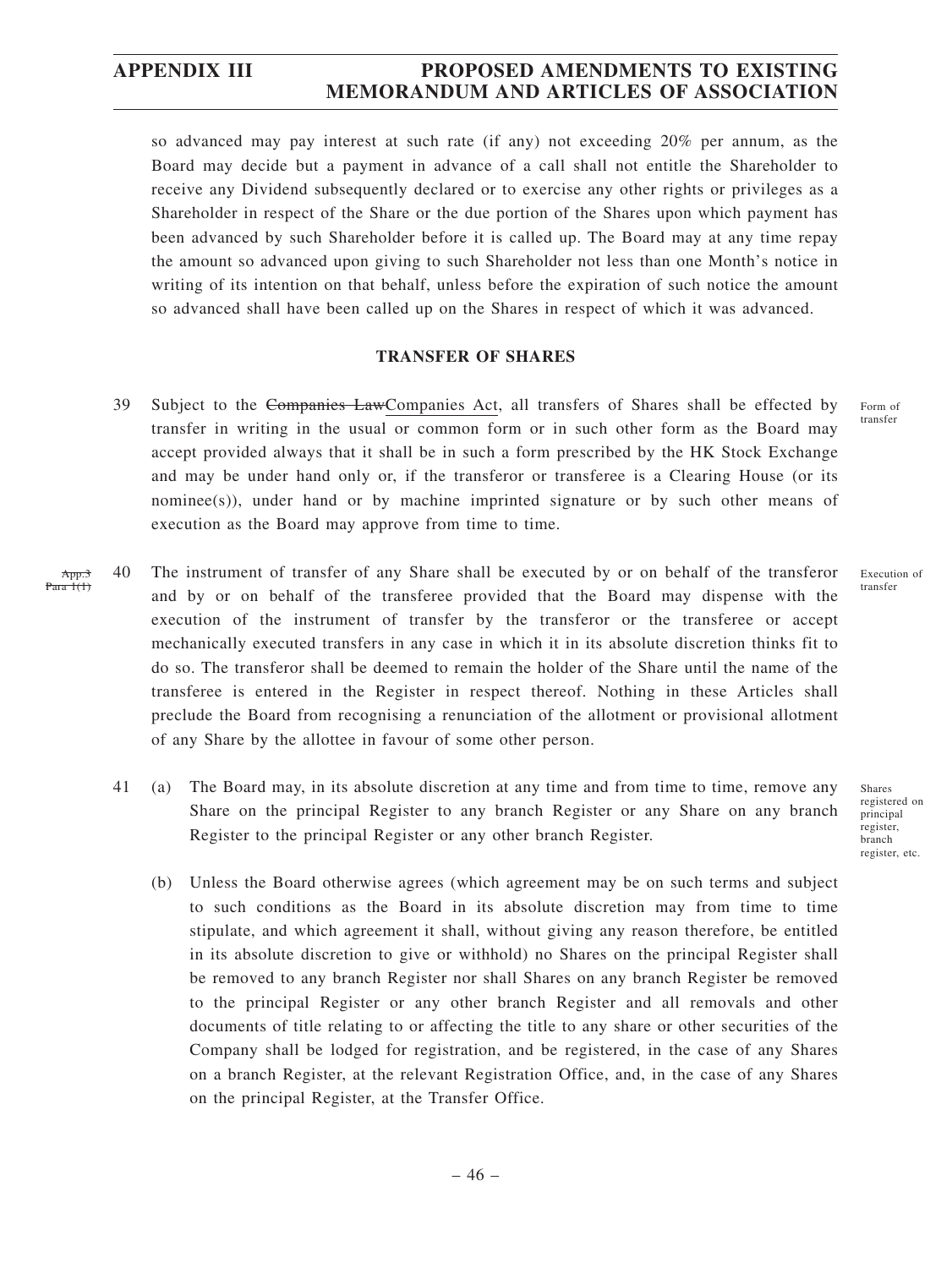so advanced may pay interest at such rate (if any) not exceeding 20% per annum, as the Board may decide but a payment in advance of a call shall not entitle the Shareholder to receive any Dividend subsequently declared or to exercise any other rights or privileges as a Shareholder in respect of the Share or the due portion of the Shares upon which payment has been advanced by such Shareholder before it is called up. The Board may at any time repay the amount so advanced upon giving to such Shareholder not less than one Month's notice in writing of its intention on that behalf, unless before the expiration of such notice the amount so advanced shall have been called up on the Shares in respect of which it was advanced.

## TRANSFER OF SHARES

39 Subject to the ~~Companies Law~~Companies Act, all transfers of Shares shall be effected by transfer in writing in the usual or common form or in such other form as the Board may accept provided always that it shall be in such a form prescribed by the HK Stock Exchange and may be under hand only or, if the transferor or transferee is a Clearing House (or its nominee(s)), under hand or by machine imprinted signature or by such other means of execution as the Board may approve from time to time.

*Form of transfer*

~~App.3 Para 1(1)~~

40 The instrument of transfer of any Share shall be executed by or on behalf of the transferor and by or on behalf of the transferee provided that the Board may dispense with the execution of the instrument of transfer by the transferor or the transferee or accept mechanically executed transfers in any case in which it in its absolute discretion thinks fit to do so. The transferor shall be deemed to remain the holder of the Share until the name of the transferee is entered in the Register in respect thereof. Nothing in these Articles shall preclude the Board from recognising a renunciation of the allotment or provisional allotment of any Share by the allottee in favour of some other person.

*Execution of transfer*

41 (a) The Board may, in its absolute discretion at any time and from time to time, remove any Share on the principal Register to any branch Register or any Share on any branch Register to the principal Register or any other branch Register.

*Shares registered on principal register, branch register, etc.*

(b) Unless the Board otherwise agrees (which agreement may be on such terms and subject to such conditions as the Board in its absolute discretion may from time to time stipulate, and which agreement it shall, without giving any reason therefore, be entitled in its absolute discretion to give or withhold) no Shares on the principal Register shall be removed to any branch Register nor shall Shares on any branch Register be removed to the principal Register or any other branch Register and all removals and other documents of title relating to or affecting the title to any share or other securities of the Company shall be lodged for registration, and be registered, in the case of any Shares on a branch Register, at the relevant Registration Office, and, in the case of any Shares on the principal Register, at the Transfer Office.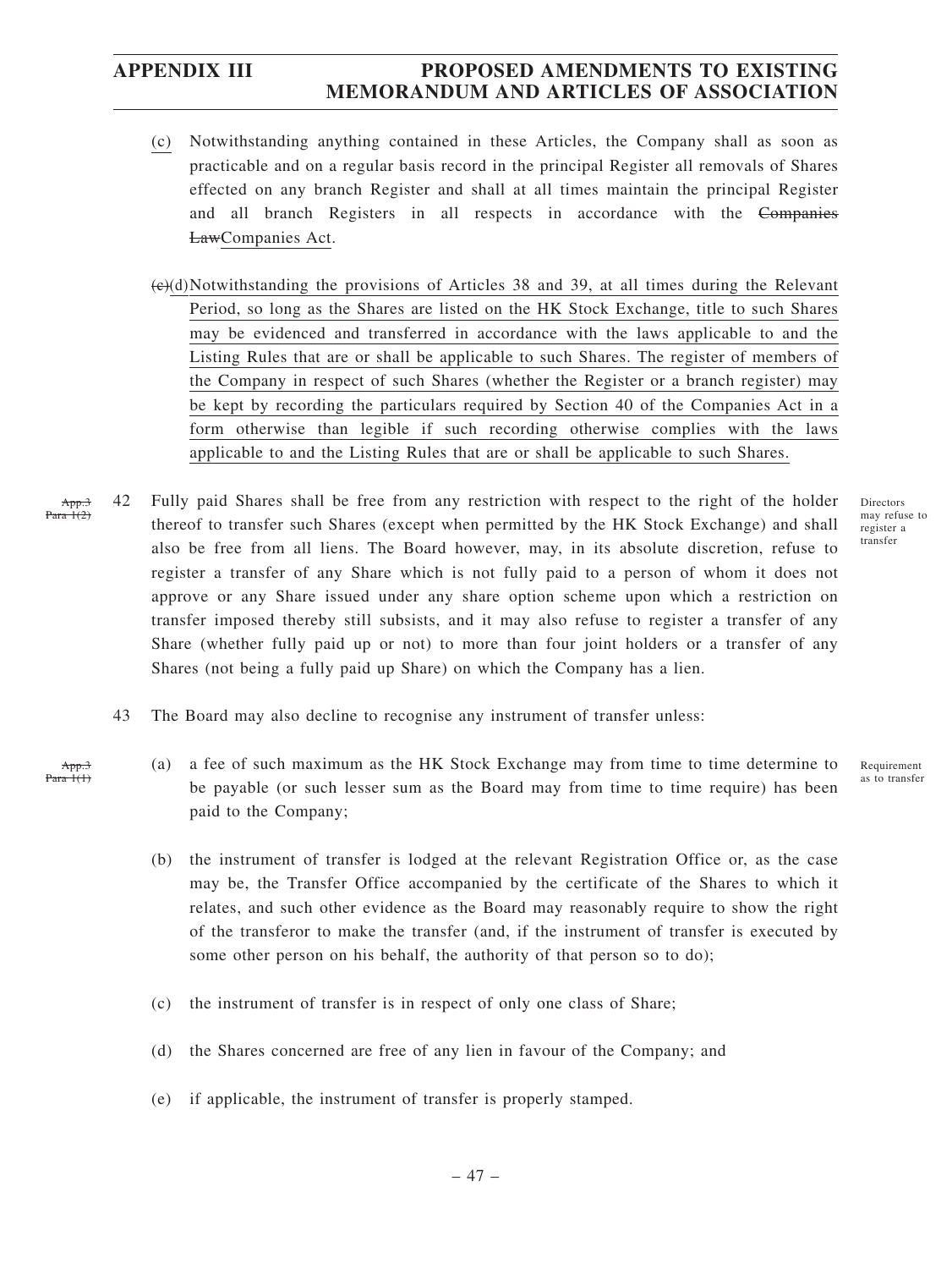(c) Notwithstanding anything contained in these Articles, the Company shall as soon as practicable and on a regular basis record in the principal Register all removals of Shares effected on any branch Register and shall at all times maintain the principal Register and all branch Registers in all respects in accordance with the ~~Companies Law~~Companies Act.

~~(c)~~(d) Notwithstanding the provisions of Articles 38 and 39, at all times during the Relevant Period, so long as the Shares are listed on the HK Stock Exchange, title to such Shares may be evidenced and transferred in accordance with the laws applicable to and the Listing Rules that are or shall be applicable to such Shares. The register of members of the Company in respect of such Shares (whether the Register or a branch register) may be kept by recording the particulars required by Section 40 of the Companies Act in a form otherwise than legible if such recording otherwise complies with the laws applicable to and the Listing Rules that are or shall be applicable to such Shares.

~~App.3 Para 1(2)~~

*Directors may refuse to register a transfer*

42 Fully paid Shares shall be free from any restriction with respect to the right of the holder thereof to transfer such Shares (except when permitted by the HK Stock Exchange) and shall also be free from all liens. The Board however, may, in its absolute discretion, refuse to register a transfer of any Share which is not fully paid to a person of whom it does not approve or any Share issued under any share option scheme upon which a restriction on transfer imposed thereby still subsists, and it may also refuse to register a transfer of any Share (whether fully paid up or not) to more than four joint holders or a transfer of any Shares (not being a fully paid up Share) on which the Company has a lien.

43 The Board may also decline to recognise any instrument of transfer unless:

~~App.3 Para 1(1)~~

*Requirement as to transfer*

(a) a fee of such maximum as the HK Stock Exchange may from time to time determine to be payable (or such lesser sum as the Board may from time to time require) has been paid to the Company;

(b) the instrument of transfer is lodged at the relevant Registration Office or, as the case may be, the Transfer Office accompanied by the certificate of the Shares to which it relates, and such other evidence as the Board may reasonably require to show the right of the transferor to make the transfer (and, if the instrument of transfer is executed by some other person on his behalf, the authority of that person so to do);

(c) the instrument of transfer is in respect of only one class of Share;

(d) the Shares concerned are free of any lien in favour of the Company; and

(e) if applicable, the instrument of transfer is properly stamped.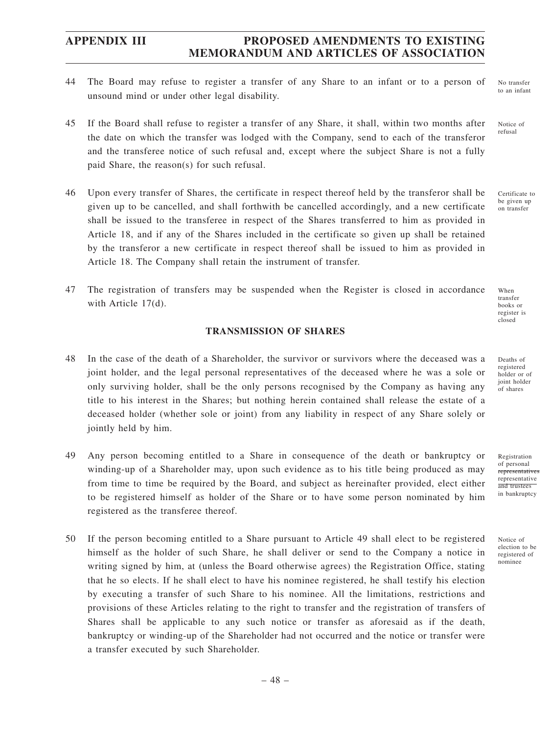44 The Board may refuse to register a transfer of any Share to an infant or to a person of unsound mind or under other legal disability.

No transfer to an infant

45 If the Board shall refuse to register a transfer of any Share, it shall, within two months after the date on which the transfer was lodged with the Company, send to each of the transferor and the transferee notice of such refusal and, except where the subject Share is not a fully paid Share, the reason(s) for such refusal.

Notice of refusal

46 Upon every transfer of Shares, the certificate in respect thereof held by the transferor shall be given up to be cancelled, and shall forthwith be cancelled accordingly, and a new certificate shall be issued to the transferee in respect of the Shares transferred to him as provided in Article 18, and if any of the Shares included in the certificate so given up shall be retained by the transferor a new certificate in respect thereof shall be issued to him as provided in Article 18. The Company shall retain the instrument of transfer.

Certificate to be given up on transfer

47 The registration of transfers may be suspended when the Register is closed in accordance with Article 17(d).

When transfer books or register is closed

## TRANSMISSION OF SHARES

48 In the case of the death of a Shareholder, the survivor or survivors where the deceased was a joint holder, and the legal personal representatives of the deceased where he was a sole or only surviving holder, shall be the only persons recognised by the Company as having any title to his interest in the Shares; but nothing herein contained shall release the estate of a deceased holder (whether sole or joint) from any liability in respect of any Share solely or jointly held by him.

Deaths of registered holder or of joint holder of shares

49 Any person becoming entitled to a Share in consequence of the death or bankruptcy or winding-up of a Shareholder may, upon such evidence as to his title being produced as may from time to time be required by the Board, and subject as hereinafter provided, elect either to be registered himself as holder of the Share or to have some person nominated by him registered as the transferee thereof.

Registration of personal ~~representatives~~ representative ~~and trustees~~ in bankruptcy

50 If the person becoming entitled to a Share pursuant to Article 49 shall elect to be registered himself as the holder of such Share, he shall deliver or send to the Company a notice in writing signed by him, at (unless the Board otherwise agrees) the Registration Office, stating that he so elects. If he shall elect to have his nominee registered, he shall testify his election by executing a transfer of such Share to his nominee. All the limitations, restrictions and provisions of these Articles relating to the right to transfer and the registration of transfers of Shares shall be applicable to any such notice or transfer as aforesaid as if the death, bankruptcy or winding-up of the Shareholder had not occurred and the notice or transfer were a transfer executed by such Shareholder.

Notice of election to be registered of nominee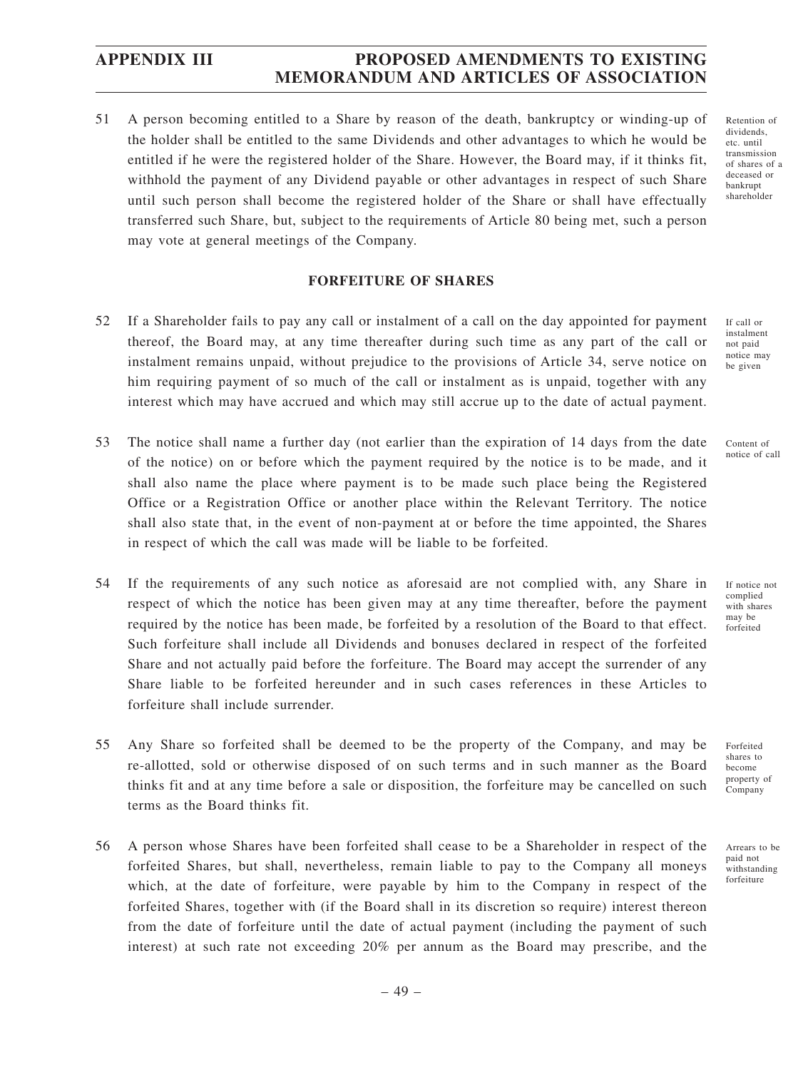51 A person becoming entitled to a Share by reason of the death, bankruptcy or winding-up of the holder shall be entitled to the same Dividends and other advantages to which he would be entitled if he were the registered holder of the Share. However, the Board may, if it thinks fit, withhold the payment of any Dividend payable or other advantages in respect of such Share until such person shall become the registered holder of the Share or shall have effectually transferred such Share, but, subject to the requirements of Article 80 being met, such a person may vote at general meetings of the Company.

*Retention of dividends, etc. until transmission of shares of a deceased or bankrupt shareholder*

## FORFEITURE OF SHARES

52 If a Shareholder fails to pay any call or instalment of a call on the day appointed for payment thereof, the Board may, at any time thereafter during such time as any part of the call or instalment remains unpaid, without prejudice to the provisions of Article 34, serve notice on him requiring payment of so much of the call or instalment as is unpaid, together with any interest which may have accrued and which may still accrue up to the date of actual payment.

*If call or instalment not paid notice may be given*

53 The notice shall name a further day (not earlier than the expiration of 14 days from the date of the notice) on or before which the payment required by the notice is to be made, and it shall also name the place where payment is to be made such place being the Registered Office or a Registration Office or another place within the Relevant Territory. The notice shall also state that, in the event of non-payment at or before the time appointed, the Shares in respect of which the call was made will be liable to be forfeited.

*Content of notice of call*

54 If the requirements of any such notice as aforesaid are not complied with, any Share in respect of which the notice has been given may at any time thereafter, before the payment required by the notice has been made, be forfeited by a resolution of the Board to that effect. Such forfeiture shall include all Dividends and bonuses declared in respect of the forfeited Share and not actually paid before the forfeiture. The Board may accept the surrender of any Share liable to be forfeited hereunder and in such cases references in these Articles to forfeiture shall include surrender.

*If notice not complied with shares may be forfeited*

55 Any Share so forfeited shall be deemed to be the property of the Company, and may be re-allotted, sold or otherwise disposed of on such terms and in such manner as the Board thinks fit and at any time before a sale or disposition, the forfeiture may be cancelled on such terms as the Board thinks fit.

*Forfeited shares to become property of Company*

56 A person whose Shares have been forfeited shall cease to be a Shareholder in respect of the forfeited Shares, but shall, nevertheless, remain liable to pay to the Company all moneys which, at the date of forfeiture, were payable by him to the Company in respect of the forfeited Shares, together with (if the Board shall in its discretion so require) interest thereon from the date of forfeiture until the date of actual payment (including the payment of such interest) at such rate not exceeding 20% per annum as the Board may prescribe, and the

*Arrears to be paid not withstanding forfeiture*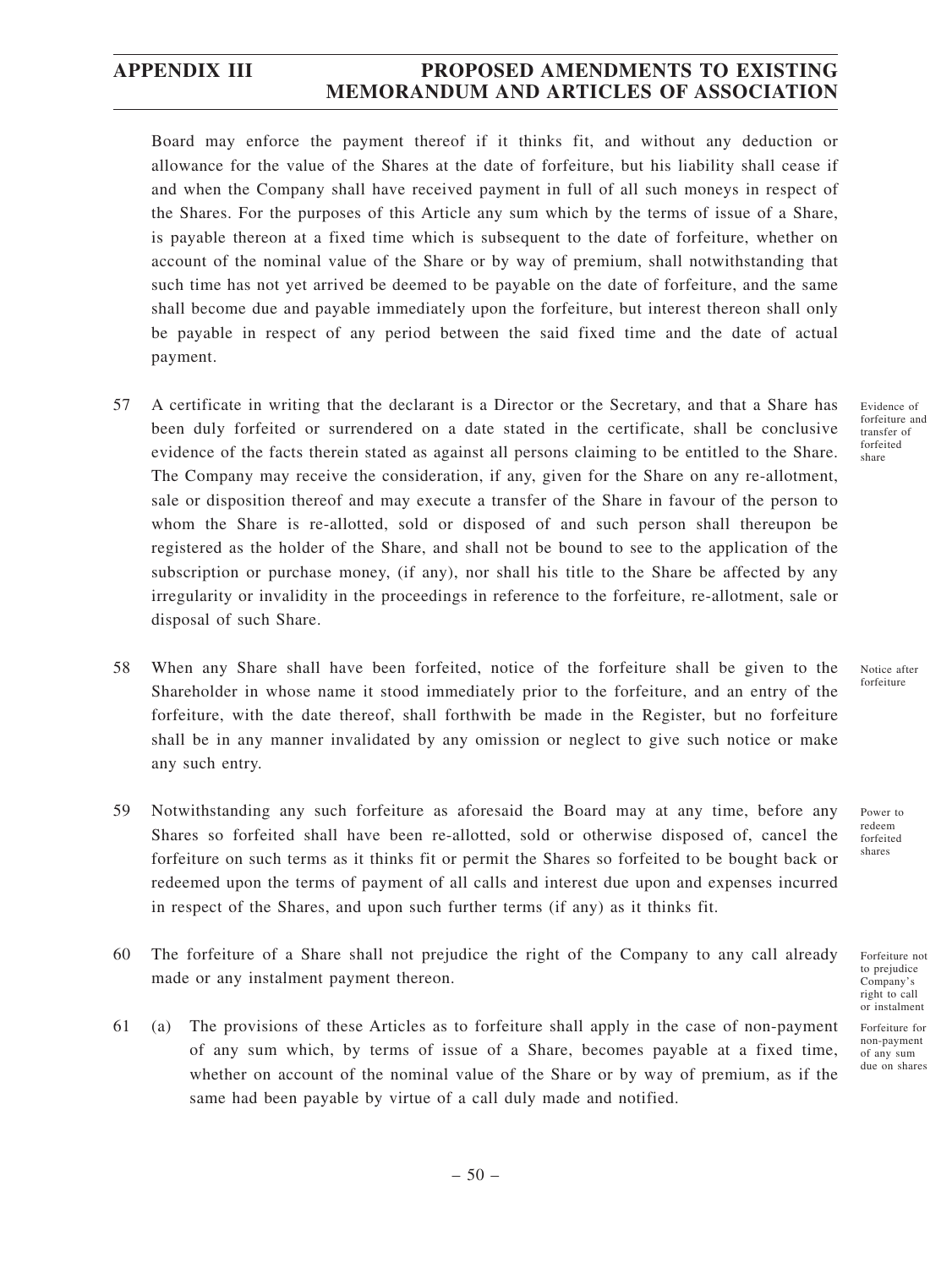Board may enforce the payment thereof if it thinks fit, and without any deduction or allowance for the value of the Shares at the date of forfeiture, but his liability shall cease if and when the Company shall have received payment in full of all such moneys in respect of the Shares. For the purposes of this Article any sum which by the terms of issue of a Share, is payable thereon at a fixed time which is subsequent to the date of forfeiture, whether on account of the nominal value of the Share or by way of premium, shall notwithstanding that such time has not yet arrived be deemed to be payable on the date of forfeiture, and the same shall become due and payable immediately upon the forfeiture, but interest thereon shall only be payable in respect of any period between the said fixed time and the date of actual payment.

57 A certificate in writing that the declarant is a Director or the Secretary, and that a Share has been duly forfeited or surrendered on a date stated in the certificate, shall be conclusive evidence of the facts therein stated as against all persons claiming to be entitled to the Share. The Company may receive the consideration, if any, given for the Share on any re-allotment, sale or disposition thereof and may execute a transfer of the Share in favour of the person to whom the Share is re-allotted, sold or disposed of and such person shall thereupon be registered as the holder of the Share, and shall not be bound to see to the application of the subscription or purchase money, (if any), nor shall his title to the Share be affected by any irregularity or invalidity in the proceedings in reference to the forfeiture, re-allotment, sale or disposal of such Share.

*Evidence of forfeiture and transfer of forfeited share*

58 When any Share shall have been forfeited, notice of the forfeiture shall be given to the Shareholder in whose name it stood immediately prior to the forfeiture, and an entry of the forfeiture, with the date thereof, shall forthwith be made in the Register, but no forfeiture shall be in any manner invalidated by any omission or neglect to give such notice or make any such entry.

*Notice after forfeiture*

59 Notwithstanding any such forfeiture as aforesaid the Board may at any time, before any Shares so forfeited shall have been re-allotted, sold or otherwise disposed of, cancel the forfeiture on such terms as it thinks fit or permit the Shares so forfeited to be bought back or redeemed upon the terms of payment of all calls and interest due upon and expenses incurred in respect of the Shares, and upon such further terms (if any) as it thinks fit.

*Power to redeem forfeited shares*

60 The forfeiture of a Share shall not prejudice the right of the Company to any call already made or any instalment payment thereon.

*Forfeiture not to prejudice Company's right to call or instalment*

61 (a) The provisions of these Articles as to forfeiture shall apply in the case of non-payment of any sum which, by terms of issue of a Share, becomes payable at a fixed time, whether on account of the nominal value of the Share or by way of premium, as if the same had been payable by virtue of a call duly made and notified.

*Forfeiture for non-payment of any sum due on shares*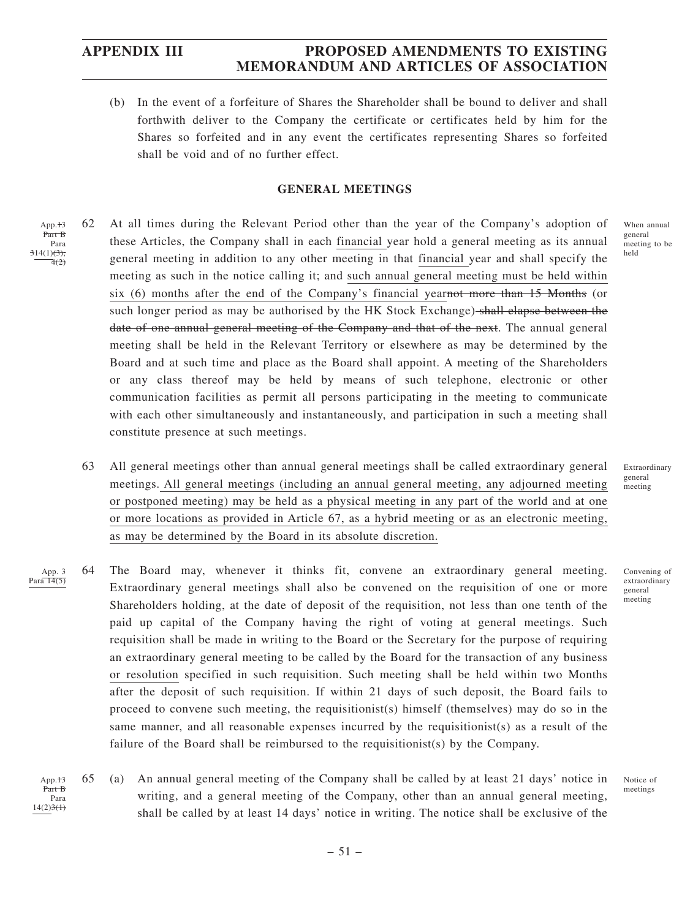(b) In the event of a forfeiture of Shares the Shareholder shall be bound to deliver and shall forthwith deliver to the Company the certificate or certificates held by him for the Shares so forfeited and in any event the certificates representing Shares so forfeited shall be void and of no further effect.

## GENERAL MEETINGS

App.13 Part B Para 314(1)(3); 4(2)

When annual general meeting to be held

62 At all times during the Relevant Period other than the year of the Company's adoption of these Articles, the Company shall in each financial year hold a general meeting as its annual general meeting in addition to any other meeting in that financial year and shall specify the meeting as such in the notice calling it; and such annual general meeting must be held within six (6) months after the end of the Company's financial yearnot more than 15 Months (or such longer period as may be authorised by the HK Stock Exchange) shall elapse between the date of one annual general meeting of the Company and that of the next. The annual general meeting shall be held in the Relevant Territory or elsewhere as may be determined by the Board and at such time and place as the Board shall appoint. A meeting of the Shareholders or any class thereof may be held by means of such telephone, electronic or other communication facilities as permit all persons participating in the meeting to communicate with each other simultaneously and instantaneously, and participation in such a meeting shall constitute presence at such meetings.

Extraordinary general meeting

63 All general meetings other than annual general meetings shall be called extraordinary general meetings. All general meetings (including an annual general meeting, any adjourned meeting or postponed meeting) may be held as a physical meeting in any part of the world and at one or more locations as provided in Article 67, as a hybrid meeting or as an electronic meeting, as may be determined by the Board in its absolute discretion.

App. 3 Para 14(5)

Convening of extraordinary general meeting

64 The Board may, whenever it thinks fit, convene an extraordinary general meeting. Extraordinary general meetings shall also be convened on the requisition of one or more Shareholders holding, at the date of deposit of the requisition, not less than one tenth of the paid up capital of the Company having the right of voting at general meetings. Such requisition shall be made in writing to the Board or the Secretary for the purpose of requiring an extraordinary general meeting to be called by the Board for the transaction of any business or resolution specified in such requisition. Such meeting shall be held within two Months after the deposit of such requisition. If within 21 days of such deposit, the Board fails to proceed to convene such meeting, the requisitionist(s) himself (themselves) may do so in the same manner, and all reasonable expenses incurred by the requisitionist(s) as a result of the failure of the Board shall be reimbursed to the requisitionist(s) by the Company.

App.13 Part B Para 14(2)3(1)

Notice of meetings

65 (a) An annual general meeting of the Company shall be called by at least 21 days' notice in writing, and a general meeting of the Company, other than an annual general meeting, shall be called by at least 14 days' notice in writing. The notice shall be exclusive of the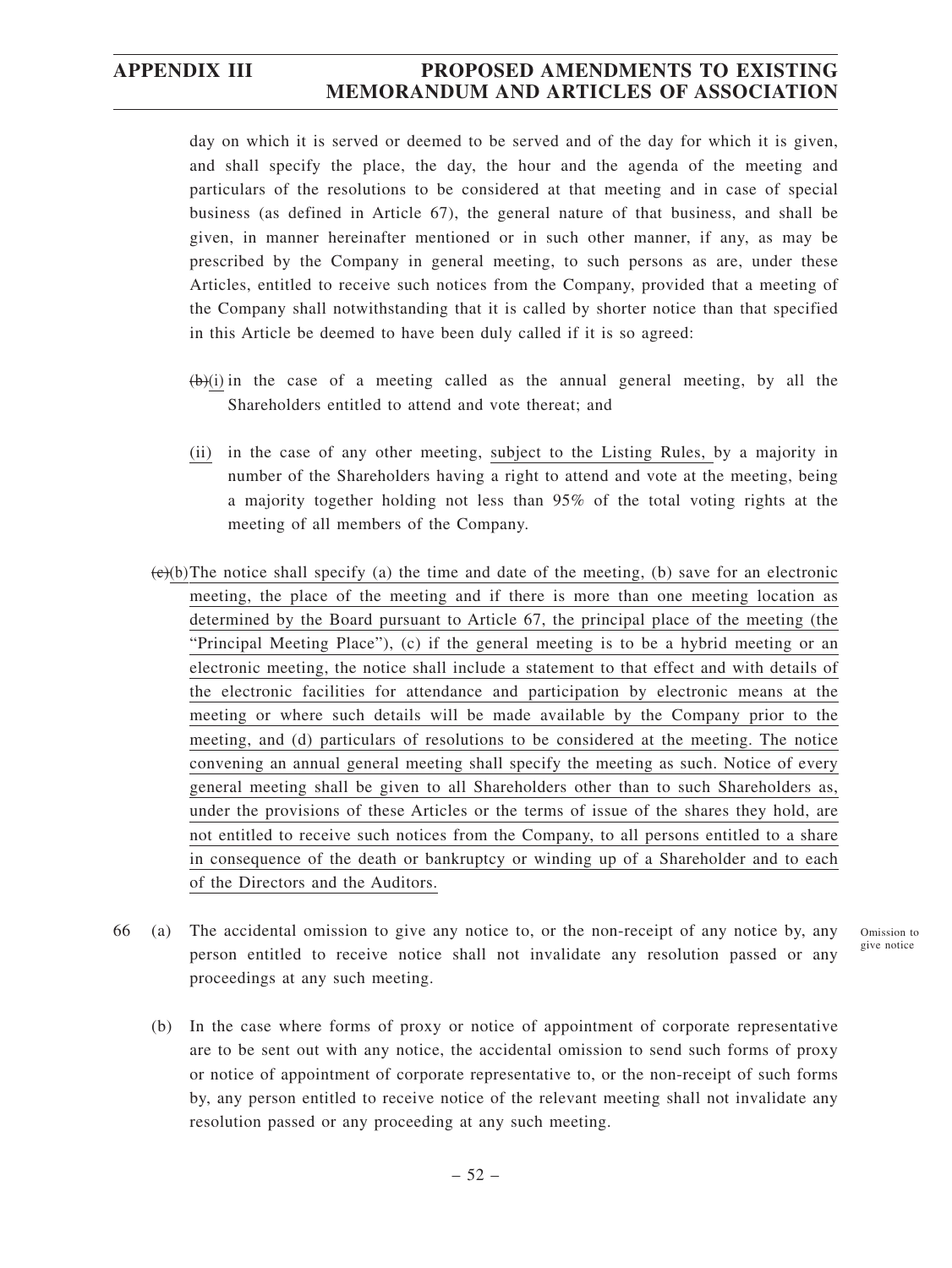day on which it is served or deemed to be served and of the day for which it is given, and shall specify the place, the day, the hour and the agenda of the meeting and particulars of the resolutions to be considered at that meeting and in case of special business (as defined in Article 67), the general nature of that business, and shall be given, in manner hereinafter mentioned or in such other manner, if any, as may be prescribed by the Company in general meeting, to such persons as are, under these Articles, entitled to receive such notices from the Company, provided that a meeting of the Company shall notwithstanding that it is called by shorter notice than that specified in this Article be deemed to have been duly called if it is so agreed:

~~(b)~~(i) in the case of a meeting called as the annual general meeting, by all the Shareholders entitled to attend and vote thereat; and

(ii) in the case of any other meeting, subject to the Listing Rules, by a majority in number of the Shareholders having a right to attend and vote at the meeting, being a majority together holding not less than 95% of the total voting rights at the meeting of all members of the Company.

~~(c)~~(b) The notice shall specify (a) the time and date of the meeting, (b) save for an electronic meeting, the place of the meeting and if there is more than one meeting location as determined by the Board pursuant to Article 67, the principal place of the meeting (the "Principal Meeting Place"), (c) if the general meeting is to be a hybrid meeting or an electronic meeting, the notice shall include a statement to that effect and with details of the electronic facilities for attendance and participation by electronic means at the meeting or where such details will be made available by the Company prior to the meeting, and (d) particulars of resolutions to be considered at the meeting. The notice convening an annual general meeting shall specify the meeting as such. Notice of every general meeting shall be given to all Shareholders other than to such Shareholders as, under the provisions of these Articles or the terms of issue of the shares they hold, are not entitled to receive such notices from the Company, to all persons entitled to a share in consequence of the death or bankruptcy or winding up of a Shareholder and to each of the Directors and the Auditors.

66 (a) The accidental omission to give any notice to, or the non-receipt of any notice by, any person entitled to receive notice shall not invalidate any resolution passed or any proceedings at any such meeting. *Omission to give notice*

(b) In the case where forms of proxy or notice of appointment of corporate representative are to be sent out with any notice, the accidental omission to send such forms of proxy or notice of appointment of corporate representative to, or the non-receipt of such forms by, any person entitled to receive notice of the relevant meeting shall not invalidate any resolution passed or any proceeding at any such meeting.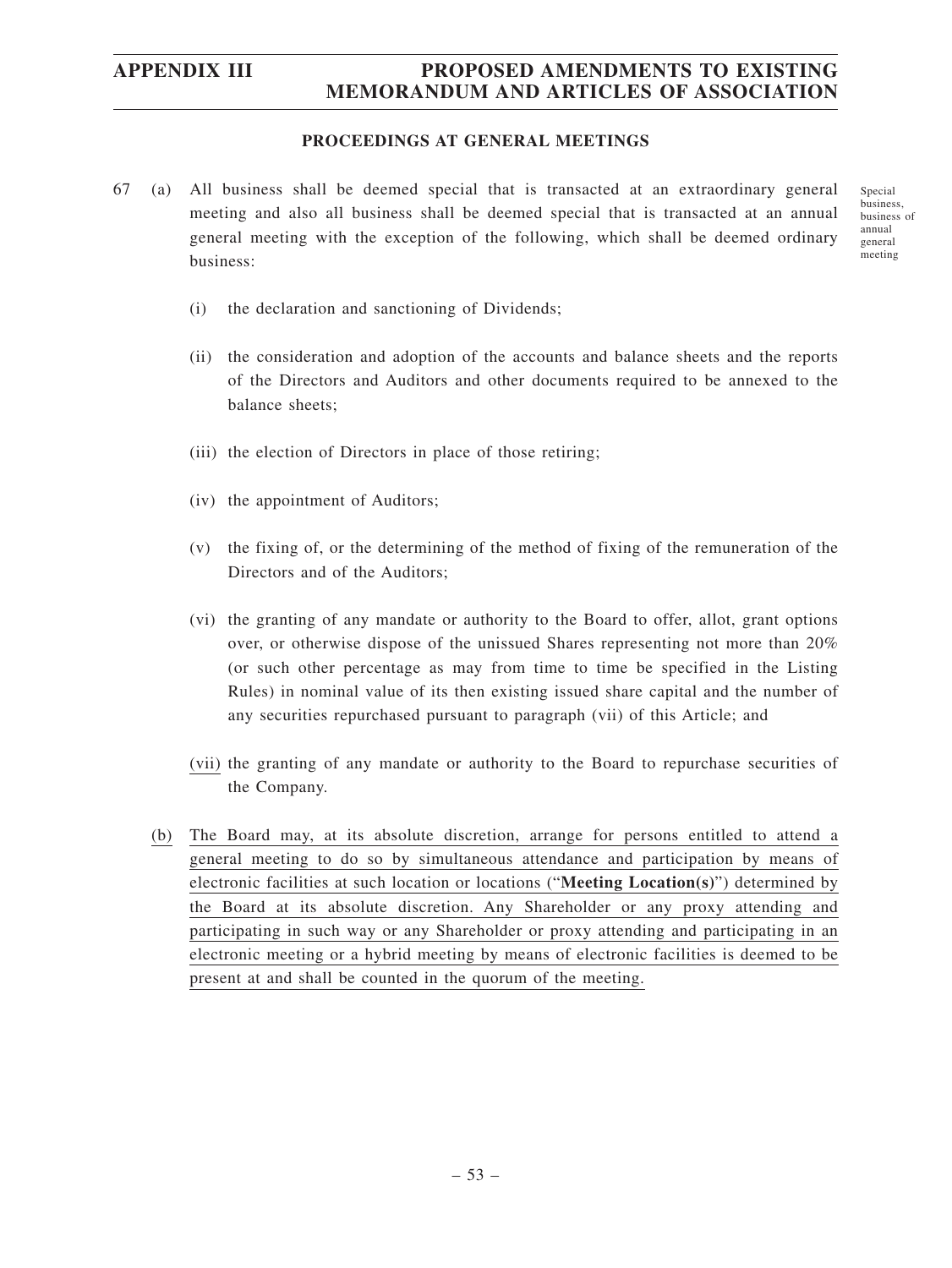## PROCEEDINGS AT GENERAL MEETINGS

67 (a) All business shall be deemed special that is transacted at an extraordinary general meeting and also all business shall be deemed special that is transacted at an annual general meeting with the exception of the following, which shall be deemed ordinary business:

Special business, business of annual general meeting

(i) the declaration and sanctioning of Dividends;

(ii) the consideration and adoption of the accounts and balance sheets and the reports of the Directors and Auditors and other documents required to be annexed to the balance sheets;

(iii) the election of Directors in place of those retiring;

(iv) the appointment of Auditors;

(v) the fixing of, or the determining of the method of fixing of the remuneration of the Directors and of the Auditors;

(vi) the granting of any mandate or authority to the Board to offer, allot, grant options over, or otherwise dispose of the unissued Shares representing not more than 20% (or such other percentage as may from time to time be specified in the Listing Rules) in nominal value of its then existing issued share capital and the number of any securities repurchased pursuant to paragraph (vii) of this Article; and

(vii) the granting of any mandate or authority to the Board to repurchase securities of the Company.

(b) The Board may, at its absolute discretion, arrange for persons entitled to attend a general meeting to do so by simultaneous attendance and participation by means of electronic facilities at such location or locations ("**Meeting Location(s)**") determined by the Board at its absolute discretion. Any Shareholder or any proxy attending and participating in such way or any Shareholder or proxy attending and participating in an electronic meeting or a hybrid meeting by means of electronic facilities is deemed to be present at and shall be counted in the quorum of the meeting.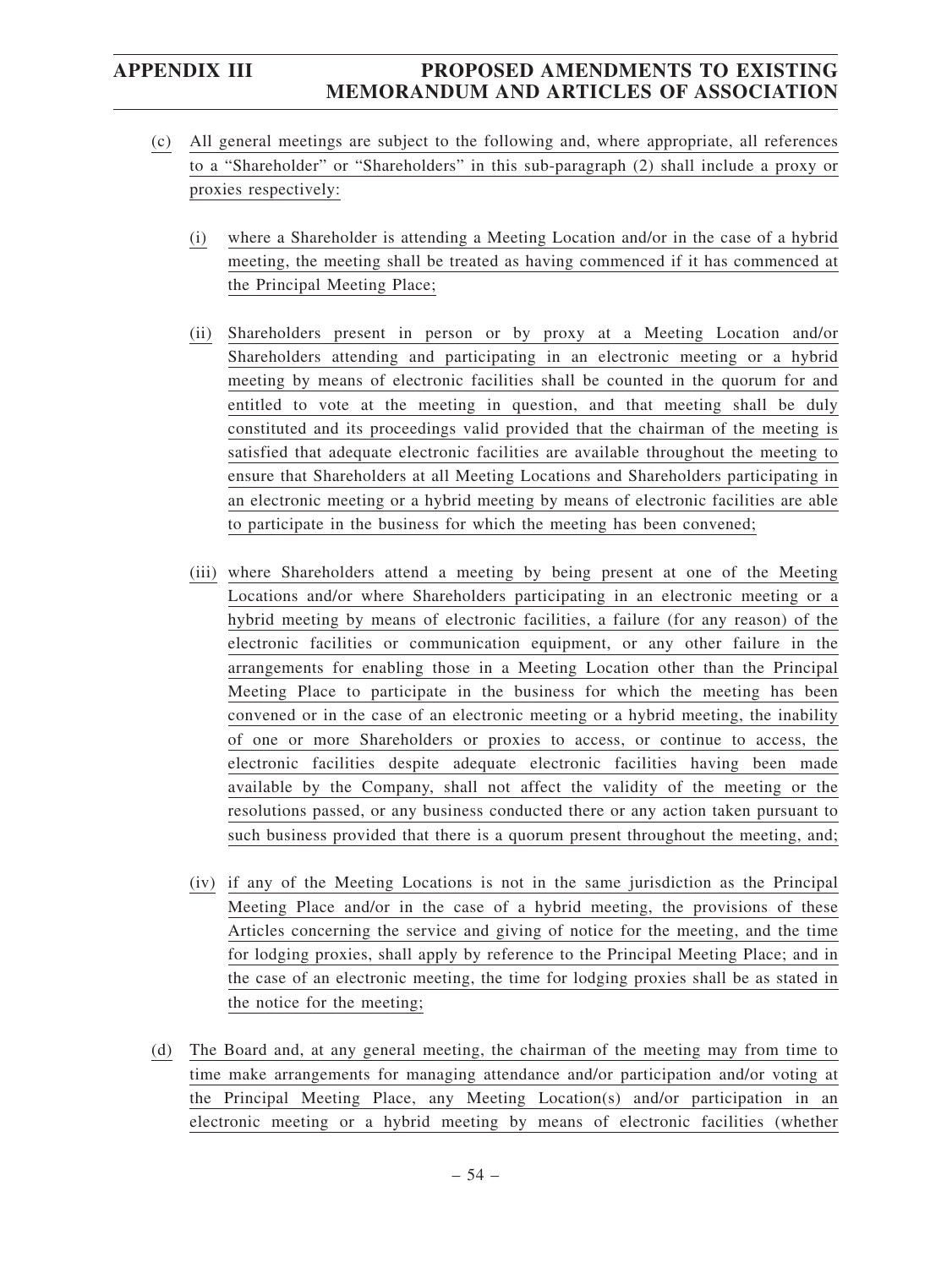(c) All general meetings are subject to the following and, where appropriate, all references to a "Shareholder" or "Shareholders" in this sub-paragraph (2) shall include a proxy or proxies respectively:

(i) where a Shareholder is attending a Meeting Location and/or in the case of a hybrid meeting, the meeting shall be treated as having commenced if it has commenced at the Principal Meeting Place;

(ii) Shareholders present in person or by proxy at a Meeting Location and/or Shareholders attending and participating in an electronic meeting or a hybrid meeting by means of electronic facilities shall be counted in the quorum for and entitled to vote at the meeting in question, and that meeting shall be duly constituted and its proceedings valid provided that the chairman of the meeting is satisfied that adequate electronic facilities are available throughout the meeting to ensure that Shareholders at all Meeting Locations and Shareholders participating in an electronic meeting or a hybrid meeting by means of electronic facilities are able to participate in the business for which the meeting has been convened;

(iii) where Shareholders attend a meeting by being present at one of the Meeting Locations and/or where Shareholders participating in an electronic meeting or a hybrid meeting by means of electronic facilities, a failure (for any reason) of the electronic facilities or communication equipment, or any other failure in the arrangements for enabling those in a Meeting Location other than the Principal Meeting Place to participate in the business for which the meeting has been convened or in the case of an electronic meeting or a hybrid meeting, the inability of one or more Shareholders or proxies to access, or continue to access, the electronic facilities despite adequate electronic facilities having been made available by the Company, shall not affect the validity of the meeting or the resolutions passed, or any business conducted there or any action taken pursuant to such business provided that there is a quorum present throughout the meeting, and;

(iv) if any of the Meeting Locations is not in the same jurisdiction as the Principal Meeting Place and/or in the case of a hybrid meeting, the provisions of these Articles concerning the service and giving of notice for the meeting, and the time for lodging proxies, shall apply by reference to the Principal Meeting Place; and in the case of an electronic meeting, the time for lodging proxies shall be as stated in the notice for the meeting;

(d) The Board and, at any general meeting, the chairman of the meeting may from time to time make arrangements for managing attendance and/or participation and/or voting at the Principal Meeting Place, any Meeting Location(s) and/or participation in an electronic meeting or a hybrid meeting by means of electronic facilities (whether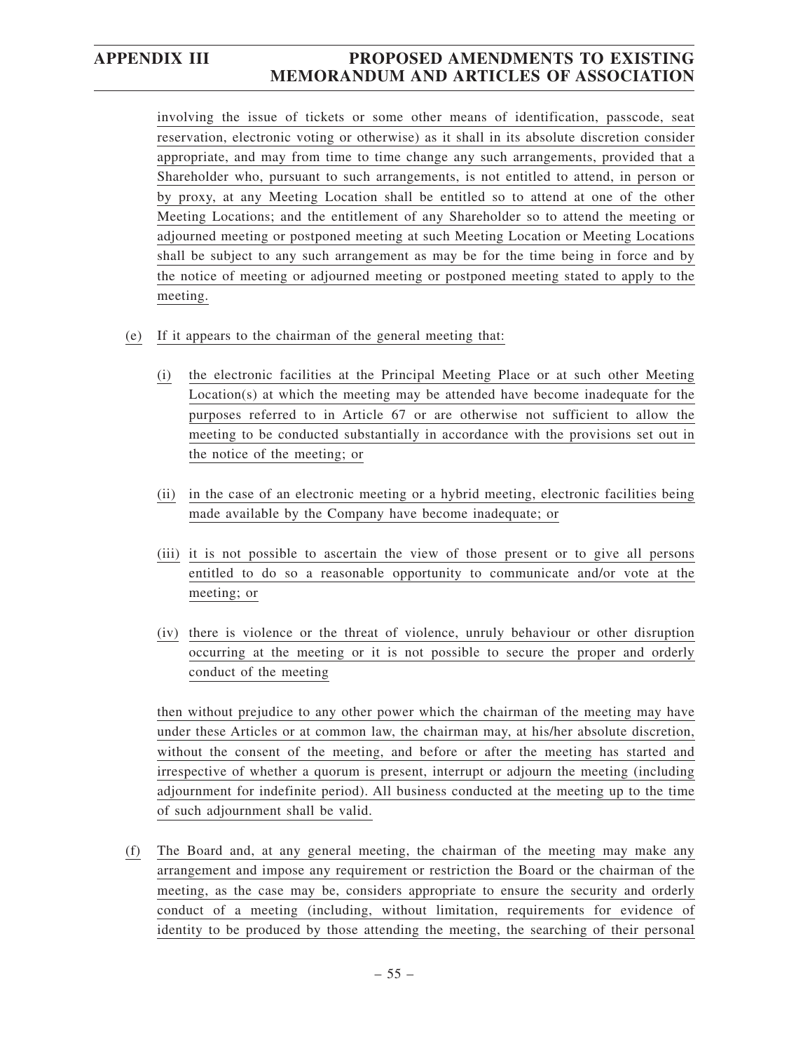involving the issue of tickets or some other means of identification, passcode, seat reservation, electronic voting or otherwise) as it shall in its absolute discretion consider appropriate, and may from time to time change any such arrangements, provided that a Shareholder who, pursuant to such arrangements, is not entitled to attend, in person or by proxy, at any Meeting Location shall be entitled so to attend at one of the other Meeting Locations; and the entitlement of any Shareholder so to attend the meeting or adjourned meeting or postponed meeting at such Meeting Location or Meeting Locations shall be subject to any such arrangement as may be for the time being in force and by the notice of meeting or adjourned meeting or postponed meeting stated to apply to the meeting.

(e) If it appears to the chairman of the general meeting that:

(i) the electronic facilities at the Principal Meeting Place or at such other Meeting Location(s) at which the meeting may be attended have become inadequate for the purposes referred to in Article 67 or are otherwise not sufficient to allow the meeting to be conducted substantially in accordance with the provisions set out in the notice of the meeting; or

(ii) in the case of an electronic meeting or a hybrid meeting, electronic facilities being made available by the Company have become inadequate; or

(iii) it is not possible to ascertain the view of those present or to give all persons entitled to do so a reasonable opportunity to communicate and/or vote at the meeting; or

(iv) there is violence or the threat of violence, unruly behaviour or other disruption occurring at the meeting or it is not possible to secure the proper and orderly conduct of the meeting

then without prejudice to any other power which the chairman of the meeting may have under these Articles or at common law, the chairman may, at his/her absolute discretion, without the consent of the meeting, and before or after the meeting has started and irrespective of whether a quorum is present, interrupt or adjourn the meeting (including adjournment for indefinite period). All business conducted at the meeting up to the time of such adjournment shall be valid.

(f) The Board and, at any general meeting, the chairman of the meeting may make any arrangement and impose any requirement or restriction the Board or the chairman of the meeting, as the case may be, considers appropriate to ensure the security and orderly conduct of a meeting (including, without limitation, requirements for evidence of identity to be produced by those attending the meeting, the searching of their personal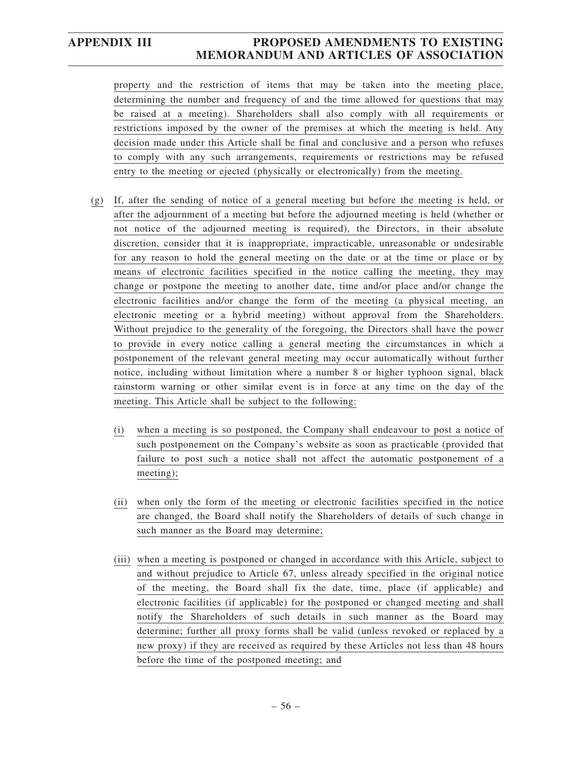property and the restriction of items that may be taken into the meeting place, determining the number and frequency of and the time allowed for questions that may be raised at a meeting). Shareholders shall also comply with all requirements or restrictions imposed by the owner of the premises at which the meeting is held. Any decision made under this Article shall be final and conclusive and a person who refuses to comply with any such arrangements, requirements or restrictions may be refused entry to the meeting or ejected (physically or electronically) from the meeting.

(g) If, after the sending of notice of a general meeting but before the meeting is held, or after the adjournment of a meeting but before the adjourned meeting is held (whether or not notice of the adjourned meeting is required), the Directors, in their absolute discretion, consider that it is inappropriate, impracticable, unreasonable or undesirable for any reason to hold the general meeting on the date or at the time or place or by means of electronic facilities specified in the notice calling the meeting, they may change or postpone the meeting to another date, time and/or place and/or change the electronic facilities and/or change the form of the meeting (a physical meeting, an electronic meeting or a hybrid meeting) without approval from the Shareholders. Without prejudice to the generality of the foregoing, the Directors shall have the power to provide in every notice calling a general meeting the circumstances in which a postponement of the relevant general meeting may occur automatically without further notice, including without limitation where a number 8 or higher typhoon signal, black rainstorm warning or other similar event is in force at any time on the day of the meeting. This Article shall be subject to the following:

(i) when a meeting is so postponed, the Company shall endeavour to post a notice of such postponement on the Company's website as soon as practicable (provided that failure to post such a notice shall not affect the automatic postponement of a meeting);

(ii) when only the form of the meeting or electronic facilities specified in the notice are changed, the Board shall notify the Shareholders of details of such change in such manner as the Board may determine;

(iii) when a meeting is postponed or changed in accordance with this Article, subject to and without prejudice to Article 67, unless already specified in the original notice of the meeting, the Board shall fix the date, time, place (if applicable) and electronic facilities (if applicable) for the postponed or changed meeting and shall notify the Shareholders of such details in such manner as the Board may determine; further all proxy forms shall be valid (unless revoked or replaced by a new proxy) if they are received as required by these Articles not less than 48 hours before the time of the postponed meeting; and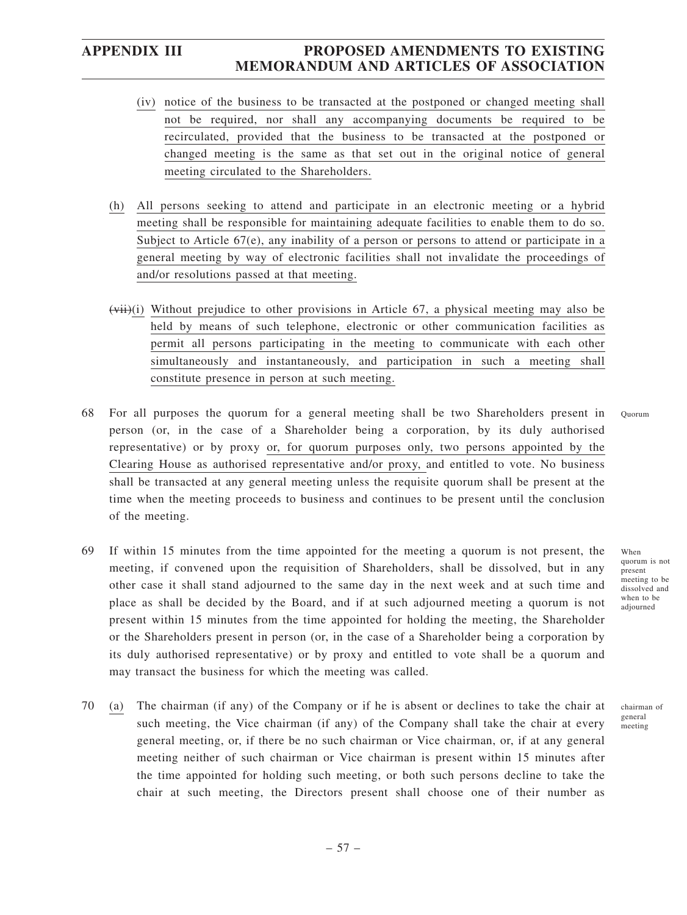(iv) notice of the business to be transacted at the postponed or changed meeting shall not be required, nor shall any accompanying documents be required to be recirculated, provided that the business to be transacted at the postponed or changed meeting is the same as that set out in the original notice of general meeting circulated to the Shareholders.

(h) All persons seeking to attend and participate in an electronic meeting or a hybrid meeting shall be responsible for maintaining adequate facilities to enable them to do so. Subject to Article 67(e), any inability of a person or persons to attend or participate in a general meeting by way of electronic facilities shall not invalidate the proceedings of and/or resolutions passed at that meeting.

~~(vii)~~(i) Without prejudice to other provisions in Article 67, a physical meeting may also be held by means of such telephone, electronic or other communication facilities as permit all persons participating in the meeting to communicate with each other simultaneously and instantaneously, and participation in such a meeting shall constitute presence in person at such meeting.

68 For all purposes the quorum for a general meeting shall be two Shareholders present in person (or, in the case of a Shareholder being a corporation, by its duly authorised representative) or by proxy or, for quorum purposes only, two persons appointed by the Clearing House as authorised representative and/or proxy, and entitled to vote. No business shall be transacted at any general meeting unless the requisite quorum shall be present at the time when the meeting proceeds to business and continues to be present until the conclusion of the meeting.

Quorum

69 If within 15 minutes from the time appointed for the meeting a quorum is not present, the meeting, if convened upon the requisition of Shareholders, shall be dissolved, but in any other case it shall stand adjourned to the same day in the next week and at such time and place as shall be decided by the Board, and if at such adjourned meeting a quorum is not present within 15 minutes from the time appointed for holding the meeting, the Shareholder or the Shareholders present in person (or, in the case of a Shareholder being a corporation by its duly authorised representative) or by proxy and entitled to vote shall be a quorum and may transact the business for which the meeting was called.

When quorum is not present meeting to be dissolved and when to be adjourned

70 (a) The chairman (if any) of the Company or if he is absent or declines to take the chair at such meeting, the Vice chairman (if any) of the Company shall take the chair at every general meeting, or, if there be no such chairman or Vice chairman, or, if at any general meeting neither of such chairman or Vice chairman is present within 15 minutes after the time appointed for holding such meeting, or both such persons decline to take the chair at such meeting, the Directors present shall choose one of their number as

chairman of general meeting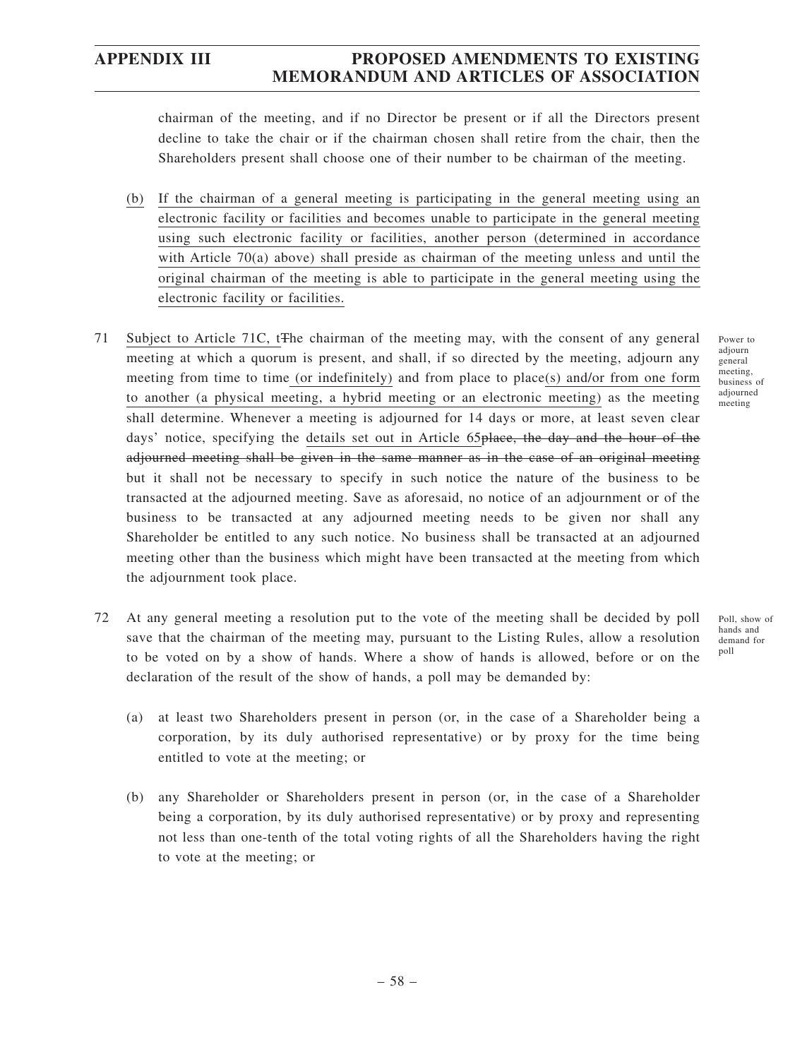chairman of the meeting, and if no Director be present or if all the Directors present decline to take the chair or if the chairman chosen shall retire from the chair, then the Shareholders present shall choose one of their number to be chairman of the meeting.

(b) If the chairman of a general meeting is participating in the general meeting using an electronic facility or facilities and becomes unable to participate in the general meeting using such electronic facility or facilities, another person (determined in accordance with Article 70(a) above) shall preside as chairman of the meeting unless and until the original chairman of the meeting is able to participate in the general meeting using the electronic facility or facilities.

71 Subject to Article 71C, t~~T~~he chairman of the meeting may, with the consent of any general meeting at which a quorum is present, and shall, if so directed by the meeting, adjourn any meeting from time to time (or indefinitely) and from place to place(s) and/or from one form to another (a physical meeting, a hybrid meeting or an electronic meeting) as the meeting shall determine. Whenever a meeting is adjourned for 14 days or more, at least seven clear days' notice, specifying the details set out in Article 65~~place, the day and the hour of the adjourned meeting shall be given in the same manner as in the case of an original meeting~~ but it shall not be necessary to specify in such notice the nature of the business to be transacted at the adjourned meeting. Save as aforesaid, no notice of an adjournment or of the business to be transacted at any adjourned meeting needs to be given nor shall any Shareholder be entitled to any such notice. No business shall be transacted at an adjourned meeting other than the business which might have been transacted at the meeting from which the adjournment took place.

Power to adjourn general meeting, business of adjourned meeting

72 At any general meeting a resolution put to the vote of the meeting shall be decided by poll save that the chairman of the meeting may, pursuant to the Listing Rules, allow a resolution to be voted on by a show of hands. Where a show of hands is allowed, before or on the declaration of the result of the show of hands, a poll may be demanded by:

Poll, show of hands and demand for poll

(a) at least two Shareholders present in person (or, in the case of a Shareholder being a corporation, by its duly authorised representative) or by proxy for the time being entitled to vote at the meeting; or

(b) any Shareholder or Shareholders present in person (or, in the case of a Shareholder being a corporation, by its duly authorised representative) or by proxy and representing not less than one-tenth of the total voting rights of all the Shareholders having the right to vote at the meeting; or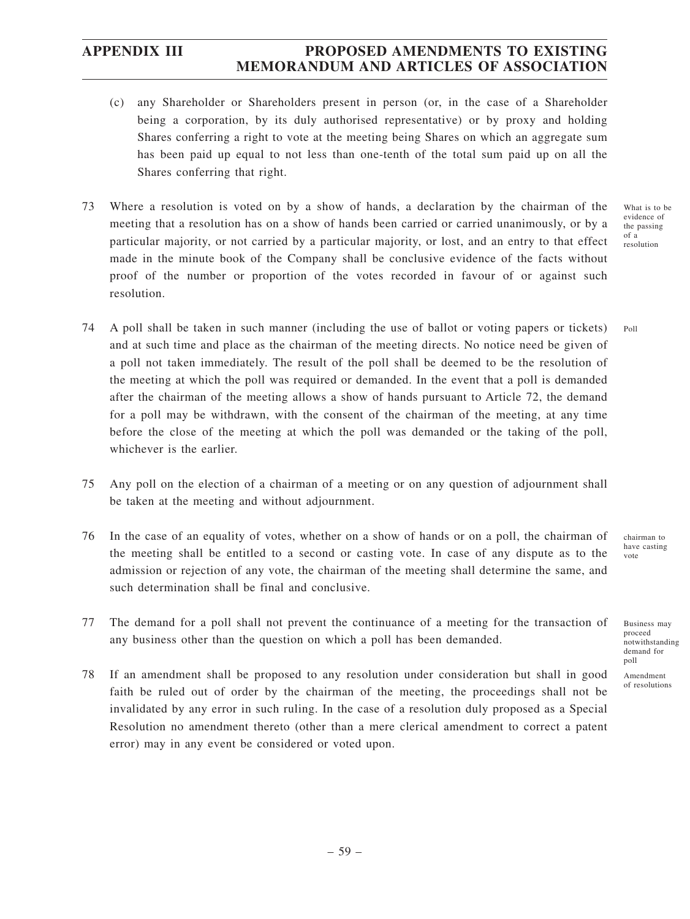(c) any Shareholder or Shareholders present in person (or, in the case of a Shareholder being a corporation, by its duly authorised representative) or by proxy and holding Shares conferring a right to vote at the meeting being Shares on which an aggregate sum has been paid up equal to not less than one-tenth of the total sum paid up on all the Shares conferring that right.

73 Where a resolution is voted on by a show of hands, a declaration by the chairman of the meeting that a resolution has on a show of hands been carried or carried unanimously, or by a particular majority, or not carried by a particular majority, or lost, and an entry to that effect made in the minute book of the Company shall be conclusive evidence of the facts without proof of the number or proportion of the votes recorded in favour of or against such resolution.

*What is to be evidence of the passing of a resolution*

74 A poll shall be taken in such manner (including the use of ballot or voting papers or tickets) and at such time and place as the chairman of the meeting directs. No notice need be given of a poll not taken immediately. The result of the poll shall be deemed to be the resolution of the meeting at which the poll was required or demanded. In the event that a poll is demanded after the chairman of the meeting allows a show of hands pursuant to Article 72, the demand for a poll may be withdrawn, with the consent of the chairman of the meeting, at any time before the close of the meeting at which the poll was demanded or the taking of the poll, whichever is the earlier.

*Poll*

75 Any poll on the election of a chairman of a meeting or on any question of adjournment shall be taken at the meeting and without adjournment.

76 In the case of an equality of votes, whether on a show of hands or on a poll, the chairman of the meeting shall be entitled to a second or casting vote. In case of any dispute as to the admission or rejection of any vote, the chairman of the meeting shall determine the same, and such determination shall be final and conclusive.

*chairman to have casting vote*

77 The demand for a poll shall not prevent the continuance of a meeting for the transaction of any business other than the question on which a poll has been demanded.

*Business may proceed notwithstanding demand for poll*

78 If an amendment shall be proposed to any resolution under consideration but shall in good faith be ruled out of order by the chairman of the meeting, the proceedings shall not be invalidated by any error in such ruling. In the case of a resolution duly proposed as a Special Resolution no amendment thereto (other than a mere clerical amendment to correct a patent error) may in any event be considered or voted upon.

*Amendment of resolutions*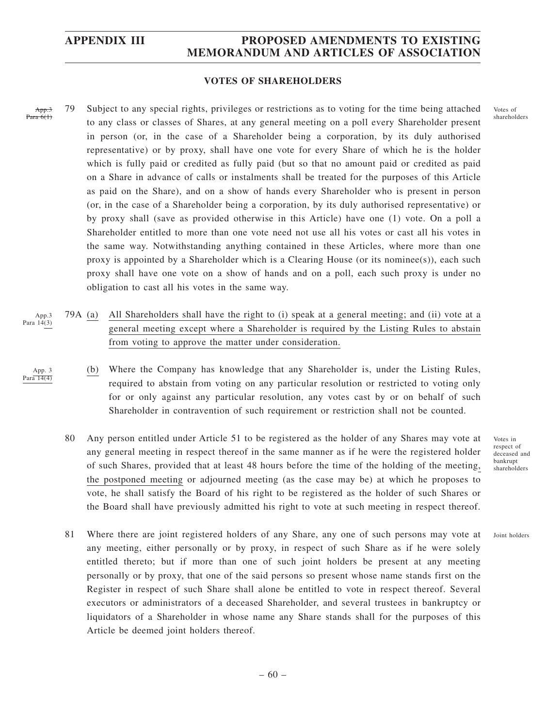### VOTES OF SHAREHOLDERS

App.3 Para 6(1)

79 Subject to any special rights, privileges or restrictions as to voting for the time being attached to any class or classes of Shares, at any general meeting on a poll every Shareholder present in person (or, in the case of a Shareholder being a corporation, by its duly authorised representative) or by proxy, shall have one vote for every Share of which he is the holder which is fully paid or credited as fully paid (but so that no amount paid or credited as paid on a Share in advance of calls or instalments shall be treated for the purposes of this Article as paid on the Share), and on a show of hands every Shareholder who is present in person (or, in the case of a Shareholder being a corporation, by its duly authorised representative) or by proxy shall (save as provided otherwise in this Article) have one (1) vote. On a poll a Shareholder entitled to more than one vote need not use all his votes or cast all his votes in the same way. Notwithstanding anything contained in these Articles, where more than one proxy is appointed by a Shareholder which is a Clearing House (or its nominee(s)), each such proxy shall have one vote on a show of hands and on a poll, each such proxy is under no obligation to cast all his votes in the same way.

*Votes of shareholders*

App.3 Para 14(3)

79A (a) All Shareholders shall have the right to (i) speak at a general meeting; and (ii) vote at a general meeting except where a Shareholder is required by the Listing Rules to abstain from voting to approve the matter under consideration.

App. 3 Para 14(4)

(b) Where the Company has knowledge that any Shareholder is, under the Listing Rules, required to abstain from voting on any particular resolution or restricted to voting only for or only against any particular resolution, any votes cast by or on behalf of such Shareholder in contravention of such requirement or restriction shall not be counted.

80 Any person entitled under Article 51 to be registered as the holder of any Shares may vote at any general meeting in respect thereof in the same manner as if he were the registered holder of such Shares, provided that at least 48 hours before the time of the holding of the meeting, the postponed meeting or adjourned meeting (as the case may be) at which he proposes to vote, he shall satisfy the Board of his right to be registered as the holder of such Shares or the Board shall have previously admitted his right to vote at such meeting in respect thereof.

*Votes in respect of deceased and bankrupt shareholders*

81 Where there are joint registered holders of any Share, any one of such persons may vote at any meeting, either personally or by proxy, in respect of such Share as if he were solely entitled thereto; but if more than one of such joint holders be present at any meeting personally or by proxy, that one of the said persons so present whose name stands first on the Register in respect of such Share shall alone be entitled to vote in respect thereof. Several executors or administrators of a deceased Shareholder, and several trustees in bankruptcy or liquidators of a Shareholder in whose name any Share stands shall for the purposes of this Article be deemed joint holders thereof.

*Joint holders*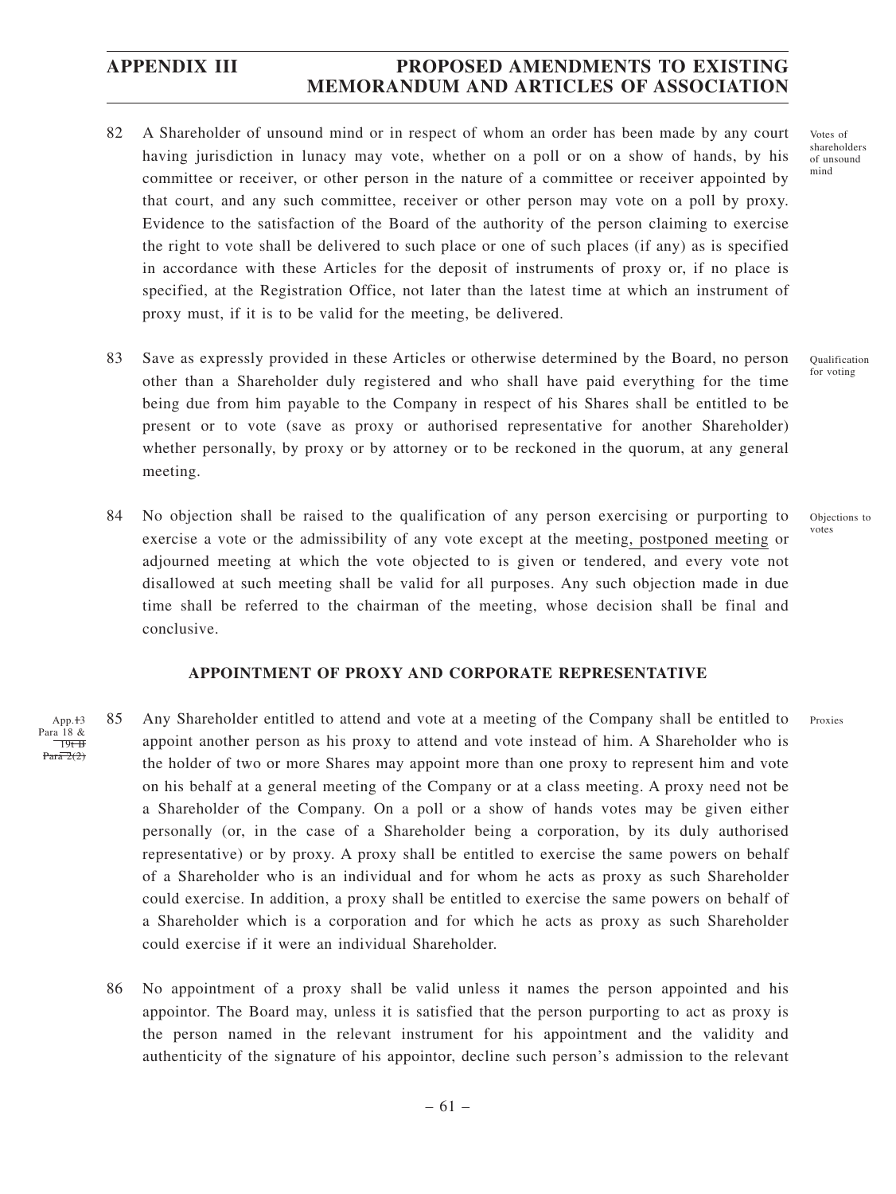82 A Shareholder of unsound mind or in respect of whom an order has been made by any court having jurisdiction in lunacy may vote, whether on a poll or on a show of hands, by his committee or receiver, or other person in the nature of a committee or receiver appointed by that court, and any such committee, receiver or other person may vote on a poll by proxy. Evidence to the satisfaction of the Board of the authority of the person claiming to exercise the right to vote shall be delivered to such place or one of such places (if any) as is specified in accordance with these Articles for the deposit of instruments of proxy or, if no place is specified, at the Registration Office, not later than the latest time at which an instrument of proxy must, if it is to be valid for the meeting, be delivered.

Votes of shareholders of unsound mind

83 Save as expressly provided in these Articles or otherwise determined by the Board, no person other than a Shareholder duly registered and who shall have paid everything for the time being due from him payable to the Company in respect of his Shares shall be entitled to be present or to vote (save as proxy or authorised representative for another Shareholder) whether personally, by proxy or by attorney or to be reckoned in the quorum, at any general meeting.

Qualification for voting

84 No objection shall be raised to the qualification of any person exercising or purporting to exercise a vote or the admissibility of any vote except at the meeting, postponed meeting or adjourned meeting at which the vote objected to is given or tendered, and every vote not disallowed at such meeting shall be valid for all purposes. Any such objection made in due time shall be referred to the chairman of the meeting, whose decision shall be final and conclusive.

Objections to votes

## APPOINTMENT OF PROXY AND CORPORATE REPRESENTATIVE

App.~~1~~3 Para 18 & ~~19; B Para 2(2)~~

85 Any Shareholder entitled to attend and vote at a meeting of the Company shall be entitled to appoint another person as his proxy to attend and vote instead of him. A Shareholder who is the holder of two or more Shares may appoint more than one proxy to represent him and vote on his behalf at a general meeting of the Company or at a class meeting. A proxy need not be a Shareholder of the Company. On a poll or a show of hands votes may be given either personally (or, in the case of a Shareholder being a corporation, by its duly authorised representative) or by proxy. A proxy shall be entitled to exercise the same powers on behalf of a Shareholder who is an individual and for whom he acts as proxy as such Shareholder could exercise. In addition, a proxy shall be entitled to exercise the same powers on behalf of a Shareholder which is a corporation and for which he acts as proxy as such Shareholder could exercise if it were an individual Shareholder.

Proxies

86 No appointment of a proxy shall be valid unless it names the person appointed and his appointor. The Board may, unless it is satisfied that the person purporting to act as proxy is the person named in the relevant instrument for his appointment and the validity and authenticity of the signature of his appointor, decline such person's admission to the relevant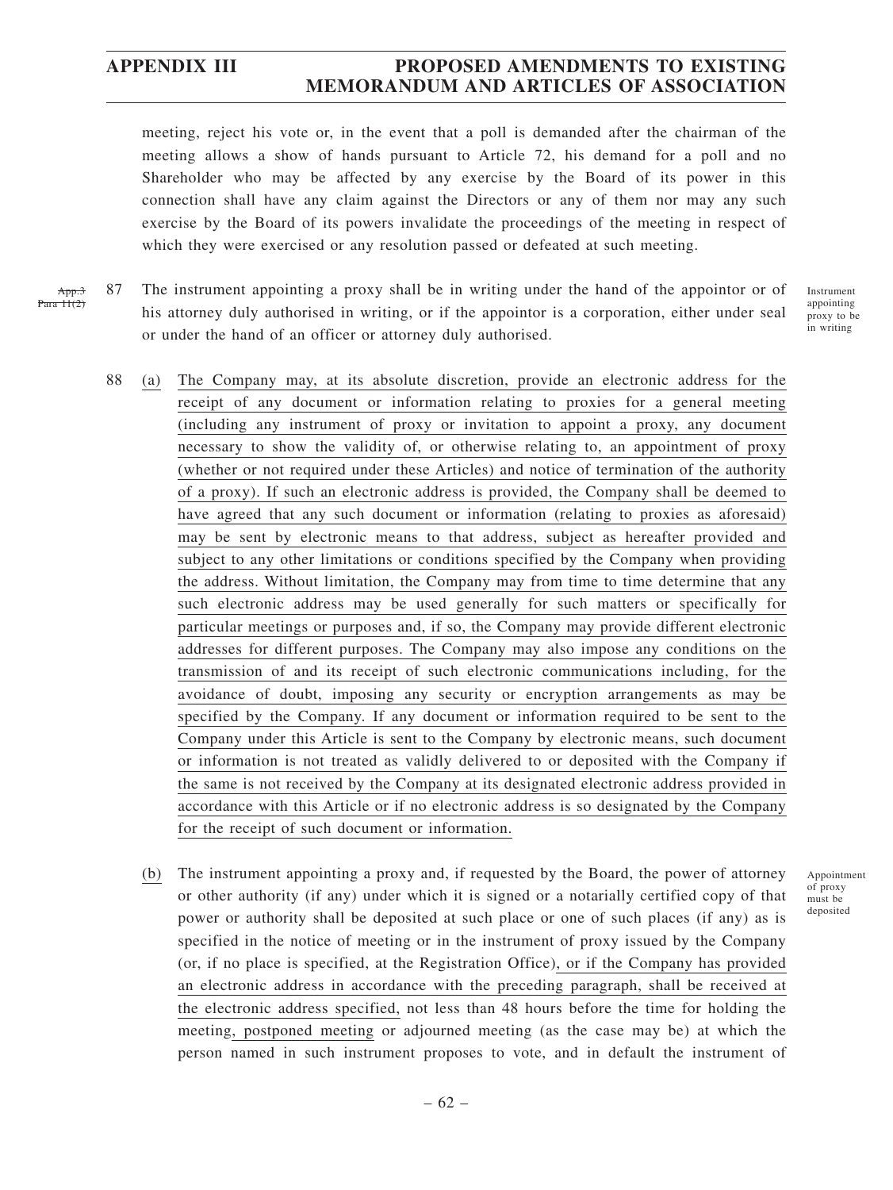meeting, reject his vote or, in the event that a poll is demanded after the chairman of the meeting allows a show of hands pursuant to Article 72, his demand for a poll and no Shareholder who may be affected by any exercise by the Board of its power in this connection shall have any claim against the Directors or any of them nor may any such exercise by the Board of its powers invalidate the proceedings of the meeting in respect of which they were exercised or any resolution passed or defeated at such meeting.

~~App.3 Para 11(2)~~

87 The instrument appointing a proxy shall be in writing under the hand of the appointor or of his attorney duly authorised in writing, or if the appointor is a corporation, either under seal or under the hand of an officer or attorney duly authorised.

Instrument appointing proxy to be in writing

88 (a) The Company may, at its absolute discretion, provide an electronic address for the receipt of any document or information relating to proxies for a general meeting (including any instrument of proxy or invitation to appoint a proxy, any document necessary to show the validity of, or otherwise relating to, an appointment of proxy (whether or not required under these Articles) and notice of termination of the authority of a proxy). If such an electronic address is provided, the Company shall be deemed to have agreed that any such document or information (relating to proxies as aforesaid) may be sent by electronic means to that address, subject as hereafter provided and subject to any other limitations or conditions specified by the Company when providing the address. Without limitation, the Company may from time to time determine that any such electronic address may be used generally for such matters or specifically for particular meetings or purposes and, if so, the Company may provide different electronic addresses for different purposes. The Company may also impose any conditions on the transmission of and its receipt of such electronic communications including, for the avoidance of doubt, imposing any security or encryption arrangements as may be specified by the Company. If any document or information required to be sent to the Company under this Article is sent to the Company by electronic means, such document or information is not treated as validly delivered to or deposited with the Company if the same is not received by the Company at its designated electronic address provided in accordance with this Article or if no electronic address is so designated by the Company for the receipt of such document or information.

(b) The instrument appointing a proxy and, if requested by the Board, the power of attorney or other authority (if any) under which it is signed or a notarially certified copy of that power or authority shall be deposited at such place or one of such places (if any) as is specified in the notice of meeting or in the instrument of proxy issued by the Company (or, if no place is specified, at the Registration Office), or if the Company has provided an electronic address in accordance with the preceding paragraph, shall be received at the electronic address specified, not less than 48 hours before the time for holding the meeting, postponed meeting or adjourned meeting (as the case may be) at which the person named in such instrument proposes to vote, and in default the instrument of

Appointment of proxy must be deposited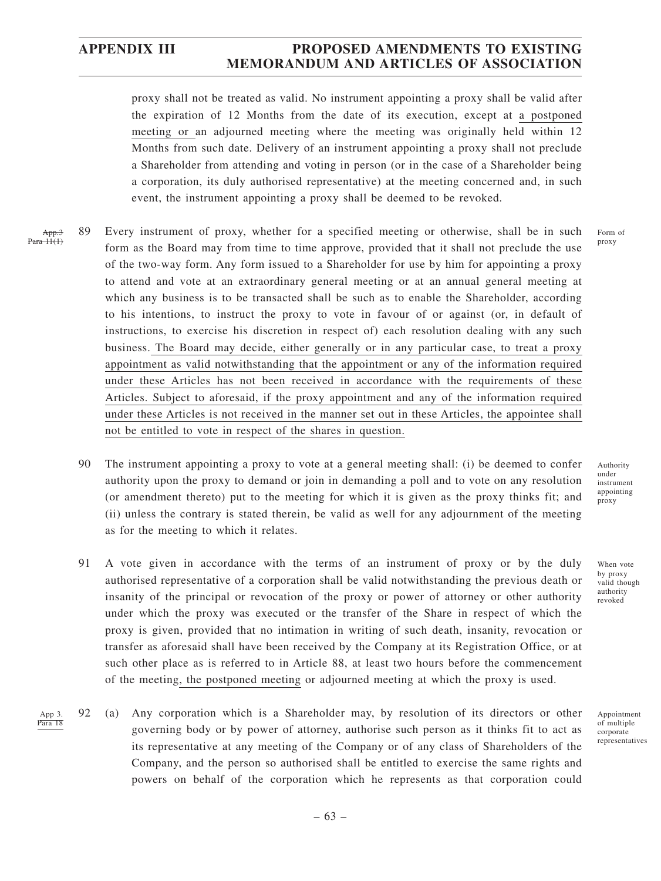proxy shall not be treated as valid. No instrument appointing a proxy shall be valid after the expiration of 12 Months from the date of its execution, except at a postponed meeting or an adjourned meeting where the meeting was originally held within 12 Months from such date. Delivery of an instrument appointing a proxy shall not preclude a Shareholder from attending and voting in person (or in the case of a Shareholder being a corporation, its duly authorised representative) at the meeting concerned and, in such event, the instrument appointing a proxy shall be deemed to be revoked.

~~App.3 Para 11(1)~~

89 Every instrument of proxy, whether for a specified meeting or otherwise, shall be in such form as the Board may from time to time approve, provided that it shall not preclude the use of the two-way form. Any form issued to a Shareholder for use by him for appointing a proxy to attend and vote at an extraordinary general meeting or at an annual general meeting at which any business is to be transacted shall be such as to enable the Shareholder, according to his intentions, to instruct the proxy to vote in favour of or against (or, in default of instructions, to exercise his discretion in respect of) each resolution dealing with any such business. The Board may decide, either generally or in any particular case, to treat a proxy appointment as valid notwithstanding that the appointment or any of the information required under these Articles has not been received in accordance with the requirements of these Articles. Subject to aforesaid, if the proxy appointment and any of the information required under these Articles is not received in the manner set out in these Articles, the appointee shall not be entitled to vote in respect of the shares in question.

Form of proxy

90 The instrument appointing a proxy to vote at a general meeting shall: (i) be deemed to confer authority upon the proxy to demand or join in demanding a poll and to vote on any resolution (or amendment thereto) put to the meeting for which it is given as the proxy thinks fit; and (ii) unless the contrary is stated therein, be valid as well for any adjournment of the meeting as for the meeting to which it relates.

Authority under instrument appointing proxy

91 A vote given in accordance with the terms of an instrument of proxy or by the duly authorised representative of a corporation shall be valid notwithstanding the previous death or insanity of the principal or revocation of the proxy or power of attorney or other authority under which the proxy was executed or the transfer of the Share in respect of which the proxy is given, provided that no intimation in writing of such death, insanity, revocation or transfer as aforesaid shall have been received by the Company at its Registration Office, or at such other place as is referred to in Article 88, at least two hours before the commencement of the meeting, the postponed meeting or adjourned meeting at which the proxy is used.

When vote by proxy valid though authority revoked

App 3. Para 18

92 (a) Any corporation which is a Shareholder may, by resolution of its directors or other governing body or by power of attorney, authorise such person as it thinks fit to act as its representative at any meeting of the Company or of any class of Shareholders of the Company, and the person so authorised shall be entitled to exercise the same rights and powers on behalf of the corporation which he represents as that corporation could

Appointment of multiple corporate representatives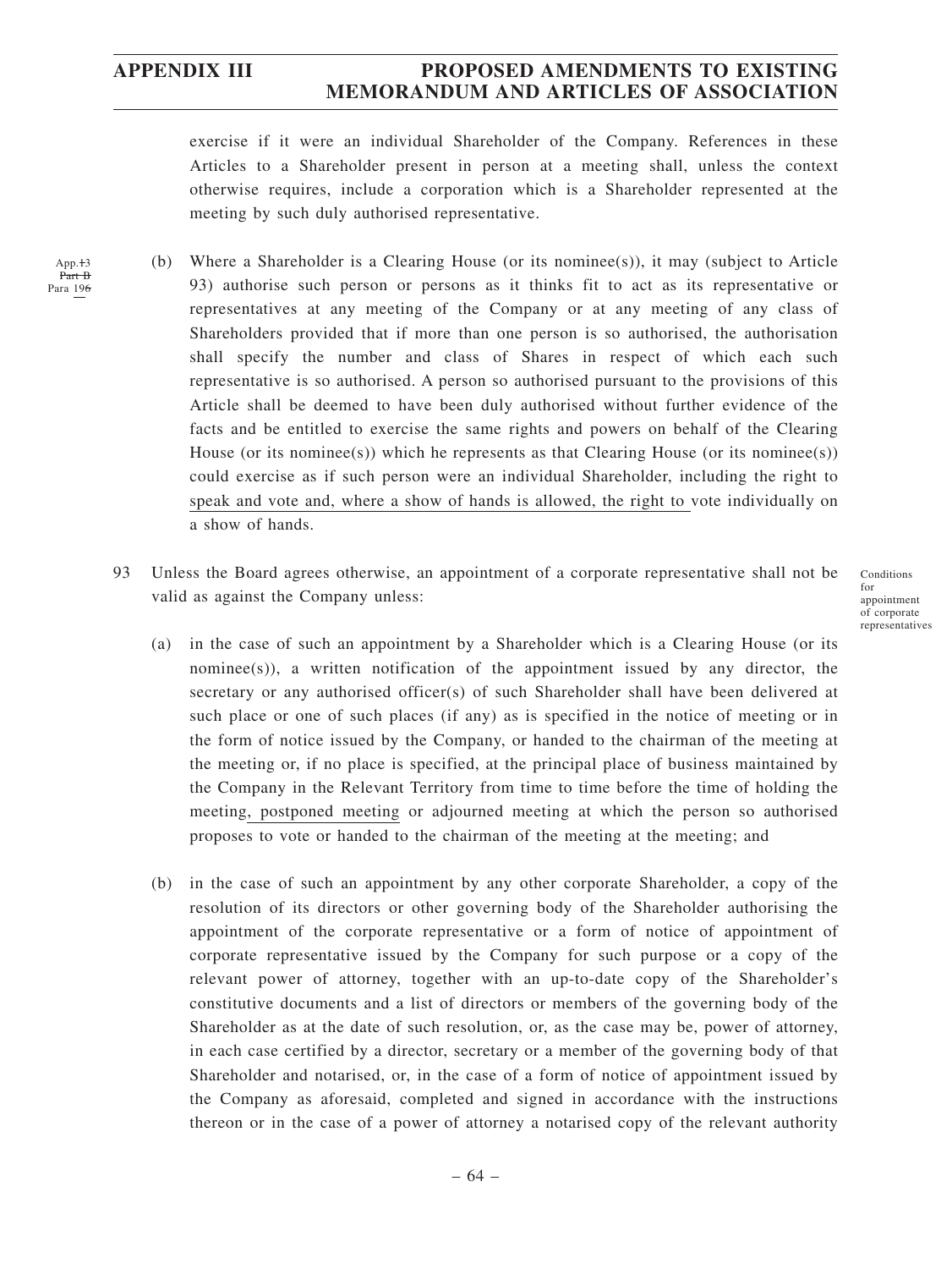exercise if it were an individual Shareholder of the Company. References in these Articles to a Shareholder present in person at a meeting shall, unless the context otherwise requires, include a corporation which is a Shareholder represented at the meeting by such duly authorised representative.

App.~~13~~ ~~Part B~~ Para 19~~6~~

(b) Where a Shareholder is a Clearing House (or its nominee(s)), it may (subject to Article 93) authorise such person or persons as it thinks fit to act as its representative or representatives at any meeting of the Company or at any meeting of any class of Shareholders provided that if more than one person is so authorised, the authorisation shall specify the number and class of Shares in respect of which each such representative is so authorised. A person so authorised pursuant to the provisions of this Article shall be deemed to have been duly authorised without further evidence of the facts and be entitled to exercise the same rights and powers on behalf of the Clearing House (or its nominee(s)) which he represents as that Clearing House (or its nominee(s)) could exercise as if such person were an individual Shareholder, including the right to speak and vote and, where a show of hands is allowed, the right to vote individually on a show of hands.

93 Unless the Board agrees otherwise, an appointment of a corporate representative shall not be valid as against the Company unless:

Conditions for appointment of corporate representatives

(a) in the case of such an appointment by a Shareholder which is a Clearing House (or its nominee(s)), a written notification of the appointment issued by any director, the secretary or any authorised officer(s) of such Shareholder shall have been delivered at such place or one of such places (if any) as is specified in the notice of meeting or in the form of notice issued by the Company, or handed to the chairman of the meeting at the meeting or, if no place is specified, at the principal place of business maintained by the Company in the Relevant Territory from time to time before the time of holding the meeting, postponed meeting or adjourned meeting at which the person so authorised proposes to vote or handed to the chairman of the meeting at the meeting; and

(b) in the case of such an appointment by any other corporate Shareholder, a copy of the resolution of its directors or other governing body of the Shareholder authorising the appointment of the corporate representative or a form of notice of appointment of corporate representative issued by the Company for such purpose or a copy of the relevant power of attorney, together with an up-to-date copy of the Shareholder's constitutive documents and a list of directors or members of the governing body of the Shareholder as at the date of such resolution, or, as the case may be, power of attorney, in each case certified by a director, secretary or a member of the governing body of that Shareholder and notarised, or, in the case of a form of notice of appointment issued by the Company as aforesaid, completed and signed in accordance with the instructions thereon or in the case of a power of attorney a notarised copy of the relevant authority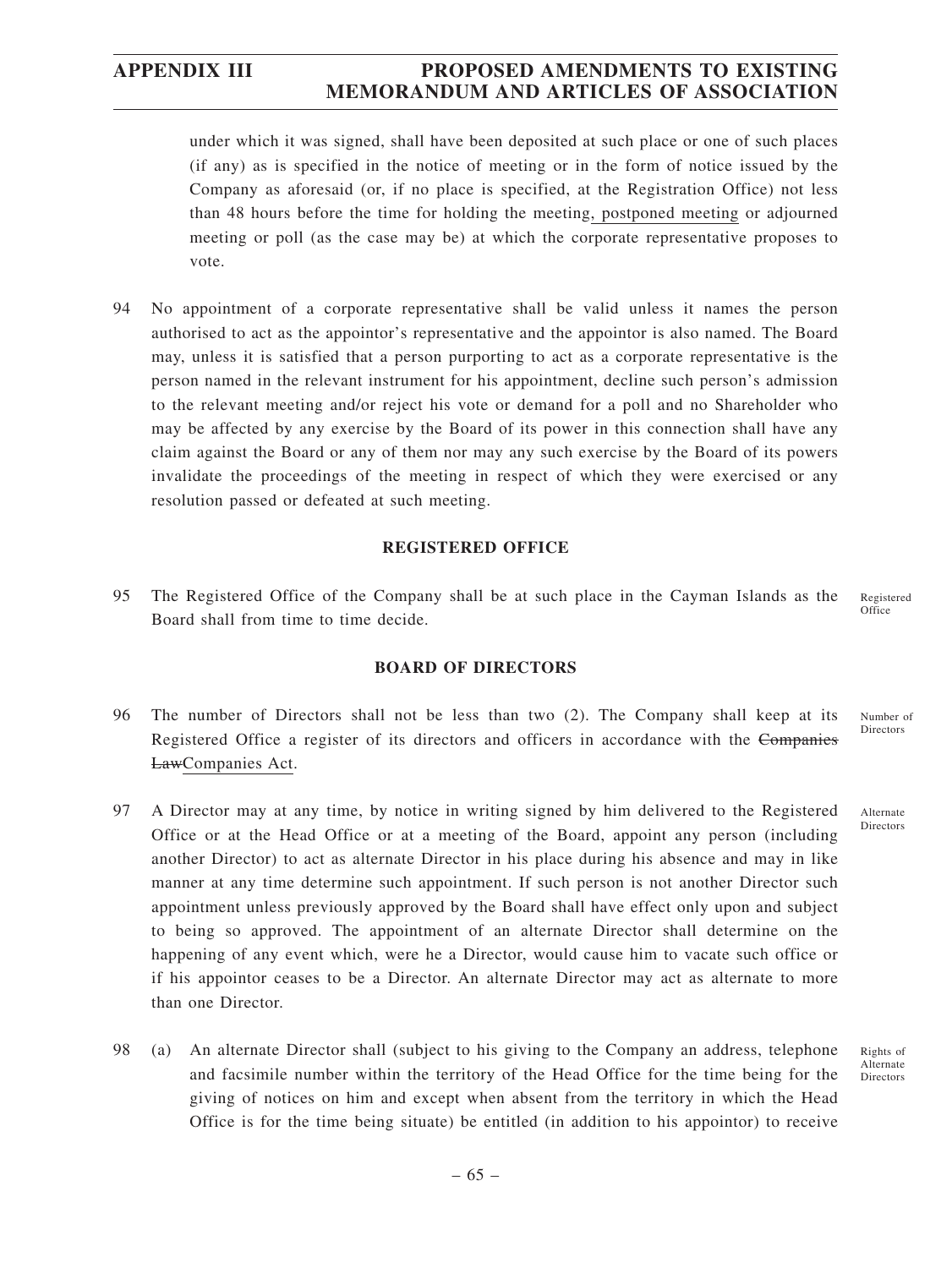under which it was signed, shall have been deposited at such place or one of such places (if any) as is specified in the notice of meeting or in the form of notice issued by the Company as aforesaid (or, if no place is specified, at the Registration Office) not less than 48 hours before the time for holding the meeting, postponed meeting or adjourned meeting or poll (as the case may be) at which the corporate representative proposes to vote.

94 No appointment of a corporate representative shall be valid unless it names the person authorised to act as the appointor's representative and the appointor is also named. The Board may, unless it is satisfied that a person purporting to act as a corporate representative is the person named in the relevant instrument for his appointment, decline such person's admission to the relevant meeting and/or reject his vote or demand for a poll and no Shareholder who may be affected by any exercise by the Board of its power in this connection shall have any claim against the Board or any of them nor may any such exercise by the Board of its powers invalidate the proceedings of the meeting in respect of which they were exercised or any resolution passed or defeated at such meeting.

**REGISTERED OFFICE**

95 The Registered Office of the Company shall be at such place in the Cayman Islands as the Board shall from time to time decide. *Registered Office*

**BOARD OF DIRECTORS**

96 The number of Directors shall not be less than two (2). The Company shall keep at its Registered Office a register of its directors and officers in accordance with the ~~Companies Law~~Companies Act. *Number of Directors*

97 A Director may at any time, by notice in writing signed by him delivered to the Registered Office or at the Head Office or at a meeting of the Board, appoint any person (including another Director) to act as alternate Director in his place during his absence and may in like manner at any time determine such appointment. If such person is not another Director such appointment unless previously approved by the Board shall have effect only upon and subject to being so approved. The appointment of an alternate Director shall determine on the happening of any event which, were he a Director, would cause him to vacate such office or if his appointor ceases to be a Director. An alternate Director may act as alternate to more than one Director. *Alternate Directors*

98 (a) An alternate Director shall (subject to his giving to the Company an address, telephone and facsimile number within the territory of the Head Office for the time being for the giving of notices on him and except when absent from the territory in which the Head Office is for the time being situate) be entitled (in addition to his appointor) to receive *Rights of Alternate Directors*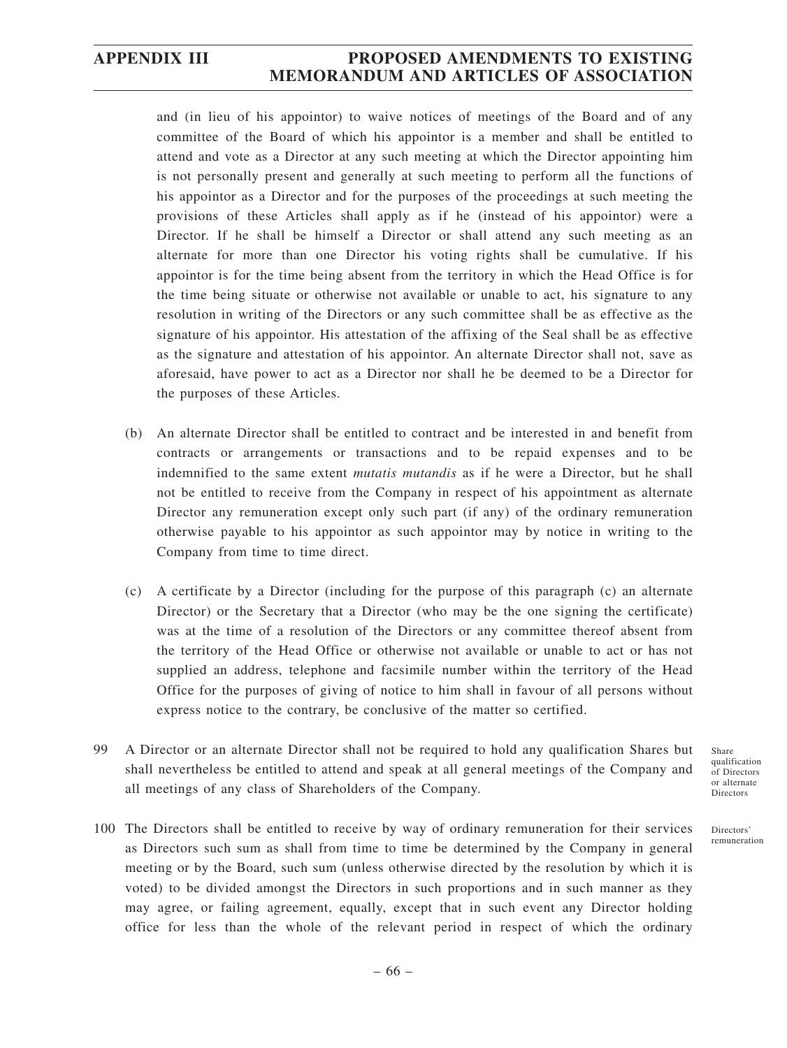and (in lieu of his appointor) to waive notices of meetings of the Board and of any committee of the Board of which his appointor is a member and shall be entitled to attend and vote as a Director at any such meeting at which the Director appointing him is not personally present and generally at such meeting to perform all the functions of his appointor as a Director and for the purposes of the proceedings at such meeting the provisions of these Articles shall apply as if he (instead of his appointor) were a Director. If he shall be himself a Director or shall attend any such meeting as an alternate for more than one Director his voting rights shall be cumulative. If his appointor is for the time being absent from the territory in which the Head Office is for the time being situate or otherwise not available or unable to act, his signature to any resolution in writing of the Directors or any such committee shall be as effective as the signature of his appointor. His attestation of the affixing of the Seal shall be as effective as the signature and attestation of his appointor. An alternate Director shall not, save as aforesaid, have power to act as a Director nor shall he be deemed to be a Director for the purposes of these Articles.

(b) An alternate Director shall be entitled to contract and be interested in and benefit from contracts or arrangements or transactions and to be repaid expenses and to be indemnified to the same extent *mutatis mutandis* as if he were a Director, but he shall not be entitled to receive from the Company in respect of his appointment as alternate Director any remuneration except only such part (if any) of the ordinary remuneration otherwise payable to his appointor as such appointor may by notice in writing to the Company from time to time direct.

(c) A certificate by a Director (including for the purpose of this paragraph (c) an alternate Director) or the Secretary that a Director (who may be the one signing the certificate) was at the time of a resolution of the Directors or any committee thereof absent from the territory of the Head Office or otherwise not available or unable to act or has not supplied an address, telephone and facsimile number within the territory of the Head Office for the purposes of giving of notice to him shall in favour of all persons without express notice to the contrary, be conclusive of the matter so certified.

99 A Director or an alternate Director shall not be required to hold any qualification Shares but shall nevertheless be entitled to attend and speak at all general meetings of the Company and all meetings of any class of Shareholders of the Company. *(Share qualification of Directors or alternate Directors)*

100 The Directors shall be entitled to receive by way of ordinary remuneration for their services as Directors such sum as shall from time to time be determined by the Company in general meeting or by the Board, such sum (unless otherwise directed by the resolution by which it is voted) to be divided amongst the Directors in such proportions and in such manner as they may agree, or failing agreement, equally, except that in such event any Director holding office for less than the whole of the relevant period in respect of which the ordinary *(Directors' remuneration)*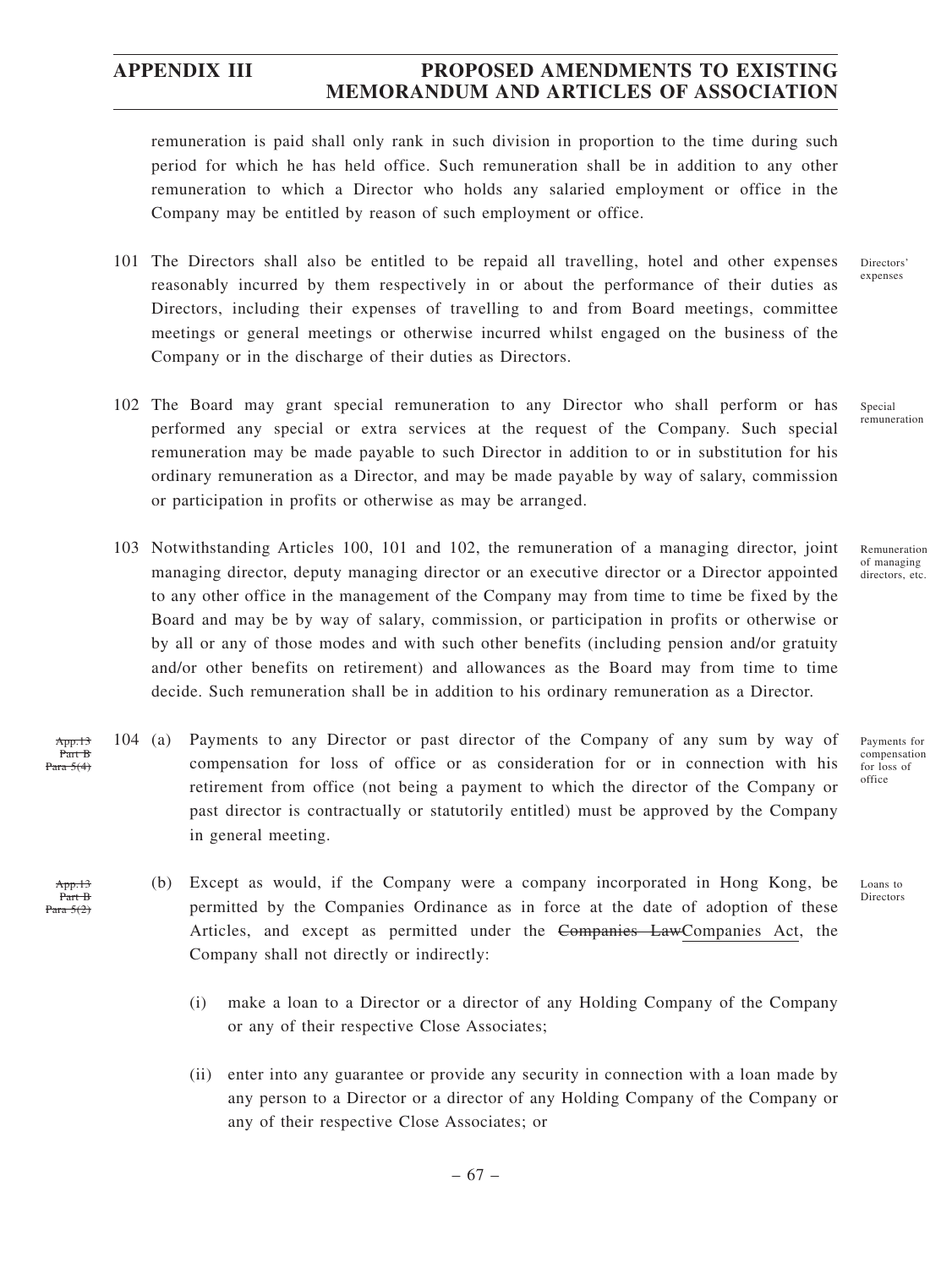remuneration is paid shall only rank in such division in proportion to the time during such period for which he has held office. Such remuneration shall be in addition to any other remuneration to which a Director who holds any salaried employment or office in the Company may be entitled by reason of such employment or office.

101 The Directors shall also be entitled to be repaid all travelling, hotel and other expenses reasonably incurred by them respectively in or about the performance of their duties as Directors, including their expenses of travelling to and from Board meetings, committee meetings or general meetings or otherwise incurred whilst engaged on the business of the Company or in the discharge of their duties as Directors.

Directors' expenses

102 The Board may grant special remuneration to any Director who shall perform or has performed any special or extra services at the request of the Company. Such special remuneration may be made payable to such Director in addition to or in substitution for his ordinary remuneration as a Director, and may be made payable by way of salary, commission or participation in profits or otherwise as may be arranged.

Special remuneration

103 Notwithstanding Articles 100, 101 and 102, the remuneration of a managing director, joint managing director, deputy managing director or an executive director or a Director appointed to any other office in the management of the Company may from time to time be fixed by the Board and may be by way of salary, commission, or participation in profits or otherwise or by all or any of those modes and with such other benefits (including pension and/or gratuity and/or other benefits on retirement) and allowances as the Board may from time to time decide. Such remuneration shall be in addition to his ordinary remuneration as a Director.

Remuneration of managing directors, etc.

~~App.13 Part B Para 5(4)~~

104 (a) Payments to any Director or past director of the Company of any sum by way of compensation for loss of office or as consideration for or in connection with his retirement from office (not being a payment to which the director of the Company or past director is contractually or statutorily entitled) must be approved by the Company in general meeting.

Payments for compensation for loss of office

~~App.13 Part B Para 5(2)~~

(b) Except as would, if the Company were a company incorporated in Hong Kong, be permitted by the Companies Ordinance as in force at the date of adoption of these Articles, and except as permitted under the ~~Companies Law~~Companies Act, the Company shall not directly or indirectly:

Loans to Directors

(i) make a loan to a Director or a director of any Holding Company of the Company or any of their respective Close Associates;

(ii) enter into any guarantee or provide any security in connection with a loan made by any person to a Director or a director of any Holding Company of the Company or any of their respective Close Associates; or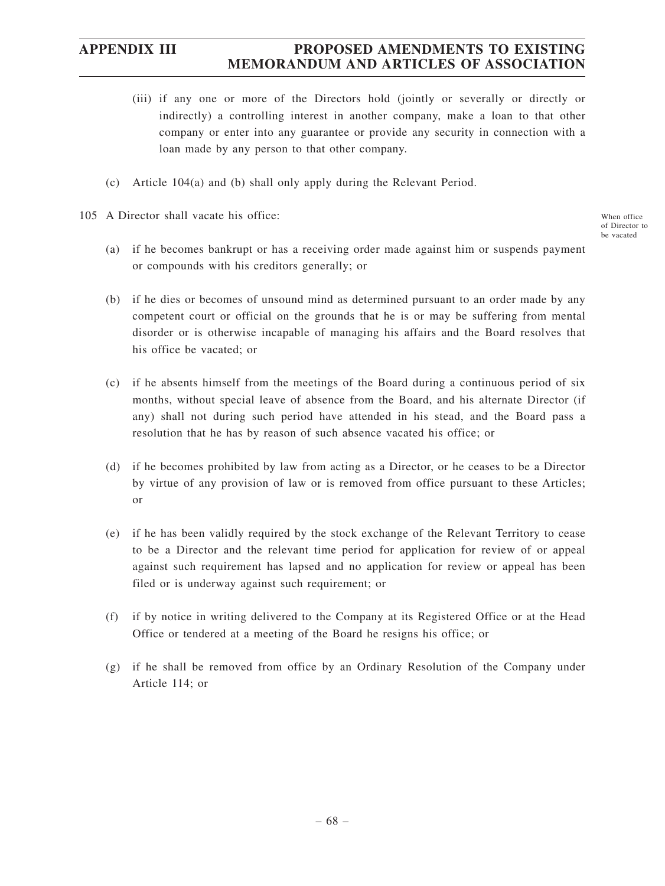(iii) if any one or more of the Directors hold (jointly or severally or directly or indirectly) a controlling interest in another company, make a loan to that other company or enter into any guarantee or provide any security in connection with a loan made by any person to that other company.

(c) Article 104(a) and (b) shall only apply during the Relevant Period.

105 A Director shall vacate his office:

When office of Director to be vacated

(a) if he becomes bankrupt or has a receiving order made against him or suspends payment or compounds with his creditors generally; or

(b) if he dies or becomes of unsound mind as determined pursuant to an order made by any competent court or official on the grounds that he is or may be suffering from mental disorder or is otherwise incapable of managing his affairs and the Board resolves that his office be vacated; or

(c) if he absents himself from the meetings of the Board during a continuous period of six months, without special leave of absence from the Board, and his alternate Director (if any) shall not during such period have attended in his stead, and the Board pass a resolution that he has by reason of such absence vacated his office; or

(d) if he becomes prohibited by law from acting as a Director, or he ceases to be a Director by virtue of any provision of law or is removed from office pursuant to these Articles; or

(e) if he has been validly required by the stock exchange of the Relevant Territory to cease to be a Director and the relevant time period for application for review of or appeal against such requirement has lapsed and no application for review or appeal has been filed or is underway against such requirement; or

(f) if by notice in writing delivered to the Company at its Registered Office or at the Head Office or tendered at a meeting of the Board he resigns his office; or

(g) if he shall be removed from office by an Ordinary Resolution of the Company under Article 114; or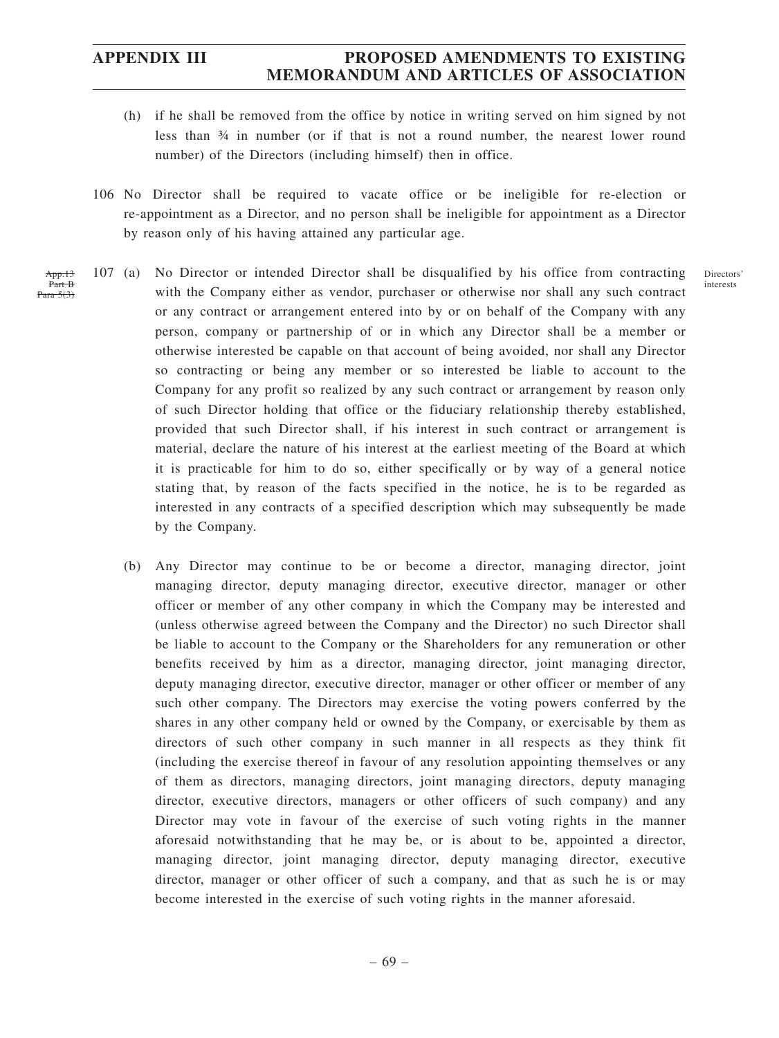(h) if he shall be removed from the office by notice in writing served on him signed by not less than ¾ in number (or if that is not a round number, the nearest lower round number) of the Directors (including himself) then in office.

106 No Director shall be required to vacate office or be ineligible for re-election or re-appointment as a Director, and no person shall be ineligible for appointment as a Director by reason only of his having attained any particular age.

~~App.13 Part B Para 5(3)~~

Directors' interests

107 (a) No Director or intended Director shall be disqualified by his office from contracting with the Company either as vendor, purchaser or otherwise nor shall any such contract or any contract or arrangement entered into by or on behalf of the Company with any person, company or partnership of or in which any Director shall be a member or otherwise interested be capable on that account of being avoided, nor shall any Director so contracting or being any member or so interested be liable to account to the Company for any profit so realized by any such contract or arrangement by reason only of such Director holding that office or the fiduciary relationship thereby established, provided that such Director shall, if his interest in such contract or arrangement is material, declare the nature of his interest at the earliest meeting of the Board at which it is practicable for him to do so, either specifically or by way of a general notice stating that, by reason of the facts specified in the notice, he is to be regarded as interested in any contracts of a specified description which may subsequently be made by the Company.

(b) Any Director may continue to be or become a director, managing director, joint managing director, deputy managing director, executive director, manager or other officer or member of any other company in which the Company may be interested and (unless otherwise agreed between the Company and the Director) no such Director shall be liable to account to the Company or the Shareholders for any remuneration or other benefits received by him as a director, managing director, joint managing director, deputy managing director, executive director, manager or other officer or member of any such other company. The Directors may exercise the voting powers conferred by the shares in any other company held or owned by the Company, or exercisable by them as directors of such other company in such manner in all respects as they think fit (including the exercise thereof in favour of any resolution appointing themselves or any of them as directors, managing directors, joint managing directors, deputy managing director, executive directors, managers or other officers of such company) and any Director may vote in favour of the exercise of such voting rights in the manner aforesaid notwithstanding that he may be, or is about to be, appointed a director, managing director, joint managing director, deputy managing director, executive director, manager or other officer of such a company, and that as such he is or may become interested in the exercise of such voting rights in the manner aforesaid.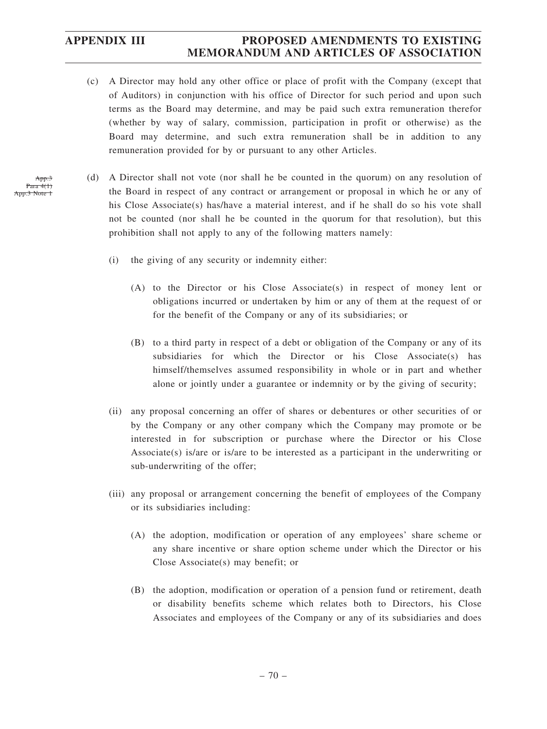(c) A Director may hold any other office or place of profit with the Company (except that of Auditors) in conjunction with his office of Director for such period and upon such terms as the Board may determine, and may be paid such extra remuneration therefor (whether by way of salary, commission, participation in profit or otherwise) as the Board may determine, and such extra remuneration shall be in addition to any remuneration provided for by or pursuant to any other Articles.

~~App.3 Para 4(1) App.3 Note 1~~

(d) A Director shall not vote (nor shall he be counted in the quorum) on any resolution of the Board in respect of any contract or arrangement or proposal in which he or any of his Close Associate(s) has/have a material interest, and if he shall do so his vote shall not be counted (nor shall he be counted in the quorum for that resolution), but this prohibition shall not apply to any of the following matters namely:

(i) the giving of any security or indemnity either:

(A) to the Director or his Close Associate(s) in respect of money lent or obligations incurred or undertaken by him or any of them at the request of or for the benefit of the Company or any of its subsidiaries; or

(B) to a third party in respect of a debt or obligation of the Company or any of its subsidiaries for which the Director or his Close Associate(s) has himself/themselves assumed responsibility in whole or in part and whether alone or jointly under a guarantee or indemnity or by the giving of security;

(ii) any proposal concerning an offer of shares or debentures or other securities of or by the Company or any other company which the Company may promote or be interested in for subscription or purchase where the Director or his Close Associate(s) is/are or is/are to be interested as a participant in the underwriting or sub-underwriting of the offer;

(iii) any proposal or arrangement concerning the benefit of employees of the Company or its subsidiaries including:

(A) the adoption, modification or operation of any employees' share scheme or any share incentive or share option scheme under which the Director or his Close Associate(s) may benefit; or

(B) the adoption, modification or operation of a pension fund or retirement, death or disability benefits scheme which relates both to Directors, his Close Associates and employees of the Company or any of its subsidiaries and does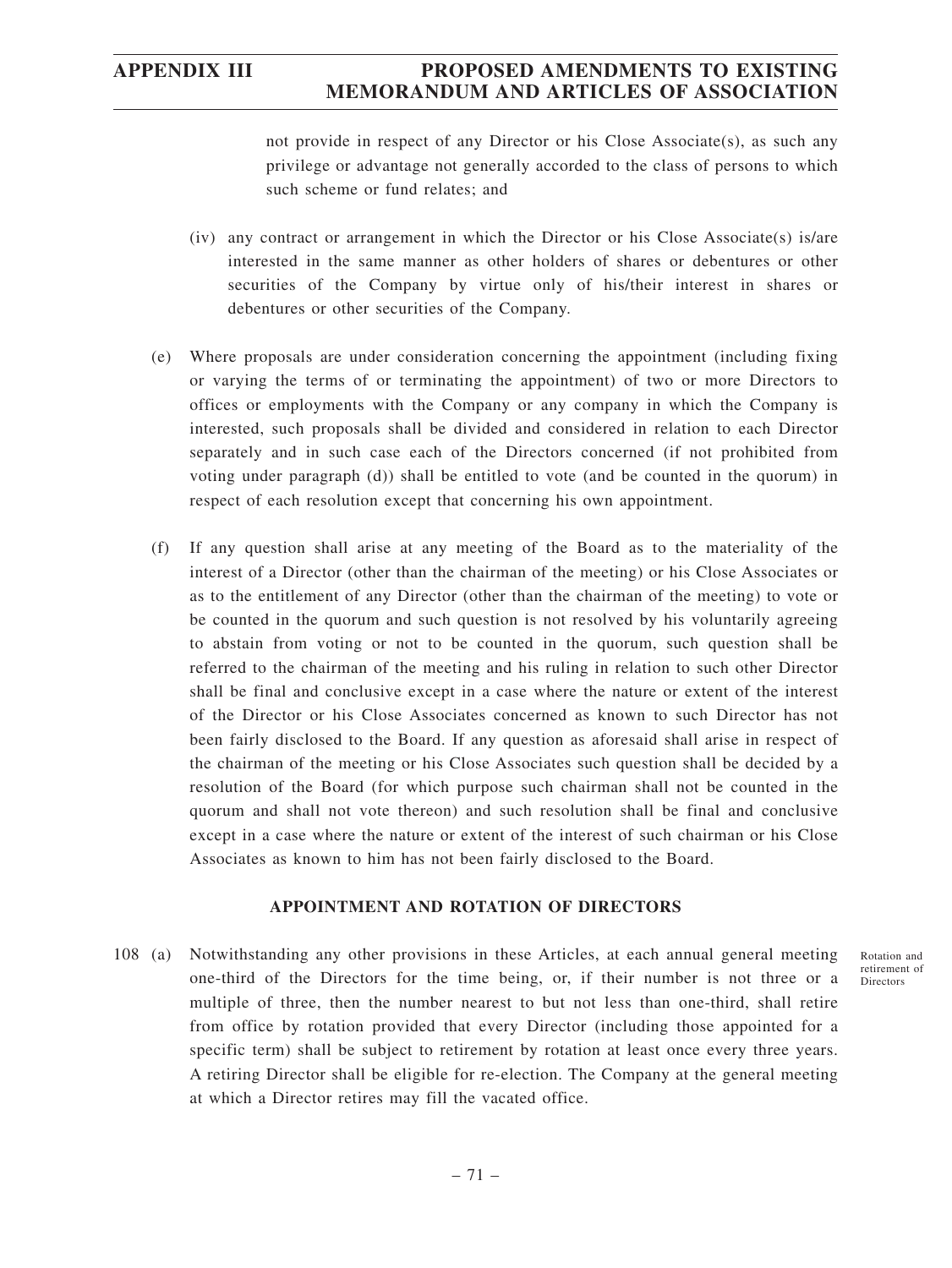not provide in respect of any Director or his Close Associate(s), as such any privilege or advantage not generally accorded to the class of persons to which such scheme or fund relates; and

(iv) any contract or arrangement in which the Director or his Close Associate(s) is/are interested in the same manner as other holders of shares or debentures or other securities of the Company by virtue only of his/their interest in shares or debentures or other securities of the Company.

(e) Where proposals are under consideration concerning the appointment (including fixing or varying the terms of or terminating the appointment) of two or more Directors to offices or employments with the Company or any company in which the Company is interested, such proposals shall be divided and considered in relation to each Director separately and in such case each of the Directors concerned (if not prohibited from voting under paragraph (d)) shall be entitled to vote (and be counted in the quorum) in respect of each resolution except that concerning his own appointment.

(f) If any question shall arise at any meeting of the Board as to the materiality of the interest of a Director (other than the chairman of the meeting) or his Close Associates or as to the entitlement of any Director (other than the chairman of the meeting) to vote or be counted in the quorum and such question is not resolved by his voluntarily agreeing to abstain from voting or not to be counted in the quorum, such question shall be referred to the chairman of the meeting and his ruling in relation to such other Director shall be final and conclusive except in a case where the nature or extent of the interest of the Director or his Close Associates concerned as known to such Director has not been fairly disclosed to the Board. If any question as aforesaid shall arise in respect of the chairman of the meeting or his Close Associates such question shall be decided by a resolution of the Board (for which purpose such chairman shall not be counted in the quorum and shall not vote thereon) and such resolution shall be final and conclusive except in a case where the nature or extent of the interest of such chairman or his Close Associates as known to him has not been fairly disclosed to the Board.

## APPOINTMENT AND ROTATION OF DIRECTORS

108 (a) Notwithstanding any other provisions in these Articles, at each annual general meeting one-third of the Directors for the time being, or, if their number is not three or a multiple of three, then the number nearest to but not less than one-third, shall retire from office by rotation provided that every Director (including those appointed for a specific term) shall be subject to retirement by rotation at least once every three years. A retiring Director shall be eligible for re-election. The Company at the general meeting at which a Director retires may fill the vacated office.

Rotation and retirement of Directors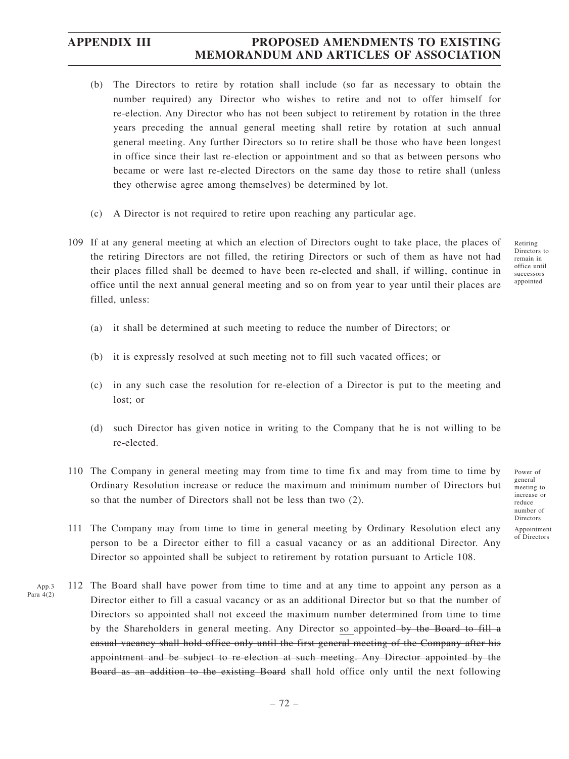(b) The Directors to retire by rotation shall include (so far as necessary to obtain the number required) any Director who wishes to retire and not to offer himself for re-election. Any Director who has not been subject to retirement by rotation in the three years preceding the annual general meeting shall retire by rotation at such annual general meeting. Any further Directors so to retire shall be those who have been longest in office since their last re-election or appointment and so that as between persons who became or were last re-elected Directors on the same day those to retire shall (unless they otherwise agree among themselves) be determined by lot.

(c) A Director is not required to retire upon reaching any particular age.

*Retiring Directors to remain in office until successors appointed*

109 If at any general meeting at which an election of Directors ought to take place, the places of the retiring Directors are not filled, the retiring Directors or such of them as have not had their places filled shall be deemed to have been re-elected and shall, if willing, continue in office until the next annual general meeting and so on from year to year until their places are filled, unless:

(a) it shall be determined at such meeting to reduce the number of Directors; or

(b) it is expressly resolved at such meeting not to fill such vacated offices; or

(c) in any such case the resolution for re-election of a Director is put to the meeting and lost; or

(d) such Director has given notice in writing to the Company that he is not willing to be re-elected.

*Power of general meeting to increase or reduce number of Directors*

110 The Company in general meeting may from time to time fix and may from time to time by Ordinary Resolution increase or reduce the maximum and minimum number of Directors but so that the number of Directors shall not be less than two (2).

*Appointment of Directors*

111 The Company may from time to time in general meeting by Ordinary Resolution elect any person to be a Director either to fill a casual vacancy or as an additional Director. Any Director so appointed shall be subject to retirement by rotation pursuant to Article 108.

*App.3 Para 4(2)*

112 The Board shall have power from time to time and at any time to appoint any person as a Director either to fill a casual vacancy or as an additional Director but so that the number of Directors so appointed shall not exceed the maximum number determined from time to time by the Shareholders in general meeting. Any Director so appointed ~~by the Board to fill a casual vacancy shall hold office only until the first general meeting of the Company after his appointment and be subject to re-election at such meeting. Any Director appointed by the Board as an addition to the existing Board~~ shall hold office only until the next following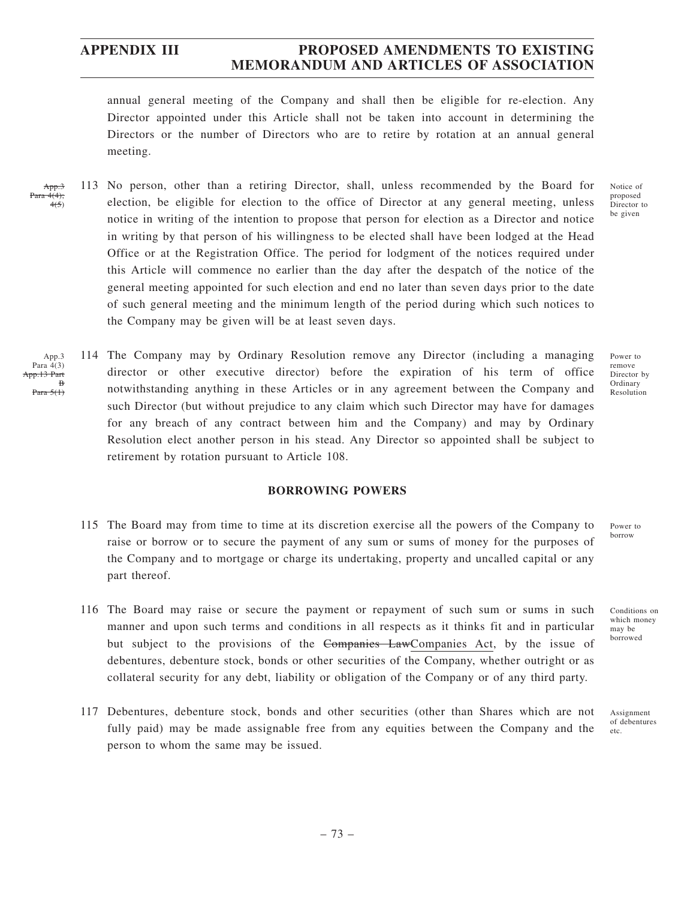annual general meeting of the Company and shall then be eligible for re-election. Any Director appointed under this Article shall not be taken into account in determining the Directors or the number of Directors who are to retire by rotation at an annual general meeting.

~~App.3 Para 4(4); 4(5)~~

Notice of proposed Director to be given

113 No person, other than a retiring Director, shall, unless recommended by the Board for election, be eligible for election to the office of Director at any general meeting, unless notice in writing of the intention to propose that person for election as a Director and notice in writing by that person of his willingness to be elected shall have been lodged at the Head Office or at the Registration Office. The period for lodgment of the notices required under this Article will commence no earlier than the day after the despatch of the notice of the general meeting appointed for such election and end no later than seven days prior to the date of such general meeting and the minimum length of the period during which such notices to the Company may be given will be at least seven days.

App.3 Para 4(3) ~~App.13 Part B Para 5(1)~~

Power to remove Director by Ordinary Resolution

114 The Company may by Ordinary Resolution remove any Director (including a managing director or other executive director) before the expiration of his term of office notwithstanding anything in these Articles or in any agreement between the Company and such Director (but without prejudice to any claim which such Director may have for damages for any breach of any contract between him and the Company) and may by Ordinary Resolution elect another person in his stead. Any Director so appointed shall be subject to retirement by rotation pursuant to Article 108.

**BORROWING POWERS**

Power to borrow

115 The Board may from time to time at its discretion exercise all the powers of the Company to raise or borrow or to secure the payment of any sum or sums of money for the purposes of the Company and to mortgage or charge its undertaking, property and uncalled capital or any part thereof.

Conditions on which money may be borrowed

116 The Board may raise or secure the payment or repayment of such sum or sums in such manner and upon such terms and conditions in all respects as it thinks fit and in particular but subject to the provisions of the ~~Companies Law~~<u>Companies Act</u>, by the issue of debentures, debenture stock, bonds or other securities of the Company, whether outright or as collateral security for any debt, liability or obligation of the Company or of any third party.

Assignment of debentures etc.

117 Debentures, debenture stock, bonds and other securities (other than Shares which are not fully paid) may be made assignable free from any equities between the Company and the person to whom the same may be issued.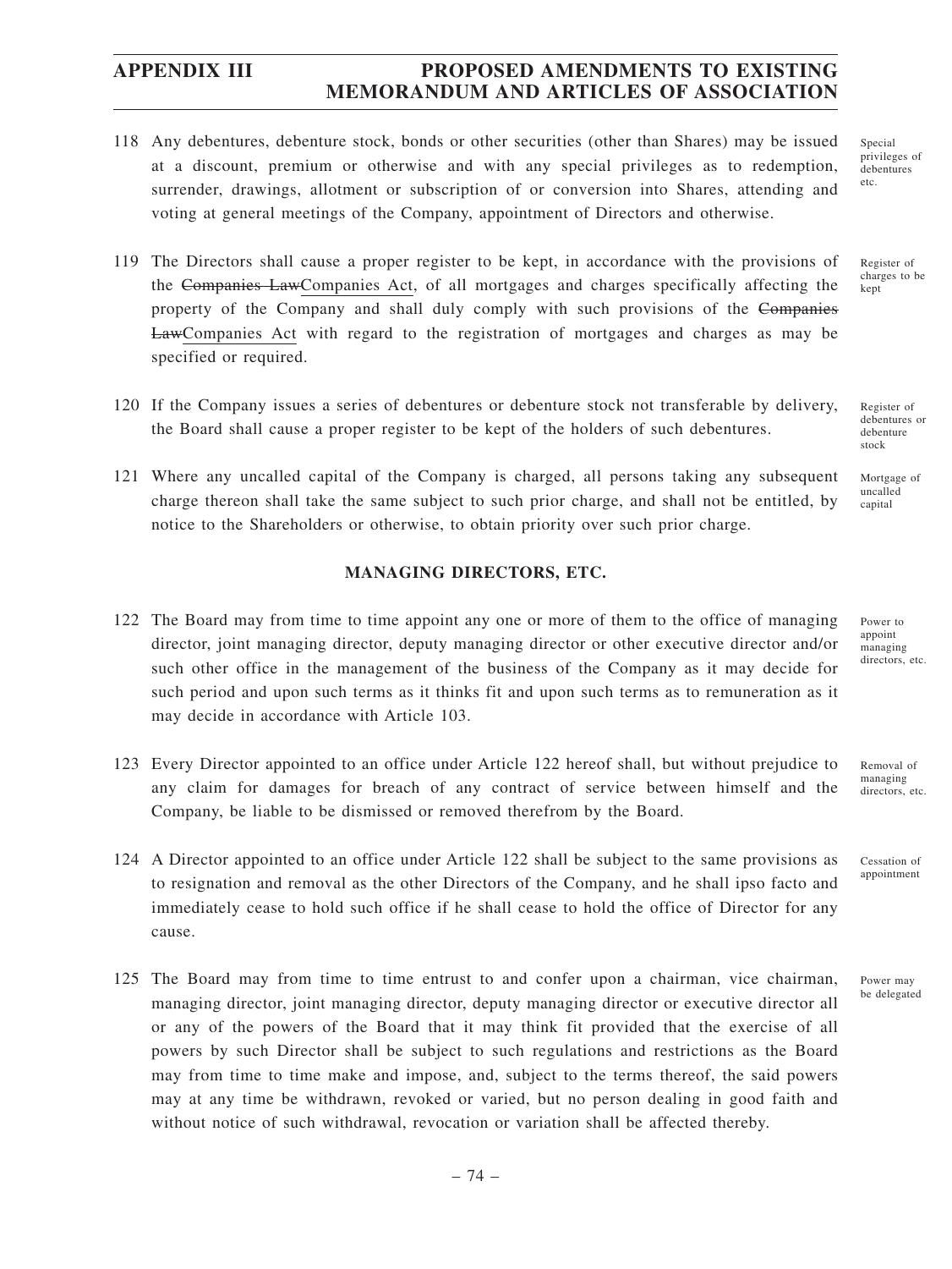118 Any debentures, debenture stock, bonds or other securities (other than Shares) may be issued at a discount, premium or otherwise and with any special privileges as to redemption, surrender, drawings, allotment or subscription of or conversion into Shares, attending and voting at general meetings of the Company, appointment of Directors and otherwise.

Special privileges of debentures etc.

119 The Directors shall cause a proper register to be kept, in accordance with the provisions of the ~~Companies Law~~Companies Act, of all mortgages and charges specifically affecting the property of the Company and shall duly comply with such provisions of the ~~Companies Law~~Companies Act with regard to the registration of mortgages and charges as may be specified or required.

Register of charges to be kept

120 If the Company issues a series of debentures or debenture stock not transferable by delivery, the Board shall cause a proper register to be kept of the holders of such debentures.

Register of debentures or debenture stock

121 Where any uncalled capital of the Company is charged, all persons taking any subsequent charge thereon shall take the same subject to such prior charge, and shall not be entitled, by notice to the Shareholders or otherwise, to obtain priority over such prior charge.

Mortgage of uncalled capital

## MANAGING DIRECTORS, ETC.

122 The Board may from time to time appoint any one or more of them to the office of managing director, joint managing director, deputy managing director or other executive director and/or such other office in the management of the business of the Company as it may decide for such period and upon such terms as it thinks fit and upon such terms as to remuneration as it may decide in accordance with Article 103.

Power to appoint managing directors, etc.

123 Every Director appointed to an office under Article 122 hereof shall, but without prejudice to any claim for damages for breach of any contract of service between himself and the Company, be liable to be dismissed or removed therefrom by the Board.

Removal of managing directors, etc.

124 A Director appointed to an office under Article 122 shall be subject to the same provisions as to resignation and removal as the other Directors of the Company, and he shall ipso facto and immediately cease to hold such office if he shall cease to hold the office of Director for any cause.

Cessation of appointment

125 The Board may from time to time entrust to and confer upon a chairman, vice chairman, managing director, joint managing director, deputy managing director or executive director all or any of the powers of the Board that it may think fit provided that the exercise of all powers by such Director shall be subject to such regulations and restrictions as the Board may from time to time make and impose, and, subject to the terms thereof, the said powers may at any time be withdrawn, revoked or varied, but no person dealing in good faith and without notice of such withdrawal, revocation or variation shall be affected thereby.

Power may be delegated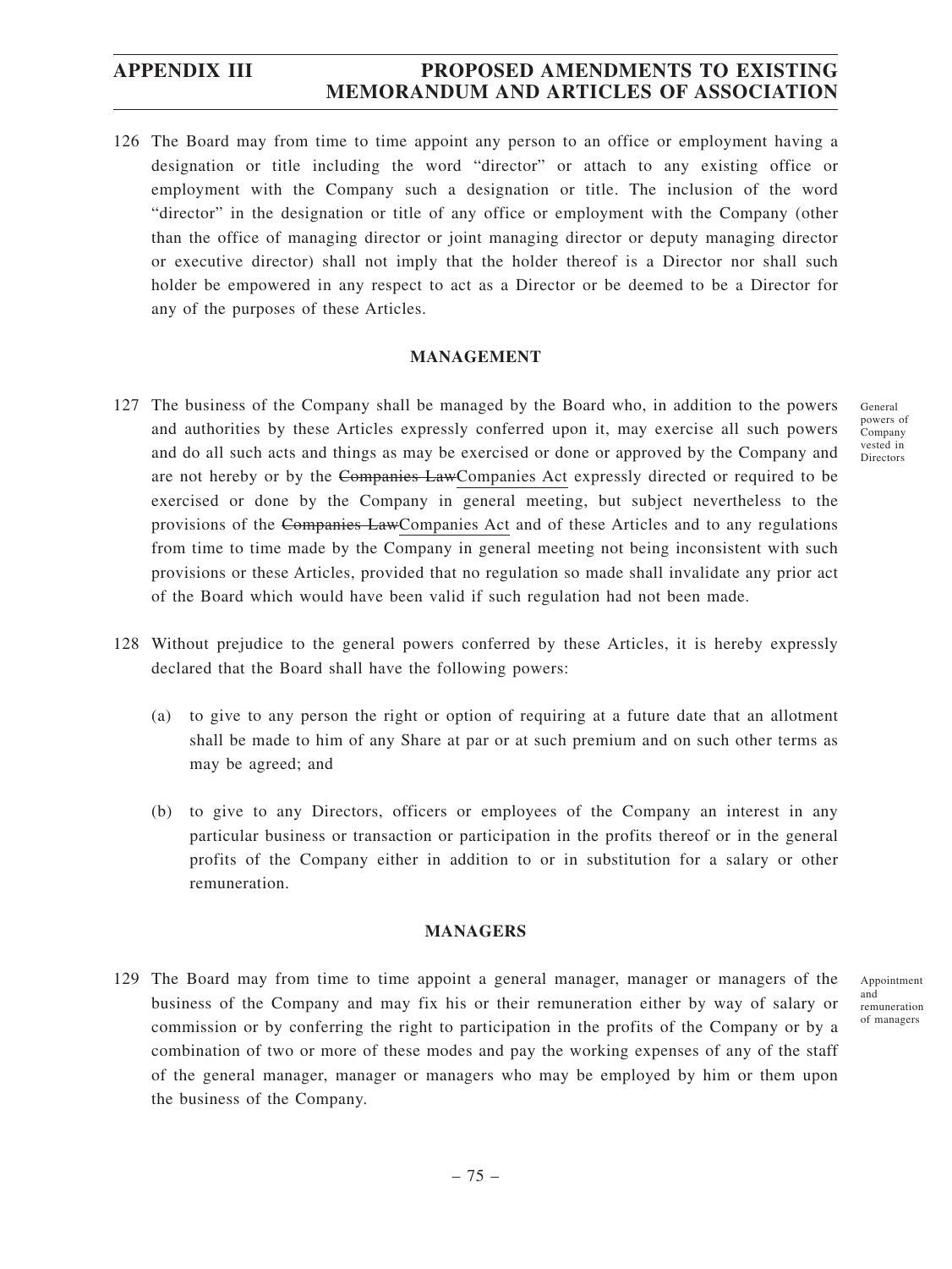126 The Board may from time to time appoint any person to an office or employment having a designation or title including the word "director" or attach to any existing office or employment with the Company such a designation or title. The inclusion of the word "director" in the designation or title of any office or employment with the Company (other than the office of managing director or joint managing director or deputy managing director or executive director) shall not imply that the holder thereof is a Director nor shall such holder be empowered in any respect to act as a Director or be deemed to be a Director for any of the purposes of these Articles.

## MANAGEMENT

127 The business of the Company shall be managed by the Board who, in addition to the powers and authorities by these Articles expressly conferred upon it, may exercise all such powers and do all such acts and things as may be exercised or done or approved by the Company and are not hereby or by the ~~Companies Law~~Companies Act expressly directed or required to be exercised or done by the Company in general meeting, but subject nevertheless to the provisions of the ~~Companies Law~~Companies Act and of these Articles and to any regulations from time to time made by the Company in general meeting not being inconsistent with such provisions or these Articles, provided that no regulation so made shall invalidate any prior act of the Board which would have been valid if such regulation had not been made.

*General powers of Company vested in Directors*

128 Without prejudice to the general powers conferred by these Articles, it is hereby expressly declared that the Board shall have the following powers:

(a) to give to any person the right or option of requiring at a future date that an allotment shall be made to him of any Share at par or at such premium and on such other terms as may be agreed; and

(b) to give to any Directors, officers or employees of the Company an interest in any particular business or transaction or participation in the profits thereof or in the general profits of the Company either in addition to or in substitution for a salary or other remuneration.

## MANAGERS

129 The Board may from time to time appoint a general manager, manager or managers of the business of the Company and may fix his or their remuneration either by way of salary or commission or by conferring the right to participation in the profits of the Company or by a combination of two or more of these modes and pay the working expenses of any of the staff of the general manager, manager or managers who may be employed by him or them upon the business of the Company.

*Appointment and remuneration of managers*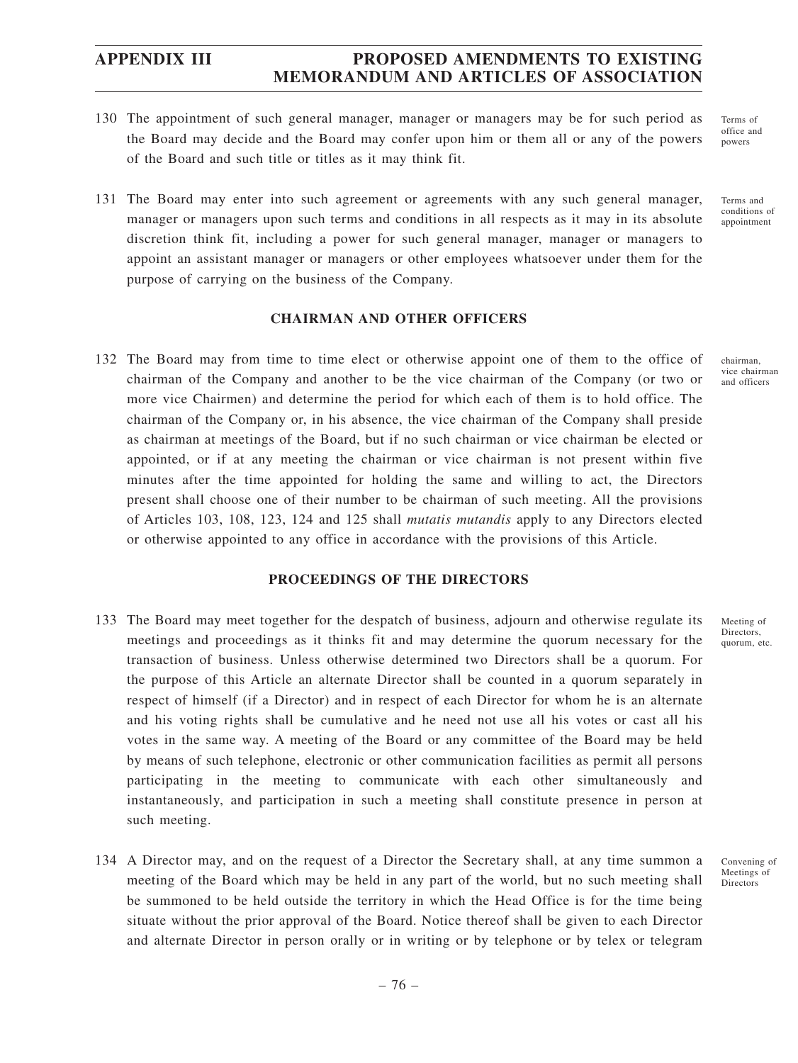130 The appointment of such general manager, manager or managers may be for such period as the Board may decide and the Board may confer upon him or them all or any of the powers of the Board and such title or titles as it may think fit.

Terms of office and powers

131 The Board may enter into such agreement or agreements with any such general manager, manager or managers upon such terms and conditions in all respects as it may in its absolute discretion think fit, including a power for such general manager, manager or managers to appoint an assistant manager or managers or other employees whatsoever under them for the purpose of carrying on the business of the Company.

Terms and conditions of appointment

## CHAIRMAN AND OTHER OFFICERS

132 The Board may from time to time elect or otherwise appoint one of them to the office of chairman of the Company and another to be the vice chairman of the Company (or two or more vice Chairmen) and determine the period for which each of them is to hold office. The chairman of the Company or, in his absence, the vice chairman of the Company shall preside as chairman at meetings of the Board, but if no such chairman or vice chairman be elected or appointed, or if at any meeting the chairman or vice chairman is not present within five minutes after the time appointed for holding the same and willing to act, the Directors present shall choose one of their number to be chairman of such meeting. All the provisions of Articles 103, 108, 123, 124 and 125 shall *mutatis mutandis* apply to any Directors elected or otherwise appointed to any office in accordance with the provisions of this Article.

chairman, vice chairman and officers

## PROCEEDINGS OF THE DIRECTORS

133 The Board may meet together for the despatch of business, adjourn and otherwise regulate its meetings and proceedings as it thinks fit and may determine the quorum necessary for the transaction of business. Unless otherwise determined two Directors shall be a quorum. For the purpose of this Article an alternate Director shall be counted in a quorum separately in respect of himself (if a Director) and in respect of each Director for whom he is an alternate and his voting rights shall be cumulative and he need not use all his votes or cast all his votes in the same way. A meeting of the Board or any committee of the Board may be held by means of such telephone, electronic or other communication facilities as permit all persons participating in the meeting to communicate with each other simultaneously and instantaneously, and participation in such a meeting shall constitute presence in person at such meeting.

Meeting of Directors, quorum, etc.

134 A Director may, and on the request of a Director the Secretary shall, at any time summon a meeting of the Board which may be held in any part of the world, but no such meeting shall be summoned to be held outside the territory in which the Head Office is for the time being situate without the prior approval of the Board. Notice thereof shall be given to each Director and alternate Director in person orally or in writing or by telephone or by telex or telegram

Convening of Meetings of Directors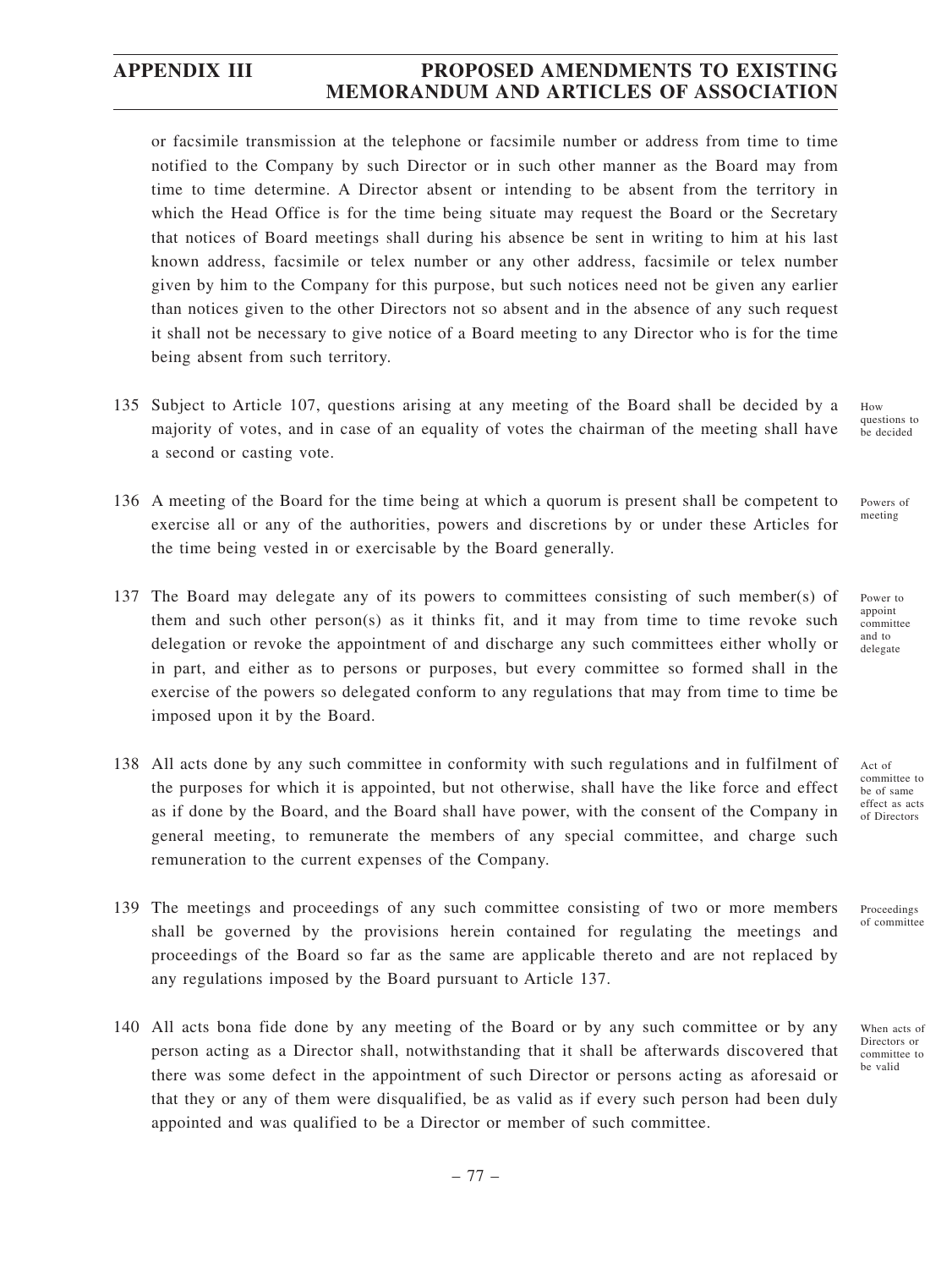or facsimile transmission at the telephone or facsimile number or address from time to time notified to the Company by such Director or in such other manner as the Board may from time to time determine. A Director absent or intending to be absent from the territory in which the Head Office is for the time being situate may request the Board or the Secretary that notices of Board meetings shall during his absence be sent in writing to him at his last known address, facsimile or telex number or any other address, facsimile or telex number given by him to the Company for this purpose, but such notices need not be given any earlier than notices given to the other Directors not so absent and in the absence of any such request it shall not be necessary to give notice of a Board meeting to any Director who is for the time being absent from such territory.

135 Subject to Article 107, questions arising at any meeting of the Board shall be decided by a majority of votes, and in case of an equality of votes the chairman of the meeting shall have a second or casting vote.

*How questions to be decided*

136 A meeting of the Board for the time being at which a quorum is present shall be competent to exercise all or any of the authorities, powers and discretions by or under these Articles for the time being vested in or exercisable by the Board generally.

*Powers of meeting*

137 The Board may delegate any of its powers to committees consisting of such member(s) of them and such other person(s) as it thinks fit, and it may from time to time revoke such delegation or revoke the appointment of and discharge any such committees either wholly or in part, and either as to persons or purposes, but every committee so formed shall in the exercise of the powers so delegated conform to any regulations that may from time to time be imposed upon it by the Board.

*Power to appoint committee and to delegate*

138 All acts done by any such committee in conformity with such regulations and in fulfilment of the purposes for which it is appointed, but not otherwise, shall have the like force and effect as if done by the Board, and the Board shall have power, with the consent of the Company in general meeting, to remunerate the members of any special committee, and charge such remuneration to the current expenses of the Company.

*Act of committee to be of same effect as acts of Directors*

139 The meetings and proceedings of any such committee consisting of two or more members shall be governed by the provisions herein contained for regulating the meetings and proceedings of the Board so far as the same are applicable thereto and are not replaced by any regulations imposed by the Board pursuant to Article 137.

*Proceedings of committee*

140 All acts bona fide done by any meeting of the Board or by any such committee or by any person acting as a Director shall, notwithstanding that it shall be afterwards discovered that there was some defect in the appointment of such Director or persons acting as aforesaid or that they or any of them were disqualified, be as valid as if every such person had been duly appointed and was qualified to be a Director or member of such committee.

*When acts of Directors or committee to be valid*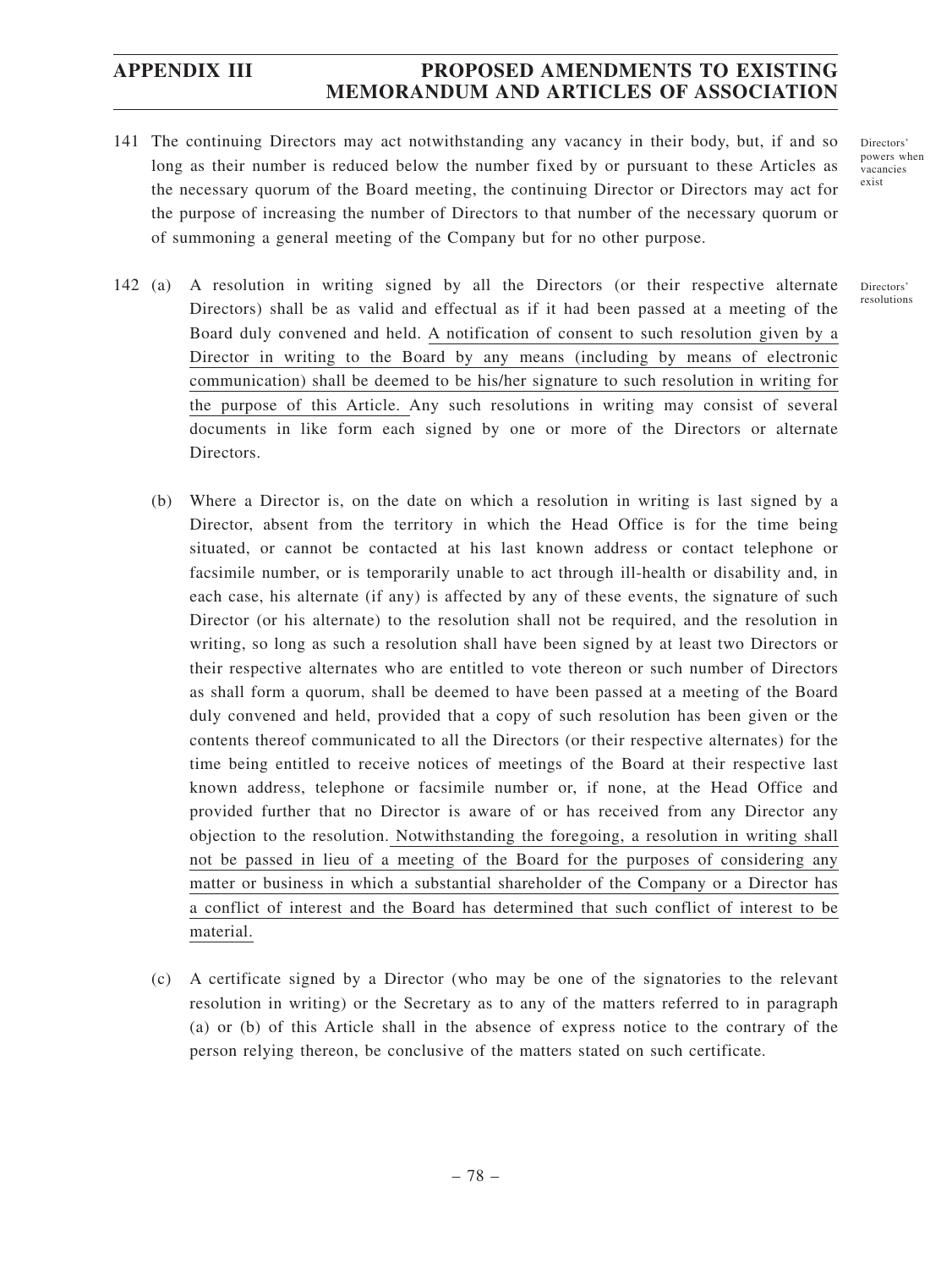141 The continuing Directors may act notwithstanding any vacancy in their body, but, if and so long as their number is reduced below the number fixed by or pursuant to these Articles as the necessary quorum of the Board meeting, the continuing Director or Directors may act for the purpose of increasing the number of Directors to that number of the necessary quorum or of summoning a general meeting of the Company but for no other purpose.

Directors' powers when vacancies exist

142 (a) A resolution in writing signed by all the Directors (or their respective alternate Directors) shall be as valid and effectual as if it had been passed at a meeting of the Board duly convened and held. A notification of consent to such resolution given by a Director in writing to the Board by any means (including by means of electronic communication) shall be deemed to be his/her signature to such resolution in writing for the purpose of this Article. Any such resolutions in writing may consist of several documents in like form each signed by one or more of the Directors or alternate Directors.

Directors' resolutions

(b) Where a Director is, on the date on which a resolution in writing is last signed by a Director, absent from the territory in which the Head Office is for the time being situated, or cannot be contacted at his last known address or contact telephone or facsimile number, or is temporarily unable to act through ill-health or disability and, in each case, his alternate (if any) is affected by any of these events, the signature of such Director (or his alternate) to the resolution shall not be required, and the resolution in writing, so long as such a resolution shall have been signed by at least two Directors or their respective alternates who are entitled to vote thereon or such number of Directors as shall form a quorum, shall be deemed to have been passed at a meeting of the Board duly convened and held, provided that a copy of such resolution has been given or the contents thereof communicated to all the Directors (or their respective alternates) for the time being entitled to receive notices of meetings of the Board at their respective last known address, telephone or facsimile number or, if none, at the Head Office and provided further that no Director is aware of or has received from any Director any objection to the resolution. Notwithstanding the foregoing, a resolution in writing shall not be passed in lieu of a meeting of the Board for the purposes of considering any matter or business in which a substantial shareholder of the Company or a Director has a conflict of interest and the Board has determined that such conflict of interest to be material.

(c) A certificate signed by a Director (who may be one of the signatories to the relevant resolution in writing) or the Secretary as to any of the matters referred to in paragraph (a) or (b) of this Article shall in the absence of express notice to the contrary of the person relying thereon, be conclusive of the matters stated on such certificate.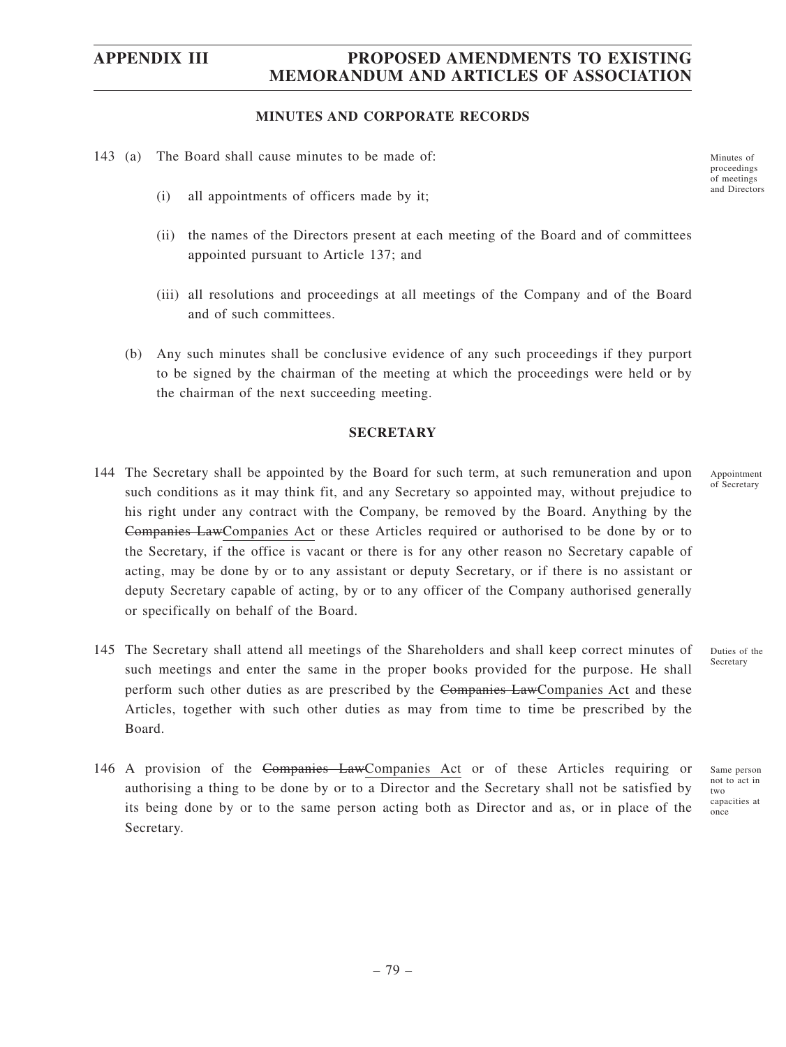## MINUTES AND CORPORATE RECORDS

143 (a) The Board shall cause minutes to be made of: *Minutes of proceedings of meetings and Directors*

(i) all appointments of officers made by it;

(ii) the names of the Directors present at each meeting of the Board and of committees appointed pursuant to Article 137; and

(iii) all resolutions and proceedings at all meetings of the Company and of the Board and of such committees.

(b) Any such minutes shall be conclusive evidence of any such proceedings if they purport to be signed by the chairman of the meeting at which the proceedings were held or by the chairman of the next succeeding meeting.

## SECRETARY

144 The Secretary shall be appointed by the Board for such term, at such remuneration and upon such conditions as it may think fit, and any Secretary so appointed may, without prejudice to his right under any contract with the Company, be removed by the Board. Anything by the ~~Companies Law~~<u>Companies Act</u> or these Articles required or authorised to be done by or to the Secretary, if the office is vacant or there is for any other reason no Secretary capable of acting, may be done by or to any assistant or deputy Secretary, or if there is no assistant or deputy Secretary capable of acting, by or to any officer of the Company authorised generally or specifically on behalf of the Board. *Appointment of Secretary*

145 The Secretary shall attend all meetings of the Shareholders and shall keep correct minutes of such meetings and enter the same in the proper books provided for the purpose. He shall perform such other duties as are prescribed by the ~~Companies Law~~<u>Companies Act</u> and these Articles, together with such other duties as may from time to time be prescribed by the Board. *Duties of the Secretary*

146 A provision of the ~~Companies Law~~<u>Companies Act</u> or of these Articles requiring or authorising a thing to be done by or to a Director and the Secretary shall not be satisfied by its being done by or to the same person acting both as Director and as, or in place of the Secretary. *Same person not to act in two capacities at once*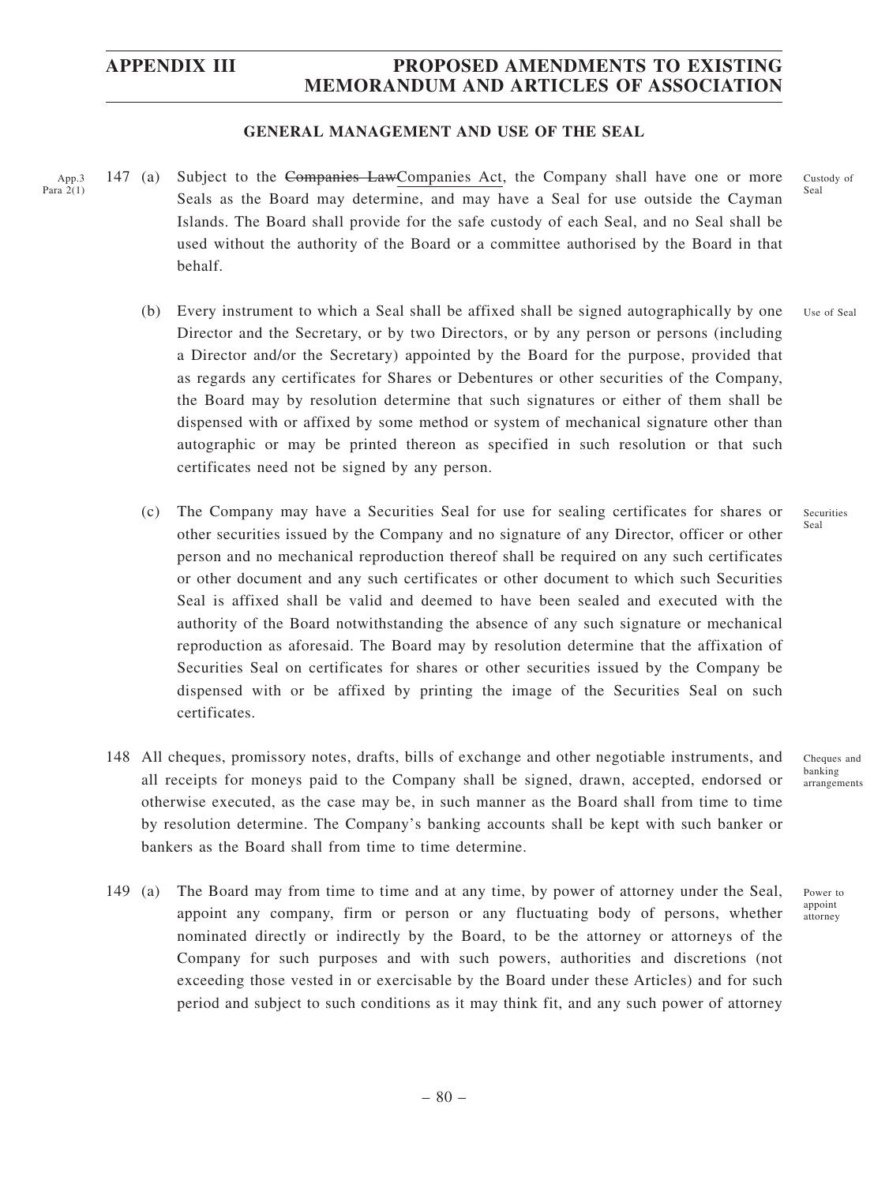## GENERAL MANAGEMENT AND USE OF THE SEAL

App.3 Para 2(1)

147 (a) Subject to the ~~Companies Law~~Companies Act, the Company shall have one or more Seals as the Board may determine, and may have a Seal for use outside the Cayman Islands. The Board shall provide for the safe custody of each Seal, and no Seal shall be used without the authority of the Board or a committee authorised by the Board in that behalf.

Custody of Seal

(b) Every instrument to which a Seal shall be affixed shall be signed autographically by one Director and the Secretary, or by two Directors, or by any person or persons (including a Director and/or the Secretary) appointed by the Board for the purpose, provided that as regards any certificates for Shares or Debentures or other securities of the Company, the Board may by resolution determine that such signatures or either of them shall be dispensed with or affixed by some method or system of mechanical signature other than autographic or may be printed thereon as specified in such resolution or that such certificates need not be signed by any person.

Use of Seal

(c) The Company may have a Securities Seal for use for sealing certificates for shares or other securities issued by the Company and no signature of any Director, officer or other person and no mechanical reproduction thereof shall be required on any such certificates or other document and any such certificates or other document to which such Securities Seal is affixed shall be valid and deemed to have been sealed and executed with the authority of the Board notwithstanding the absence of any such signature or mechanical reproduction as aforesaid. The Board may by resolution determine that the affixation of Securities Seal on certificates for shares or other securities issued by the Company be dispensed with or be affixed by printing the image of the Securities Seal on such certificates.

Securities Seal

148 All cheques, promissory notes, drafts, bills of exchange and other negotiable instruments, and all receipts for moneys paid to the Company shall be signed, drawn, accepted, endorsed or otherwise executed, as the case may be, in such manner as the Board shall from time to time by resolution determine. The Company's banking accounts shall be kept with such banker or bankers as the Board shall from time to time determine.

Cheques and banking arrangements

149 (a) The Board may from time to time and at any time, by power of attorney under the Seal, appoint any company, firm or person or any fluctuating body of persons, whether nominated directly or indirectly by the Board, to be the attorney or attorneys of the Company for such purposes and with such powers, authorities and discretions (not exceeding those vested in or exercisable by the Board under these Articles) and for such period and subject to such conditions as it may think fit, and any such power of attorney

Power to appoint attorney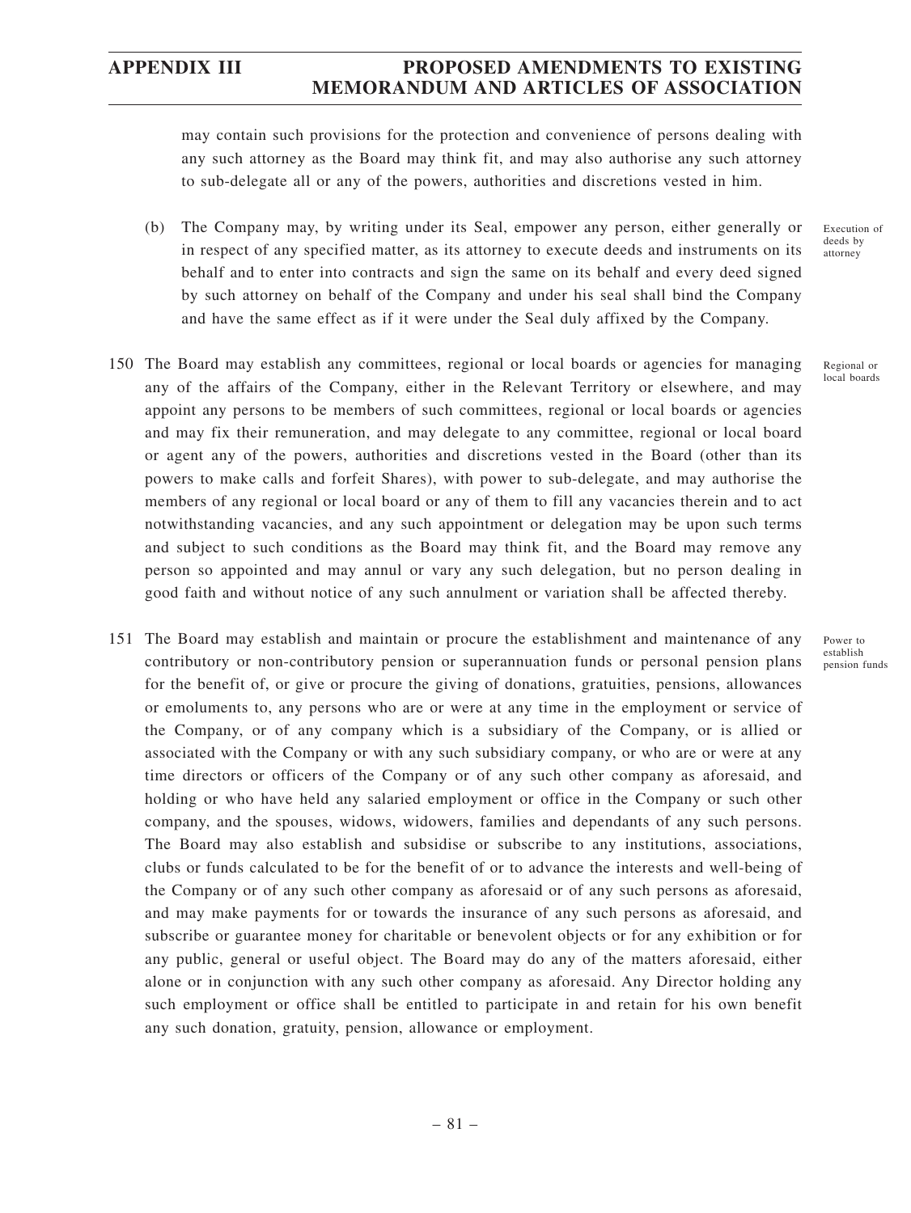may contain such provisions for the protection and convenience of persons dealing with any such attorney as the Board may think fit, and may also authorise any such attorney to sub-delegate all or any of the powers, authorities and discretions vested in him.

(b) The Company may, by writing under its Seal, empower any person, either generally or in respect of any specified matter, as its attorney to execute deeds and instruments on its behalf and to enter into contracts and sign the same on its behalf and every deed signed by such attorney on behalf of the Company and under his seal shall bind the Company and have the same effect as if it were under the Seal duly affixed by the Company.

*Execution of deeds by attorney*

150 The Board may establish any committees, regional or local boards or agencies for managing any of the affairs of the Company, either in the Relevant Territory or elsewhere, and may appoint any persons to be members of such committees, regional or local boards or agencies and may fix their remuneration, and may delegate to any committee, regional or local board or agent any of the powers, authorities and discretions vested in the Board (other than its powers to make calls and forfeit Shares), with power to sub-delegate, and may authorise the members of any regional or local board or any of them to fill any vacancies therein and to act notwithstanding vacancies, and any such appointment or delegation may be upon such terms and subject to such conditions as the Board may think fit, and the Board may remove any person so appointed and may annul or vary any such delegation, but no person dealing in good faith and without notice of any such annulment or variation shall be affected thereby.

*Regional or local boards*

151 The Board may establish and maintain or procure the establishment and maintenance of any contributory or non-contributory pension or superannuation funds or personal pension plans for the benefit of, or give or procure the giving of donations, gratuities, pensions, allowances or emoluments to, any persons who are or were at any time in the employment or service of the Company, or of any company which is a subsidiary of the Company, or is allied or associated with the Company or with any such subsidiary company, or who are or were at any time directors or officers of the Company or of any such other company as aforesaid, and holding or who have held any salaried employment or office in the Company or such other company, and the spouses, widows, widowers, families and dependants of any such persons. The Board may also establish and subsidise or subscribe to any institutions, associations, clubs or funds calculated to be for the benefit of or to advance the interests and well-being of the Company or of any such other company as aforesaid or of any such persons as aforesaid, and may make payments for or towards the insurance of any such persons as aforesaid, and subscribe or guarantee money for charitable or benevolent objects or for any exhibition or for any public, general or useful object. The Board may do any of the matters aforesaid, either alone or in conjunction with any such other company as aforesaid. Any Director holding any such employment or office shall be entitled to participate in and retain for his own benefit any such donation, gratuity, pension, allowance or employment.

*Power to establish pension funds*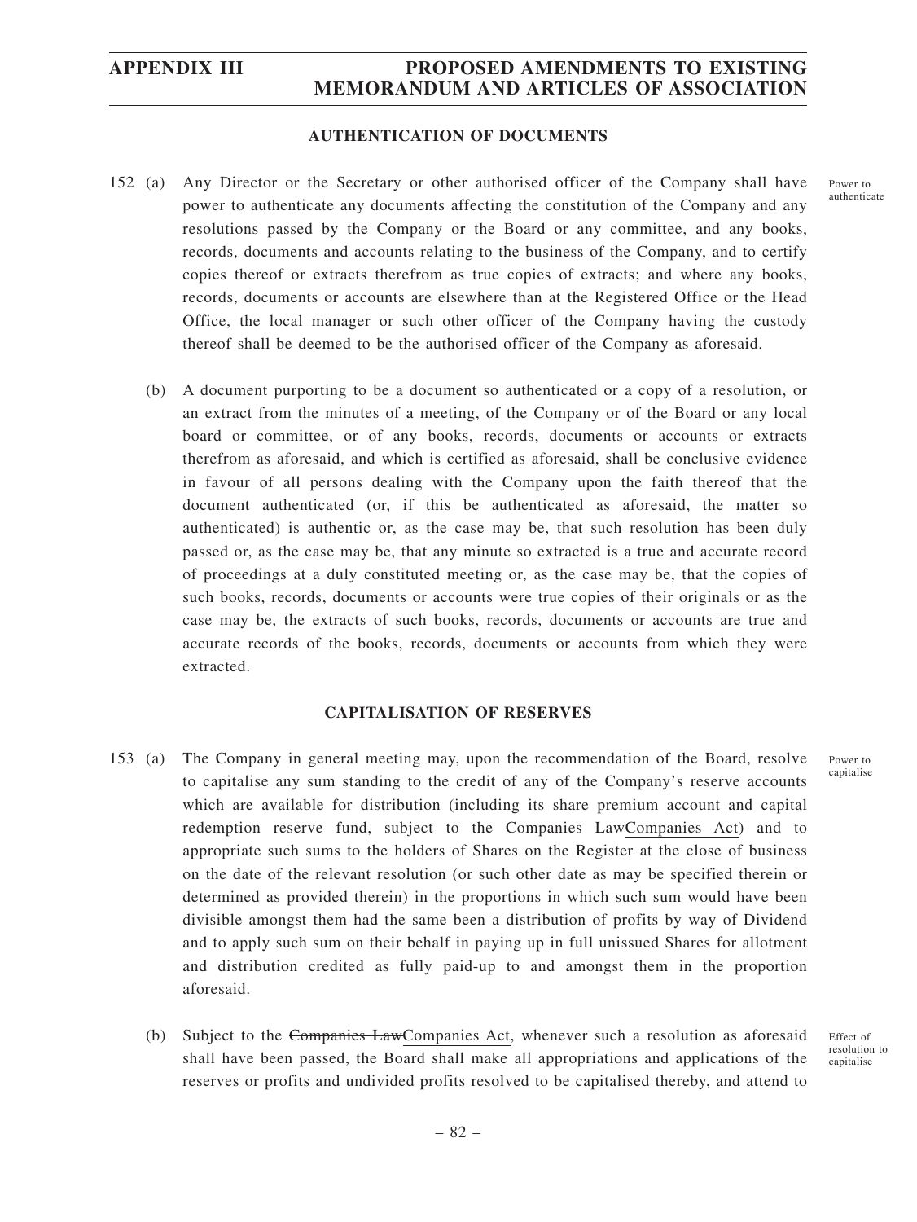## AUTHENTICATION OF DOCUMENTS

152 (a) Any Director or the Secretary or other authorised officer of the Company shall have power to authenticate any documents affecting the constitution of the Company and any resolutions passed by the Company or the Board or any committee, and any books, records, documents and accounts relating to the business of the Company, and to certify copies thereof or extracts therefrom as true copies of extracts; and where any books, records, documents or accounts are elsewhere than at the Registered Office or the Head Office, the local manager or such other officer of the Company having the custody thereof shall be deemed to be the authorised officer of the Company as aforesaid.

Power to authenticate

(b) A document purporting to be a document so authenticated or a copy of a resolution, or an extract from the minutes of a meeting, of the Company or of the Board or any local board or committee, or of any books, records, documents or accounts or extracts therefrom as aforesaid, and which is certified as aforesaid, shall be conclusive evidence in favour of all persons dealing with the Company upon the faith thereof that the document authenticated (or, if this be authenticated as aforesaid, the matter so authenticated) is authentic or, as the case may be, that such resolution has been duly passed or, as the case may be, that any minute so extracted is a true and accurate record of proceedings at a duly constituted meeting or, as the case may be, that the copies of such books, records, documents or accounts were true copies of their originals or as the case may be, the extracts of such books, records, documents or accounts are true and accurate records of the books, records, documents or accounts from which they were extracted.

## CAPITALISATION OF RESERVES

153 (a) The Company in general meeting may, upon the recommendation of the Board, resolve to capitalise any sum standing to the credit of any of the Company's reserve accounts which are available for distribution (including its share premium account and capital redemption reserve fund, subject to the ~~Companies Law~~Companies Act) and to appropriate such sums to the holders of Shares on the Register at the close of business on the date of the relevant resolution (or such other date as may be specified therein or determined as provided therein) in the proportions in which such sum would have been divisible amongst them had the same been a distribution of profits by way of Dividend and to apply such sum on their behalf in paying up in full unissued Shares for allotment and distribution credited as fully paid-up to and amongst them in the proportion aforesaid.

Power to capitalise

(b) Subject to the ~~Companies Law~~Companies Act, whenever such a resolution as aforesaid shall have been passed, the Board shall make all appropriations and applications of the reserves or profits and undivided profits resolved to be capitalised thereby, and attend to

Effect of resolution to capitalise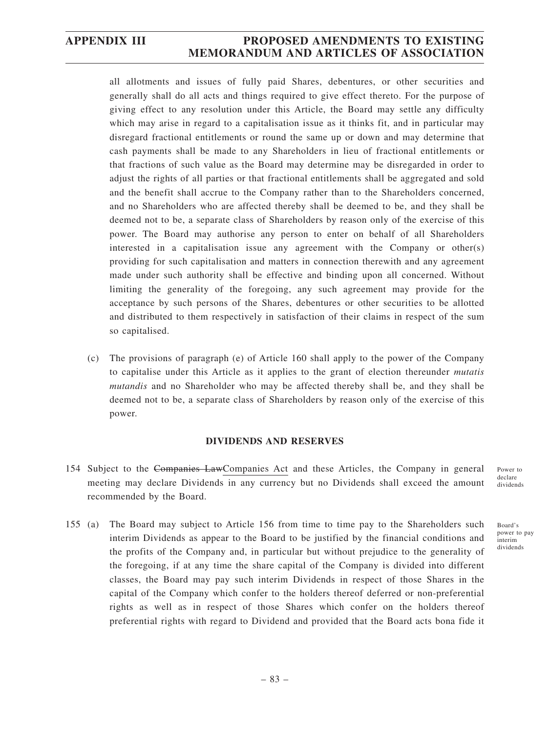all allotments and issues of fully paid Shares, debentures, or other securities and generally shall do all acts and things required to give effect thereto. For the purpose of giving effect to any resolution under this Article, the Board may settle any difficulty which may arise in regard to a capitalisation issue as it thinks fit, and in particular may disregard fractional entitlements or round the same up or down and may determine that cash payments shall be made to any Shareholders in lieu of fractional entitlements or that fractions of such value as the Board may determine may be disregarded in order to adjust the rights of all parties or that fractional entitlements shall be aggregated and sold and the benefit shall accrue to the Company rather than to the Shareholders concerned, and no Shareholders who are affected thereby shall be deemed to be, and they shall be deemed not to be, a separate class of Shareholders by reason only of the exercise of this power. The Board may authorise any person to enter on behalf of all Shareholders interested in a capitalisation issue any agreement with the Company or other(s) providing for such capitalisation and matters in connection therewith and any agreement made under such authority shall be effective and binding upon all concerned. Without limiting the generality of the foregoing, any such agreement may provide for the acceptance by such persons of the Shares, debentures or other securities to be allotted and distributed to them respectively in satisfaction of their claims in respect of the sum so capitalised.

(c) The provisions of paragraph (e) of Article 160 shall apply to the power of the Company to capitalise under this Article as it applies to the grant of election thereunder *mutatis mutandis* and no Shareholder who may be affected thereby shall be, and they shall be deemed not to be, a separate class of Shareholders by reason only of the exercise of this power.

**DIVIDENDS AND RESERVES**

154 Subject to the ~~Companies Law~~Companies Act and these Articles, the Company in general meeting may declare Dividends in any currency but no Dividends shall exceed the amount recommended by the Board.

*Power to declare dividends*

155 (a) The Board may subject to Article 156 from time to time pay to the Shareholders such interim Dividends as appear to the Board to be justified by the financial conditions and the profits of the Company and, in particular but without prejudice to the generality of the foregoing, if at any time the share capital of the Company is divided into different classes, the Board may pay such interim Dividends in respect of those Shares in the capital of the Company which confer to the holders thereof deferred or non-preferential rights as well as in respect of those Shares which confer on the holders thereof preferential rights with regard to Dividend and provided that the Board acts bona fide it

*Board's power to pay interim dividends*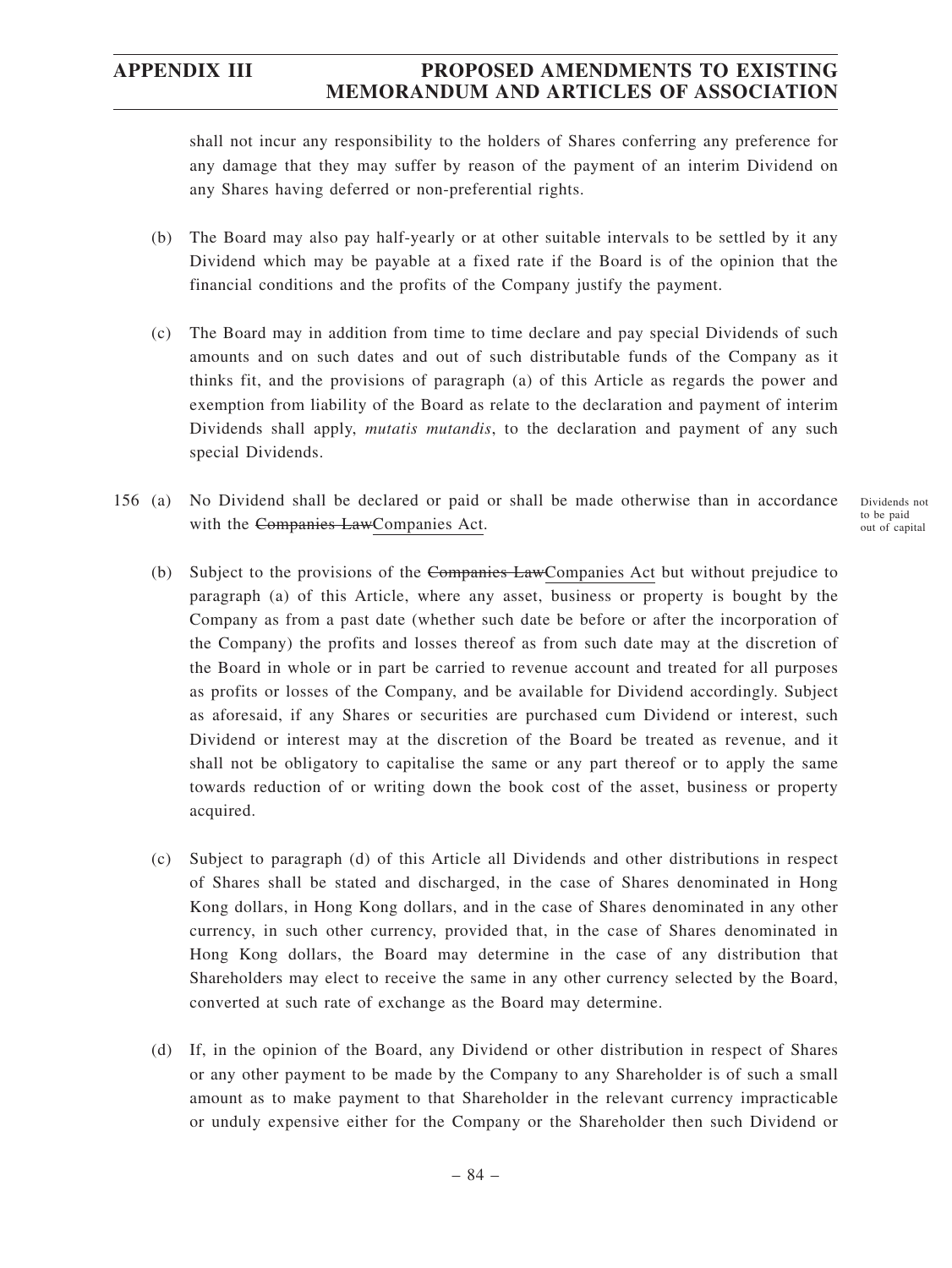shall not incur any responsibility to the holders of Shares conferring any preference for any damage that they may suffer by reason of the payment of an interim Dividend on any Shares having deferred or non-preferential rights.

(b) The Board may also pay half-yearly or at other suitable intervals to be settled by it any Dividend which may be payable at a fixed rate if the Board is of the opinion that the financial conditions and the profits of the Company justify the payment.

(c) The Board may in addition from time to time declare and pay special Dividends of such amounts and on such dates and out of such distributable funds of the Company as it thinks fit, and the provisions of paragraph (a) of this Article as regards the power and exemption from liability of the Board as relate to the declaration and payment of interim Dividends shall apply, *mutatis mutandis*, to the declaration and payment of any such special Dividends.

156 (a) No Dividend shall be declared or paid or shall be made otherwise than in accordance with the ~~Companies Law~~Companies Act.

Dividends not to be paid out of capital

(b) Subject to the provisions of the ~~Companies Law~~Companies Act but without prejudice to paragraph (a) of this Article, where any asset, business or property is bought by the Company as from a past date (whether such date be before or after the incorporation of the Company) the profits and losses thereof as from such date may at the discretion of the Board in whole or in part be carried to revenue account and treated for all purposes as profits or losses of the Company, and be available for Dividend accordingly. Subject as aforesaid, if any Shares or securities are purchased cum Dividend or interest, such Dividend or interest may at the discretion of the Board be treated as revenue, and it shall not be obligatory to capitalise the same or any part thereof or to apply the same towards reduction of or writing down the book cost of the asset, business or property acquired.

(c) Subject to paragraph (d) of this Article all Dividends and other distributions in respect of Shares shall be stated and discharged, in the case of Shares denominated in Hong Kong dollars, in Hong Kong dollars, and in the case of Shares denominated in any other currency, in such other currency, provided that, in the case of Shares denominated in Hong Kong dollars, the Board may determine in the case of any distribution that Shareholders may elect to receive the same in any other currency selected by the Board, converted at such rate of exchange as the Board may determine.

(d) If, in the opinion of the Board, any Dividend or other distribution in respect of Shares or any other payment to be made by the Company to any Shareholder is of such a small amount as to make payment to that Shareholder in the relevant currency impracticable or unduly expensive either for the Company or the Shareholder then such Dividend or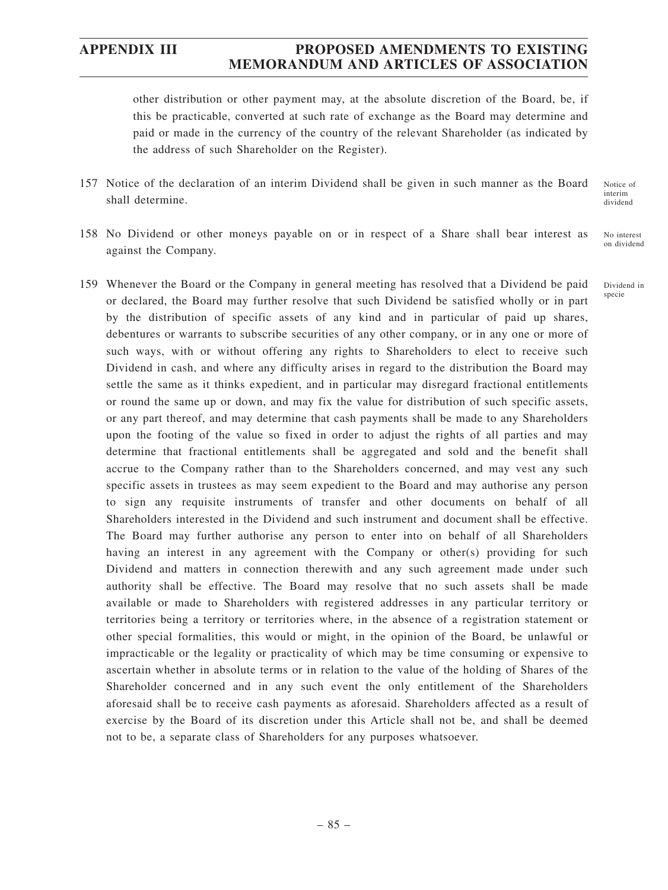other distribution or other payment may, at the absolute discretion of the Board, be, if this be practicable, converted at such rate of exchange as the Board may determine and paid or made in the currency of the country of the relevant Shareholder (as indicated by the address of such Shareholder on the Register).

157 Notice of the declaration of an interim Dividend shall be given in such manner as the Board shall determine. *Notice of interim dividend*

158 No Dividend or other moneys payable on or in respect of a Share shall bear interest as against the Company. *No interest on dividend*

159 Whenever the Board or the Company in general meeting has resolved that a Dividend be paid or declared, the Board may further resolve that such Dividend be satisfied wholly or in part by the distribution of specific assets of any kind and in particular of paid up shares, debentures or warrants to subscribe securities of any other company, or in any one or more of such ways, with or without offering any rights to Shareholders to elect to receive such Dividend in cash, and where any difficulty arises in regard to the distribution the Board may settle the same as it thinks expedient, and in particular may disregard fractional entitlements or round the same up or down, and may fix the value for distribution of such specific assets, or any part thereof, and may determine that cash payments shall be made to any Shareholders upon the footing of the value so fixed in order to adjust the rights of all parties and may determine that fractional entitlements shall be aggregated and sold and the benefit shall accrue to the Company rather than to the Shareholders concerned, and may vest any such specific assets in trustees as may seem expedient to the Board and may authorise any person to sign any requisite instruments of transfer and other documents on behalf of all Shareholders interested in the Dividend and such instrument and document shall be effective. The Board may further authorise any person to enter into on behalf of all Shareholders having an interest in any agreement with the Company or other(s) providing for such Dividend and matters in connection therewith and any such agreement made under such authority shall be effective. The Board may resolve that no such assets shall be made available or made to Shareholders with registered addresses in any particular territory or territories being a territory or territories where, in the absence of a registration statement or other special formalities, this would or might, in the opinion of the Board, be unlawful or impracticable or the legality or practicality of which may be time consuming or expensive to ascertain whether in absolute terms or in relation to the value of the holding of Shares of the Shareholder concerned and in any such event the only entitlement of the Shareholders aforesaid shall be to receive cash payments as aforesaid. Shareholders affected as a result of exercise by the Board of its discretion under this Article shall not be, and shall be deemed not to be, a separate class of Shareholders for any purposes whatsoever. *Dividend in specie*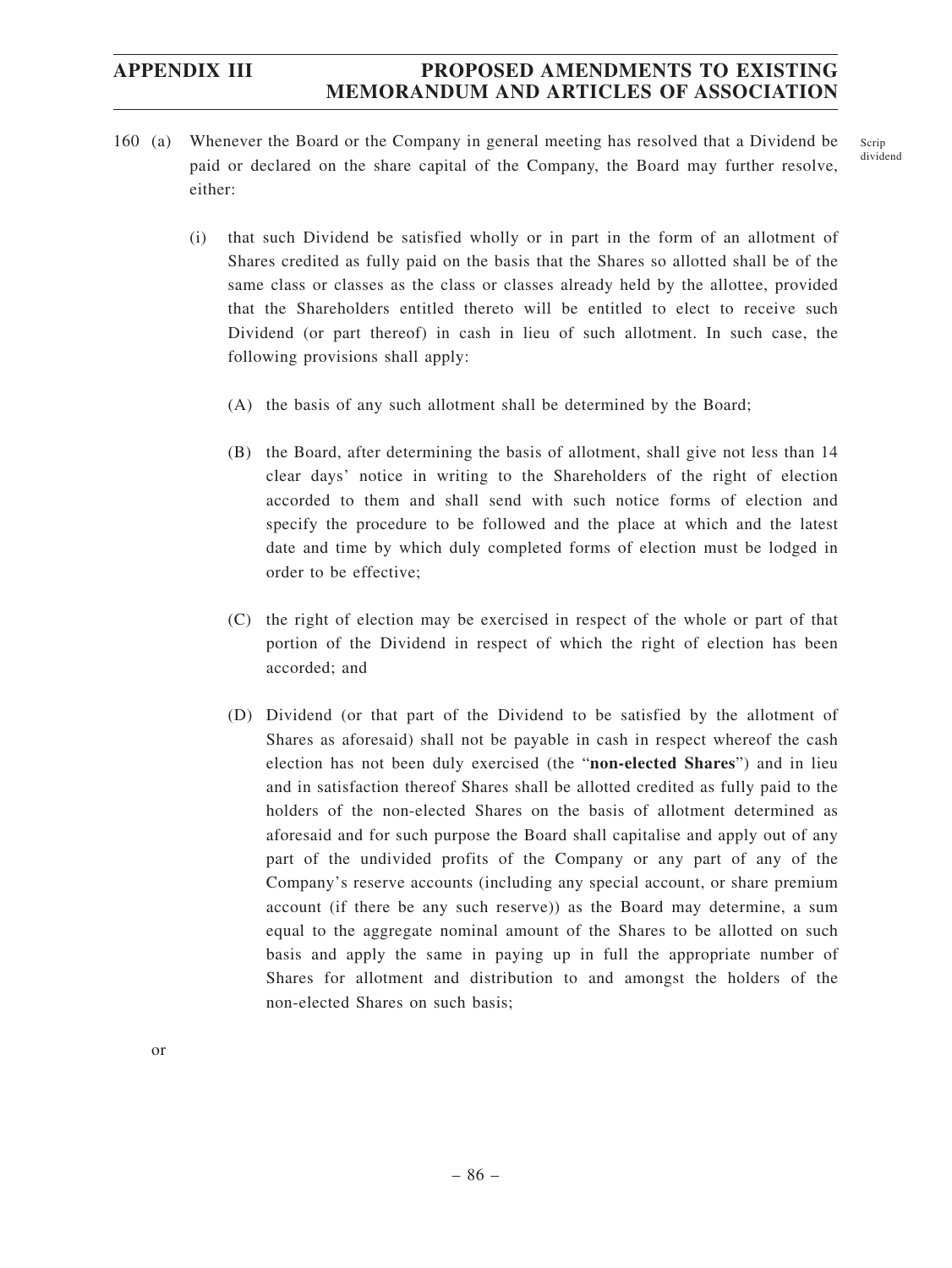160 (a) Whenever the Board or the Company in general meeting has resolved that a Dividend be paid or declared on the share capital of the Company, the Board may further resolve, either:

Scrip dividend

(i) that such Dividend be satisfied wholly or in part in the form of an allotment of Shares credited as fully paid on the basis that the Shares so allotted shall be of the same class or classes as the class or classes already held by the allottee, provided that the Shareholders entitled thereto will be entitled to elect to receive such Dividend (or part thereof) in cash in lieu of such allotment. In such case, the following provisions shall apply:

(A) the basis of any such allotment shall be determined by the Board;

(B) the Board, after determining the basis of allotment, shall give not less than 14 clear days' notice in writing to the Shareholders of the right of election accorded to them and shall send with such notice forms of election and specify the procedure to be followed and the place at which and the latest date and time by which duly completed forms of election must be lodged in order to be effective;

(C) the right of election may be exercised in respect of the whole or part of that portion of the Dividend in respect of which the right of election has been accorded; and

(D) Dividend (or that part of the Dividend to be satisfied by the allotment of Shares as aforesaid) shall not be payable in cash in respect whereof the cash election has not been duly exercised (the "**non-elected Shares**") and in lieu and in satisfaction thereof Shares shall be allotted credited as fully paid to the holders of the non-elected Shares on the basis of allotment determined as aforesaid and for such purpose the Board shall capitalise and apply out of any part of the undivided profits of the Company or any part of any of the Company's reserve accounts (including any special account, or share premium account (if there be any such reserve)) as the Board may determine, a sum equal to the aggregate nominal amount of the Shares to be allotted on such basis and apply the same in paying up in full the appropriate number of Shares for allotment and distribution to and amongst the holders of the non-elected Shares on such basis;

or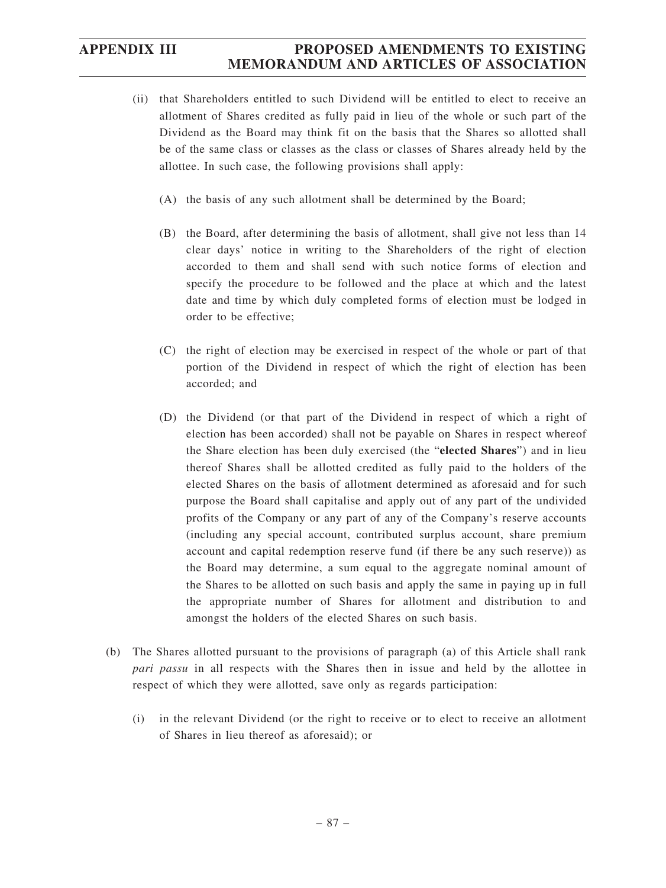(ii) that Shareholders entitled to such Dividend will be entitled to elect to receive an allotment of Shares credited as fully paid in lieu of the whole or such part of the Dividend as the Board may think fit on the basis that the Shares so allotted shall be of the same class or classes as the class or classes of Shares already held by the allottee. In such case, the following provisions shall apply:

(A) the basis of any such allotment shall be determined by the Board;

(B) the Board, after determining the basis of allotment, shall give not less than 14 clear days' notice in writing to the Shareholders of the right of election accorded to them and shall send with such notice forms of election and specify the procedure to be followed and the place at which and the latest date and time by which duly completed forms of election must be lodged in order to be effective;

(C) the right of election may be exercised in respect of the whole or part of that portion of the Dividend in respect of which the right of election has been accorded; and

(D) the Dividend (or that part of the Dividend in respect of which a right of election has been accorded) shall not be payable on Shares in respect whereof the Share election has been duly exercised (the "**elected Shares**") and in lieu thereof Shares shall be allotted credited as fully paid to the holders of the elected Shares on the basis of allotment determined as aforesaid and for such purpose the Board shall capitalise and apply out of any part of the undivided profits of the Company or any part of any of the Company's reserve accounts (including any special account, contributed surplus account, share premium account and capital redemption reserve fund (if there be any such reserve)) as the Board may determine, a sum equal to the aggregate nominal amount of the Shares to be allotted on such basis and apply the same in paying up in full the appropriate number of Shares for allotment and distribution to and amongst the holders of the elected Shares on such basis.

(b) The Shares allotted pursuant to the provisions of paragraph (a) of this Article shall rank *pari passu* in all respects with the Shares then in issue and held by the allottee in respect of which they were allotted, save only as regards participation:

(i) in the relevant Dividend (or the right to receive or to elect to receive an allotment of Shares in lieu thereof as aforesaid); or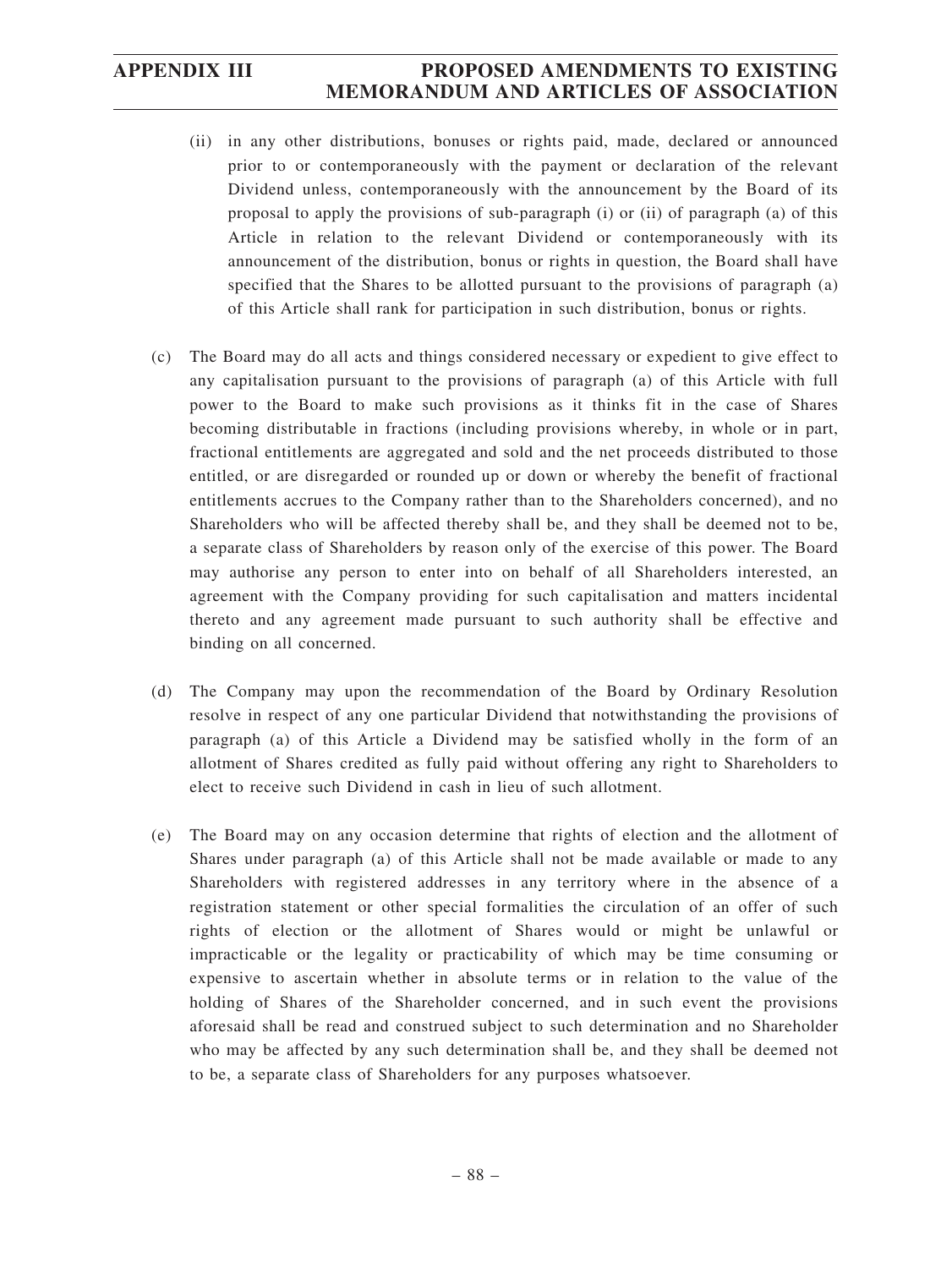(ii) in any other distributions, bonuses or rights paid, made, declared or announced prior to or contemporaneously with the payment or declaration of the relevant Dividend unless, contemporaneously with the announcement by the Board of its proposal to apply the provisions of sub-paragraph (i) or (ii) of paragraph (a) of this Article in relation to the relevant Dividend or contemporaneously with its announcement of the distribution, bonus or rights in question, the Board shall have specified that the Shares to be allotted pursuant to the provisions of paragraph (a) of this Article shall rank for participation in such distribution, bonus or rights.

(c) The Board may do all acts and things considered necessary or expedient to give effect to any capitalisation pursuant to the provisions of paragraph (a) of this Article with full power to the Board to make such provisions as it thinks fit in the case of Shares becoming distributable in fractions (including provisions whereby, in whole or in part, fractional entitlements are aggregated and sold and the net proceeds distributed to those entitled, or are disregarded or rounded up or down or whereby the benefit of fractional entitlements accrues to the Company rather than to the Shareholders concerned), and no Shareholders who will be affected thereby shall be, and they shall be deemed not to be, a separate class of Shareholders by reason only of the exercise of this power. The Board may authorise any person to enter into on behalf of all Shareholders interested, an agreement with the Company providing for such capitalisation and matters incidental thereto and any agreement made pursuant to such authority shall be effective and binding on all concerned.

(d) The Company may upon the recommendation of the Board by Ordinary Resolution resolve in respect of any one particular Dividend that notwithstanding the provisions of paragraph (a) of this Article a Dividend may be satisfied wholly in the form of an allotment of Shares credited as fully paid without offering any right to Shareholders to elect to receive such Dividend in cash in lieu of such allotment.

(e) The Board may on any occasion determine that rights of election and the allotment of Shares under paragraph (a) of this Article shall not be made available or made to any Shareholders with registered addresses in any territory where in the absence of a registration statement or other special formalities the circulation of an offer of such rights of election or the allotment of Shares would or might be unlawful or impracticable or the legality or practicability of which may be time consuming or expensive to ascertain whether in absolute terms or in relation to the value of the holding of Shares of the Shareholder concerned, and in such event the provisions aforesaid shall be read and construed subject to such determination and no Shareholder who may be affected by any such determination shall be, and they shall be deemed not to be, a separate class of Shareholders for any purposes whatsoever.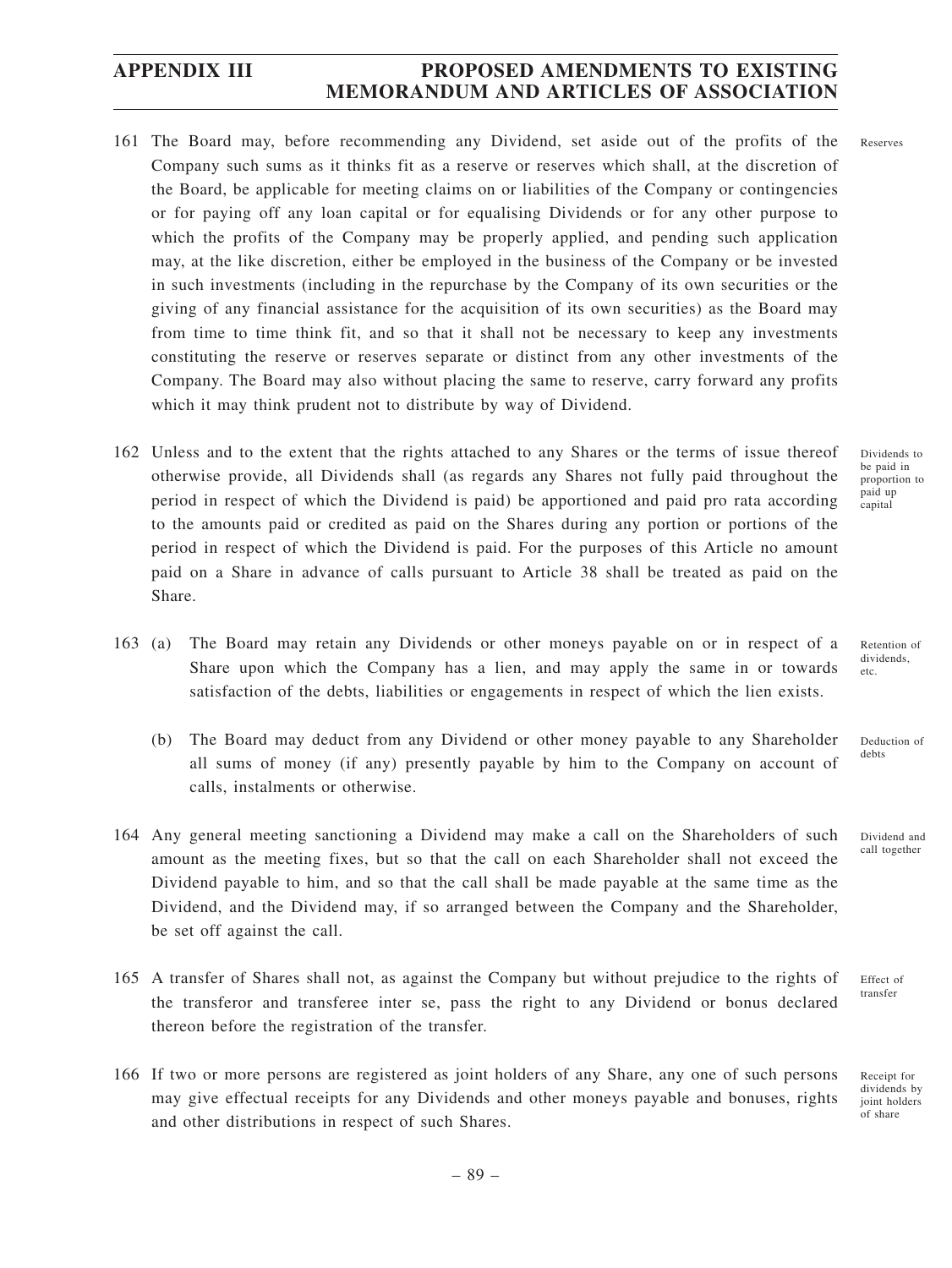161 The Board may, before recommending any Dividend, set aside out of the profits of the Company such sums as it thinks fit as a reserve or reserves which shall, at the discretion of the Board, be applicable for meeting claims on or liabilities of the Company or contingencies or for paying off any loan capital or for equalising Dividends or for any other purpose to which the profits of the Company may be properly applied, and pending such application may, at the like discretion, either be employed in the business of the Company or be invested in such investments (including in the repurchase by the Company of its own securities or the giving of any financial assistance for the acquisition of its own securities) as the Board may from time to time think fit, and so that it shall not be necessary to keep any investments constituting the reserve or reserves separate or distinct from any other investments of the Company. The Board may also without placing the same to reserve, carry forward any profits which it may think prudent not to distribute by way of Dividend. *Reserves*

162 Unless and to the extent that the rights attached to any Shares or the terms of issue thereof otherwise provide, all Dividends shall (as regards any Shares not fully paid throughout the period in respect of which the Dividend is paid) be apportioned and paid pro rata according to the amounts paid or credited as paid on the Shares during any portion or portions of the period in respect of which the Dividend is paid. For the purposes of this Article no amount paid on a Share in advance of calls pursuant to Article 38 shall be treated as paid on the Share. *Dividends to be paid in proportion to paid up capital*

163 (a) The Board may retain any Dividends or other moneys payable on or in respect of a Share upon which the Company has a lien, and may apply the same in or towards satisfaction of the debts, liabilities or engagements in respect of which the lien exists. *Retention of dividends, etc.*

(b) The Board may deduct from any Dividend or other money payable to any Shareholder all sums of money (if any) presently payable by him to the Company on account of calls, instalments or otherwise. *Deduction of debts*

164 Any general meeting sanctioning a Dividend may make a call on the Shareholders of such amount as the meeting fixes, but so that the call on each Shareholder shall not exceed the Dividend payable to him, and so that the call shall be made payable at the same time as the Dividend, and the Dividend may, if so arranged between the Company and the Shareholder, be set off against the call. *Dividend and call together*

165 A transfer of Shares shall not, as against the Company but without prejudice to the rights of the transferor and transferee inter se, pass the right to any Dividend or bonus declared thereon before the registration of the transfer. *Effect of transfer*

166 If two or more persons are registered as joint holders of any Share, any one of such persons may give effectual receipts for any Dividends and other moneys payable and bonuses, rights and other distributions in respect of such Shares. *Receipt for dividends by joint holders of share*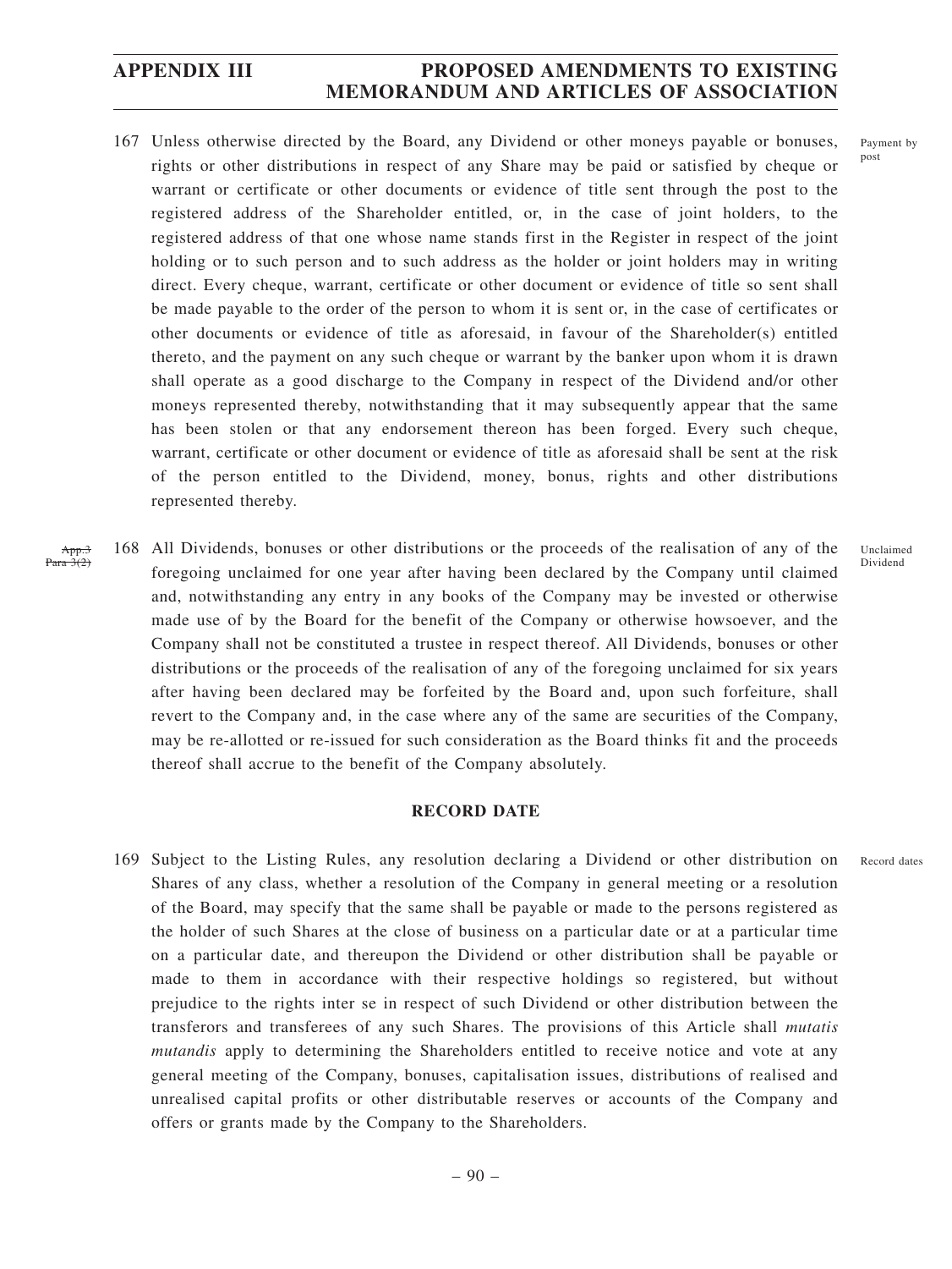167 Unless otherwise directed by the Board, any Dividend or other moneys payable or bonuses, rights or other distributions in respect of any Share may be paid or satisfied by cheque or warrant or certificate or other documents or evidence of title sent through the post to the registered address of the Shareholder entitled, or, in the case of joint holders, to the registered address of that one whose name stands first in the Register in respect of the joint holding or to such person and to such address as the holder or joint holders may in writing direct. Every cheque, warrant, certificate or other document or evidence of title so sent shall be made payable to the order of the person to whom it is sent or, in the case of certificates or other documents or evidence of title as aforesaid, in favour of the Shareholder(s) entitled thereto, and the payment on any such cheque or warrant by the banker upon whom it is drawn shall operate as a good discharge to the Company in respect of the Dividend and/or other moneys represented thereby, notwithstanding that it may subsequently appear that the same has been stolen or that any endorsement thereon has been forged. Every such cheque, warrant, certificate or other document or evidence of title as aforesaid shall be sent at the risk of the person entitled to the Dividend, money, bonus, rights and other distributions represented thereby.

Payment by post

~~App.3 Para 3(2)~~

168 All Dividends, bonuses or other distributions or the proceeds of the realisation of any of the foregoing unclaimed for one year after having been declared by the Company until claimed and, notwithstanding any entry in any books of the Company may be invested or otherwise made use of by the Board for the benefit of the Company or otherwise howsoever, and the Company shall not be constituted a trustee in respect thereof. All Dividends, bonuses or other distributions or the proceeds of the realisation of any of the foregoing unclaimed for six years after having been declared may be forfeited by the Board and, upon such forfeiture, shall revert to the Company and, in the case where any of the same are securities of the Company, may be re-allotted or re-issued for such consideration as the Board thinks fit and the proceeds thereof shall accrue to the benefit of the Company absolutely.

Unclaimed Dividend

## RECORD DATE

169 Subject to the Listing Rules, any resolution declaring a Dividend or other distribution on Shares of any class, whether a resolution of the Company in general meeting or a resolution of the Board, may specify that the same shall be payable or made to the persons registered as the holder of such Shares at the close of business on a particular date or at a particular time on a particular date, and thereupon the Dividend or other distribution shall be payable or made to them in accordance with their respective holdings so registered, but without prejudice to the rights inter se in respect of such Dividend or other distribution between the transferors and transferees of any such Shares. The provisions of this Article shall *mutatis mutandis* apply to determining the Shareholders entitled to receive notice and vote at any general meeting of the Company, bonuses, capitalisation issues, distributions of realised and unrealised capital profits or other distributable reserves or accounts of the Company and offers or grants made by the Company to the Shareholders.

Record dates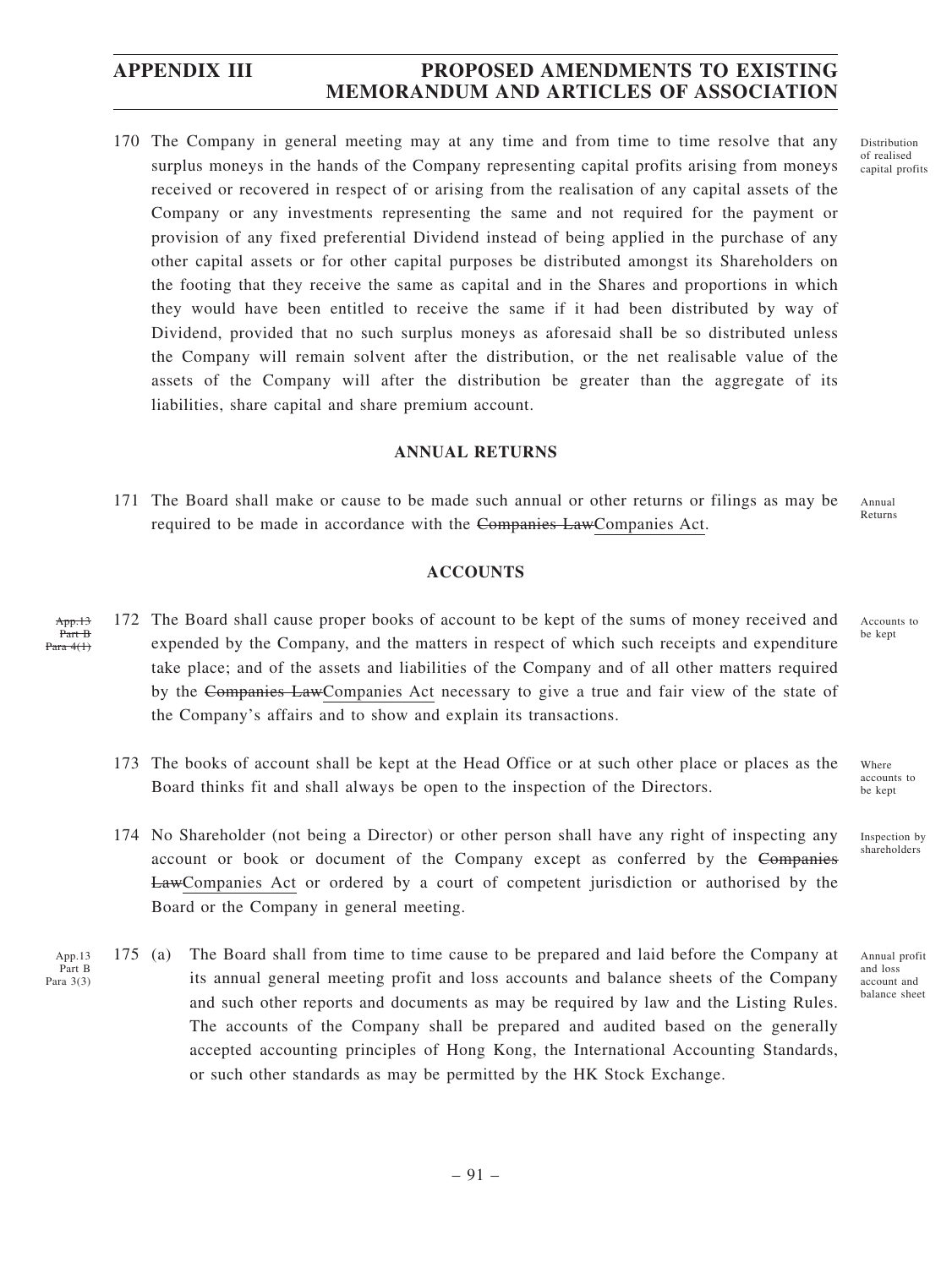170 The Company in general meeting may at any time and from time to time resolve that any surplus moneys in the hands of the Company representing capital profits arising from moneys received or recovered in respect of or arising from the realisation of any capital assets of the Company or any investments representing the same and not required for the payment or provision of any fixed preferential Dividend instead of being applied in the purchase of any other capital assets or for other capital purposes be distributed amongst its Shareholders on the footing that they receive the same as capital and in the Shares and proportions in which they would have been entitled to receive the same if it had been distributed by way of Dividend, provided that no such surplus moneys as aforesaid shall be so distributed unless the Company will remain solvent after the distribution, or the net realisable value of the assets of the Company will after the distribution be greater than the aggregate of its liabilities, share capital and share premium account.

Distribution of realised capital profits

## ANNUAL RETURNS

171 The Board shall make or cause to be made such annual or other returns or filings as may be required to be made in accordance with the ~~Companies Law~~Companies Act.

Annual Returns

## ACCOUNTS

~~App.13 Part B Para 4(1)~~

172 The Board shall cause proper books of account to be kept of the sums of money received and expended by the Company, and the matters in respect of which such receipts and expenditure take place; and of the assets and liabilities of the Company and of all other matters required by the ~~Companies Law~~Companies Act necessary to give a true and fair view of the state of the Company's affairs and to show and explain its transactions.

Accounts to be kept

173 The books of account shall be kept at the Head Office or at such other place or places as the Board thinks fit and shall always be open to the inspection of the Directors.

Where accounts to be kept

174 No Shareholder (not being a Director) or other person shall have any right of inspecting any account or book or document of the Company except as conferred by the ~~Companies Law~~Companies Act or ordered by a court of competent jurisdiction or authorised by the Board or the Company in general meeting.

Inspection by shareholders

App.13 Part B Para 3(3)

175 (a) The Board shall from time to time cause to be prepared and laid before the Company at its annual general meeting profit and loss accounts and balance sheets of the Company and such other reports and documents as may be required by law and the Listing Rules. The accounts of the Company shall be prepared and audited based on the generally accepted accounting principles of Hong Kong, the International Accounting Standards, or such other standards as may be permitted by the HK Stock Exchange.

Annual profit and loss account and balance sheet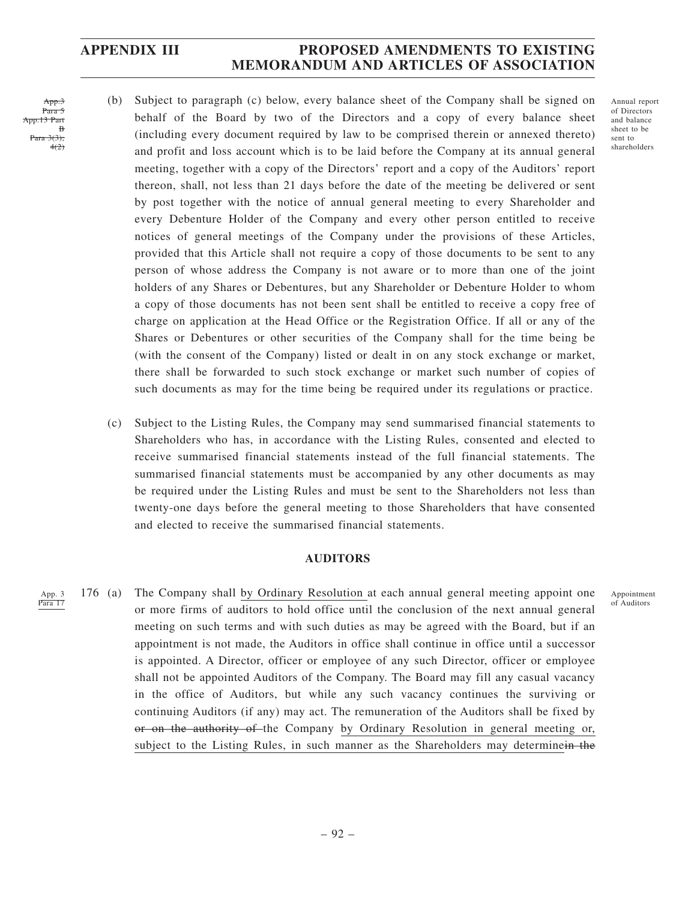(b) Subject to paragraph (c) below, every balance sheet of the Company shall be signed on behalf of the Board by two of the Directors and a copy of every balance sheet (including every document required by law to be comprised therein or annexed thereto) and profit and loss account which is to be laid before the Company at its annual general meeting, together with a copy of the Directors' report and a copy of the Auditors' report thereon, shall, not less than 21 days before the date of the meeting be delivered or sent by post together with the notice of annual general meeting to every Shareholder and every Debenture Holder of the Company and every other person entitled to receive notices of general meetings of the Company under the provisions of these Articles, provided that this Article shall not require a copy of those documents to be sent to any person of whose address the Company is not aware or to more than one of the joint holders of any Shares or Debentures, but any Shareholder or Debenture Holder to whom a copy of those documents has not been sent shall be entitled to receive a copy free of charge on application at the Head Office or the Registration Office. If all or any of the Shares or Debentures or other securities of the Company shall for the time being be (with the consent of the Company) listed or dealt in on any stock exchange or market, there shall be forwarded to such stock exchange or market such number of copies of such documents as may for the time being be required under its regulations or practice.

~~App.3 Para 5 App.13 Part B Para 3(3); 4(2)~~

Annual report of Directors and balance sheet to be sent to shareholders

(c) Subject to the Listing Rules, the Company may send summarised financial statements to Shareholders who has, in accordance with the Listing Rules, consented and elected to receive summarised financial statements instead of the full financial statements. The summarised financial statements must be accompanied by any other documents as may be required under the Listing Rules and must be sent to the Shareholders not less than twenty-one days before the general meeting to those Shareholders that have consented and elected to receive the summarised financial statements.

## AUDITORS

<u>App. 3 Para 17</u>

Appointment of Auditors

176 (a) The Company shall <u>by Ordinary Resolution</u> at each annual general meeting appoint one or more firms of auditors to hold office until the conclusion of the next annual general meeting on such terms and with such duties as may be agreed with the Board, but if an appointment is not made, the Auditors in office shall continue in office until a successor is appointed. A Director, officer or employee of any such Director, officer or employee shall not be appointed Auditors of the Company. The Board may fill any casual vacancy in the office of Auditors, but while any such vacancy continues the surviving or continuing Auditors (if any) may act. The remuneration of the Auditors shall be fixed by ~~or on the authority of~~ the Company <u>by Ordinary Resolution in general meeting or, subject to the Listing Rules, in such manner as the Shareholders may determine</u>~~in the~~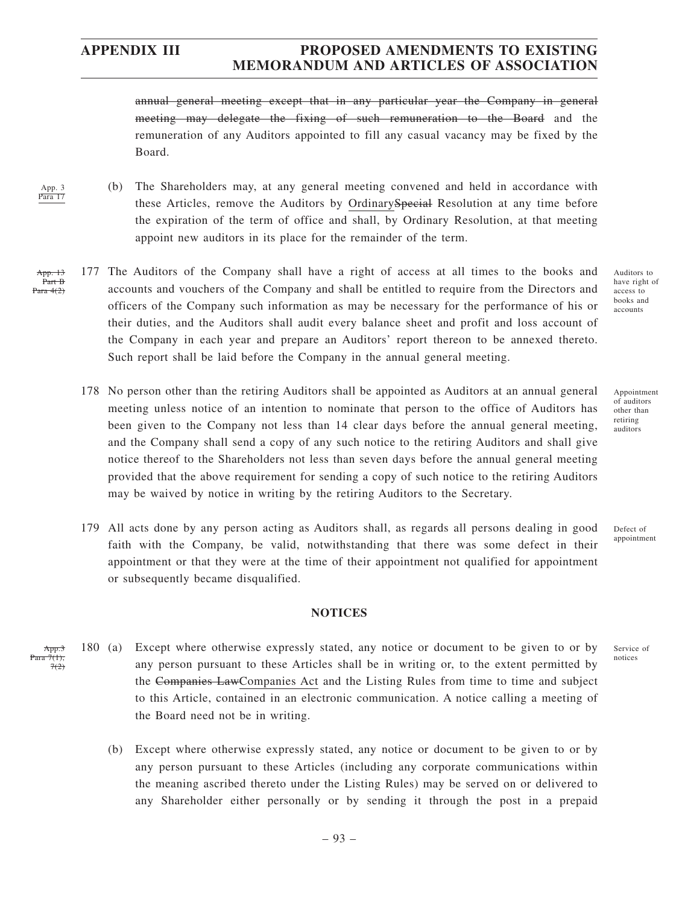~~annual general meeting except that in any particular year the Company in general meeting may delegate the fixing of such remuneration to the Board~~ and the remuneration of any Auditors appointed to fill any casual vacancy may be fixed by the Board.

App. 3 Para 17

(b) The Shareholders may, at any general meeting convened and held in accordance with these Articles, remove the Auditors by Ordinary~~Special~~ Resolution at any time before the expiration of the term of office and shall, by Ordinary Resolution, at that meeting appoint new auditors in its place for the remainder of the term.

~~App. 13 Part B Para 4(2)~~

*Auditors to have right of access to books and accounts*

177 The Auditors of the Company shall have a right of access at all times to the books and accounts and vouchers of the Company and shall be entitled to require from the Directors and officers of the Company such information as may be necessary for the performance of his or their duties, and the Auditors shall audit every balance sheet and profit and loss account of the Company in each year and prepare an Auditors' report thereon to be annexed thereto. Such report shall be laid before the Company in the annual general meeting.

*Appointment of auditors other than retiring auditors*

178 No person other than the retiring Auditors shall be appointed as Auditors at an annual general meeting unless notice of an intention to nominate that person to the office of Auditors has been given to the Company not less than 14 clear days before the annual general meeting, and the Company shall send a copy of any such notice to the retiring Auditors and shall give notice thereof to the Shareholders not less than seven days before the annual general meeting provided that the above requirement for sending a copy of such notice to the retiring Auditors may be waived by notice in writing by the retiring Auditors to the Secretary.

*Defect of appointment*

179 All acts done by any person acting as Auditors shall, as regards all persons dealing in good faith with the Company, be valid, notwithstanding that there was some defect in their appointment or that they were at the time of their appointment not qualified for appointment or subsequently became disqualified.

## NOTICES

~~App.3 Para 7(1), 7(2)~~

*Service of notices*

180 (a) Except where otherwise expressly stated, any notice or document to be given to or by any person pursuant to these Articles shall be in writing or, to the extent permitted by the ~~Companies Law~~Companies Act and the Listing Rules from time to time and subject to this Article, contained in an electronic communication. A notice calling a meeting of the Board need not be in writing.

(b) Except where otherwise expressly stated, any notice or document to be given to or by any person pursuant to these Articles (including any corporate communications within the meaning ascribed thereto under the Listing Rules) may be served on or delivered to any Shareholder either personally or by sending it through the post in a prepaid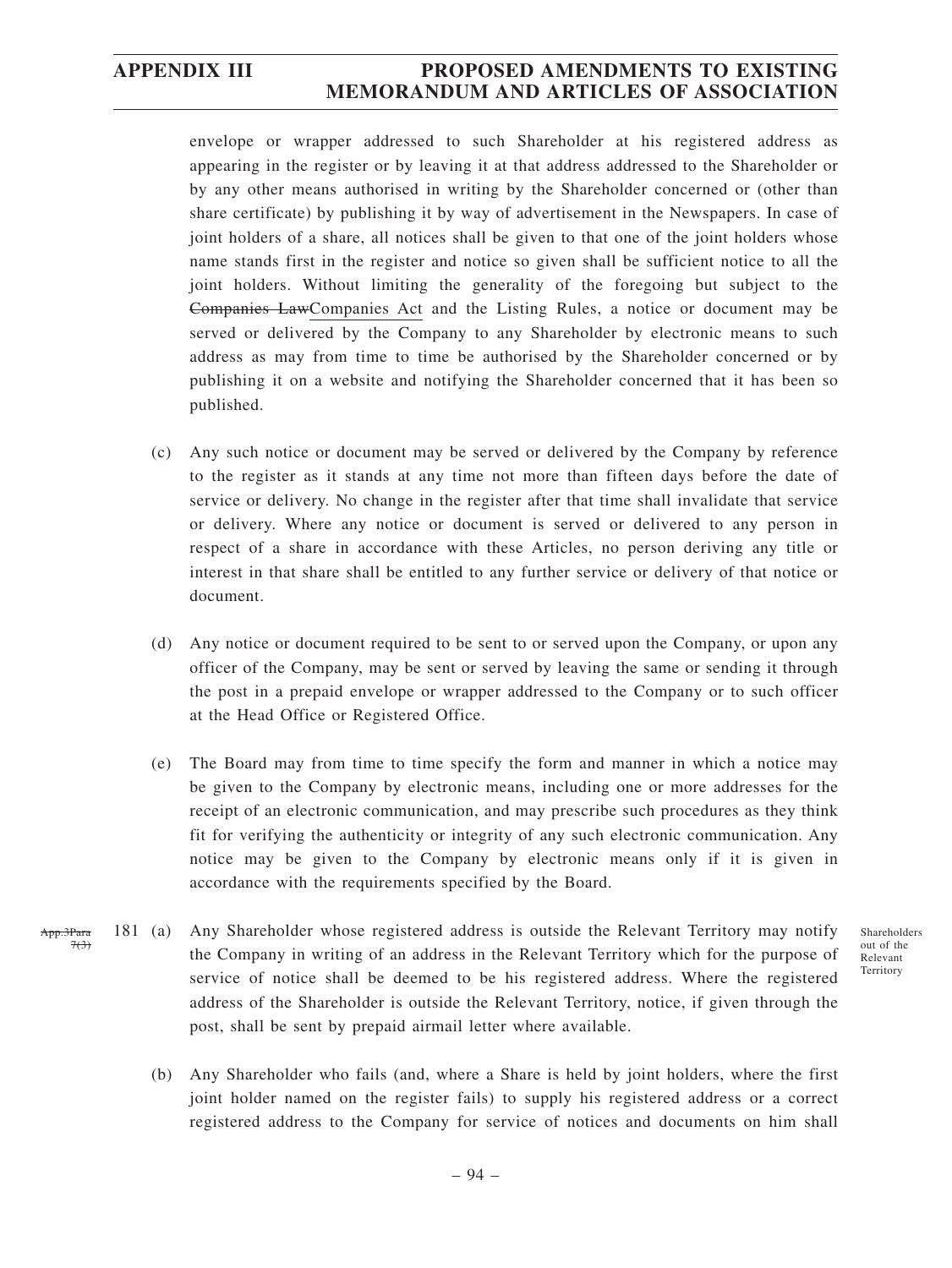envelope or wrapper addressed to such Shareholder at his registered address as appearing in the register or by leaving it at that address addressed to the Shareholder or by any other means authorised in writing by the Shareholder concerned or (other than share certificate) by publishing it by way of advertisement in the Newspapers. In case of joint holders of a share, all notices shall be given to that one of the joint holders whose name stands first in the register and notice so given shall be sufficient notice to all the joint holders. Without limiting the generality of the foregoing but subject to the ~~Companies Law~~Companies Act and the Listing Rules, a notice or document may be served or delivered by the Company to any Shareholder by electronic means to such address as may from time to time be authorised by the Shareholder concerned or by publishing it on a website and notifying the Shareholder concerned that it has been so published.

(c) Any such notice or document may be served or delivered by the Company by reference to the register as it stands at any time not more than fifteen days before the date of service or delivery. No change in the register after that time shall invalidate that service or delivery. Where any notice or document is served or delivered to any person in respect of a share in accordance with these Articles, no person deriving any title or interest in that share shall be entitled to any further service or delivery of that notice or document.

(d) Any notice or document required to be sent to or served upon the Company, or upon any officer of the Company, may be sent or served by leaving the same or sending it through the post in a prepaid envelope or wrapper addressed to the Company or to such officer at the Head Office or Registered Office.

(e) The Board may from time to time specify the form and manner in which a notice may be given to the Company by electronic means, including one or more addresses for the receipt of an electronic communication, and may prescribe such procedures as they think fit for verifying the authenticity or integrity of any such electronic communication. Any notice may be given to the Company by electronic means only if it is given in accordance with the requirements specified by the Board.

~~App.3Para 7(3)~~

*Shareholders out of the Relevant Territory*

181 (a) Any Shareholder whose registered address is outside the Relevant Territory may notify the Company in writing of an address in the Relevant Territory which for the purpose of service of notice shall be deemed to be his registered address. Where the registered address of the Shareholder is outside the Relevant Territory, notice, if given through the post, shall be sent by prepaid airmail letter where available.

(b) Any Shareholder who fails (and, where a Share is held by joint holders, where the first joint holder named on the register fails) to supply his registered address or a correct registered address to the Company for service of notices and documents on him shall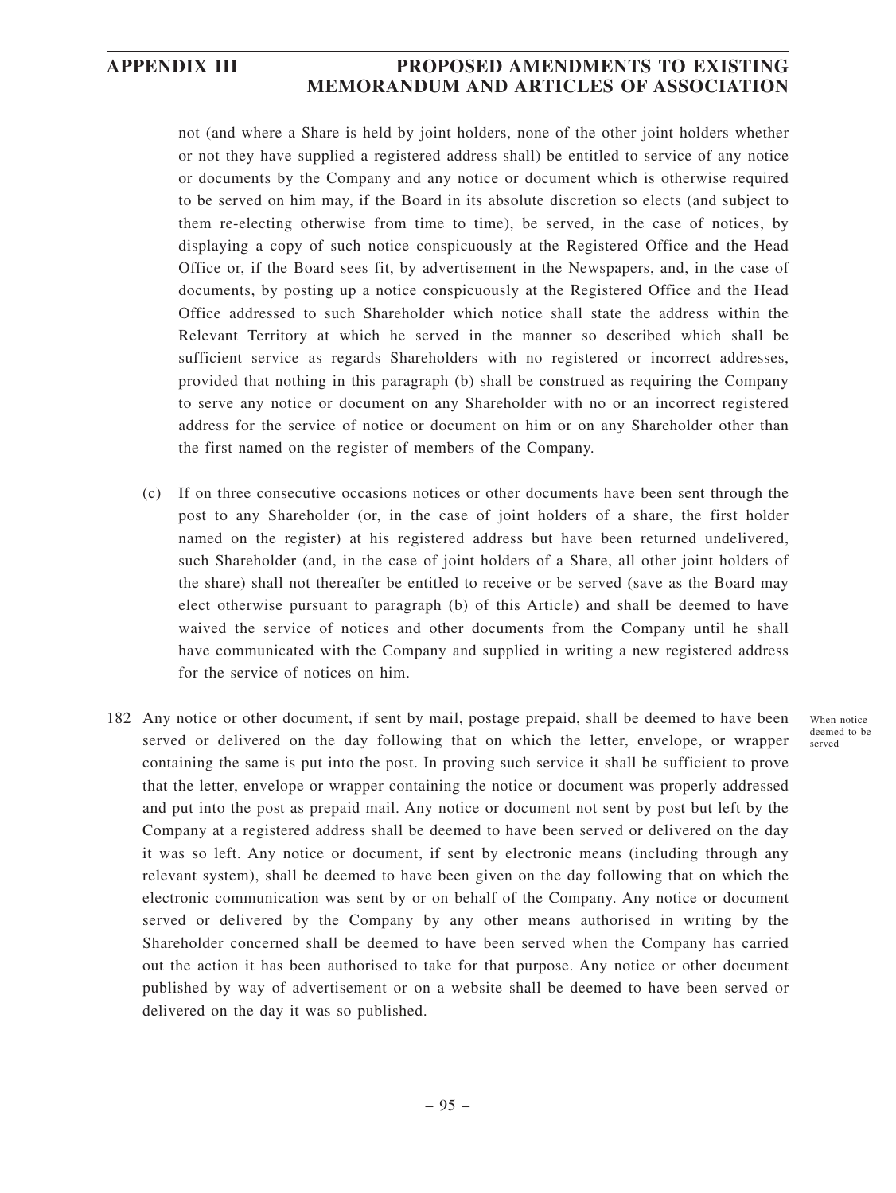not (and where a Share is held by joint holders, none of the other joint holders whether or not they have supplied a registered address shall) be entitled to service of any notice or documents by the Company and any notice or document which is otherwise required to be served on him may, if the Board in its absolute discretion so elects (and subject to them re-electing otherwise from time to time), be served, in the case of notices, by displaying a copy of such notice conspicuously at the Registered Office and the Head Office or, if the Board sees fit, by advertisement in the Newspapers, and, in the case of documents, by posting up a notice conspicuously at the Registered Office and the Head Office addressed to such Shareholder which notice shall state the address within the Relevant Territory at which he served in the manner so described which shall be sufficient service as regards Shareholders with no registered or incorrect addresses, provided that nothing in this paragraph (b) shall be construed as requiring the Company to serve any notice or document on any Shareholder with no or an incorrect registered address for the service of notice or document on him or on any Shareholder other than the first named on the register of members of the Company.

(c) If on three consecutive occasions notices or other documents have been sent through the post to any Shareholder (or, in the case of joint holders of a share, the first holder named on the register) at his registered address but have been returned undelivered, such Shareholder (and, in the case of joint holders of a Share, all other joint holders of the share) shall not thereafter be entitled to receive or be served (save as the Board may elect otherwise pursuant to paragraph (b) of this Article) and shall be deemed to have waived the service of notices and other documents from the Company until he shall have communicated with the Company and supplied in writing a new registered address for the service of notices on him.

182 Any notice or other document, if sent by mail, postage prepaid, shall be deemed to have been served or delivered on the day following that on which the letter, envelope, or wrapper containing the same is put into the post. In proving such service it shall be sufficient to prove that the letter, envelope or wrapper containing the notice or document was properly addressed and put into the post as prepaid mail. Any notice or document not sent by post but left by the Company at a registered address shall be deemed to have been served or delivered on the day it was so left. Any notice or document, if sent by electronic means (including through any relevant system), shall be deemed to have been given on the day following that on which the electronic communication was sent by or on behalf of the Company. Any notice or document served or delivered by the Company by any other means authorised in writing by the Shareholder concerned shall be deemed to have been served when the Company has carried out the action it has been authorised to take for that purpose. Any notice or other document published by way of advertisement or on a website shall be deemed to have been served or delivered on the day it was so published.

When notice deemed to be served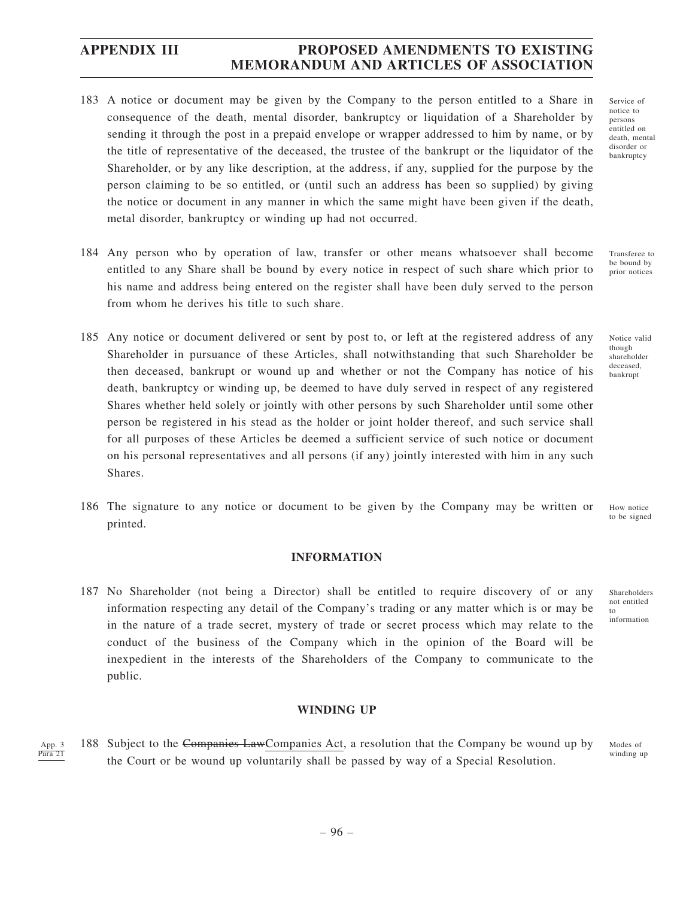183 A notice or document may be given by the Company to the person entitled to a Share in consequence of the death, mental disorder, bankruptcy or liquidation of a Shareholder by sending it through the post in a prepaid envelope or wrapper addressed to him by name, or by the title of representative of the deceased, the trustee of the bankrupt or the liquidator of the Shareholder, or by any like description, at the address, if any, supplied for the purpose by the person claiming to be so entitled, or (until such an address has been so supplied) by giving the notice or document in any manner in which the same might have been given if the death, metal disorder, bankruptcy or winding up had not occurred.

Service of notice to persons entitled on death, mental disorder or bankruptcy

184 Any person who by operation of law, transfer or other means whatsoever shall become entitled to any Share shall be bound by every notice in respect of such share which prior to his name and address being entered on the register shall have been duly served to the person from whom he derives his title to such share.

Transferee to be bound by prior notices

185 Any notice or document delivered or sent by post to, or left at the registered address of any Shareholder in pursuance of these Articles, shall notwithstanding that such Shareholder be then deceased, bankrupt or wound up and whether or not the Company has notice of his death, bankruptcy or winding up, be deemed to have duly served in respect of any registered Shares whether held solely or jointly with other persons by such Shareholder until some other person be registered in his stead as the holder or joint holder thereof, and such service shall for all purposes of these Articles be deemed a sufficient service of such notice or document on his personal representatives and all persons (if any) jointly interested with him in any such Shares.

Notice valid though shareholder deceased, bankrupt

186 The signature to any notice or document to be given by the Company may be written or printed.

How notice to be signed

## INFORMATION

187 No Shareholder (not being a Director) shall be entitled to require discovery of or any information respecting any detail of the Company's trading or any matter which is or may be in the nature of a trade secret, mystery of trade or secret process which may relate to the conduct of the business of the Company which in the opinion of the Board will be inexpedient in the interests of the Shareholders of the Company to communicate to the public.

Shareholders not entitled to information

## WINDING UP

App. 3 Para 21

188 Subject to the ~~Companies Law~~Companies Act, a resolution that the Company be wound up by the Court or be wound up voluntarily shall be passed by way of a Special Resolution.

Modes of winding up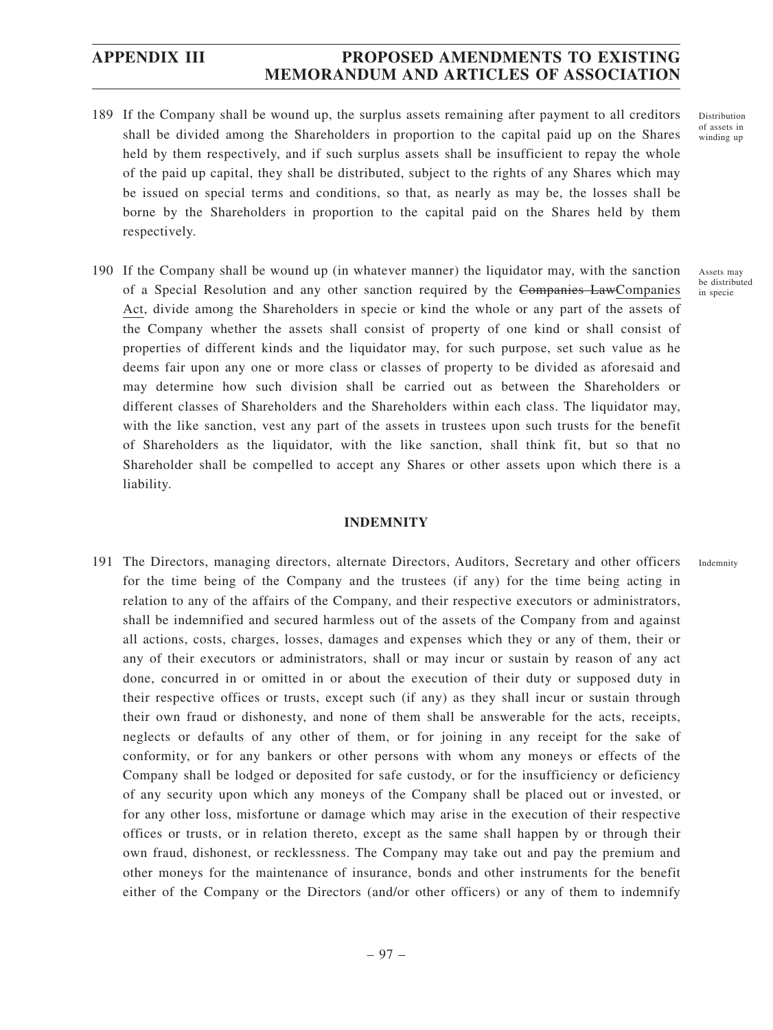189 If the Company shall be wound up, the surplus assets remaining after payment to all creditors shall be divided among the Shareholders in proportion to the capital paid up on the Shares held by them respectively, and if such surplus assets shall be insufficient to repay the whole of the paid up capital, they shall be distributed, subject to the rights of any Shares which may be issued on special terms and conditions, so that, as nearly as may be, the losses shall be borne by the Shareholders in proportion to the capital paid on the Shares held by them respectively.

Distribution of assets in winding up

190 If the Company shall be wound up (in whatever manner) the liquidator may, with the sanction of a Special Resolution and any other sanction required by the ~~Companies Law~~Companies Act, divide among the Shareholders in specie or kind the whole or any part of the assets of the Company whether the assets shall consist of property of one kind or shall consist of properties of different kinds and the liquidator may, for such purpose, set such value as he deems fair upon any one or more class or classes of property to be divided as aforesaid and may determine how such division shall be carried out as between the Shareholders or different classes of Shareholders and the Shareholders within each class. The liquidator may, with the like sanction, vest any part of the assets in trustees upon such trusts for the benefit of Shareholders as the liquidator, with the like sanction, shall think fit, but so that no Shareholder shall be compelled to accept any Shares or other assets upon which there is a liability.

Assets may be distributed in specie

## INDEMNITY

191 The Directors, managing directors, alternate Directors, Auditors, Secretary and other officers for the time being of the Company and the trustees (if any) for the time being acting in relation to any of the affairs of the Company, and their respective executors or administrators, shall be indemnified and secured harmless out of the assets of the Company from and against all actions, costs, charges, losses, damages and expenses which they or any of them, their or any of their executors or administrators, shall or may incur or sustain by reason of any act done, concurred in or omitted in or about the execution of their duty or supposed duty in their respective offices or trusts, except such (if any) as they shall incur or sustain through their own fraud or dishonesty, and none of them shall be answerable for the acts, receipts, neglects or defaults of any other of them, or for joining in any receipt for the sake of conformity, or for any bankers or other persons with whom any moneys or effects of the Company shall be lodged or deposited for safe custody, or for the insufficiency or deficiency of any security upon which any moneys of the Company shall be placed out or invested, or for any other loss, misfortune or damage which may arise in the execution of their respective offices or trusts, or in relation thereto, except as the same shall happen by or through their own fraud, dishonest, or recklessness. The Company may take out and pay the premium and other moneys for the maintenance of insurance, bonds and other instruments for the benefit either of the Company or the Directors (and/or other officers) or any of them to indemnify

Indemnity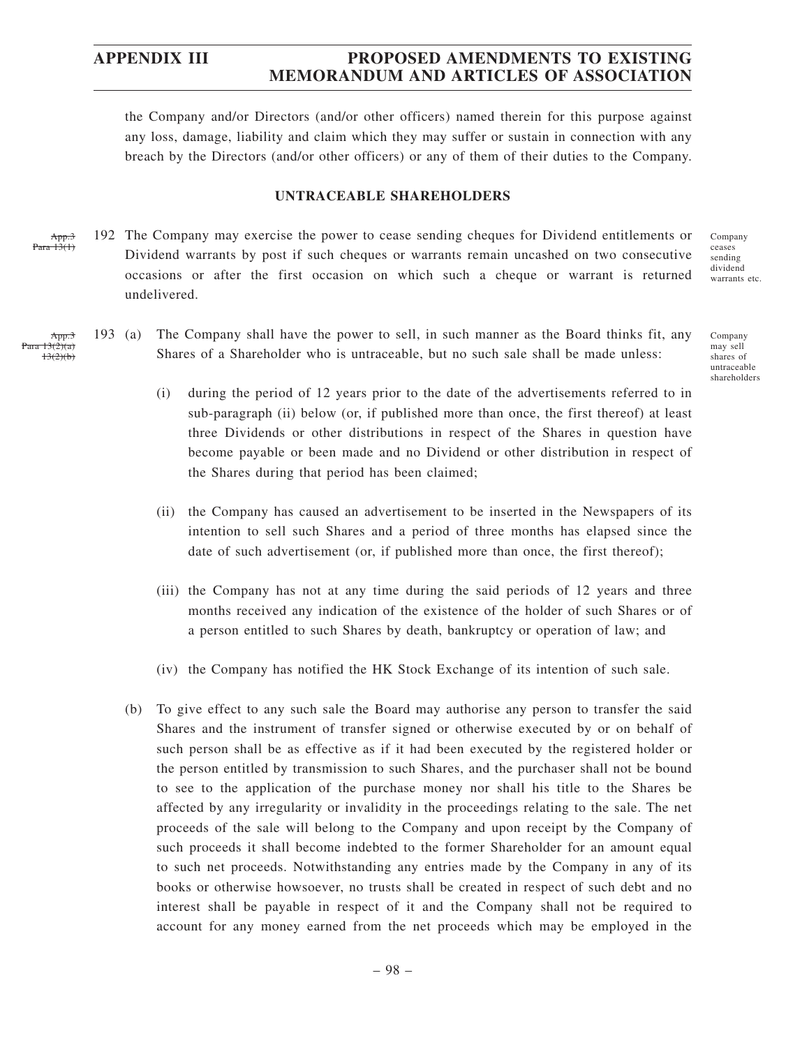the Company and/or Directors (and/or other officers) named therein for this purpose against any loss, damage, liability and claim which they may suffer or sustain in connection with any breach by the Directors (and/or other officers) or any of them of their duties to the Company.

## UNTRACEABLE SHAREHOLDERS

~~App.3 Para 13(1)~~

192 The Company may exercise the power to cease sending cheques for Dividend entitlements or Dividend warrants by post if such cheques or warrants remain uncashed on two consecutive occasions or after the first occasion on which such a cheque or warrant is returned undelivered.

*Company ceases sending dividend warrants etc.*

~~App.3 Para 13(2)(a) 13(2)(b)~~

193 (a) The Company shall have the power to sell, in such manner as the Board thinks fit, any Shares of a Shareholder who is untraceable, but no such sale shall be made unless:

*Company may sell shares of untraceable shareholders*

(i) during the period of 12 years prior to the date of the advertisements referred to in sub-paragraph (ii) below (or, if published more than once, the first thereof) at least three Dividends or other distributions in respect of the Shares in question have become payable or been made and no Dividend or other distribution in respect of the Shares during that period has been claimed;

(ii) the Company has caused an advertisement to be inserted in the Newspapers of its intention to sell such Shares and a period of three months has elapsed since the date of such advertisement (or, if published more than once, the first thereof);

(iii) the Company has not at any time during the said periods of 12 years and three months received any indication of the existence of the holder of such Shares or of a person entitled to such Shares by death, bankruptcy or operation of law; and

(iv) the Company has notified the HK Stock Exchange of its intention of such sale.

(b) To give effect to any such sale the Board may authorise any person to transfer the said Shares and the instrument of transfer signed or otherwise executed by or on behalf of such person shall be as effective as if it had been executed by the registered holder or the person entitled by transmission to such Shares, and the purchaser shall not be bound to see to the application of the purchase money nor shall his title to the Shares be affected by any irregularity or invalidity in the proceedings relating to the sale. The net proceeds of the sale will belong to the Company and upon receipt by the Company of such proceeds it shall become indebted to the former Shareholder for an amount equal to such net proceeds. Notwithstanding any entries made by the Company in any of its books or otherwise howsoever, no trusts shall be created in respect of such debt and no interest shall be payable in respect of it and the Company shall not be required to account for any money earned from the net proceeds which may be employed in the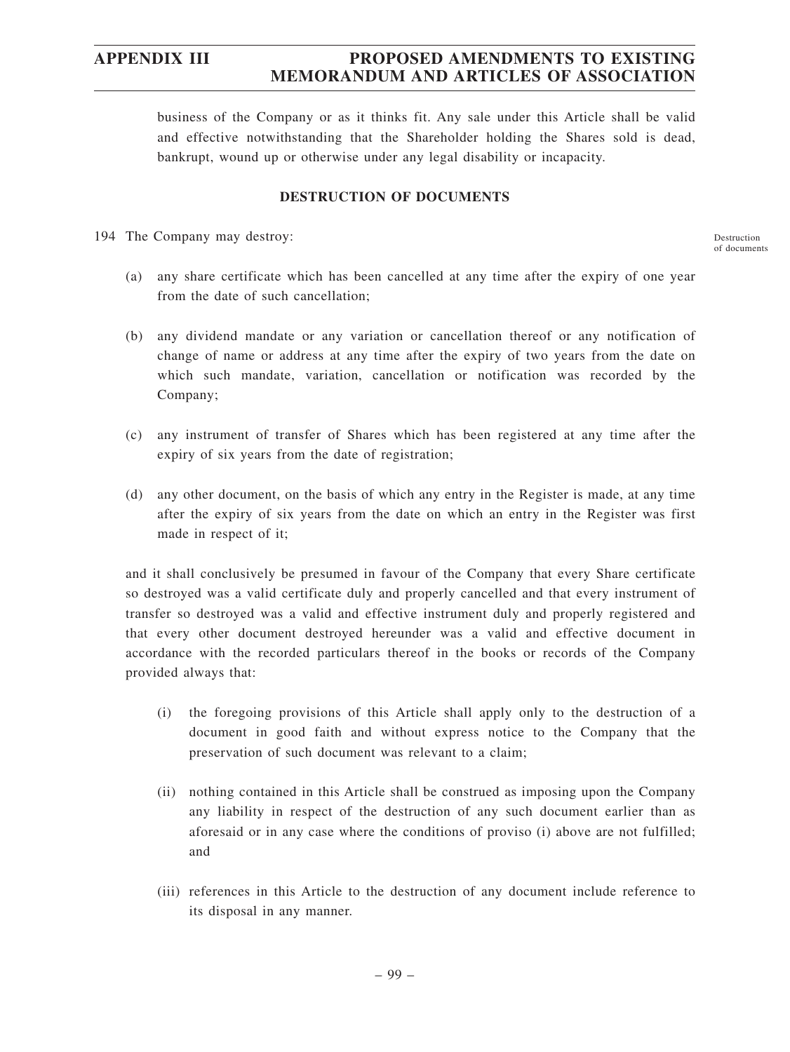business of the Company or as it thinks fit. Any sale under this Article shall be valid and effective notwithstanding that the Shareholder holding the Shares sold is dead, bankrupt, wound up or otherwise under any legal disability or incapacity.

## DESTRUCTION OF DOCUMENTS

194 The Company may destroy:

Destruction of documents

(a) any share certificate which has been cancelled at any time after the expiry of one year from the date of such cancellation;

(b) any dividend mandate or any variation or cancellation thereof or any notification of change of name or address at any time after the expiry of two years from the date on which such mandate, variation, cancellation or notification was recorded by the Company;

(c) any instrument of transfer of Shares which has been registered at any time after the expiry of six years from the date of registration;

(d) any other document, on the basis of which any entry in the Register is made, at any time after the expiry of six years from the date on which an entry in the Register was first made in respect of it;

and it shall conclusively be presumed in favour of the Company that every Share certificate so destroyed was a valid certificate duly and properly cancelled and that every instrument of transfer so destroyed was a valid and effective instrument duly and properly registered and that every other document destroyed hereunder was a valid and effective document in accordance with the recorded particulars thereof in the books or records of the Company provided always that:

(i) the foregoing provisions of this Article shall apply only to the destruction of a document in good faith and without express notice to the Company that the preservation of such document was relevant to a claim;

(ii) nothing contained in this Article shall be construed as imposing upon the Company any liability in respect of the destruction of any such document earlier than as aforesaid or in any case where the conditions of proviso (i) above are not fulfilled; and

(iii) references in this Article to the destruction of any document include reference to its disposal in any manner.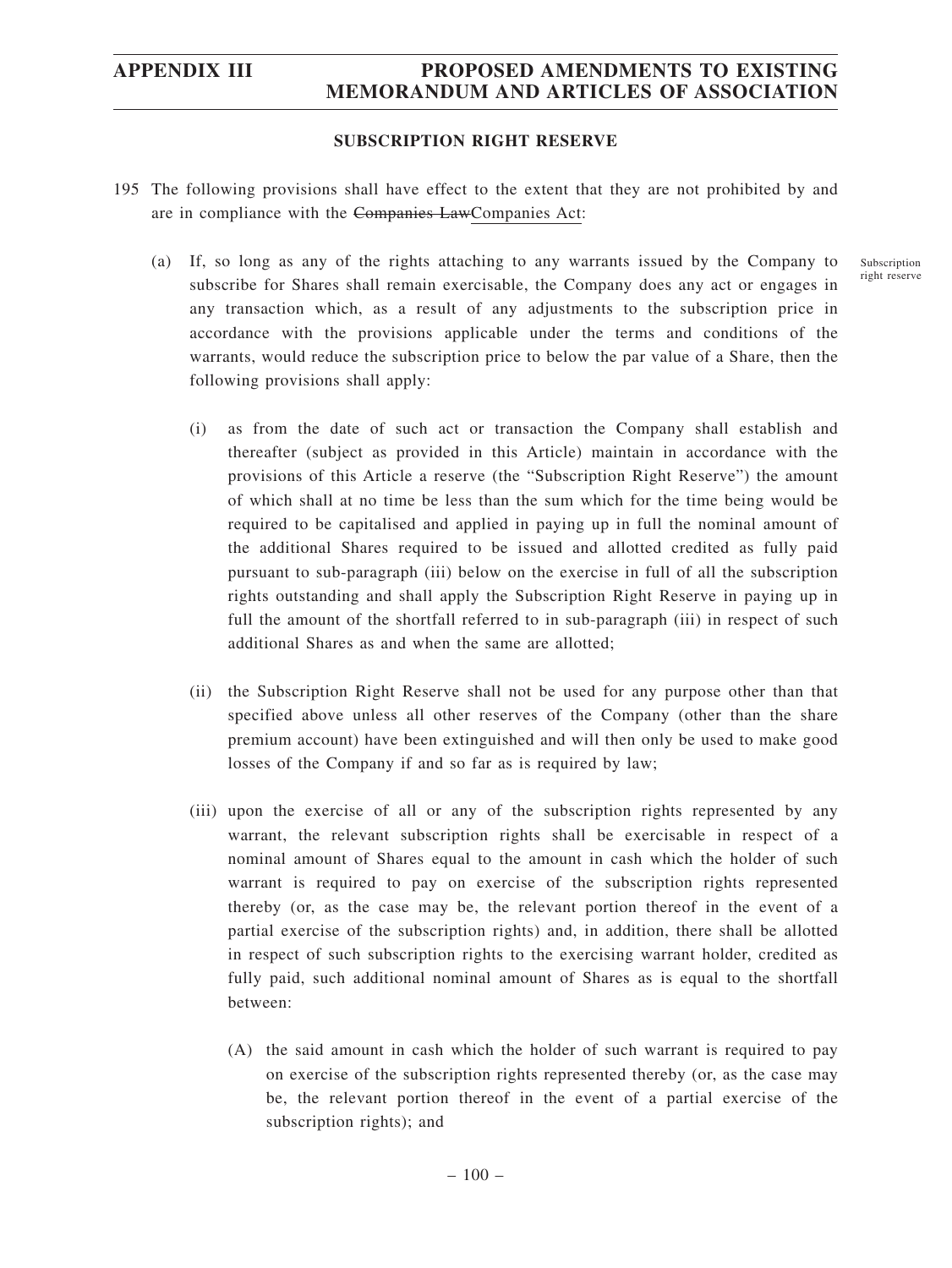**SUBSCRIPTION RIGHT RESERVE**

195 The following provisions shall have effect to the extent that they are not prohibited by and are in compliance with the ~~Companies Law~~Companies Act:

Subscription right reserve

(a) If, so long as any of the rights attaching to any warrants issued by the Company to subscribe for Shares shall remain exercisable, the Company does any act or engages in any transaction which, as a result of any adjustments to the subscription price in accordance with the provisions applicable under the terms and conditions of the warrants, would reduce the subscription price to below the par value of a Share, then the following provisions shall apply:

(i) as from the date of such act or transaction the Company shall establish and thereafter (subject as provided in this Article) maintain in accordance with the provisions of this Article a reserve (the "Subscription Right Reserve") the amount of which shall at no time be less than the sum which for the time being would be required to be capitalised and applied in paying up in full the nominal amount of the additional Shares required to be issued and allotted credited as fully paid pursuant to sub-paragraph (iii) below on the exercise in full of all the subscription rights outstanding and shall apply the Subscription Right Reserve in paying up in full the amount of the shortfall referred to in sub-paragraph (iii) in respect of such additional Shares as and when the same are allotted;

(ii) the Subscription Right Reserve shall not be used for any purpose other than that specified above unless all other reserves of the Company (other than the share premium account) have been extinguished and will then only be used to make good losses of the Company if and so far as is required by law;

(iii) upon the exercise of all or any of the subscription rights represented by any warrant, the relevant subscription rights shall be exercisable in respect of a nominal amount of Shares equal to the amount in cash which the holder of such warrant is required to pay on exercise of the subscription rights represented thereby (or, as the case may be, the relevant portion thereof in the event of a partial exercise of the subscription rights) and, in addition, there shall be allotted in respect of such subscription rights to the exercising warrant holder, credited as fully paid, such additional nominal amount of Shares as is equal to the shortfall between:

(A) the said amount in cash which the holder of such warrant is required to pay on exercise of the subscription rights represented thereby (or, as the case may be, the relevant portion thereof in the event of a partial exercise of the subscription rights); and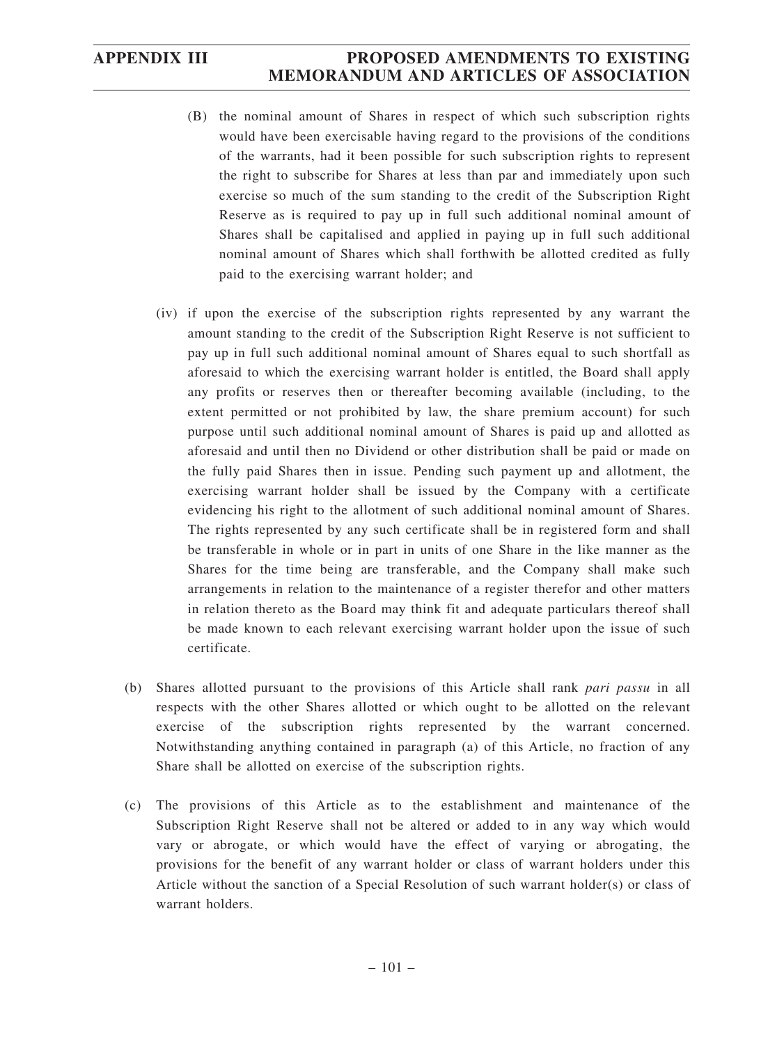(B) the nominal amount of Shares in respect of which such subscription rights would have been exercisable having regard to the provisions of the conditions of the warrants, had it been possible for such subscription rights to represent the right to subscribe for Shares at less than par and immediately upon such exercise so much of the sum standing to the credit of the Subscription Right Reserve as is required to pay up in full such additional nominal amount of Shares shall be capitalised and applied in paying up in full such additional nominal amount of Shares which shall forthwith be allotted credited as fully paid to the exercising warrant holder; and

(iv) if upon the exercise of the subscription rights represented by any warrant the amount standing to the credit of the Subscription Right Reserve is not sufficient to pay up in full such additional nominal amount of Shares equal to such shortfall as aforesaid to which the exercising warrant holder is entitled, the Board shall apply any profits or reserves then or thereafter becoming available (including, to the extent permitted or not prohibited by law, the share premium account) for such purpose until such additional nominal amount of Shares is paid up and allotted as aforesaid and until then no Dividend or other distribution shall be paid or made on the fully paid Shares then in issue. Pending such payment up and allotment, the exercising warrant holder shall be issued by the Company with a certificate evidencing his right to the allotment of such additional nominal amount of Shares. The rights represented by any such certificate shall be in registered form and shall be transferable in whole or in part in units of one Share in the like manner as the Shares for the time being are transferable, and the Company shall make such arrangements in relation to the maintenance of a register therefor and other matters in relation thereto as the Board may think fit and adequate particulars thereof shall be made known to each relevant exercising warrant holder upon the issue of such certificate.

(b) Shares allotted pursuant to the provisions of this Article shall rank *pari passu* in all respects with the other Shares allotted or which ought to be allotted on the relevant exercise of the subscription rights represented by the warrant concerned. Notwithstanding anything contained in paragraph (a) of this Article, no fraction of any Share shall be allotted on exercise of the subscription rights.

(c) The provisions of this Article as to the establishment and maintenance of the Subscription Right Reserve shall not be altered or added to in any way which would vary or abrogate, or which would have the effect of varying or abrogating, the provisions for the benefit of any warrant holder or class of warrant holders under this Article without the sanction of a Special Resolution of such warrant holder(s) or class of warrant holders.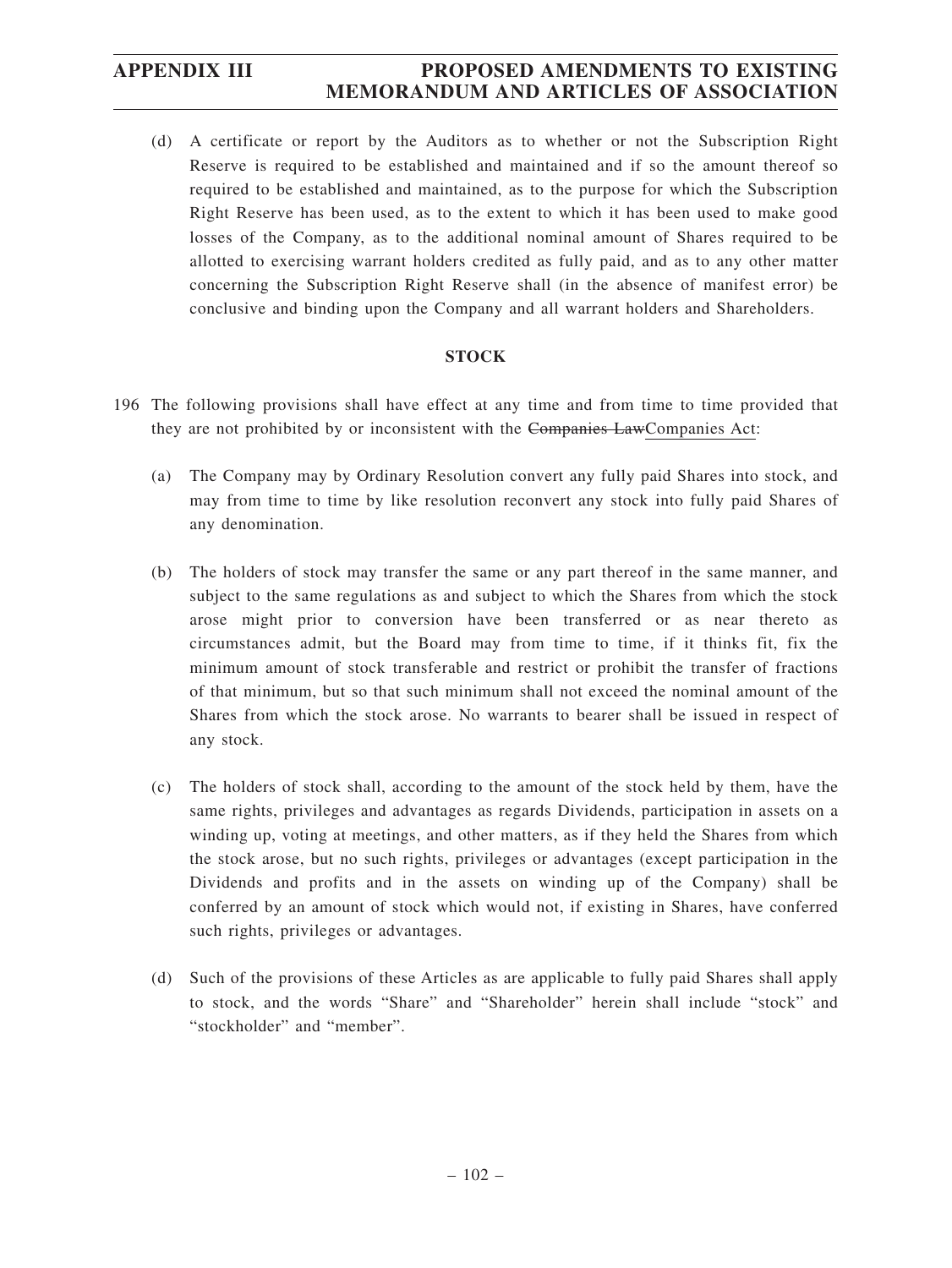(d) A certificate or report by the Auditors as to whether or not the Subscription Right Reserve is required to be established and maintained and if so the amount thereof so required to be established and maintained, as to the purpose for which the Subscription Right Reserve has been used, as to the extent to which it has been used to make good losses of the Company, as to the additional nominal amount of Shares required to be allotted to exercising warrant holders credited as fully paid, and as to any other matter concerning the Subscription Right Reserve shall (in the absence of manifest error) be conclusive and binding upon the Company and all warrant holders and Shareholders.

## STOCK

196 The following provisions shall have effect at any time and from time to time provided that they are not prohibited by or inconsistent with the ~~Companies Law~~<u>Companies Act</u>:

(a) The Company may by Ordinary Resolution convert any fully paid Shares into stock, and may from time to time by like resolution reconvert any stock into fully paid Shares of any denomination.

(b) The holders of stock may transfer the same or any part thereof in the same manner, and subject to the same regulations as and subject to which the Shares from which the stock arose might prior to conversion have been transferred or as near thereto as circumstances admit, but the Board may from time to time, if it thinks fit, fix the minimum amount of stock transferable and restrict or prohibit the transfer of fractions of that minimum, but so that such minimum shall not exceed the nominal amount of the Shares from which the stock arose. No warrants to bearer shall be issued in respect of any stock.

(c) The holders of stock shall, according to the amount of the stock held by them, have the same rights, privileges and advantages as regards Dividends, participation in assets on a winding up, voting at meetings, and other matters, as if they held the Shares from which the stock arose, but no such rights, privileges or advantages (except participation in the Dividends and profits and in the assets on winding up of the Company) shall be conferred by an amount of stock which would not, if existing in Shares, have conferred such rights, privileges or advantages.

(d) Such of the provisions of these Articles as are applicable to fully paid Shares shall apply to stock, and the words "Share" and "Shareholder" herein shall include "stock" and "stockholder" and "member".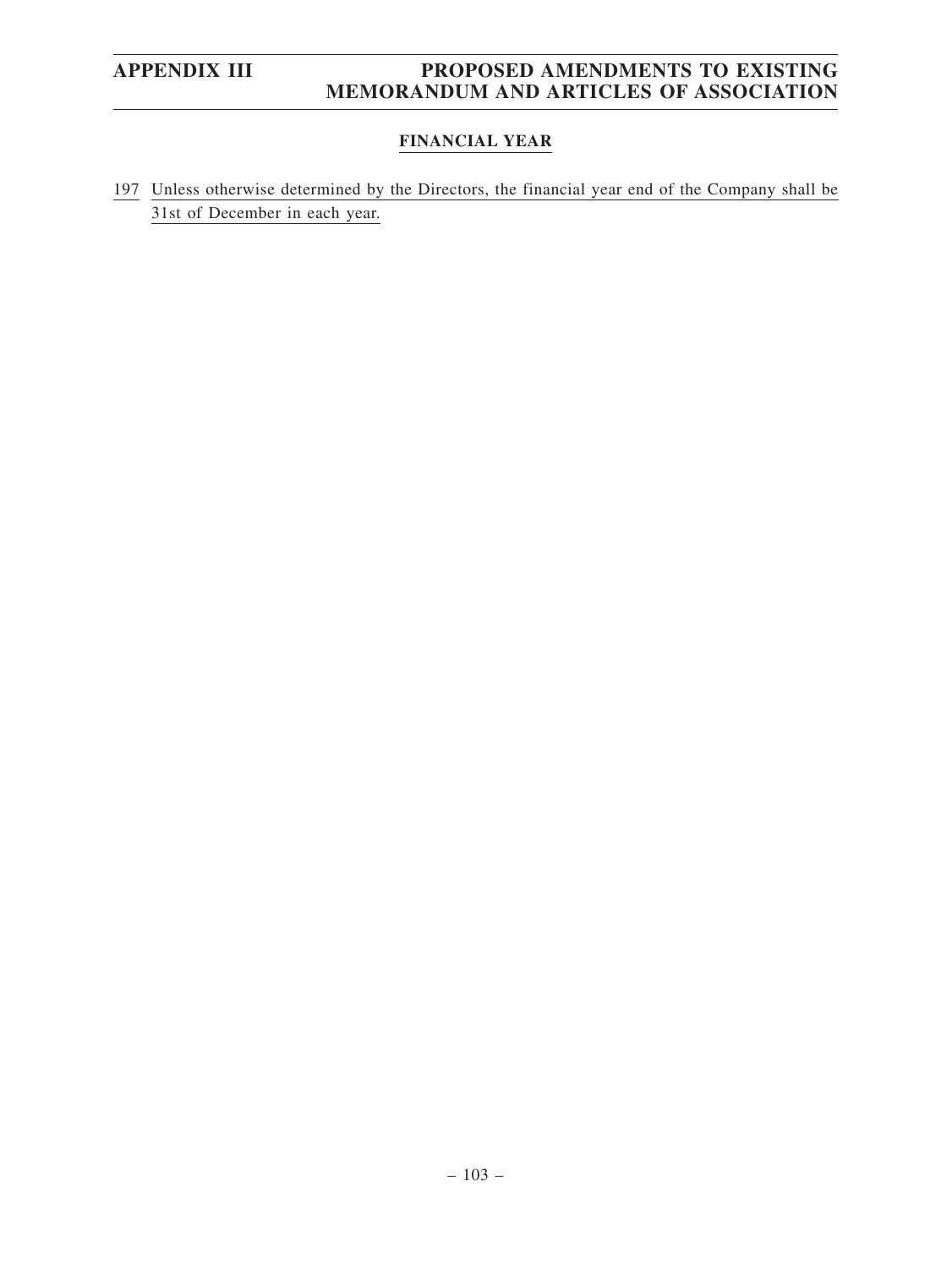## FINANCIAL YEAR

197 Unless otherwise determined by the Directors, the financial year end of the Company shall be 31st of December in each year.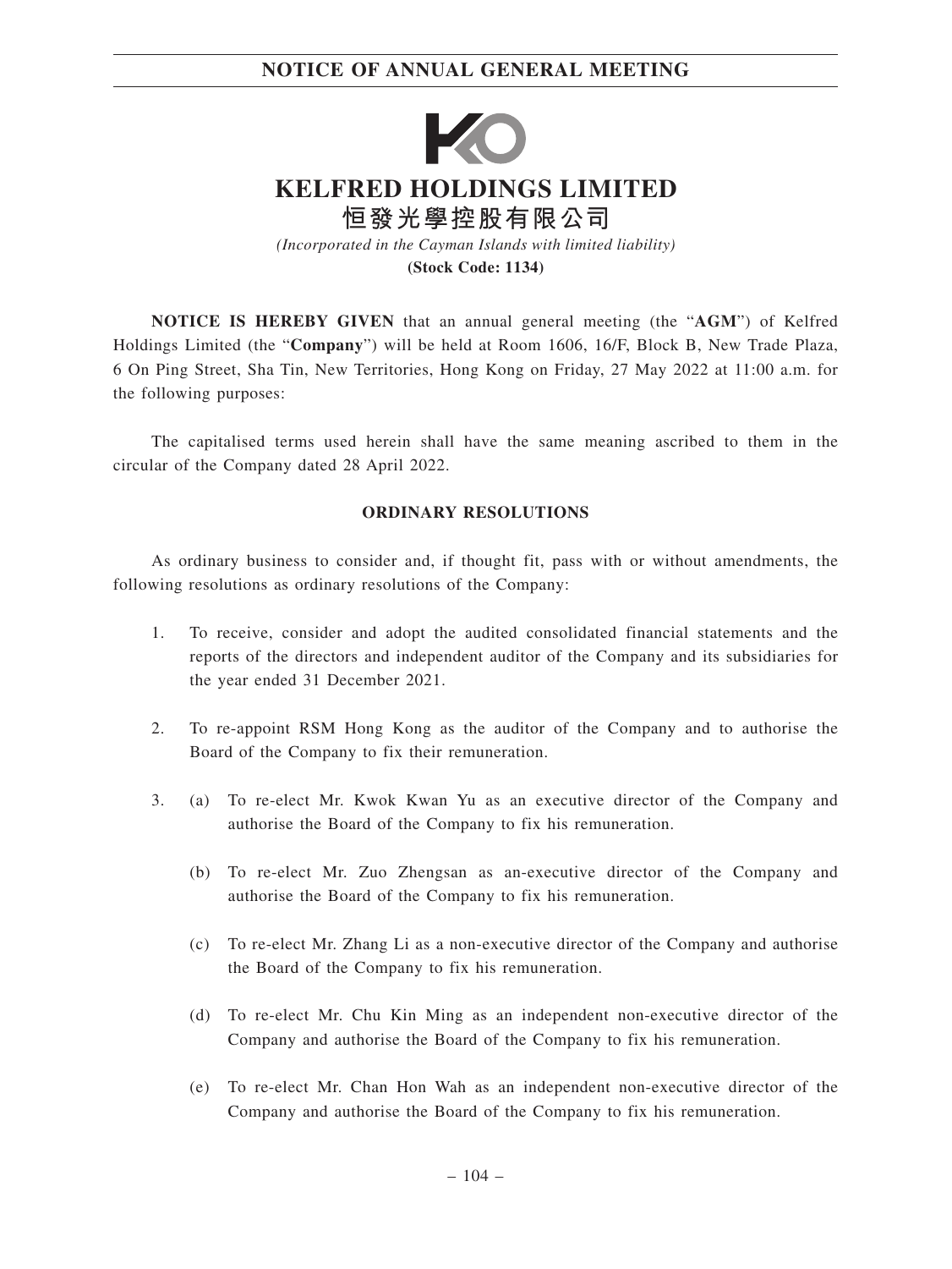# NOTICE OF ANNUAL GENERAL MEETING

**KELFRED HOLDINGS LIMITED**
**恒發光學控股有限公司**

*(Incorporated in the Cayman Islands with limited liability)*
**(Stock Code: 1134)**

**NOTICE IS HEREBY GIVEN** that an annual general meeting (the "**AGM**") of Kelfred Holdings Limited (the "**Company**") will be held at Room 1606, 16/F, Block B, New Trade Plaza, 6 On Ping Street, Sha Tin, New Territories, Hong Kong on Friday, 27 May 2022 at 11:00 a.m. for the following purposes:

The capitalised terms used herein shall have the same meaning ascribed to them in the circular of the Company dated 28 April 2022.

## ORDINARY RESOLUTIONS

As ordinary business to consider and, if thought fit, pass with or without amendments, the following resolutions as ordinary resolutions of the Company:

1. To receive, consider and adopt the audited consolidated financial statements and the reports of the directors and independent auditor of the Company and its subsidiaries for the year ended 31 December 2021.

2. To re-appoint RSM Hong Kong as the auditor of the Company and to authorise the Board of the Company to fix their remuneration.

3. (a) To re-elect Mr. Kwok Kwan Yu as an executive director of the Company and authorise the Board of the Company to fix his remuneration.

   (b) To re-elect Mr. Zuo Zhengsan as an-executive director of the Company and authorise the Board of the Company to fix his remuneration.

   (c) To re-elect Mr. Zhang Li as a non-executive director of the Company and authorise the Board of the Company to fix his remuneration.

   (d) To re-elect Mr. Chu Kin Ming as an independent non-executive director of the Company and authorise the Board of the Company to fix his remuneration.

   (e) To re-elect Mr. Chan Hon Wah as an independent non-executive director of the Company and authorise the Board of the Company to fix his remuneration.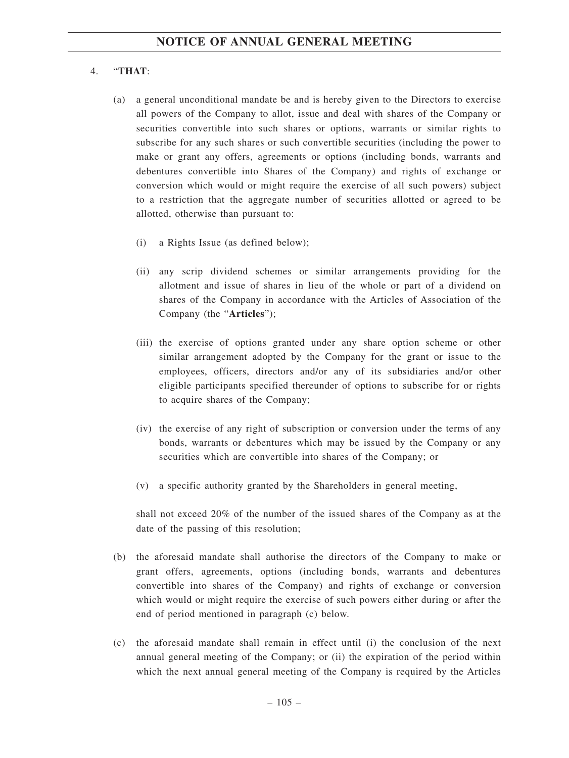4. "**THAT**:

   (a) a general unconditional mandate be and is hereby given to the Directors to exercise all powers of the Company to allot, issue and deal with shares of the Company or securities convertible into such shares or options, warrants or similar rights to subscribe for any such shares or such convertible securities (including the power to make or grant any offers, agreements or options (including bonds, warrants and debentures convertible into Shares of the Company) and rights of exchange or conversion which would or might require the exercise of all such powers) subject to a restriction that the aggregate number of securities allotted or agreed to be allotted, otherwise than pursuant to:

      (i) a Rights Issue (as defined below);

      (ii) any scrip dividend schemes or similar arrangements providing for the allotment and issue of shares in lieu of the whole or part of a dividend on shares of the Company in accordance with the Articles of Association of the Company (the "**Articles**");

      (iii) the exercise of options granted under any share option scheme or other similar arrangement adopted by the Company for the grant or issue to the employees, officers, directors and/or any of its subsidiaries and/or other eligible participants specified thereunder of options to subscribe for or rights to acquire shares of the Company;

      (iv) the exercise of any right of subscription or conversion under the terms of any bonds, warrants or debentures which may be issued by the Company or any securities which are convertible into shares of the Company; or

      (v) a specific authority granted by the Shareholders in general meeting,

      shall not exceed 20% of the number of the issued shares of the Company as at the date of the passing of this resolution;

   (b) the aforesaid mandate shall authorise the directors of the Company to make or grant offers, agreements, options (including bonds, warrants and debentures convertible into shares of the Company) and rights of exchange or conversion which would or might require the exercise of such powers either during or after the end of period mentioned in paragraph (c) below.

   (c) the aforesaid mandate shall remain in effect until (i) the conclusion of the next annual general meeting of the Company; or (ii) the expiration of the period within which the next annual general meeting of the Company is required by the Articles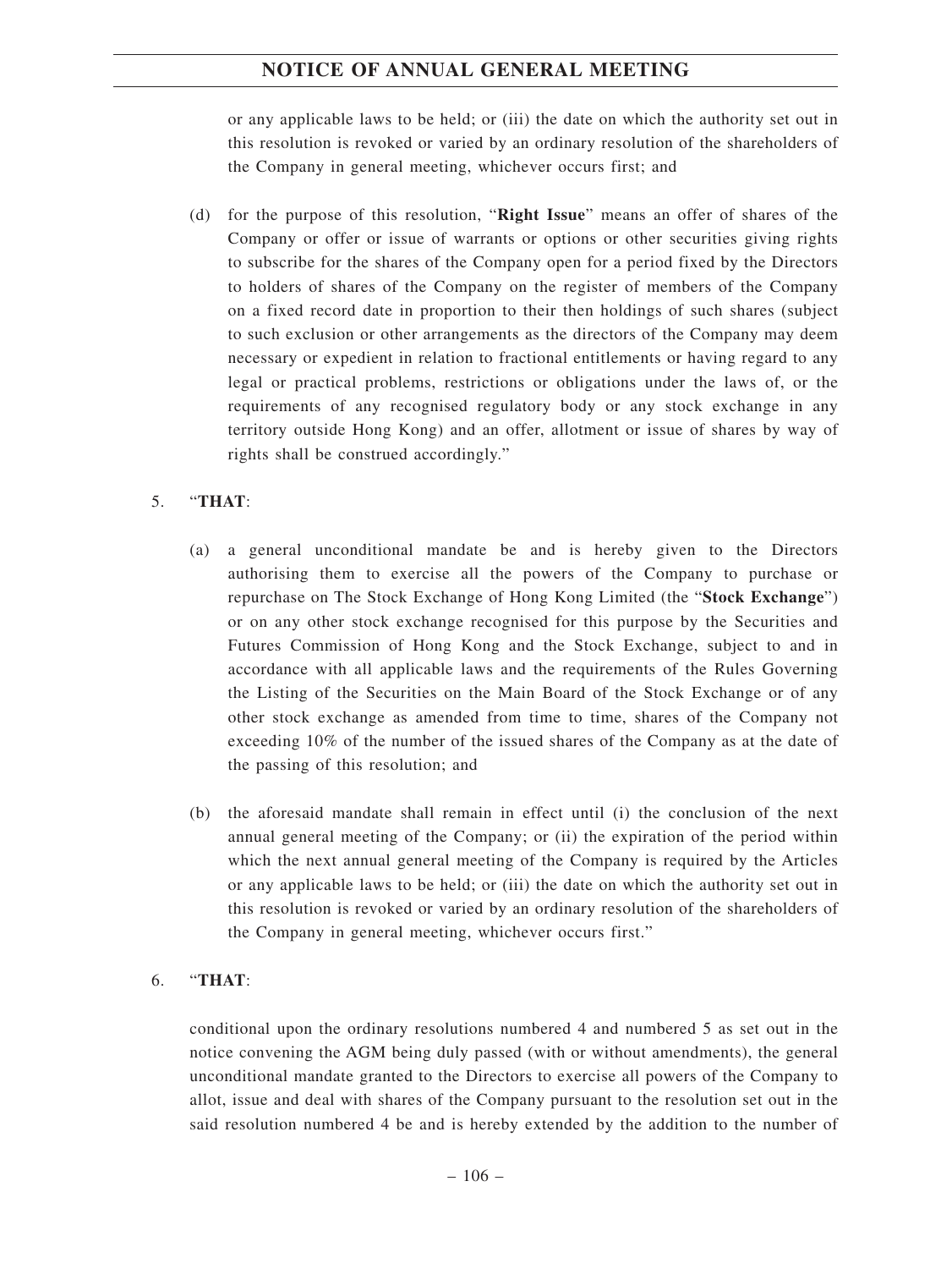or any applicable laws to be held; or (iii) the date on which the authority set out in this resolution is revoked or varied by an ordinary resolution of the shareholders of the Company in general meeting, whichever occurs first; and

(d) for the purpose of this resolution, "**Right Issue**" means an offer of shares of the Company or offer or issue of warrants or options or other securities giving rights to subscribe for the shares of the Company open for a period fixed by the Directors to holders of shares of the Company on the register of members of the Company on a fixed record date in proportion to their then holdings of such shares (subject to such exclusion or other arrangements as the directors of the Company may deem necessary or expedient in relation to fractional entitlements or having regard to any legal or practical problems, restrictions or obligations under the laws of, or the requirements of any recognised regulatory body or any stock exchange in any territory outside Hong Kong) and an offer, allotment or issue of shares by way of rights shall be construed accordingly."

5. "**THAT**:

(a) a general unconditional mandate be and is hereby given to the Directors authorising them to exercise all the powers of the Company to purchase or repurchase on The Stock Exchange of Hong Kong Limited (the "**Stock Exchange**") or on any other stock exchange recognised for this purpose by the Securities and Futures Commission of Hong Kong and the Stock Exchange, subject to and in accordance with all applicable laws and the requirements of the Rules Governing the Listing of the Securities on the Main Board of the Stock Exchange or of any other stock exchange as amended from time to time, shares of the Company not exceeding 10% of the number of the issued shares of the Company as at the date of the passing of this resolution; and

(b) the aforesaid mandate shall remain in effect until (i) the conclusion of the next annual general meeting of the Company; or (ii) the expiration of the period within which the next annual general meeting of the Company is required by the Articles or any applicable laws to be held; or (iii) the date on which the authority set out in this resolution is revoked or varied by an ordinary resolution of the shareholders of the Company in general meeting, whichever occurs first."

6. "**THAT**:

conditional upon the ordinary resolutions numbered 4 and numbered 5 as set out in the notice convening the AGM being duly passed (with or without amendments), the general unconditional mandate granted to the Directors to exercise all powers of the Company to allot, issue and deal with shares of the Company pursuant to the resolution set out in the said resolution numbered 4 be and is hereby extended by the addition to the number of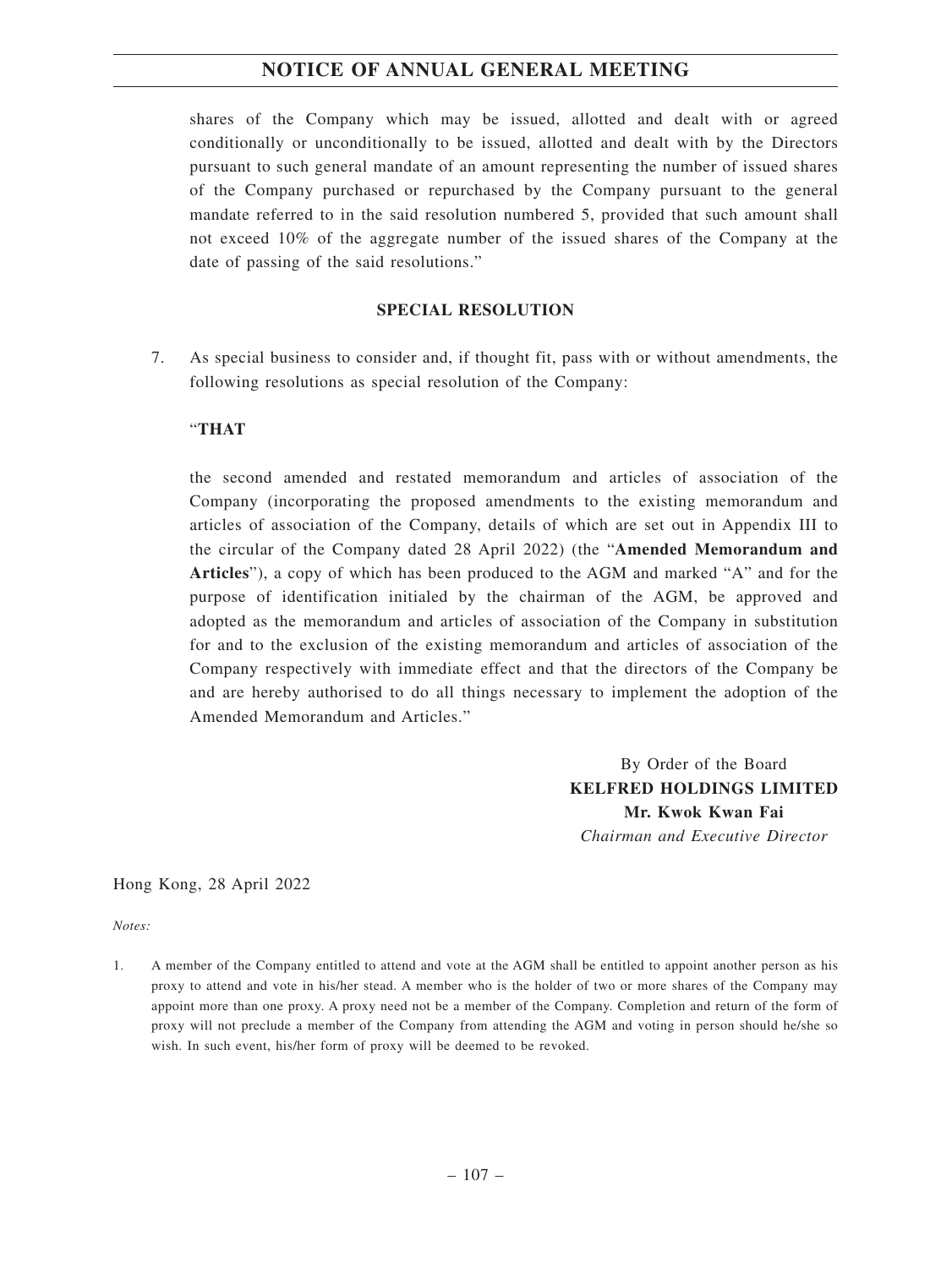shares of the Company which may be issued, allotted and dealt with or agreed conditionally or unconditionally to be issued, allotted and dealt with by the Directors pursuant to such general mandate of an amount representing the number of issued shares of the Company purchased or repurchased by the Company pursuant to the general mandate referred to in the said resolution numbered 5, provided that such amount shall not exceed 10% of the aggregate number of the issued shares of the Company at the date of passing of the said resolutions."

**SPECIAL RESOLUTION**

7. As special business to consider and, if thought fit, pass with or without amendments, the following resolutions as special resolution of the Company:

"**THAT**

the second amended and restated memorandum and articles of association of the Company (incorporating the proposed amendments to the existing memorandum and articles of association of the Company, details of which are set out in Appendix III to the circular of the Company dated 28 April 2022) (the "**Amended Memorandum and Articles**"), a copy of which has been produced to the AGM and marked "A" and for the purpose of identification initialed by the chairman of the AGM, be approved and adopted as the memorandum and articles of association of the Company in substitution for and to the exclusion of the existing memorandum and articles of association of the Company respectively with immediate effect and that the directors of the Company be and are hereby authorised to do all things necessary to implement the adoption of the Amended Memorandum and Articles."

By Order of the Board
**KELFRED HOLDINGS LIMITED**
**Mr. Kwok Kwan Fai**
*Chairman and Executive Director*

Hong Kong, 28 April 2022

*Notes:*

1. A member of the Company entitled to attend and vote at the AGM shall be entitled to appoint another person as his proxy to attend and vote in his/her stead. A member who is the holder of two or more shares of the Company may appoint more than one proxy. A proxy need not be a member of the Company. Completion and return of the form of proxy will not preclude a member of the Company from attending the AGM and voting in person should he/she so wish. In such event, his/her form of proxy will be deemed to be revoked.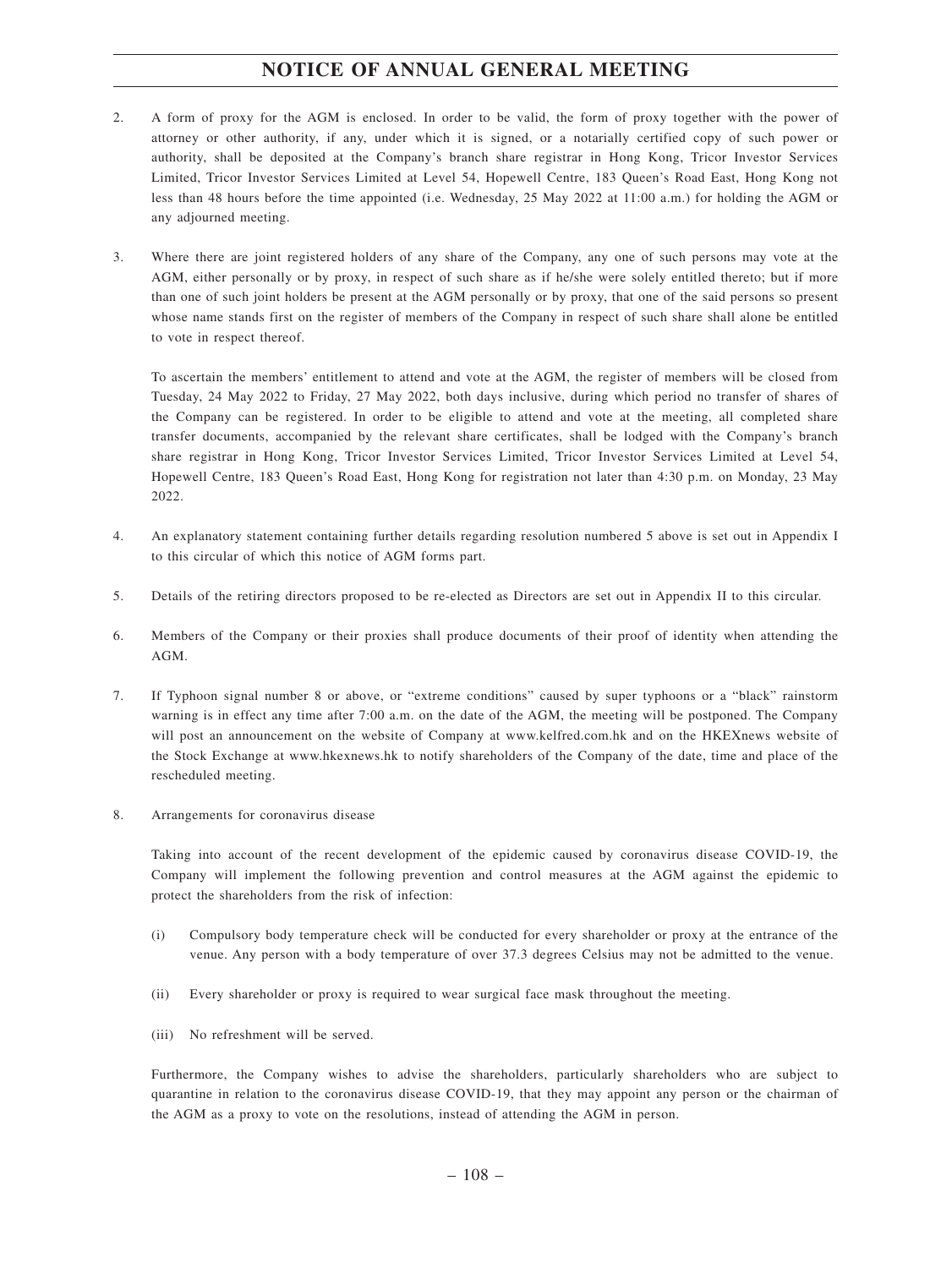2. A form of proxy for the AGM is enclosed. In order to be valid, the form of proxy together with the power of attorney or other authority, if any, under which it is signed, or a notarially certified copy of such power or authority, shall be deposited at the Company's branch share registrar in Hong Kong, Tricor Investor Services Limited, Tricor Investor Services Limited at Level 54, Hopewell Centre, 183 Queen's Road East, Hong Kong not less than 48 hours before the time appointed (i.e. Wednesday, 25 May 2022 at 11:00 a.m.) for holding the AGM or any adjourned meeting.

3. Where there are joint registered holders of any share of the Company, any one of such persons may vote at the AGM, either personally or by proxy, in respect of such share as if he/she were solely entitled thereto; but if more than one of such joint holders be present at the AGM personally or by proxy, that one of the said persons so present whose name stands first on the register of members of the Company in respect of such share shall alone be entitled to vote in respect thereof.

   To ascertain the members' entitlement to attend and vote at the AGM, the register of members will be closed from Tuesday, 24 May 2022 to Friday, 27 May 2022, both days inclusive, during which period no transfer of shares of the Company can be registered. In order to be eligible to attend and vote at the meeting, all completed share transfer documents, accompanied by the relevant share certificates, shall be lodged with the Company's branch share registrar in Hong Kong, Tricor Investor Services Limited, Tricor Investor Services Limited at Level 54, Hopewell Centre, 183 Queen's Road East, Hong Kong for registration not later than 4:30 p.m. on Monday, 23 May 2022.

4. An explanatory statement containing further details regarding resolution numbered 5 above is set out in Appendix I to this circular of which this notice of AGM forms part.

5. Details of the retiring directors proposed to be re-elected as Directors are set out in Appendix II to this circular.

6. Members of the Company or their proxies shall produce documents of their proof of identity when attending the AGM.

7. If Typhoon signal number 8 or above, or "extreme conditions" caused by super typhoons or a "black" rainstorm warning is in effect any time after 7:00 a.m. on the date of the AGM, the meeting will be postponed. The Company will post an announcement on the website of Company at www.kelfred.com.hk and on the HKEXnews website of the Stock Exchange at www.hkexnews.hk to notify shareholders of the Company of the date, time and place of the rescheduled meeting.

8. Arrangements for coronavirus disease

   Taking into account of the recent development of the epidemic caused by coronavirus disease COVID-19, the Company will implement the following prevention and control measures at the AGM against the epidemic to protect the shareholders from the risk of infection:

   (i) Compulsory body temperature check will be conducted for every shareholder or proxy at the entrance of the venue. Any person with a body temperature of over 37.3 degrees Celsius may not be admitted to the venue.

   (ii) Every shareholder or proxy is required to wear surgical face mask throughout the meeting.

   (iii) No refreshment will be served.

   Furthermore, the Company wishes to advise the shareholders, particularly shareholders who are subject to quarantine in relation to the coronavirus disease COVID-19, that they may appoint any person or the chairman of the AGM as a proxy to vote on the resolutions, instead of attending the AGM in person.